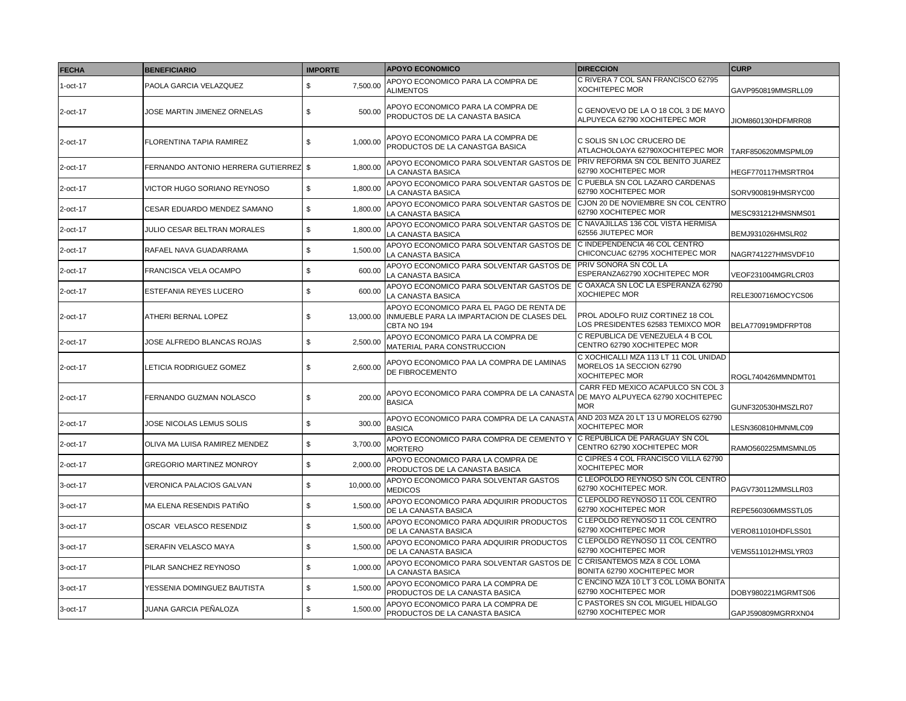| FECHA | BENEFICIARIO | IMPORTE | APOYO ECONOMICO | DIRECCION | CURP |
| --- | --- | --- | --- | --- | --- |
| 1-oct-17 | PAOLA GARCIA VELAZQUEZ | $ 7,500.00 | APOYO ECONOMICO PARA LA COMPRA DE ALIMENTOS | C RIVERA 7 COL SAN FRANCISCO 62795 XOCHITEPEC MOR | GAVP950819MMSRLL09 |
| 2-oct-17 | JOSE MARTIN JIMENEZ ORNELAS | $ 500.00 | APOYO ECONOMICO PARA LA COMPRA DE PRODUCTOS DE LA CANASTA BASICA | C GENOVEVO DE LA O 18 COL 3 DE MAYO ALPUYECA 62790 XOCHITEPEC MOR | JIOM860130HDFMRR08 |
| 2-oct-17 | FLORENTINA TAPIA RAMIREZ | $ 1,000.00 | APOYO ECONOMICO PARA LA COMPRA DE PRODUCTOS DE LA CANASTGA BASICA | C SOLIS SN LOC CRUCERO DE ATLACHOLOAYA 62790XOCHITEPEC MOR | TARF850620MMSPML09 |
| 2-oct-17 | FERNANDO ANTONIO HERRERA GUTIERREZ | $ 1,800.00 | APOYO ECONOMICO PARA SOLVENTAR GASTOS DE LA CANASTA BASICA | PRIV REFORMA SN COL BENITO JUAREZ 62790 XOCHITEPEC MOR | HEGF770117HMSRTR04 |
| 2-oct-17 | VICTOR HUGO SORIANO REYNOSO | $ 1,800.00 | APOYO ECONOMICO PARA SOLVENTAR GASTOS DE LA CANASTA BASICA | C PUEBLA SN COL LAZARO CARDENAS 62790 XOCHITEPEC MOR | SORV900819HMSRYC00 |
| 2-oct-17 | CESAR EDUARDO MENDEZ SAMANO | $ 1,800.00 | APOYO ECONOMICO PARA SOLVENTAR GASTOS DE LA CANASTA BASICA | CJON 20 DE NOVIEMBRE SN COL CENTRO 62790 XOCHITEPEC MOR | MESC931212HMSNMS01 |
| 2-oct-17 | JULIO CESAR BELTRAN MORALES | $ 1,800.00 | APOYO ECONOMICO PARA SOLVENTAR GASTOS DE LA CANASTA BASICA | C NAVAJILLAS 136 COL VISTA HERMISA 62556 JIUTEPEC MOR | BEMJ931026HMSLR02 |
| 2-oct-17 | RAFAEL NAVA GUADARRAMA | $ 1,500.00 | APOYO ECONOMICO PARA SOLVENTAR GASTOS DE LA CANASTA BASICA | C INDEPENDENCIA 46 COL CENTRO CHICONCUAC 62795 XOCHITEPEC MOR | NAGR741227HMSVDF10 |
| 2-oct-17 | FRANCISCA VELA OCAMPO | $ 600.00 | APOYO ECONOMICO PARA SOLVENTAR GASTOS DE LA CANASTA BASICA | PRIV SONORA SN COL LA ESPERANZA62790 XOCHITEPEC MOR | VEOF231004MGRLCR03 |
| 2-oct-17 | ESTEFANIA REYES LUCERO | $ 600.00 | APOYO ECONOMICO PARA SOLVENTAR GASTOS DE LA CANASTA BASICA | C OAXACA SN LOC LA ESPERANZA 62790 XOCHIEPEC MOR | RELE300716MOCYCS06 |
| 2-oct-17 | ATHERI BERNAL LOPEZ | $ 13,000.00 | APOYO ECONOMICO PARA EL PAGO DE RENTA DE INMUEBLE PARA LA IMPARTACION DE CLASES DEL CBTA NO 194 | PROL ADOLFO RUIZ CORTINEZ 18 COL LOS PRESIDENTES 62583 TEMIXCO MOR | BELA770919MDFRPT08 |
| 2-oct-17 | JOSE ALFREDO BLANCAS ROJAS | $ 2,500.00 | APOYO ECONOMICO PARA LA COMPRA DE MATERIAL PARA CONSTRUCCION | C REPUBLICA DE VENEZUELA 4 B COL CENTRO 62790 XOCHITEPEC MOR | |
| 2-oct-17 | LETICIA RODRIGUEZ GOMEZ | $ 2,600.00 | APOYO ECONOMICO PAA LA COMPRA DE LAMINAS DE FIBROCEMENTO | C XOCHICALLI MZA 113 LT 11 COL UNIDAD MORELOS 1A SECCION 62790 XOCHITEPEC MOR | ROGL740426MMNDMT01 |
| 2-oct-17 | FERNANDO GUZMAN NOLASCO | $ 200.00 | APOYO ECONOMICO PARA COMPRA DE LA CANASTA BASICA | CARR FED MEXICO ACAPULCO SN COL 3 DE MAYO ALPUYECA 62790 XOCHITEPEC MOR | GUNF320530HMSZLR07 |
| 2-oct-17 | JOSE NICOLAS LEMUS SOLIS | $ 300.00 | APOYO ECONOMICO PARA COMPRA DE LA CANASTA BASICA | AND 203 MZA 20 LT 13 U MORELOS 62790 XOCHITEPEC MOR | LESN360810HMNMLC09 |
| 2-oct-17 | OLIVA MA LUISA RAMIREZ MENDEZ | $ 3,700.00 | APOYO ECONOMICO PARA COMPRA DE CEMENTO Y MORTERO | C REPUBLICA DE PARAGUAY SN COL CENTRO 62790 XOCHITEPEC MOR | RAMO560225MMSMNL05 |
| 2-oct-17 | GREGORIO MARTINEZ MONROY | $ 2,000.00 | APOYO ECONOMICO PARA LA COMPRA DE PRODUCTOS DE LA CANASTA BASICA | C CIPRES 4 COL FRANCISCO VILLA 62790 XOCHITEPEC MOR | |
| 3-oct-17 | VERONICA PALACIOS GALVAN | $ 10,000.00 | APOYO ECONOMICO PARA SOLVENTAR GASTOS MEDICOS | C LEOPOLDO REYNOSO S/N COL CENTRO 62790 XOCHITEPEC MOR. | PAGV730112MMSLLR03 |
| 3-oct-17 | MA ELENA RESENDIS PATIÑO | $ 1,500.00 | APOYO ECONOMICO PARA ADQUIRIR PRODUCTOS DE LA CANASTA BASICA | C LEPOLDO REYNOSO 11 COL CENTRO 62790 XOCHITEPEC MOR | REPE560306MMSSTL05 |
| 3-oct-17 | OSCAR VELASCO RESENDIZ | $ 1,500.00 | APOYO ECONOMICO PARA ADQUIRIR PRODUCTOS DE LA CANASTA BASICA | C LEPOLDO REYNOSO 11 COL CENTRO 62790 XOCHITEPEC MOR | VERO811010HDFLSS01 |
| 3-oct-17 | SERAFIN VELASCO MAYA | $ 1,500.00 | APOYO ECONOMICO PARA ADQUIRIR PRODUCTOS DE LA CANASTA BASICA | C LEPOLDO REYNOSO 11 COL CENTRO 62790 XOCHITEPEC MOR | VEMS511012HMSLYR03 |
| 3-oct-17 | PILAR SANCHEZ REYNOSO | $ 1,000.00 | APOYO ECONOMICO PARA SOLVENTAR GASTOS DE LA CANASTA BASICA | C CRISANTEMOS MZA 8 COL LOMA BONITA 62790 XOCHITEPEC MOR | |
| 3-oct-17 | YESSENIA DOMINGUEZ BAUTISTA | $ 1,500.00 | APOYO ECONOMICO PARA LA COMPRA DE PRODUCTOS DE LA CANASTA BASICA | C ENCINO MZA 10 LT 3 COL LOMA BONITA 62790 XOCHITEPEC MOR | DOBY980221MGRMTS06 |
| 3-oct-17 | JUANA GARCIA PEÑALOZA | $ 1,500.00 | APOYO ECONOMICO PARA LA COMPRA DE PRODUCTOS DE LA CANASTA BASICA | C PASTORES SN COL MIGUEL HIDALGO 62790 XOCHITEPEC MOR | GAPJ590809MGRRXN04 |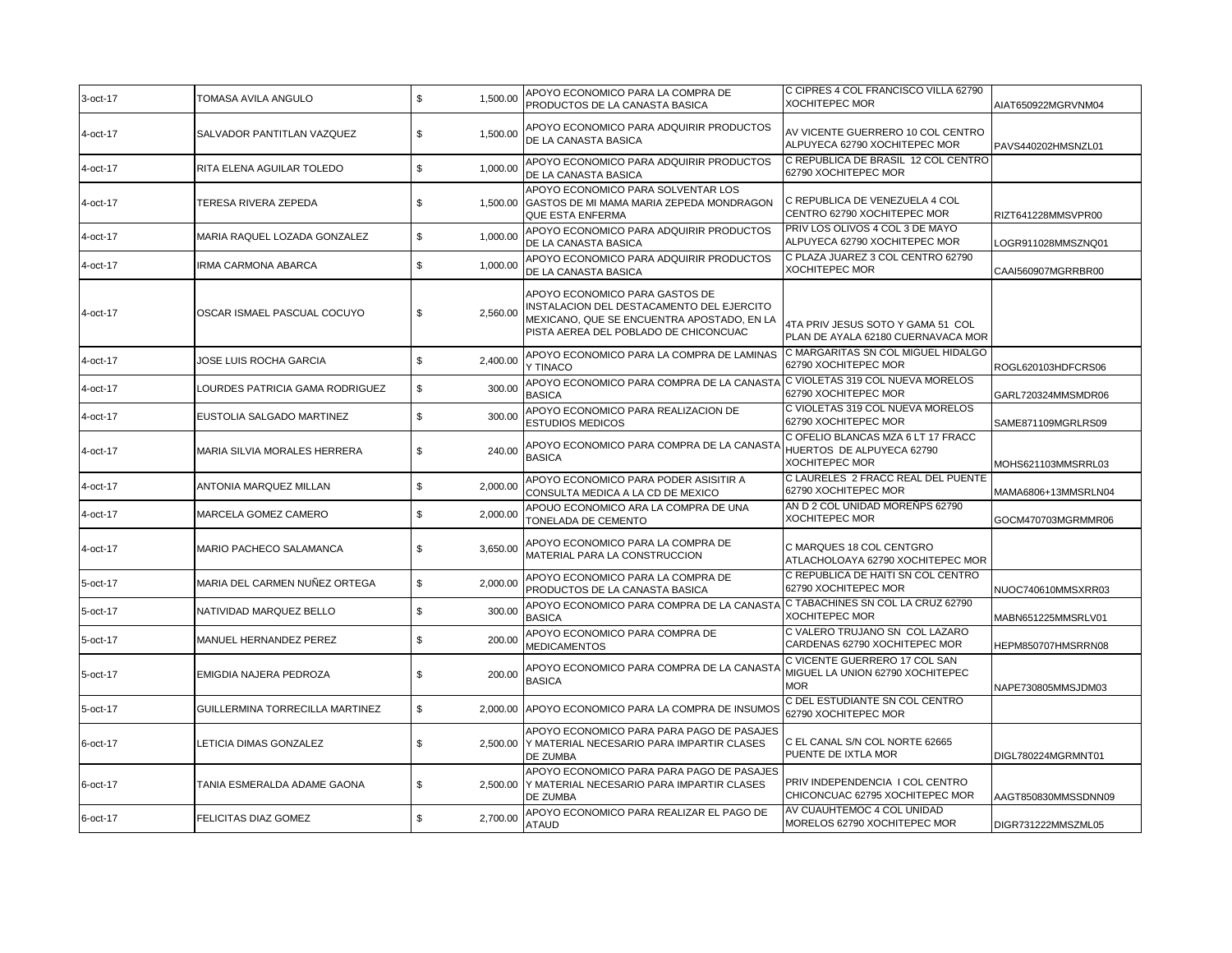| | | | | | |
|---|---|---|---|---|---|
| 3-oct-17 | TOMASA AVILA ANGULO | $ 1,500.00 | APOYO ECONOMICO PARA LA COMPRA DE PRODUCTOS DE LA CANASTA BASICA | C CIPRES 4 COL FRANCISCO VILLA 62790 XOCHITEPEC MOR | AIAT650922MGRVNM04 |
| 4-oct-17 | SALVADOR PANTITLAN VAZQUEZ | $ 1,500.00 | APOYO ECONOMICO PARA ADQUIRIR PRODUCTOS DE LA CANASTA BASICA | AV VICENTE GUERRERO 10 COL CENTRO ALPUYECA 62790 XOCHITEPEC MOR | PAVS440202HMSNZL01 |
| 4-oct-17 | RITA ELENA AGUILAR TOLEDO | $ 1,000.00 | APOYO ECONOMICO PARA ADQUIRIR PRODUCTOS DE LA CANASTA BASICA | C REPUBLICA DE BRASIL 12 COL CENTRO 62790 XOCHITEPEC MOR | |
| 4-oct-17 | TERESA RIVERA ZEPEDA | $ 1,500.00 | APOYO ECONOMICO PARA SOLVENTAR LOS GASTOS DE MI MAMA MARIA ZEPEDA MONDRAGON QUE ESTA ENFERMA | C REPUBLICA DE VENEZUELA 4 COL CENTRO 62790 XOCHITEPEC MOR | RIZT641228MMSVPR00 |
| 4-oct-17 | MARIA RAQUEL LOZADA GONZALEZ | $ 1,000.00 | APOYO ECONOMICO PARA ADQUIRIR PRODUCTOS DE LA CANASTA BASICA | PRIV LOS OLIVOS 4 COL 3 DE MAYO ALPUYECA 62790 XOCHITEPEC MOR | LOGR911028MMSZNQ01 |
| 4-oct-17 | IRMA CARMONA ABARCA | $ 1,000.00 | APOYO ECONOMICO PARA ADQUIRIR PRODUCTOS DE LA CANASTA BASICA | C PLAZA JUAREZ 3 COL CENTRO 62790 XOCHITEPEC MOR | CAAI560907MGRRBR00 |
| 4-oct-17 | OSCAR ISMAEL PASCUAL COCUYO | $ 2,560.00 | APOYO ECONOMICO PARA GASTOS DE INSTALACION DEL DESTACAMENTO DEL EJERCITO MEXICANO, QUE SE ENCUENTRA APOSTADO, EN LA PISTA AEREA DEL POBLADO DE CHICONCUAC | 4TA PRIV JESUS SOTO Y GAMA 51 COL PLAN DE AYALA 62180 CUERNAVACA MOR | |
| 4-oct-17 | JOSE LUIS ROCHA GARCIA | $ 2,400.00 | APOYO ECONOMICO PARA LA COMPRA DE LAMINAS Y TINACO | C MARGARITAS SN COL MIGUEL HIDALGO 62790 XOCHITEPEC MOR | ROGL620103HDFCRS06 |
| 4-oct-17 | LOURDES PATRICIA GAMA RODRIGUEZ | $ 300.00 | APOYO ECONOMICO PARA COMPRA DE LA CANASTA BASICA | C VIOLETAS 319 COL NUEVA MORELOS 62790 XOCHITEPEC MOR | GARL720324MMSMDR06 |
| 4-oct-17 | EUSTOLIA SALGADO MARTINEZ | $ 300.00 | APOYO ECONOMICO PARA REALIZACION DE ESTUDIOS MEDICOS | C VIOLETAS 319 COL NUEVA MORELOS 62790 XOCHITEPEC MOR | SAME871109MGRLRS09 |
| 4-oct-17 | MARIA SILVIA MORALES HERRERA | $ 240.00 | APOYO ECONOMICO PARA COMPRA DE LA CANASTA BASICA | C OFELIO BLANCAS MZA 6 LT 17 FRACC HUERTOS DE ALPUYECA 62790 XOCHITEPEC MOR | MOHS621103MMSRRL03 |
| 4-oct-17 | ANTONIA MARQUEZ MILLAN | $ 2,000.00 | APOYO ECONOMICO PARA PODER ASISITIR A CONSULTA MEDICA A LA CD DE MEXICO | C LAURELES 2 FRACC REAL DEL PUENTE 62790 XOCHITEPEC MOR | MAMA6806+13MMSRLN04 |
| 4-oct-17 | MARCELA GOMEZ CAMERO | $ 2,000.00 | APOUO ECONOMICO ARA LA COMPRA DE UNA TONELADA DE CEMENTO | AN D 2 COL UNIDAD MOREÑPS 62790 XOCHITEPEC MOR | GOCM470703MGRMMR06 |
| 4-oct-17 | MARIO PACHECO SALAMANCA | $ 3,650.00 | APOYO ECONOMICO PARA LA COMPRA DE MATERIAL PARA LA CONSTRUCCION | C MARQUES 18 COL CENTGRO ATLACHOLOAYA 62790 XOCHITEPEC MOR | |
| 5-oct-17 | MARIA DEL CARMEN NUÑEZ ORTEGA | $ 2,000.00 | APOYO ECONOMICO PARA LA COMPRA DE PRODUCTOS DE LA CANASTA BASICA | C REPUBLICA DE HAITI SN COL CENTRO 62790 XOCHITEPEC MOR | NUOC740610MMSXRR03 |
| 5-oct-17 | NATIVIDAD MARQUEZ BELLO | $ 300.00 | APOYO ECONOMICO PARA COMPRA DE LA CANASTA BASICA | C TABACHINES SN COL LA CRUZ 62790 XOCHITEPEC MOR | MABN651225MMSRLV01 |
| 5-oct-17 | MANUEL HERNANDEZ PEREZ | $ 200.00 | APOYO ECONOMICO PARA COMPRA DE MEDICAMENTOS | C VALERO TRUJANO SN COL LAZARO CARDENAS 62790 XOCHITEPEC MOR | HEPM850707HMSRRN08 |
| 5-oct-17 | EMIGDIA NAJERA PEDROZA | $ 200.00 | APOYO ECONOMICO PARA COMPRA DE LA CANASTA BASICA | C VICENTE GUERRERO 17 COL SAN MIGUEL LA UNION 62790 XOCHITEPEC MOR | NAPE730805MMSJDM03 |
| 5-oct-17 | GUILLERMINA TORRECILLA MARTINEZ | $ 2,000.00 | APOYO ECONOMICO PARA LA COMPRA DE INSUMOS | C DEL ESTUDIANTE SN COL CENTRO 62790 XOCHITEPEC MOR | |
| 6-oct-17 | LETICIA DIMAS GONZALEZ | $ 2,500.00 | APOYO ECONOMICO PARA PARA PAGO DE PASAJES Y MATERIAL NECESARIO PARA IMPARTIR CLASES DE ZUMBA | C EL CANAL S/N COL NORTE 62665 PUENTE DE IXTLA MOR | DIGL780224MGRMNT01 |
| 6-oct-17 | TANIA ESMERALDA ADAME GAONA | $ 2,500.00 | APOYO ECONOMICO PARA PARA PAGO DE PASAJES Y MATERIAL NECESARIO PARA IMPARTIR CLASES DE ZUMBA | PRIV INDEPENDENCIA I COL CENTRO CHICONCUAC 62795 XOCHITEPEC MOR | AAGT850830MMSSDNN09 |
| 6-oct-17 | FELICITAS DIAZ GOMEZ | $ 2,700.00 | APOYO ECONOMICO PARA REALIZAR EL PAGO DE ATAUD | AV CUAUHTEMOC 4 COL UNIDAD MORELOS 62790 XOCHITEPEC MOR | DIGR731222MMSZML05 |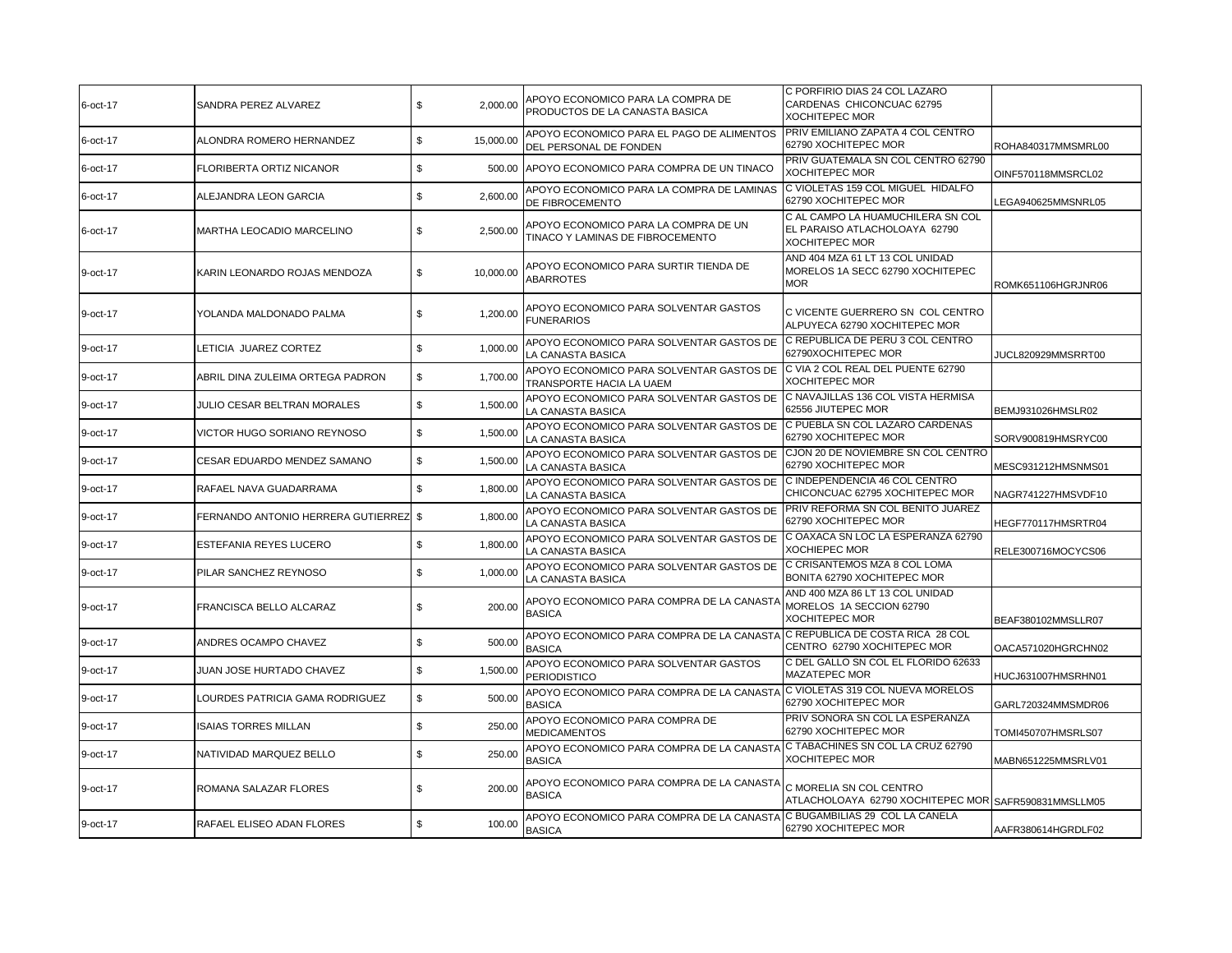| | | | | | |
|---|---|---|---|---|---|
| 6-oct-17 | SANDRA PEREZ ALVAREZ | $ 2,000.00 | APOYO ECONOMICO PARA LA COMPRA DE PRODUCTOS DE LA CANASTA BASICA | C PORFIRIO DIAS 24 COL LAZARO CARDENAS CHICONCUAC 62795 XOCHITEPEC MOR | |
| 6-oct-17 | ALONDRA ROMERO HERNANDEZ | $ 15,000.00 | APOYO ECONOMICO PARA EL PAGO DE ALIMENTOS DEL PERSONAL DE FONDEN | PRIV EMILIANO ZAPATA 4 COL CENTRO 62790 XOCHITEPEC MOR | ROHA840317MMSMRL00 |
| 6-oct-17 | FLORIBERTA ORTIZ NICANOR | $ 500.00 | APOYO ECONOMICO PARA COMPRA DE UN TINACO | PRIV GUATEMALA SN COL CENTRO 62790 XOCHITEPEC MOR | OINF570118MMSRCL02 |
| 6-oct-17 | ALEJANDRA LEON GARCIA | $ 2,600.00 | APOYO ECONOMICO PARA LA COMPRA DE LAMINAS DE FIBROCEMENTO | C VIOLETAS 159 COL MIGUEL HIDALFO 62790 XOCHITEPEC MOR | LEGA940625MMSNRL05 |
| 6-oct-17 | MARTHA LEOCADIO MARCELINO | $ 2,500.00 | APOYO ECONOMICO PARA LA COMPRA DE UN TINACO Y LAMINAS DE FIBROCEMENTO | C AL CAMPO LA HUAMUCHILERA SN COL EL PARAISO ATLACHOLOAYA 62790 XOCHITEPEC MOR | |
| 9-oct-17 | KARIN LEONARDO ROJAS MENDOZA | $ 10,000.00 | APOYO ECONOMICO PARA SURTIR TIENDA DE ABARROTES | AND 404 MZA 61 LT 13 COL UNIDAD MORELOS 1A SECC 62790 XOCHITEPEC MOR | ROMK651106HGRJNR06 |
| 9-oct-17 | YOLANDA MALDONADO PALMA | $ 1,200.00 | APOYO ECONOMICO PARA SOLVENTAR GASTOS FUNERARIOS | C VICENTE GUERRERO SN COL CENTRO ALPUYECA 62790 XOCHITEPEC MOR | |
| 9-oct-17 | LETICIA JUAREZ CORTEZ | $ 1,000.00 | APOYO ECONOMICO PARA SOLVENTAR GASTOS DE LA CANASTA BASICA | C REPUBLICA DE PERU 3 COL CENTRO 62790XOCHITEPEC MOR | JUCL820929MMSRRT00 |
| 9-oct-17 | ABRIL DINA ZULEIMA ORTEGA PADRON | $ 1,700.00 | APOYO ECONOMICO PARA SOLVENTAR GASTOS DE TRANSPORTE HACIA LA UAEM | C VIA 2 COL REAL DEL PUENTE 62790 XOCHITEPEC MOR | |
| 9-oct-17 | JULIO CESAR BELTRAN MORALES | $ 1,500.00 | APOYO ECONOMICO PARA SOLVENTAR GASTOS DE LA CANASTA BASICA | C NAVAJILLAS 136 COL VISTA HERMISA 62556 JIUTEPEC MOR | BEMJ931026HMSLR02 |
| 9-oct-17 | VICTOR HUGO SORIANO REYNOSO | $ 1,500.00 | APOYO ECONOMICO PARA SOLVENTAR GASTOS DE LA CANASTA BASICA | C PUEBLA SN COL LAZARO CARDENAS 62790 XOCHITEPEC MOR | SORV900819HMSRYC00 |
| 9-oct-17 | CESAR EDUARDO MENDEZ SAMANO | $ 1,500.00 | APOYO ECONOMICO PARA SOLVENTAR GASTOS DE LA CANASTA BASICA | CJON 20 DE NOVIEMBRE SN COL CENTRO 62790 XOCHITEPEC MOR | MESC931212HMSNMS01 |
| 9-oct-17 | RAFAEL NAVA GUADARRAMA | $ 1,800.00 | APOYO ECONOMICO PARA SOLVENTAR GASTOS DE LA CANASTA BASICA | C INDEPENDENCIA 46 COL CENTRO CHICONCUAC 62795 XOCHITEPEC MOR | NAGR741227HMSVDF10 |
| 9-oct-17 | FERNANDO ANTONIO HERRERA GUTIERREZ | $ 1,800.00 | APOYO ECONOMICO PARA SOLVENTAR GASTOS DE LA CANASTA BASICA | PRIV REFORMA SN COL BENITO JUAREZ 62790 XOCHITEPEC MOR | HEGF770117HMSRTR04 |
| 9-oct-17 | ESTEFANIA REYES LUCERO | $ 1,800.00 | APOYO ECONOMICO PARA SOLVENTAR GASTOS DE LA CANASTA BASICA | C OAXACA SN LOC LA ESPERANZA 62790 XOCHIEPEC MOR | RELE300716MOCYCS06 |
| 9-oct-17 | PILAR SANCHEZ REYNOSO | $ 1,000.00 | APOYO ECONOMICO PARA SOLVENTAR GASTOS DE LA CANASTA BASICA | C CRISANTEMOS MZA 8 COL LOMA BONITA 62790 XOCHITEPEC MOR | |
| 9-oct-17 | FRANCISCA BELLO ALCARAZ | $ 200.00 | APOYO ECONOMICO PARA COMPRA DE LA CANASTA BASICA | AND 400 MZA 86 LT 13 COL UNIDAD MORELOS 1A SECCION 62790 XOCHITEPEC MOR | BEAF380102MMSLLR07 |
| 9-oct-17 | ANDRES OCAMPO CHAVEZ | $ 500.00 | APOYO ECONOMICO PARA COMPRA DE LA CANASTA BASICA | C REPUBLICA DE COSTA RICA 28 COL CENTRO 62790 XOCHITEPEC MOR | OACA571020HGRCHN02 |
| 9-oct-17 | JUAN JOSE HURTADO CHAVEZ | $ 1,500.00 | APOYO ECONOMICO PARA SOLVENTAR GASTOS PERIODISTICO | C DEL GALLO SN COL EL FLORIDO 62633 MAZATEPEC MOR | HUCJ631007HMSRHN01 |
| 9-oct-17 | LOURDES PATRICIA GAMA RODRIGUEZ | $ 500.00 | APOYO ECONOMICO PARA COMPRA DE LA CANASTA BASICA | C VIOLETAS 319 COL NUEVA MORELOS 62790 XOCHITEPEC MOR | GARL720324MMSMDR06 |
| 9-oct-17 | ISAIAS TORRES MILLAN | $ 250.00 | APOYO ECONOMICO PARA COMPRA DE MEDICAMENTOS | PRIV SONORA SN COL LA ESPERANZA 62790 XOCHITEPEC MOR | TOMI450707HMSRLS07 |
| 9-oct-17 | NATIVIDAD MARQUEZ BELLO | $ 250.00 | APOYO ECONOMICO PARA COMPRA DE LA CANASTA BASICA | C TABACHINES SN COL LA CRUZ 62790 XOCHITEPEC MOR | MABN651225MMSRLV01 |
| 9-oct-17 | ROMANA SALAZAR FLORES | $ 200.00 | APOYO ECONOMICO PARA COMPRA DE LA CANASTA BASICA | C MORELIA SN COL CENTRO ATLACHOLOAYA 62790 XOCHITEPEC MOR | SAFR590831MMSLLM05 |
| 9-oct-17 | RAFAEL ELISEO ADAN FLORES | $ 100.00 | APOYO ECONOMICO PARA COMPRA DE LA CANASTA BASICA | C BUGAMBILIAS 29 COL LA CANELA 62790 XOCHITEPEC MOR | AAFR380614HGRDLF02 |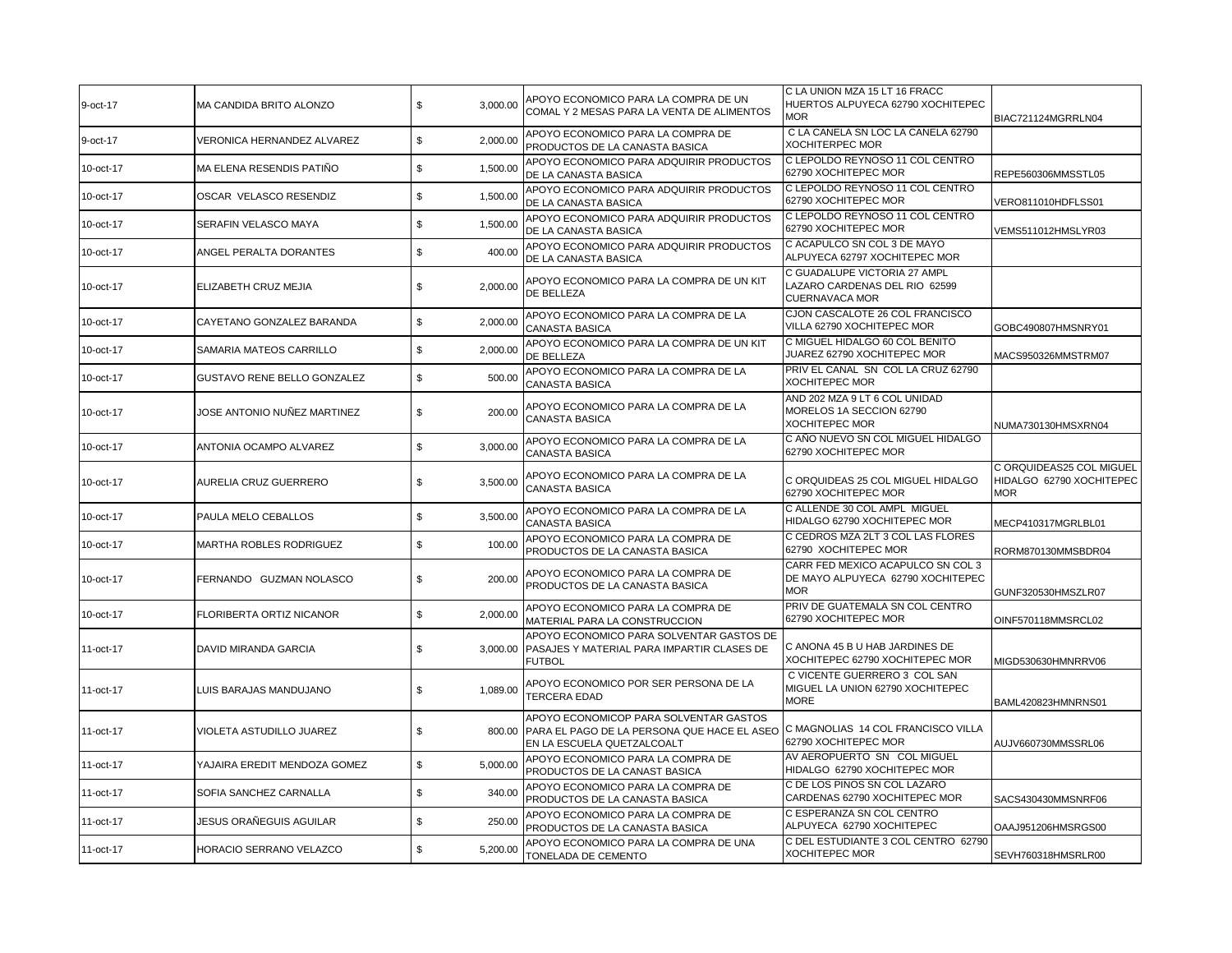| | | | | | |
|---|---|---|---|---|---|
| 9-oct-17 | MA CANDIDA BRITO ALONZO | $ 3,000.00 | APOYO ECONOMICO PARA LA COMPRA DE UN COMAL Y 2 MESAS PARA LA VENTA DE ALIMENTOS | C LA UNION MZA 15 LT 16 FRACC HUERTOS ALPUYECA 62790 XOCHITEPEC MOR | BIAC721124MGRRLN04 |
| 9-oct-17 | VERONICA HERNANDEZ ALVAREZ | $ 2,000.00 | APOYO ECONOMICO PARA LA COMPRA DE PRODUCTOS DE LA CANASTA BASICA | C LA CANELA SN LOC LA CANELA 62790 XOCHITERPEC MOR | |
| 10-oct-17 | MA ELENA RESENDIS PATIÑO | $ 1,500.00 | APOYO ECONOMICO PARA ADQUIRIR PRODUCTOS DE LA CANASTA BASICA | C LEPOLDO REYNOSO 11 COL CENTRO 62790 XOCHITEPEC MOR | REPE560306MMSSTL05 |
| 10-oct-17 | OSCAR VELASCO RESENDIZ | $ 1,500.00 | APOYO ECONOMICO PARA ADQUIRIR PRODUCTOS DE LA CANASTA BASICA | C LEPOLDO REYNOSO 11 COL CENTRO 62790 XOCHITEPEC MOR | VERO811010HDFLSS01 |
| 10-oct-17 | SERAFIN VELASCO MAYA | $ 1,500.00 | APOYO ECONOMICO PARA ADQUIRIR PRODUCTOS DE LA CANASTA BASICA | C LEPOLDO REYNOSO 11 COL CENTRO 62790 XOCHITEPEC MOR | VEMS511012HMSLYR03 |
| 10-oct-17 | ANGEL PERALTA DORANTES | $ 400.00 | APOYO ECONOMICO PARA ADQUIRIR PRODUCTOS DE LA CANASTA BASICA | C ACAPULCO SN COL 3 DE MAYO ALPUYECA 62797 XOCHITEPEC MOR | |
| 10-oct-17 | ELIZABETH CRUZ MEJIA | $ 2,000.00 | APOYO ECONOMICO PARA LA COMPRA DE UN KIT DE BELLEZA | C GUADALUPE VICTORIA 27 AMPL LAZARO CARDENAS DEL RIO 62599 CUERNAVACA MOR | |
| 10-oct-17 | CAYETANO GONZALEZ BARANDA | $ 2,000.00 | APOYO ECONOMICO PARA LA COMPRA DE LA CANASTA BASICA | CJON CASCALOTE 26 COL FRANCISCO VILLA 62790 XOCHITEPEC MOR | GOBC490807HMSNRY01 |
| 10-oct-17 | SAMARIA MATEOS CARRILLO | $ 2,000.00 | APOYO ECONOMICO PARA LA COMPRA DE UN KIT DE BELLEZA | C MIGUEL HIDALGO 60 COL BENITO JUAREZ 62790 XOCHITEPEC MOR | MACS950326MMSTRM07 |
| 10-oct-17 | GUSTAVO RENE BELLO GONZALEZ | $ 500.00 | APOYO ECONOMICO PARA LA COMPRA DE LA CANASTA BASICA | PRIV EL CANAL SN COL LA CRUZ 62790 XOCHITEPEC MOR | |
| 10-oct-17 | JOSE ANTONIO NUÑEZ MARTINEZ | $ 200.00 | APOYO ECONOMICO PARA LA COMPRA DE LA CANASTA BASICA | AND 202 MZA 9 LT 6 COL UNIDAD MORELOS 1A SECCION 62790 XOCHITEPEC MOR | NUMA730130HMSXRN04 |
| 10-oct-17 | ANTONIA OCAMPO ALVAREZ | $ 3,000.00 | APOYO ECONOMICO PARA LA COMPRA DE LA CANASTA BASICA | C AÑO NUEVO SN COL MIGUEL HIDALGO 62790 XOCHITEPEC MOR | |
| 10-oct-17 | AURELIA CRUZ GUERRERO | $ 3,500.00 | APOYO ECONOMICO PARA LA COMPRA DE LA CANASTA BASICA | C ORQUIDEAS 25 COL MIGUEL HIDALGO 62790 XOCHITEPEC MOR | C ORQUIDEAS25 COL MIGUEL HIDALGO 62790 XOCHITEPEC MOR |
| 10-oct-17 | PAULA MELO CEBALLOS | $ 3,500.00 | APOYO ECONOMICO PARA LA COMPRA DE LA CANASTA BASICA | C ALLENDE 30 COL AMPL MIGUEL HIDALGO 62790 XOCHITEPEC MOR | MECP410317MGRLBL01 |
| 10-oct-17 | MARTHA ROBLES RODRIGUEZ | $ 100.00 | APOYO ECONOMICO PARA LA COMPRA DE PRODUCTOS DE LA CANASTA BASICA | C CEDROS MZA 2LT 3 COL LAS FLORES 62790 XOCHITEPEC MOR | RORM870130MMSBDR04 |
| 10-oct-17 | FERNANDO GUZMAN NOLASCO | $ 200.00 | APOYO ECONOMICO PARA LA COMPRA DE PRODUCTOS DE LA CANASTA BASICA | CARR FED MEXICO ACAPULCO SN COL 3 DE MAYO ALPUYECA 62790 XOCHITEPEC MOR | GUNF320530HMSZLR07 |
| 10-oct-17 | FLORIBERTA ORTIZ NICANOR | $ 2,000.00 | APOYO ECONOMICO PARA LA COMPRA DE MATERIAL PARA LA CONSTRUCCION | PRIV DE GUATEMALA SN COL CENTRO 62790 XOCHITEPEC MOR | OINF570118MMSRCL02 |
| 11-oct-17 | DAVID MIRANDA GARCIA | $ 3,000.00 | APOYO ECONOMICO PARA SOLVENTAR GASTOS DE PASAJES Y MATERIAL PARA IMPARTIR CLASES DE FUTBOL | C ANONA 45 B U HAB JARDINES DE XOCHITEPEC 62790 XOCHITEPEC MOR | MIGD530630HMNRRV06 |
| 11-oct-17 | LUIS BARAJAS MANDUJANO | $ 1,089.00 | APOYO ECONOMICO POR SER PERSONA DE LA TERCERA EDAD | C VICENTE GUERRERO 3 COL SAN MIGUEL LA UNION 62790 XOCHITEPEC MORE | BAML420823HMNRNS01 |
| 11-oct-17 | VIOLETA ASTUDILLO JUAREZ | $ 800.00 | APOYO ECONOMICOP PARA SOLVENTAR GASTOS PARA EL PAGO DE LA PERSONA QUE HACE EL ASEO EN LA ESCUELA QUETZALCOALT | C MAGNOLIAS 14 COL FRANCISCO VILLA 62790 XOCHITEPEC MOR | AUJV660730MMSSRL06 |
| 11-oct-17 | YAJAIRA EREDIT MENDOZA GOMEZ | $ 5,000.00 | APOYO ECONOMICO PARA LA COMPRA DE PRODUCTOS DE LA CANAST BASICA | AV AEROPUERTO SN COL MIGUEL HIDALGO 62790 XOCHITEPEC MOR | |
| 11-oct-17 | SOFIA SANCHEZ CARNALLA | $ 340.00 | APOYO ECONOMICO PARA LA COMPRA DE PRODUCTOS DE LA CANASTA BASICA | C DE LOS PINOS SN COL LAZARO CARDENAS 62790 XOCHITEPEC MOR | SACS430430MMSNRF06 |
| 11-oct-17 | JESUS ORAÑEGUIS AGUILAR | $ 250.00 | APOYO ECONOMICO PARA LA COMPRA DE PRODUCTOS DE LA CANASTA BASICA | C ESPERANZA SN COL CENTRO ALPUYECA 62790 XOCHITEPEC | OAAJ951206HMSRGS00 |
| 11-oct-17 | HORACIO SERRANO VELAZCO | $ 5,200.00 | APOYO ECONOMICO PARA LA COMPRA DE UNA TONELADA DE CEMENTO | C DEL ESTUDIANTE 3 COL CENTRO 62790 XOCHITEPEC MOR | SEVH760318HMSRLR00 |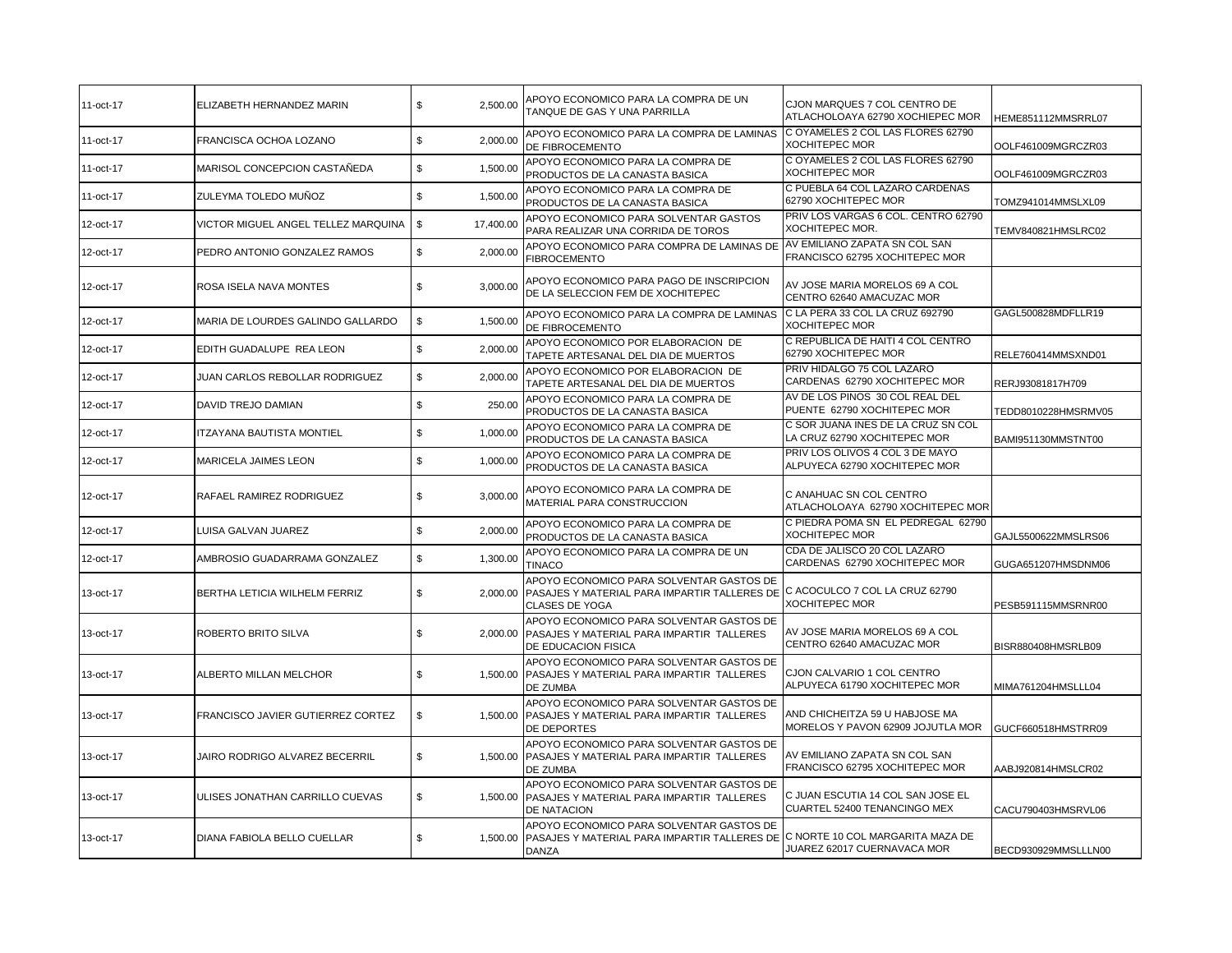| | | | | | |
|---|---|---|---|---|---|
| 11-oct-17 | ELIZABETH HERNANDEZ MARIN | $ 2,500.00 | APOYO ECONOMICO PARA LA COMPRA DE UN TANQUE DE GAS Y UNA PARRILLA | CJON MARQUES 7 COL CENTRO DE ATLACHOLOAYA 62790 XOCHIEPEC MOR | HEME851112MMSRRL07 |
| 11-oct-17 | FRANCISCA OCHOA LOZANO | $ 2,000.00 | APOYO ECONOMICO PARA LA COMPRA DE LAMINAS DE FIBROCEMENTO | C OYAMELES 2 COL LAS FLORES 62790 XOCHITEPEC MOR | OOLF461009MGRCZR03 |
| 11-oct-17 | MARISOL CONCEPCION CASTAÑEDA | $ 1,500.00 | APOYO ECONOMICO PARA LA COMPRA DE PRODUCTOS DE LA CANASTA BASICA | C OYAMELES 2 COL LAS FLORES 62790 XOCHITEPEC MOR | OOLF461009MGRCZR03 |
| 11-oct-17 | ZULEYMA TOLEDO MUÑOZ | $ 1,500.00 | APOYO ECONOMICO PARA LA COMPRA DE PRODUCTOS DE LA CANASTA BASICA | C PUEBLA 64 COL LAZARO CARDENAS 62790 XOCHITEPEC MOR | TOMZ941014MMSLXL09 |
| 12-oct-17 | VICTOR MIGUEL ANGEL TELLEZ MARQUINA | $ 17,400.00 | APOYO ECONOMICO PARA SOLVENTAR GASTOS PARA REALIZAR UNA CORRIDA DE TOROS | PRIV LOS VARGAS 6 COL. CENTRO 62790 XOCHITEPEC MOR. | TEMV840821HMSLRC02 |
| 12-oct-17 | PEDRO ANTONIO GONZALEZ RAMOS | $ 2,000.00 | APOYO ECONOMICO PARA COMPRA DE LAMINAS DE FIBROCEMENTO | AV EMILIANO ZAPATA SN COL SAN FRANCISCO 62795 XOCHITEPEC MOR | |
| 12-oct-17 | ROSA ISELA NAVA MONTES | $ 3,000.00 | APOYO ECONOMICO PARA PAGO DE INSCRIPCION DE LA SELECCION FEM DE XOCHITEPEC | AV JOSE MARIA MORELOS 69 A COL CENTRO 62640 AMACUZAC MOR | |
| 12-oct-17 | MARIA DE LOURDES GALINDO GALLARDO | $ 1,500.00 | APOYO ECONOMICO PARA LA COMPRA DE LAMINAS DE FIBROCEMENTO | C LA PERA 33 COL LA CRUZ 692790 XOCHITEPEC MOR | GAGL500828MDFLLR19 |
| 12-oct-17 | EDITH GUADALUPE REA LEON | $ 2,000.00 | APOYO ECONOMICO POR ELABORACION DE TAPETE ARTESANAL DEL DIA DE MUERTOS | C REPUBLICA DE HAITI 4 COL CENTRO 62790 XOCHITEPEC MOR | RELE760414MMSXND01 |
| 12-oct-17 | JUAN CARLOS REBOLLAR RODRIGUEZ | $ 2,000.00 | APOYO ECONOMICO POR ELABORACION DE TAPETE ARTESANAL DEL DIA DE MUERTOS | PRIV HIDALGO 75 COL LAZARO CARDENAS 62790 XOCHITEPEC MOR | RERJ93081817H709 |
| 12-oct-17 | DAVID TREJO DAMIAN | $ 250.00 | APOYO ECONOMICO PARA LA COMPRA DE PRODUCTOS DE LA CANASTA BASICA | AV DE LOS PINOS 30 COL REAL DEL PUENTE 62790 XOCHITEPEC MOR | TEDD8010228HMSRMV05 |
| 12-oct-17 | ITZAYANA BAUTISTA MONTIEL | $ 1,000.00 | APOYO ECONOMICO PARA LA COMPRA DE PRODUCTOS DE LA CANASTA BASICA | C SOR JUANA INES DE LA CRUZ SN COL LA CRUZ 62790 XOCHITEPEC MOR | BAMI951130MMSTNT00 |
| 12-oct-17 | MARICELA JAIMES LEON | $ 1,000.00 | APOYO ECONOMICO PARA LA COMPRA DE PRODUCTOS DE LA CANASTA BASICA | PRIV LOS OLIVOS 4 COL 3 DE MAYO ALPUYECA 62790 XOCHITEPEC MOR | |
| 12-oct-17 | RAFAEL RAMIREZ RODRIGUEZ | $ 3,000.00 | APOYO ECONOMICO PARA LA COMPRA DE MATERIAL PARA CONSTRUCCION | C ANAHUAC SN COL CENTRO ATLACHOLOAYA 62790 XOCHITEPEC MOR | |
| 12-oct-17 | LUISA GALVAN JUAREZ | $ 2,000.00 | APOYO ECONOMICO PARA LA COMPRA DE PRODUCTOS DE LA CANASTA BASICA | C PIEDRA POMA SN EL PEDREGAL 62790 XOCHITEPEC MOR | GAJL5500622MMSLRS06 |
| 12-oct-17 | AMBROSIO GUADARRAMA GONZALEZ | $ 1,300.00 | APOYO ECONOMICO PARA LA COMPRA DE UN TINACO | CDA DE JALISCO 20 COL LAZARO CARDENAS 62790 XOCHITEPEC MOR | GUGA651207HMSDNM06 |
| 13-oct-17 | BERTHA LETICIA WILHELM FERRIZ | $ 2,000.00 | APOYO ECONOMICO PARA SOLVENTAR GASTOS DE PASAJES Y MATERIAL PARA IMPARTIR TALLERES DE CLASES DE YOGA | C ACOCULCO 7 COL LA CRUZ 62790 XOCHITEPEC MOR | PESB591115MMSRNR00 |
| 13-oct-17 | ROBERTO BRITO SILVA | $ 2,000.00 | APOYO ECONOMICO PARA SOLVENTAR GASTOS DE PASAJES Y MATERIAL PARA IMPARTIR TALLERES DE EDUCACION FISICA | AV JOSE MARIA MORELOS 69 A COL CENTRO 62640 AMACUZAC MOR | BISR880408HMSRLB09 |
| 13-oct-17 | ALBERTO MILLAN MELCHOR | $ 1,500.00 | APOYO ECONOMICO PARA SOLVENTAR GASTOS DE PASAJES Y MATERIAL PARA IMPARTIR TALLERES DE ZUMBA | CJON CALVARIO 1 COL CENTRO ALPUYECA 61790 XOCHITEPEC MOR | MIMA761204HMSLLL04 |
| 13-oct-17 | FRANCISCO JAVIER GUTIERREZ CORTEZ | $ 1,500.00 | APOYO ECONOMICO PARA SOLVENTAR GASTOS DE PASAJES Y MATERIAL PARA IMPARTIR TALLERES DE DEPORTES | AND CHICHEITZA 59 U HABJOSE MA MORELOS Y PAVON 62909 JOJUTLA MOR | GUCF660518HMSTRR09 |
| 13-oct-17 | JAIRO RODRIGO ALVAREZ BECERRIL | $ 1,500.00 | APOYO ECONOMICO PARA SOLVENTAR GASTOS DE PASAJES Y MATERIAL PARA IMPARTIR TALLERES DE ZUMBA | AV EMILIANO ZAPATA SN COL SAN FRANCISCO 62795 XOCHITEPEC MOR | AABJ920814HMSLCR02 |
| 13-oct-17 | ULISES JONATHAN CARRILLO CUEVAS | $ 1,500.00 | APOYO ECONOMICO PARA SOLVENTAR GASTOS DE PASAJES Y MATERIAL PARA IMPARTIR TALLERES DE NATACION | C JUAN ESCUTIA 14 COL SAN JOSE EL CUARTEL 52400 TENANCINGO MEX | CACU790403HMSRVL06 |
| 13-oct-17 | DIANA FABIOLA BELLO CUELLAR | $ 1,500.00 | APOYO ECONOMICO PARA SOLVENTAR GASTOS DE PASAJES Y MATERIAL PARA IMPARTIR TALLERES DE DANZA | C NORTE 10 COL MARGARITA MAZA DE JUAREZ 62017 CUERNAVACA MOR | BECD930929MMSLLLN00 |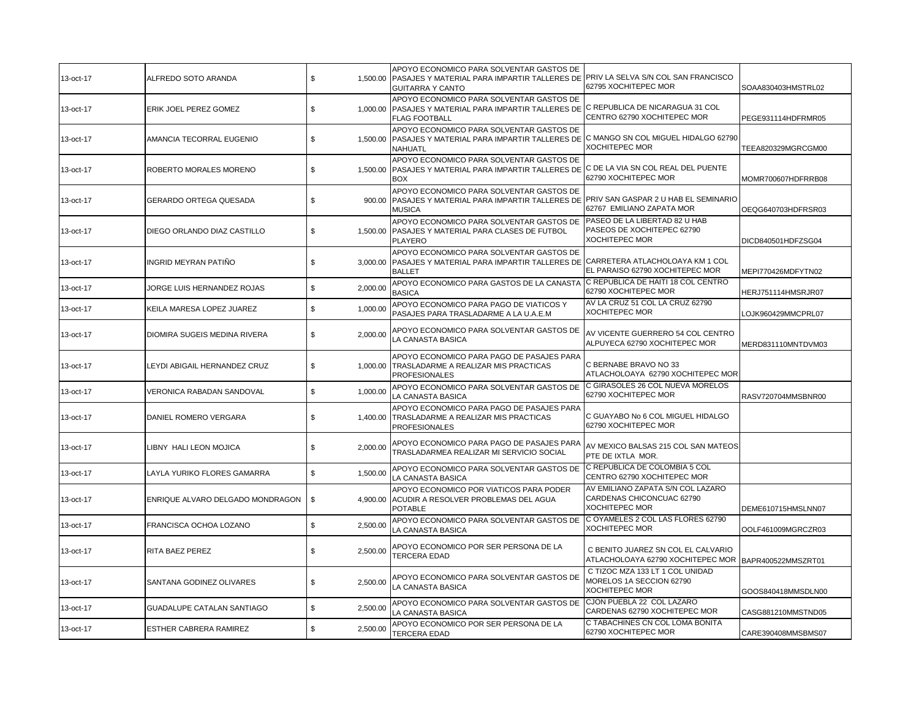| | | | | | |
|---|---|---|---|---|---|
| 13-oct-17 | ALFREDO SOTO ARANDA | $ 1,500.00 | APOYO ECONOMICO PARA SOLVENTAR GASTOS DE PASAJES Y MATERIAL PARA IMPARTIR TALLERES DE GUITARRA Y CANTO | PRIV LA SELVA S/N COL SAN FRANCISCO 62795 XOCHITEPEC MOR | SOAA830403HMSTRL02 |
| 13-oct-17 | ERIK JOEL PEREZ GOMEZ | $ 1,000.00 | APOYO ECONOMICO PARA SOLVENTAR GASTOS DE PASAJES Y MATERIAL PARA IMPARTIR TALLERES DE FLAG FOOTBALL | C REPUBLICA DE NICARAGUA 31 COL CENTRO 62790 XOCHITEPEC MOR | PEGE931114HDFRMR05 |
| 13-oct-17 | AMANCIA TECORRAL EUGENIO | $ 1,500.00 | APOYO ECONOMICO PARA SOLVENTAR GASTOS DE PASAJES Y MATERIAL PARA IMPARTIR TALLERES DE NAHUATL | C MANGO SN COL MIGUEL HIDALGO 62790 XOCHITEPEC MOR | TEEA820329MGRCGM00 |
| 13-oct-17 | ROBERTO MORALES MORENO | $ 1,500.00 | APOYO ECONOMICO PARA SOLVENTAR GASTOS DE PASAJES Y MATERIAL PARA IMPARTIR TALLERES DE BOX | C DE LA VIA SN COL REAL DEL PUENTE 62790 XOCHITEPEC MOR | MOMR700607HDFRRB08 |
| 13-oct-17 | GERARDO ORTEGA QUESADA | $ 900.00 | APOYO ECONOMICO PARA SOLVENTAR GASTOS DE PASAJES Y MATERIAL PARA IMPARTIR TALLERES DE MUSICA | PRIV SAN GASPAR 2 U HAB EL SEMINARIO 62767 EMILIANO ZAPATA MOR | OEQG640703HDFRSR03 |
| 13-oct-17 | DIEGO ORLANDO DIAZ CASTILLO | $ 1,500.00 | APOYO ECONOMICO PARA SOLVENTAR GASTOS DE PASAJES Y MATERIAL PARA CLASES DE FUTBOL PLAYERO | PASEO DE LA LIBERTAD 82 U HAB PASEOS DE XOCHITEPEC 62790 XOCHITEPEC MOR | DICD840501HDFZSG04 |
| 13-oct-17 | INGRID MEYRAN PATIÑO | $ 3,000.00 | APOYO ECONOMICO PARA SOLVENTAR GASTOS DE PASAJES Y MATERIAL PARA IMPARTIR TALLERES DE BALLET | CARRETERA ATLACHOLOAYA KM 1 COL EL PARAISO 62790 XOCHITEPEC MOR | MEPI770426MDFYTN02 |
| 13-oct-17 | JORGE LUIS HERNANDEZ ROJAS | $ 2,000.00 | APOYO ECONOMICO PARA GASTOS DE LA CANASTA BASICA | C REPUBLICA DE HAITI 18 COL CENTRO 62790 XOCHITEPEC MOR | HERJ751114HMSRJR07 |
| 13-oct-17 | KEILA MARESA LOPEZ JUAREZ | $ 1,000.00 | APOYO ECONOMICO PARA PAGO DE VIATICOS Y PASAJES PARA TRASLADARME A LA U.A.E.M | AV LA CRUZ 51 COL LA CRUZ 62790 XOCHITEPEC MOR | LOJK960429MMCPRL07 |
| 13-oct-17 | DIOMIRA SUGEIS MEDINA RIVERA | $ 2,000.00 | APOYO ECONOMICO PARA SOLVENTAR GASTOS DE LA CANASTA BASICA | AV VICENTE GUERRERO 54 COL CENTRO ALPUYECA 62790 XOCHITEPEC MOR | MERD831110MNTDVM03 |
| 13-oct-17 | LEYDI ABIGAIL HERNANDEZ CRUZ | $ 1,000.00 | APOYO ECONOMICO PARA PAGO DE PASAJES PARA TRASLADARME A REALIZAR MIS PRACTICAS PROFESIONALES | C BERNABE BRAVO NO 33 ATLACHOLOAYA 62790 XOCHITEPEC MOR | |
| 13-oct-17 | VERONICA RABADAN SANDOVAL | $ 1,000.00 | APOYO ECONOMICO PARA SOLVENTAR GASTOS DE LA CANASTA BASICA | C GIRASOLES 26 COL NUEVA MORELOS 62790 XOCHITEPEC MOR | RASV720704MMSBNR00 |
| 13-oct-17 | DANIEL ROMERO VERGARA | $ 1,400.00 | APOYO ECONOMICO PARA PAGO DE PASAJES PARA TRASLADARME A REALIZAR MIS PRACTICAS PROFESIONALES | C GUAYABO No 6 COL MIGUEL HIDALGO 62790 XOCHITEPEC MOR | |
| 13-oct-17 | LIBNY HALI LEON MOJICA | $ 2,000.00 | APOYO ECONOMICO PARA PAGO DE PASAJES PARA TRASLADARMEA REALIZAR MI SERVICIO SOCIAL | AV MEXICO BALSAS 215 COL SAN MATEOS PTE DE IXTLA MOR. | |
| 13-oct-17 | LAYLA YURIKO FLORES GAMARRA | $ 1,500.00 | APOYO ECONOMICO PARA SOLVENTAR GASTOS DE LA CANASTA BASICA | C REPUBLICA DE COLOMBIA 5 COL CENTRO 62790 XOCHITEPEC MOR | |
| 13-oct-17 | ENRIQUE ALVARO DELGADO MONDRAGON | $ 4,900.00 | APOYO ECONOMICO POR VIATICOS PARA PODER ACUDIR A RESOLVER PROBLEMAS DEL AGUA POTABLE | AV EMILIANO ZAPATA S/N COL LAZARO CARDENAS CHICONCUAC 62790 XOCHITEPEC MOR | DEME610715HMSLNN07 |
| 13-oct-17 | FRANCISCA OCHOA LOZANO | $ 2,500.00 | APOYO ECONOMICO PARA SOLVENTAR GASTOS DE LA CANASTA BASICA | C OYAMELES 2 COL LAS FLORES 62790 XOCHITEPEC MOR | OOLF461009MGRCZR03 |
| 13-oct-17 | RITA BAEZ PEREZ | $ 2,500.00 | APOYO ECONOMICO POR SER PERSONA DE LA TERCERA EDAD | C BENITO JUAREZ SN COL EL CALVARIO ATLACHOLOAYA 62790 XOCHITEPEC MOR | BAPR400522MMSZRT01 |
| 13-oct-17 | SANTANA GODINEZ OLIVARES | $ 2,500.00 | APOYO ECONOMICO PARA SOLVENTAR GASTOS DE LA CANASTA BASICA | C TIZOC MZA 133 LT 1 COL UNIDAD MORELOS 1A SECCION 62790 XOCHITEPEC MOR | GOOS840418MMSDLN00 |
| 13-oct-17 | GUADALUPE CATALAN SANTIAGO | $ 2,500.00 | APOYO ECONOMICO PARA SOLVENTAR GASTOS DE LA CANASTA BASICA | CJON PUEBLA 22 COL LAZARO CARDENAS 62790 XOCHITEPEC MOR | CASG881210MMSTND05 |
| 13-oct-17 | ESTHER CABRERA RAMIREZ | $ 2,500.00 | APOYO ECONOMICO POR SER PERSONA DE LA TERCERA EDAD | C TABACHINES CN COL LOMA BONITA 62790 XOCHITEPEC MOR | CARE390408MMSBMS07 |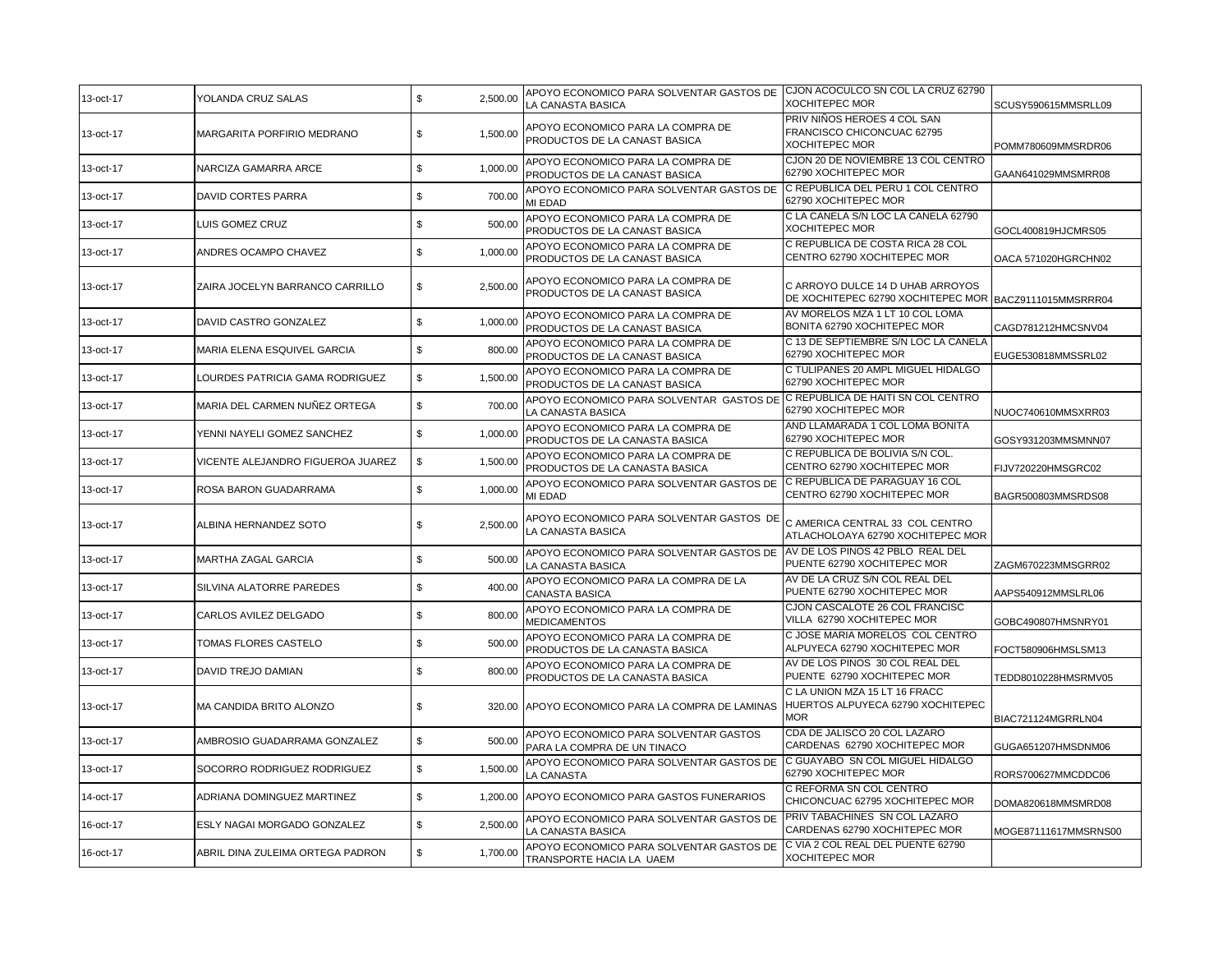| | | | | | |
|---|---|---|---|---|---|
| 13-oct-17 | YOLANDA CRUZ SALAS | $ 2,500.00 | APOYO ECONOMICO PARA SOLVENTAR GASTOS DE LA CANASTA BASICA | CJON ACOCULCO SN COL LA CRUZ 62790 XOCHITEPEC MOR | SCUSY590615MMSRLL09 |
| 13-oct-17 | MARGARITA PORFIRIO MEDRANO | $ 1,500.00 | APOYO ECONOMICO PARA LA COMPRA DE PRODUCTOS DE LA CANAST BASICA | PRIV NIÑOS HEROES 4 COL SAN FRANCISCO CHICONCUAC 62795 XOCHITEPEC MOR | POMM780609MMSRDR06 |
| 13-oct-17 | NARCIZA GAMARRA ARCE | $ 1,000.00 | APOYO ECONOMICO PARA LA COMPRA DE PRODUCTOS DE LA CANAST BASICA | CJON 20 DE NOVIEMBRE 13 COL CENTRO 62790 XOCHITEPEC MOR | GAAN641029MMSMRR08 |
| 13-oct-17 | DAVID CORTES PARRA | $ 700.00 | APOYO ECONOMICO PARA SOLVENTAR GASTOS DE MI EDAD | C REPUBLICA DEL PERU 1 COL CENTRO 62790 XOCHITEPEC MOR | |
| 13-oct-17 | LUIS GOMEZ CRUZ | $ 500.00 | APOYO ECONOMICO PARA LA COMPRA DE PRODUCTOS DE LA CANAST BASICA | C LA CANELA S/N LOC LA CANELA 62790 XOCHITEPEC MOR | GOCL400819HJCMRS05 |
| 13-oct-17 | ANDRES OCAMPO CHAVEZ | $ 1,000.00 | APOYO ECONOMICO PARA LA COMPRA DE PRODUCTOS DE LA CANAST BASICA | C REPUBLICA DE COSTA RICA 28 COL CENTRO 62790 XOCHITEPEC MOR | OACA 571020HGRCHN02 |
| 13-oct-17 | ZAIRA JOCELYN BARRANCO CARRILLO | $ 2,500.00 | APOYO ECONOMICO PARA LA COMPRA DE PRODUCTOS DE LA CANAST BASICA | C ARROYO DULCE 14 D UHAB ARROYOS DE XOCHITEPEC 62790 XOCHITEPEC MOR | BACZ9111015MMSRRR04 |
| 13-oct-17 | DAVID CASTRO GONZALEZ | $ 1,000.00 | APOYO ECONOMICO PARA LA COMPRA DE PRODUCTOS DE LA CANAST BASICA | AV MORELOS MZA 1 LT 10 COL LOMA BONITA 62790 XOCHITEPEC MOR | CAGD781212HMCSNV04 |
| 13-oct-17 | MARIA ELENA ESQUIVEL GARCIA | $ 800.00 | APOYO ECONOMICO PARA LA COMPRA DE PRODUCTOS DE LA CANAST BASICA | C 13 DE SEPTIEMBRE S/N LOC LA CANELA 62790 XOCHITEPEC MOR | EUGE530818MMSSRL02 |
| 13-oct-17 | LOURDES PATRICIA GAMA RODRIGUEZ | $ 1,500.00 | APOYO ECONOMICO PARA LA COMPRA DE PRODUCTOS DE LA CANAST BASICA | C TULIPANES 20 AMPL MIGUEL HIDALGO 62790 XOCHITEPEC MOR | |
| 13-oct-17 | MARIA DEL CARMEN NUÑEZ ORTEGA | $ 700.00 | APOYO ECONOMICO PARA SOLVENTAR GASTOS DE LA CANASTA BASICA | C REPUBLICA DE HAITI SN COL CENTRO 62790 XOCHITEPEC MOR | NUOC740610MMSXRR03 |
| 13-oct-17 | YENNI NAYELI GOMEZ SANCHEZ | $ 1,000.00 | APOYO ECONOMICO PARA LA COMPRA DE PRODUCTOS DE LA CANASTA BASICA | AND LLAMARADA 1 COL LOMA BONITA 62790 XOCHITEPEC MOR | GOSY931203MMSMNN07 |
| 13-oct-17 | VICENTE ALEJANDRO FIGUEROA JUAREZ | $ 1,500.00 | APOYO ECONOMICO PARA LA COMPRA DE PRODUCTOS DE LA CANASTA BASICA | C REPUBLICA DE BOLIVIA S/N COL. CENTRO 62790 XOCHITEPEC MOR | FIJV720220HMSGRC02 |
| 13-oct-17 | ROSA BARON GUADARRAMA | $ 1,000.00 | APOYO ECONOMICO PARA SOLVENTAR GASTOS DE MI EDAD | C REPUBLICA DE PARAGUAY 16 COL CENTRO 62790 XOCHITEPEC MOR | BAGR500803MMSRDS08 |
| 13-oct-17 | ALBINA HERNANDEZ SOTO | $ 2,500.00 | APOYO ECONOMICO PARA SOLVENTAR GASTOS DE LA CANASTA BASICA | C AMERICA CENTRAL 33 COL CENTRO ATLACHOLOAYA 62790 XOCHITEPEC MOR | |
| 13-oct-17 | MARTHA ZAGAL GARCIA | $ 500.00 | APOYO ECONOMICO PARA SOLVENTAR GASTOS DE LA CANASTA BASICA | AV DE LOS PINOS 42 PBLO REAL DEL PUENTE 62790 XOCHITEPEC MOR | ZAGM670223MMSGRR02 |
| 13-oct-17 | SILVINA ALATORRE PAREDES | $ 400.00 | APOYO ECONOMICO PARA LA COMPRA DE LA CANASTA BASICA | AV DE LA CRUZ S/N COL REAL DEL PUENTE 62790 XOCHITEPEC MOR | AAPS540912MMSLRL06 |
| 13-oct-17 | CARLOS AVILEZ DELGADO | $ 800.00 | APOYO ECONOMICO PARA LA COMPRA DE MEDICAMENTOS | CJON CASCALOTE 26 COL FRANCISC VILLA 62790 XOCHITEPEC MOR | GOBC490807HMSNRY01 |
| 13-oct-17 | TOMAS FLORES CASTELO | $ 500.00 | APOYO ECONOMICO PARA LA COMPRA DE PRODUCTOS DE LA CANASTA BASICA | C JOSE MARIA MORELOS COL CENTRO ALPUYECA 62790 XOCHITEPEC MOR | FOCT580906HMSLSM13 |
| 13-oct-17 | DAVID TREJO DAMIAN | $ 800.00 | APOYO ECONOMICO PARA LA COMPRA DE PRODUCTOS DE LA CANASTA BASICA | AV DE LOS PINOS 30 COL REAL DEL PUENTE 62790 XOCHITEPEC MOR | TEDD8010228HMSRMV05 |
| 13-oct-17 | MA CANDIDA BRITO ALONZO | $ 320.00 | APOYO ECONOMICO PARA LA COMPRA DE LAMINAS | C LA UNION MZA 15 LT 16 FRACC HUERTOS ALPUYECA 62790 XOCHITEPEC MOR | BIAC721124MGRRLN04 |
| 13-oct-17 | AMBROSIO GUADARRAMA GONZALEZ | $ 500.00 | APOYO ECONOMICO PARA SOLVENTAR GASTOS PARA LA COMPRA DE UN TINACO | CDA DE JALISCO 20 COL LAZARO CARDENAS 62790 XOCHITEPEC MOR | GUGA651207HMSDNM06 |
| 13-oct-17 | SOCORRO RODRIGUEZ RODRIGUEZ | $ 1,500.00 | APOYO ECONOMICO PARA SOLVENTAR GASTOS DE LA CANASTA | C GUAYABO SN COL MIGUEL HIDALGO 62790 XOCHITEPEC MOR | RORS700627MMCDDC06 |
| 14-oct-17 | ADRIANA DOMINGUEZ MARTINEZ | $ 1,200.00 | APOYO ECONOMICO PARA GASTOS FUNERARIOS | C REFORMA SN COL CENTRO CHICONCUAC 62795 XOCHITEPEC MOR | DOMA820618MMSMRD08 |
| 16-oct-17 | ESLY NAGAI MORGADO GONZALEZ | $ 2,500.00 | APOYO ECONOMICO PARA SOLVENTAR GASTOS DE LA CANASTA BASICA | PRIV TABACHINES SN COL LAZARO CARDENAS 62790 XOCHITEPEC MOR | MOGE87111617MMSRNS00 |
| 16-oct-17 | ABRIL DINA ZULEIMA ORTEGA PADRON | $ 1,700.00 | APOYO ECONOMICO PARA SOLVENTAR GASTOS DE TRANSPORTE HACIA LA UAEM | C VIA 2 COL REAL DEL PUENTE 62790 XOCHITEPEC MOR | |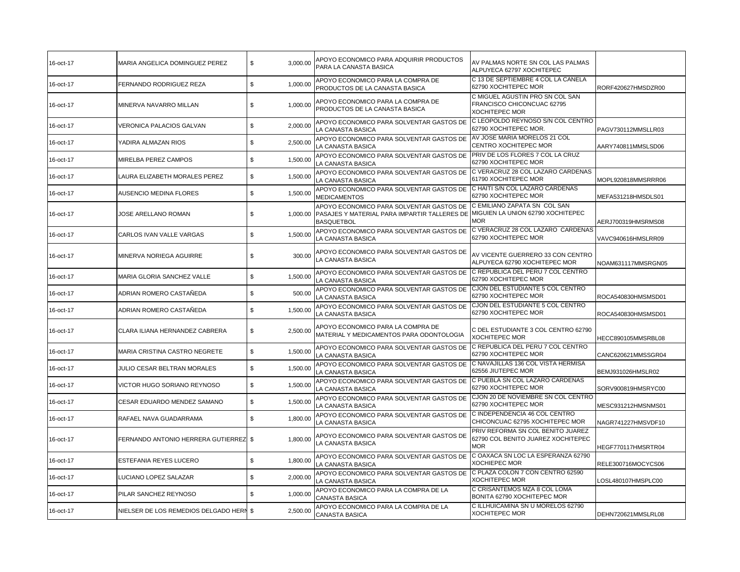| | | | | | |
|---|---|---|---|---|---|
| 16-oct-17 | MARIA ANGELICA DOMINGUEZ PEREZ | $ 3,000.00 | APOYO ECONOMICO PARA ADQUIRIR PRODUCTOS PARA LA CANASTA BASICA | AV PALMAS NORTE SN COL LAS PALMAS ALPUYECA 62797 XOCHITEPEC | |
| 16-oct-17 | FERNANDO RODRIGUEZ REZA | $ 1,000.00 | APOYO ECONOMICO PARA LA COMPRA DE PRODUCTOS DE LA CANASTA BASICA | C 13 DE SEPTIEMBRE 4 COL LA CANELA 62790 XOCHITEPEC MOR | RORF420627HMSDZR00 |
| 16-oct-17 | MINERVA NAVARRO MILLAN | $ 1,000.00 | APOYO ECONOMICO PARA LA COMPRA DE PRODUCTOS DE LA CANASTA BASICA | C MIGUEL AGUSTIN PRO SN COL SAN FRANCISCO CHICONCUAC 62795 XOCHITEPEC MOR | |
| 16-oct-17 | VERONICA PALACIOS GALVAN | $ 2,000.00 | APOYO ECONOMICO PARA SOLVENTAR GASTOS DE LA CANASTA BASICA | C LEOPOLDO REYNOSO S/N COL CENTRO 62790 XOCHITEPEC MOR. | PAGV730112MMSLLR03 |
| 16-oct-17 | YADIRA ALMAZAN RIOS | $ 2,500.00 | APOYO ECONOMICO PARA SOLVENTAR GASTOS DE LA CANASTA BASICA | AV JOSE MARIA MORELOS 21 COL CENTRO XOCHITEPEC MOR | AARY740811MMSLSD06 |
| 16-oct-17 | MIRELBA PEREZ CAMPOS | $ 1,500.00 | APOYO ECONOMICO PARA SOLVENTAR GASTOS DE LA CANASTA BASICA | PRIV DE LOS FLORES 7 COL LA CRUZ 62790 XOCHITEPEC MOR | |
| 16-oct-17 | LAURA ELIZABETH MORALES PEREZ | $ 1,500.00 | APOYO ECONOMICO PARA SOLVENTAR GASTOS DE LA CANASTA BASICA | C VERACRUZ 28 COL LAZARO CARDENAS 61790 XOCHITEPEC MOR | MOPL920818MMSRRR06 |
| 16-oct-17 | AUSENCIO MEDINA FLORES | $ 1,500.00 | APOYO ECONOMICO PARA SOLVENTAR GASTOS DE MEDICAMENTOS | C HAITI S/N COL LAZARO CARDENAS 62790 XOCHITEPEC MOR | MEFA531218HMSDLS01 |
| 16-oct-17 | JOSE ARELLANO ROMAN | $ 1,000.00 | APOYO ECONOMICO PARA SOLVENTAR GASTOS DE PASAJES Y MATERIAL PARA IMPARTIR TALLERES DE BASQUETBOL | C EMILIANO ZAPATA SN COL SAN MIGUIEN LA UNION 62790 XOCHITEPEC MOR | AERJ700319HMSRMS08 |
| 16-oct-17 | CARLOS IVAN VALLE VARGAS | $ 1,500.00 | APOYO ECONOMICO PARA SOLVENTAR GASTOS DE LA CANASTA BASICA | C VERACRUZ 28 COL LAZARO CARDENAS 62790 XOCHITEPEC MOR | VAVC940616HMSLRR09 |
| 16-oct-17 | MINERVA NORIEGA AGUIRRE | $ 300.00 | APOYO ECONOMICO PARA SOLVENTAR GASTOS DE LA CANASTA BASICA | AV VICENTE GUERRERO 33 CON CENTRO ALPUYECA 62790 XOCHITEPEC MOR | NOAM631117MMSRGN05 |
| 16-oct-17 | MARIA GLORIA SANCHEZ VALLE | $ 1,500.00 | APOYO ECONOMICO PARA SOLVENTAR GASTOS DE LA CANASTA BASICA | C REPUBLICA DEL PERU 7 COL CENTRO 62790 XOCHITEPEC MOR | |
| 16-oct-17 | ADRIAN ROMERO CASTAÑEDA | $ 500.00 | APOYO ECONOMICO PARA SOLVENTAR GASTOS DE LA CANASTA BASICA | CJON DEL ESTUDIANTE 5 COL CENTRO 62790 XOCHITEPEC MOR | ROCA540830HMSMSD01 |
| 16-oct-17 | ADRIAN ROMERO CASTAÑEDA | $ 1,500.00 | APOYO ECONOMICO PARA SOLVENTAR GASTOS DE LA CANASTA BASICA | CJON DEL ESTUDIANTE 5 COL CENTRO 62790 XOCHITEPEC MOR | ROCA540830HMSMSD01 |
| 16-oct-17 | CLARA ILIANA HERNANDEZ CABRERA | $ 2,500.00 | APOYO ECONOMICO PARA LA COMPRA DE MATERIAL Y MEDICAMENTOS PARA ODONTOLOGIA | C DEL ESTUDIANTE 3 COL CENTRO 62790 XOCHITEPEC MOR | HECC890105MMSRBL08 |
| 16-oct-17 | MARIA CRISTINA CASTRO NEGRETE | $ 1,500.00 | APOYO ECONOMICO PARA SOLVENTAR GASTOS DE LA CANASTA BASICA | C REPUBLICA DEL PERU 7 COL CENTRO 62790 XOCHITEPEC MOR | CANC620621MMSSGR04 |
| 16-oct-17 | JULIO CESAR BELTRAN MORALES | $ 1,500.00 | APOYO ECONOMICO PARA SOLVENTAR GASTOS DE LA CANASTA BASICA | C NAVAJILLAS 136 COL VISTA HERMISA 62556 JIUTEPEC MOR | BEMJ931026HMSLR02 |
| 16-oct-17 | VICTOR HUGO SORIANO REYNOSO | $ 1,500.00 | APOYO ECONOMICO PARA SOLVENTAR GASTOS DE LA CANASTA BASICA | C PUEBLA SN COL LAZARO CARDENAS 62790 XOCHITEPEC MOR | SORV900819HMSRYC00 |
| 16-oct-17 | CESAR EDUARDO MENDEZ SAMANO | $ 1,500.00 | APOYO ECONOMICO PARA SOLVENTAR GASTOS DE LA CANASTA BASICA | CJON 20 DE NOVIEMBRE SN COL CENTRO 62790 XOCHITEPEC MOR | MESC931212HMSNMS01 |
| 16-oct-17 | RAFAEL NAVA GUADARRAMA | $ 1,800.00 | APOYO ECONOMICO PARA SOLVENTAR GASTOS DE LA CANASTA BASICA | C INDEPENDENCIA 46 COL CENTRO CHICONCUAC 62795 XOCHITEPEC MOR | NAGR741227HMSVDF10 |
| 16-oct-17 | FERNANDO ANTONIO HERRERA GUTIERREZ | $ 1,800.00 | APOYO ECONOMICO PARA SOLVENTAR GASTOS DE LA CANASTA BASICA | PRIV REFORMA SN COL BENITO JUAREZ 62790 COL BENITO JUAREZ XOCHITEPEC MOR | HEGF770117HMSRTR04 |
| 16-oct-17 | ESTEFANIA REYES LUCERO | $ 1,800.00 | APOYO ECONOMICO PARA SOLVENTAR GASTOS DE LA CANASTA BASICA | C OAXACA SN LOC LA ESPERANZA 62790 XOCHIEPEC MOR | RELE300716MOCYCS06 |
| 16-oct-17 | LUCIANO LOPEZ SALAZAR | $ 2,000.00 | APOYO ECONOMICO PARA SOLVENTAR GASTOS DE LA CANASTA BASICA | C PLAZA COLON 7 CON CENTRO 62590 XOCHITEPEC MOR | LOSL480107HMSPLC00 |
| 16-oct-17 | PILAR SANCHEZ REYNOSO | $ 1,000.00 | APOYO ECONOMICO PARA LA COMPRA DE LA CANASTA BASICA | C CRISANTEMOS MZA 8 COL LOMA BONITA 62790 XOCHITEPEC MOR | |
| 16-oct-17 | NIELSER DE LOS REMEDIOS DELGADO HERN | $ 2,500.00 | APOYO ECONOMICO PARA LA COMPRA DE LA CANASTA BASICA | C ILLHUICAMINA SN U MORELOS 62790 XOCHITEPEC MOR | DEHN720621MMSLRL08 |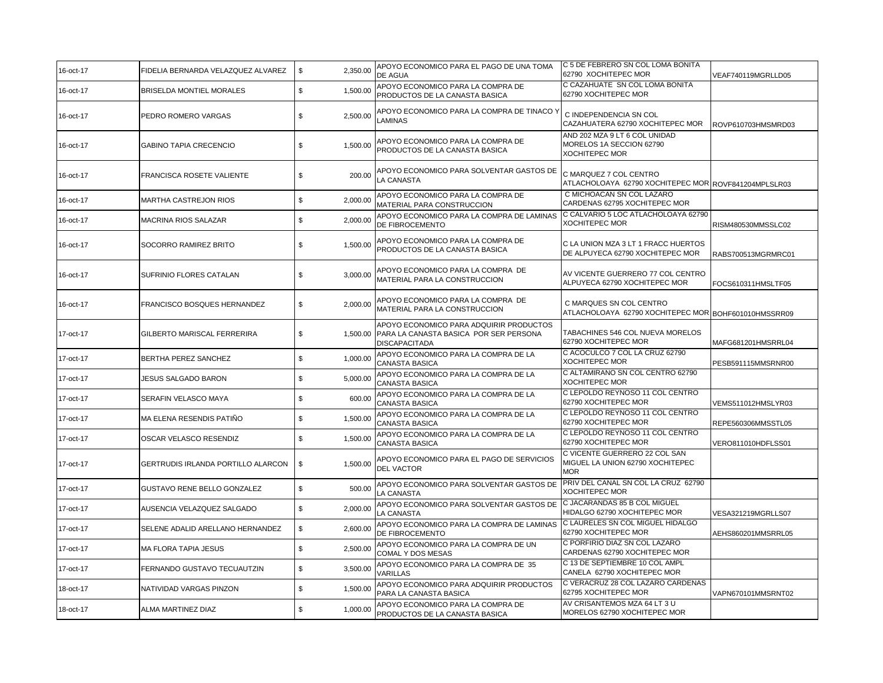| | | | | | |
|---|---|---|---|---|---|
| 16-oct-17 | FIDELIA BERNARDA VELAZQUEZ ALVAREZ | $ 2,350.00 | APOYO ECONOMICO PARA EL PAGO DE UNA TOMA DE AGUA | C 5 DE FEBRERO SN COL LOMA BONITA 62790 XOCHITEPEC MOR | VEAF740119MGRLLD05 |
| 16-oct-17 | BRISELDA MONTIEL MORALES | $ 1,500.00 | APOYO ECONOMICO PARA LA COMPRA DE PRODUCTOS DE LA CANASTA BASICA | C CAZAHUATE SN COL LOMA BONITA 62790 XOCHITEPEC MOR | |
| 16-oct-17 | PEDRO ROMERO VARGAS | $ 2,500.00 | APOYO ECONOMICO PARA LA COMPRA DE TINACO Y LAMINAS | C INDEPENDENCIA SN COL CAZAHUATERA 62790 XOCHITEPEC MOR | ROVP610703HMSMRD03 |
| 16-oct-17 | GABINO TAPIA CRECENCIO | $ 1,500.00 | APOYO ECONOMICO PARA LA COMPRA DE PRODUCTOS DE LA CANASTA BASICA | AND 202 MZA 9 LT 6 COL UNIDAD MORELOS 1A SECCION 62790 XOCHITEPEC MOR | |
| 16-oct-17 | FRANCISCA ROSETE VALIENTE | $ 200.00 | APOYO ECONOMICO PARA SOLVENTAR GASTOS DE LA CANASTA | C MARQUEZ 7 COL CENTRO ATLACHOLOAYA 62790 XOCHITEPEC MOR | ROVF841204MPLSLR03 |
| 16-oct-17 | MARTHA CASTREJON RIOS | $ 2,000.00 | APOYO ECONOMICO PARA LA COMPRA DE MATERIAL PARA CONSTRUCCION | C MICHOACAN SN COL LAZARO CARDENAS 62795 XOCHITEPEC MOR | |
| 16-oct-17 | MACRINA RIOS SALAZAR | $ 2,000.00 | APOYO ECONOMICO PARA LA COMPRA DE LAMINAS DE FIBROCEMENTO | C CALVARIO 5 LOC ATLACHOLOAYA 62790 XOCHITEPEC MOR | RISM480530MMSSLC02 |
| 16-oct-17 | SOCORRO RAMIREZ BRITO | $ 1,500.00 | APOYO ECONOMICO PARA LA COMPRA DE PRODUCTOS DE LA CANASTA BASICA | C LA UNION MZA 3 LT 1 FRACC HUERTOS DE ALPUYECA 62790 XOCHITEPEC MOR | RABS700513MGRMRC01 |
| 16-oct-17 | SUFRINIO FLORES CATALAN | $ 3,000.00 | APOYO ECONOMICO PARA LA COMPRA DE MATERIAL PARA LA CONSTRUCCION | AV VICENTE GUERRERO 77 COL CENTRO ALPUYECA 62790 XOCHITEPEC MOR | FOCS610311HMSLTF05 |
| 16-oct-17 | FRANCISCO BOSQUES HERNANDEZ | $ 2,000.00 | APOYO ECONOMICO PARA LA COMPRA DE MATERIAL PARA LA CONSTRUCCION | C MARQUES SN COL CENTRO ATLACHOLOAYA 62790 XOCHITEPEC MOR | BOHF601010HMSSRR09 |
| 17-oct-17 | GILBERTO MARISCAL FERRERIRA | $ 1,500.00 | APOYO ECONOMICO PARA ADQUIRIR PRODUCTOS PARA LA CANASTA BASICA POR SER PERSONA DISCAPACITADA | TABACHINES 546 COL NUEVA MORELOS 62790 XOCHITEPEC MOR | MAFG681201HMSRRL04 |
| 17-oct-17 | BERTHA PEREZ SANCHEZ | $ 1,000.00 | APOYO ECONOMICO PARA LA COMPRA DE LA CANASTA BASICA | C ACOCULCO 7 COL LA CRUZ 62790 XOCHITEPEC MOR | PESB591115MMSRNR00 |
| 17-oct-17 | JESUS SALGADO BARON | $ 5,000.00 | APOYO ECONOMICO PARA LA COMPRA DE LA CANASTA BASICA | C ALTAMIRANO SN COL CENTRO 62790 XOCHITEPEC MOR | |
| 17-oct-17 | SERAFIN VELASCO MAYA | $ 600.00 | APOYO ECONOMICO PARA LA COMPRA DE LA CANASTA BASICA | C LEPOLDO REYNOSO 11 COL CENTRO 62790 XOCHITEPEC MOR | VEMS511012HMSLYR03 |
| 17-oct-17 | MA ELENA RESENDIS PATIÑO | $ 1,500.00 | APOYO ECONOMICO PARA LA COMPRA DE LA CANASTA BASICA | C LEPOLDO REYNOSO 11 COL CENTRO 62790 XOCHITEPEC MOR | REPE560306MMSSTL05 |
| 17-oct-17 | OSCAR VELASCO RESENDIZ | $ 1,500.00 | APOYO ECONOMICO PARA LA COMPRA DE LA CANASTA BASICA | C LEPOLDO REYNOSO 11 COL CENTRO 62790 XOCHITEPEC MOR | VERO811010HDFLSS01 |
| 17-oct-17 | GERTRUDIS IRLANDA PORTILLO ALARCON | $ 1,500.00 | APOYO ECONOMICO PARA EL PAGO DE SERVICIOS DEL VACTOR | C VICENTE GUERRERO 22 COL SAN MIGUEL LA UNION 62790 XOCHITEPEC MOR | |
| 17-oct-17 | GUSTAVO RENE BELLO GONZALEZ | $ 500.00 | APOYO ECONOMICO PARA SOLVENTAR GASTOS DE LA CANASTA | PRIV DEL CANAL SN COL LA CRUZ 62790 XOCHITEPEC MOR | |
| 17-oct-17 | AUSENCIA VELAZQUEZ SALGADO | $ 2,000.00 | APOYO ECONOMICO PARA SOLVENTAR GASTOS DE LA CANASTA | C JACARANDAS 85 B COL MIGUEL HIDALGO 62790 XOCHITEPEC MOR | VESA321219MGRLLS07 |
| 17-oct-17 | SELENE ADALID ARELLANO HERNANDEZ | $ 2,600.00 | APOYO ECONOMICO PARA LA COMPRA DE LAMINAS DE FIBROCEMENTO | C LAURELES SN COL MIGUEL HIDALGO 62790 XOCHITEPEC MOR | AEHS860201MMSRRL05 |
| 17-oct-17 | MA FLORA TAPIA JESUS | $ 2,500.00 | APOYO ECONOMICO PARA LA COMPRA DE UN COMAL Y DOS MESAS | C PORFIRIO DIAZ SN COL LAZARO CARDENAS 62790 XOCHITEPEC MOR | |
| 17-oct-17 | FERNANDO GUSTAVO TECUAUTZIN | $ 3,500.00 | APOYO ECONOMICO PARA LA COMPRA DE 35 VARILLAS | C 13 DE SEPTIEMBRE 10 COL AMPL CANELA 62790 XOCHITEPEC MOR | |
| 18-oct-17 | NATIVIDAD VARGAS PINZON | $ 1,500.00 | APOYO ECONOMICO PARA ADQUIRIR PRODUCTOS PARA LA CANASTA BASICA | C VERACRUZ 28 COL LAZARO CARDENAS 62795 XOCHITEPEC MOR | VAPN670101MMSRNT02 |
| 18-oct-17 | ALMA MARTINEZ DIAZ | $ 1,000.00 | APOYO ECONOMICO PARA LA COMPRA DE PRODUCTOS DE LA CANASTA BASICA | AV CRISANTEMOS MZA 64 LT 3 U MORELOS 62790 XOCHITEPEC MOR | |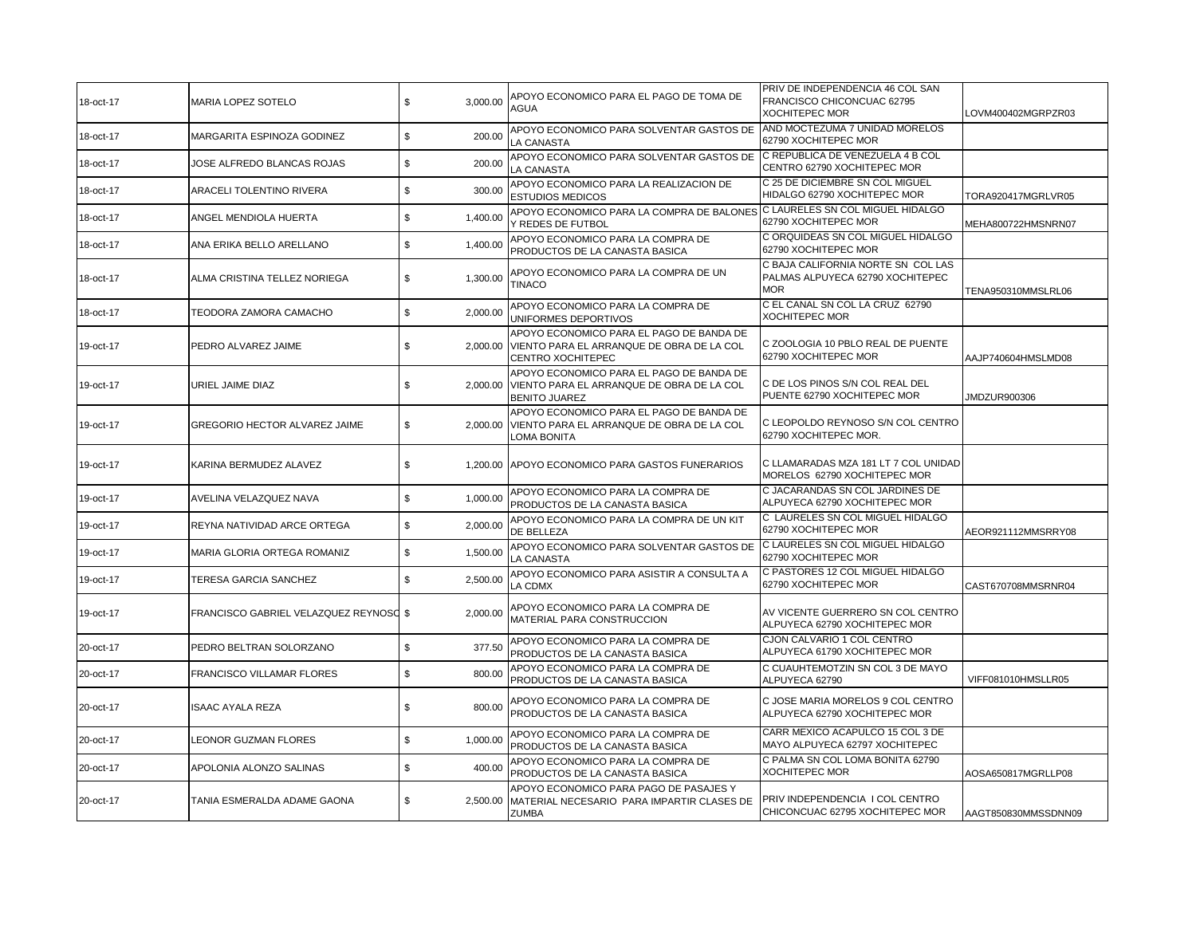| | | | | | |
|---|---|---|---|---|---|
| 18-oct-17 | MARIA LOPEZ SOTELO | $ 3,000.00 | APOYO ECONOMICO PARA EL PAGO DE TOMA DE AGUA | PRIV DE INDEPENDENCIA 46 COL SAN FRANCISCO CHICONCUAC 62795 XOCHITEPEC MOR | LOVM400402MGRPZR03 |
| 18-oct-17 | MARGARITA ESPINOZA GODINEZ | $ 200.00 | APOYO ECONOMICO PARA SOLVENTAR GASTOS DE LA CANASTA | AND MOCTEZUMA 7 UNIDAD MORELOS 62790 XOCHITEPEC MOR | |
| 18-oct-17 | JOSE ALFREDO BLANCAS ROJAS | $ 200.00 | APOYO ECONOMICO PARA SOLVENTAR GASTOS DE LA CANASTA | C REPUBLICA DE VENEZUELA 4 B COL CENTRO 62790 XOCHITEPEC MOR | |
| 18-oct-17 | ARACELI TOLENTINO RIVERA | $ 300.00 | APOYO ECONOMICO PARA LA REALIZACION DE ESTUDIOS MEDICOS | C 25 DE DICIEMBRE SN COL MIGUEL HIDALGO 62790 XOCHITEPEC MOR | TORA920417MGRLVR05 |
| 18-oct-17 | ANGEL MENDIOLA HUERTA | $ 1,400.00 | APOYO ECONOMICO PARA LA COMPRA DE BALONES Y REDES DE FUTBOL | C LAURELES SN COL MIGUEL HIDALGO 62790 XOCHITEPEC MOR | MEHA800722HMSNRN07 |
| 18-oct-17 | ANA ERIKA BELLO ARELLANO | $ 1,400.00 | APOYO ECONOMICO PARA LA COMPRA DE PRODUCTOS DE LA CANASTA BASICA | C ORQUIDEAS SN COL MIGUEL HIDALGO 62790 XOCHITEPEC MOR | |
| 18-oct-17 | ALMA CRISTINA TELLEZ NORIEGA | $ 1,300.00 | APOYO ECONOMICO PARA LA COMPRA DE UN TINACO | C BAJA CALIFORNIA NORTE SN COL LAS PALMAS ALPUYECA 62790 XOCHITEPEC MOR | TENA950310MMSLRL06 |
| 18-oct-17 | TEODORA ZAMORA CAMACHO | $ 2,000.00 | APOYO ECONOMICO PARA LA COMPRA DE UNIFORMES DEPORTIVOS | C EL CANAL SN COL LA CRUZ 62790 XOCHITEPEC MOR | |
| 19-oct-17 | PEDRO ALVAREZ JAIME | $ 2,000.00 | APOYO ECONOMICO PARA EL PAGO DE BANDA DE VIENTO PARA EL ARRANQUE DE OBRA DE LA COL CENTRO XOCHITEPEC | C ZOOLOGIA 10 PBLO REAL DE PUENTE 62790 XOCHITEPEC MOR | AAJP740604HMSLMD08 |
| 19-oct-17 | URIEL JAIME DIAZ | $ 2,000.00 | APOYO ECONOMICO PARA EL PAGO DE BANDA DE VIENTO PARA EL ARRANQUE DE OBRA DE LA COL BENITO JUAREZ | C DE LOS PINOS S/N COL REAL DEL PUENTE 62790 XOCHITEPEC MOR | JMDZUR900306 |
| 19-oct-17 | GREGORIO HECTOR ALVAREZ JAIME | $ 2,000.00 | APOYO ECONOMICO PARA EL PAGO DE BANDA DE VIENTO PARA EL ARRANQUE DE OBRA DE LA COL LOMA BONITA | C LEOPOLDO REYNOSO S/N COL CENTRO 62790 XOCHITEPEC MOR. | |
| 19-oct-17 | KARINA BERMUDEZ ALAVEZ | $ 1,200.00 | APOYO ECONOMICO PARA GASTOS FUNERARIOS | C LLAMARADAS MZA 181 LT 7 COL UNIDAD MORELOS 62790 XOCHITEPEC MOR | |
| 19-oct-17 | AVELINA VELAZQUEZ NAVA | $ 1,000.00 | APOYO ECONOMICO PARA LA COMPRA DE PRODUCTOS DE LA CANASTA BASICA | C JACARANDAS SN COL JARDINES DE ALPUYECA 62790 XOCHITEPEC MOR | |
| 19-oct-17 | REYNA NATIVIDAD ARCE ORTEGA | $ 2,000.00 | APOYO ECONOMICO PARA LA COMPRA DE UN KIT DE BELLEZA | C LAURELES SN COL MIGUEL HIDALGO 62790 XOCHITEPEC MOR | AEOR921112MMSRRY08 |
| 19-oct-17 | MARIA GLORIA ORTEGA ROMANIZ | $ 1,500.00 | APOYO ECONOMICO PARA SOLVENTAR GASTOS DE LA CANASTA | C LAURELES SN COL MIGUEL HIDALGO 62790 XOCHITEPEC MOR | |
| 19-oct-17 | TERESA GARCIA SANCHEZ | $ 2,500.00 | APOYO ECONOMICO PARA ASISTIR A CONSULTA A LA CDMX | C PASTORES 12 COL MIGUEL HIDALGO 62790 XOCHITEPEC MOR | CAST670708MMSRNR04 |
| 19-oct-17 | FRANCISCO GABRIEL VELAZQUEZ REYNOSO | $ 2,000.00 | APOYO ECONOMICO PARA LA COMPRA DE MATERIAL PARA CONSTRUCCION | AV VICENTE GUERRERO SN COL CENTRO ALPUYECA 62790 XOCHITEPEC MOR | |
| 20-oct-17 | PEDRO BELTRAN SOLORZANO | $ 377.50 | APOYO ECONOMICO PARA LA COMPRA DE PRODUCTOS DE LA CANASTA BASICA | CJON CALVARIO 1 COL CENTRO ALPUYECA 61790 XOCHITEPEC MOR | |
| 20-oct-17 | FRANCISCO VILLAMAR FLORES | $ 800.00 | APOYO ECONOMICO PARA LA COMPRA DE PRODUCTOS DE LA CANASTA BASICA | C CUAUHTEMOTZIN SN COL 3 DE MAYO ALPUYECA 62790 | VIFF081010HMSLLR05 |
| 20-oct-17 | ISAAC AYALA REZA | $ 800.00 | APOYO ECONOMICO PARA LA COMPRA DE PRODUCTOS DE LA CANASTA BASICA | C JOSE MARIA MORELOS 9 COL CENTRO ALPUYECA 62790 XOCHITEPEC MOR | |
| 20-oct-17 | LEONOR GUZMAN FLORES | $ 1,000.00 | APOYO ECONOMICO PARA LA COMPRA DE PRODUCTOS DE LA CANASTA BASICA | CARR MEXICO ACAPULCO 15 COL 3 DE MAYO ALPUYECA 62797 XOCHITEPEC | |
| 20-oct-17 | APOLONIA ALONZO SALINAS | $ 400.00 | APOYO ECONOMICO PARA LA COMPRA DE PRODUCTOS DE LA CANASTA BASICA | C PALMA SN COL LOMA BONITA 62790 XOCHITEPEC MOR | AOSA650817MGRLLP08 |
| 20-oct-17 | TANIA ESMERALDA ADAME GAONA | $ 2,500.00 | APOYO ECONOMICO PARA PAGO DE PASAJES Y MATERIAL NECESARIO PARA IMPARTIR CLASES DE ZUMBA | PRIV INDEPENDENCIA I COL CENTRO CHICONCUAC 62795 XOCHITEPEC MOR | AAGT850830MMSSDNN09 |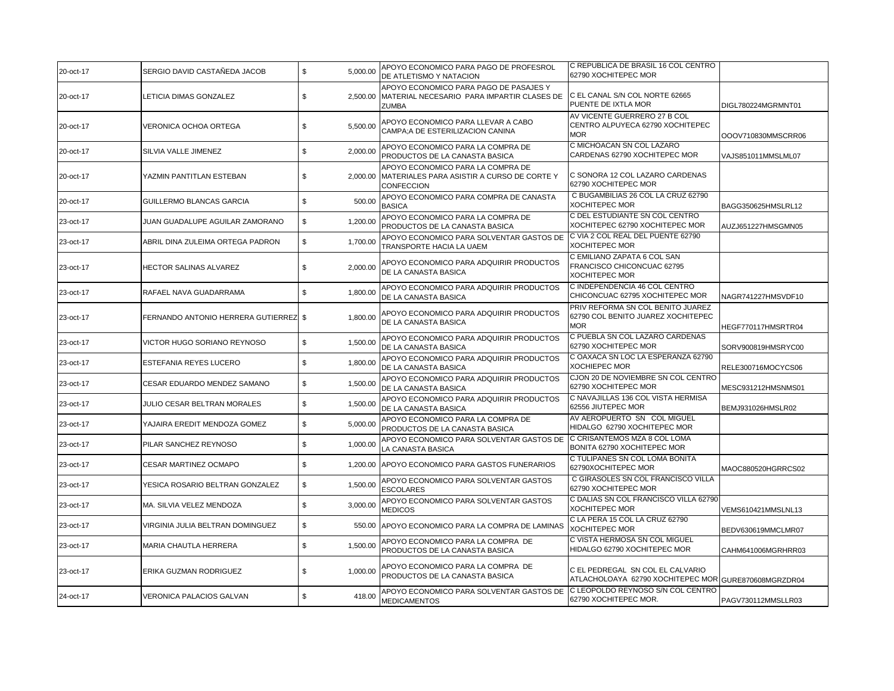| | | | | | |
|---|---|---|---|---|---|
| 20-oct-17 | SERGIO DAVID CASTAÑEDA JACOB | $ 5,000.00 | APOYO ECONOMICO PARA PAGO DE PROFESROL DE ATLETISMO Y NATACION | C REPUBLICA DE BRASIL 16 COL CENTRO 62790 XOCHITEPEC MOR | |
| 20-oct-17 | LETICIA DIMAS GONZALEZ | $ 2,500.00 | APOYO ECONOMICO PARA PAGO DE PASAJES Y MATERIAL NECESARIO PARA IMPARTIR CLASES DE ZUMBA | C EL CANAL S/N COL NORTE 62665 PUENTE DE IXTLA MOR | DIGL780224MGRMNT01 |
| 20-oct-17 | VERONICA OCHOA ORTEGA | $ 5,500.00 | APOYO ECONOMICO PARA LLEVAR A CABO CAMPA;A DE ESTERILIZACION CANINA | AV VICENTE GUERRERO 27 B COL CENTRO ALPUYECA 62790 XOCHITEPEC MOR | OOOV710830MMSCRR06 |
| 20-oct-17 | SILVIA VALLE JIMENEZ | $ 2,000.00 | APOYO ECONOMICO PARA LA COMPRA DE PRODUCTOS DE LA CANASTA BASICA | C MICHOACAN SN COL LAZARO CARDENAS 62790 XOCHITEPEC MOR | VAJS851011MMSLML07 |
| 20-oct-17 | YAZMIN PANTITLAN ESTEBAN | $ 2,000.00 | APOYO ECONOMICO PARA LA COMPRA DE MATERIALES PARA ASISTIR A CURSO DE CORTE Y CONFECCION | C SONORA 12 COL LAZARO CARDENAS 62790 XOCHITEPEC MOR | |
| 20-oct-17 | GUILLERMO BLANCAS GARCIA | $ 500.00 | APOYO ECONOMICO PARA COMPRA DE CANASTA BASICA | C BUGAMBILIAS 26 COL LA CRUZ 62790 XOCHITEPEC MOR | BAGG350625HMSLRL12 |
| 23-oct-17 | JUAN GUADALUPE AGUILAR ZAMORANO | $ 1,200.00 | APOYO ECONOMICO PARA LA COMPRA DE PRODUCTOS DE LA CANASTA BASICA | C DEL ESTUDIANTE SN COL CENTRO XOCHITEPEC 62790 XOCHITEPEC MOR | AUZJ651227HMSGMN05 |
| 23-oct-17 | ABRIL DINA ZULEIMA ORTEGA PADRON | $ 1,700.00 | APOYO ECONOMICO PARA SOLVENTAR GASTOS DE TRANSPORTE HACIA LA UAEM | C VIA 2 COL REAL DEL PUENTE 62790 XOCHITEPEC MOR | |
| 23-oct-17 | HECTOR SALINAS ALVAREZ | $ 2,000.00 | APOYO ECONOMICO PARA ADQUIRIR PRODUCTOS DE LA CANASTA BASICA | C EMILIANO ZAPATA 6 COL SAN FRANCISCO CHICONCUAC 62795 XOCHITEPEC MOR | |
| 23-oct-17 | RAFAEL NAVA GUADARRAMA | $ 1,800.00 | APOYO ECONOMICO PARA ADQUIRIR PRODUCTOS DE LA CANASTA BASICA | C INDEPENDENCIA 46 COL CENTRO CHICONCUAC 62795 XOCHITEPEC MOR | NAGR741227HMSVDF10 |
| 23-oct-17 | FERNANDO ANTONIO HERRERA GUTIERREZ | $ 1,800.00 | APOYO ECONOMICO PARA ADQUIRIR PRODUCTOS DE LA CANASTA BASICA | PRIV REFORMA SN COL BENITO JUAREZ 62790 COL BENITO JUAREZ XOCHITEPEC MOR | HEGF770117HMSRTR04 |
| 23-oct-17 | VICTOR HUGO SORIANO REYNOSO | $ 1,500.00 | APOYO ECONOMICO PARA ADQUIRIR PRODUCTOS DE LA CANASTA BASICA | C PUEBLA SN COL LAZARO CARDENAS 62790 XOCHITEPEC MOR | SORV900819HMSRYC00 |
| 23-oct-17 | ESTEFANIA REYES LUCERO | $ 1,800.00 | APOYO ECONOMICO PARA ADQUIRIR PRODUCTOS DE LA CANASTA BASICA | C OAXACA SN LOC LA ESPERANZA 62790 XOCHIEPEC MOR | RELE300716MOCYCS06 |
| 23-oct-17 | CESAR EDUARDO MENDEZ SAMANO | $ 1,500.00 | APOYO ECONOMICO PARA ADQUIRIR PRODUCTOS DE LA CANASTA BASICA | CJON 20 DE NOVIEMBRE SN COL CENTRO 62790 XOCHITEPEC MOR | MESC931212HMSNMS01 |
| 23-oct-17 | JULIO CESAR BELTRAN MORALES | $ 1,500.00 | APOYO ECONOMICO PARA ADQUIRIR PRODUCTOS DE LA CANASTA BASICA | C NAVAJILLAS 136 COL VISTA HERMISA 62556 JIUTEPEC MOR | BEMJ931026HMSLR02 |
| 23-oct-17 | YAJAIRA EREDIT MENDOZA GOMEZ | $ 5,000.00 | APOYO ECONOMICO PARA LA COMPRA DE PRODUCTOS DE LA CANASTA BASICA | AV AEROPUERTO SN COL MIGUEL HIDALGO 62790 XOCHITEPEC MOR | |
| 23-oct-17 | PILAR SANCHEZ REYNOSO | $ 1,000.00 | APOYO ECONOMICO PARA SOLVENTAR GASTOS DE LA CANASTA BASICA | C CRISANTEMOS MZA 8 COL LOMA BONITA 62790 XOCHITEPEC MOR | |
| 23-oct-17 | CESAR MARTINEZ OCMAPO | $ 1,200.00 | APOYO ECONOMICO PARA GASTOS FUNERARIOS | C TULIPANES SN COL LOMA BONITA 62790XOCHITEPEC MOR | MAOC880520HGRRCS02 |
| 23-oct-17 | YESICA ROSARIO BELTRAN GONZALEZ | $ 1,500.00 | APOYO ECONOMICO PARA SOLVENTAR GASTOS ESCOLARES | C GIRASOLES SN COL FRANCISCO VILLA 62790 XOCHITEPEC MOR | |
| 23-oct-17 | MA. SILVIA VELEZ MENDOZA | $ 3,000.00 | APOYO ECONOMICO PARA SOLVENTAR GASTOS MEDICOS | C DALIAS SN COL FRANCISCO VILLA 62790 XOCHITEPEC MOR | VEMS610421MMSLNL13 |
| 23-oct-17 | VIRGINIA JULIA BELTRAN DOMINGUEZ | $ 550.00 | APOYO ECONOMICO PARA LA COMPRA DE LAMINAS | C LA PERA 15 COL LA CRUZ 62790 XOCHITEPEC MOR | BEDV630619MMCLMR07 |
| 23-oct-17 | MARIA CHAUTLA HERRERA | $ 1,500.00 | APOYO ECONOMICO PARA LA COMPRA DE PRODUCTOS DE LA CANASTA BASICA | C VISTA HERMOSA SN COL MIGUEL HIDALGO 62790 XOCHITEPEC MOR | CAHM641006MGRHRR03 |
| 23-oct-17 | ERIKA GUZMAN RODRIGUEZ | $ 1,000.00 | APOYO ECONOMICO PARA LA COMPRA DE PRODUCTOS DE LA CANASTA BASICA | C EL PEDREGAL SN COL EL CALVARIO ATLACHOLOAYA 62790 XOCHITEPEC MOR | GURE870608MGRZDR04 |
| 24-oct-17 | VERONICA PALACIOS GALVAN | $ 418.00 | APOYO ECONOMICO PARA SOLVENTAR GASTOS DE MEDICAMENTOS | C LEOPOLDO REYNOSO S/N COL CENTRO 62790 XOCHITEPEC MOR. | PAGV730112MMSLLR03 |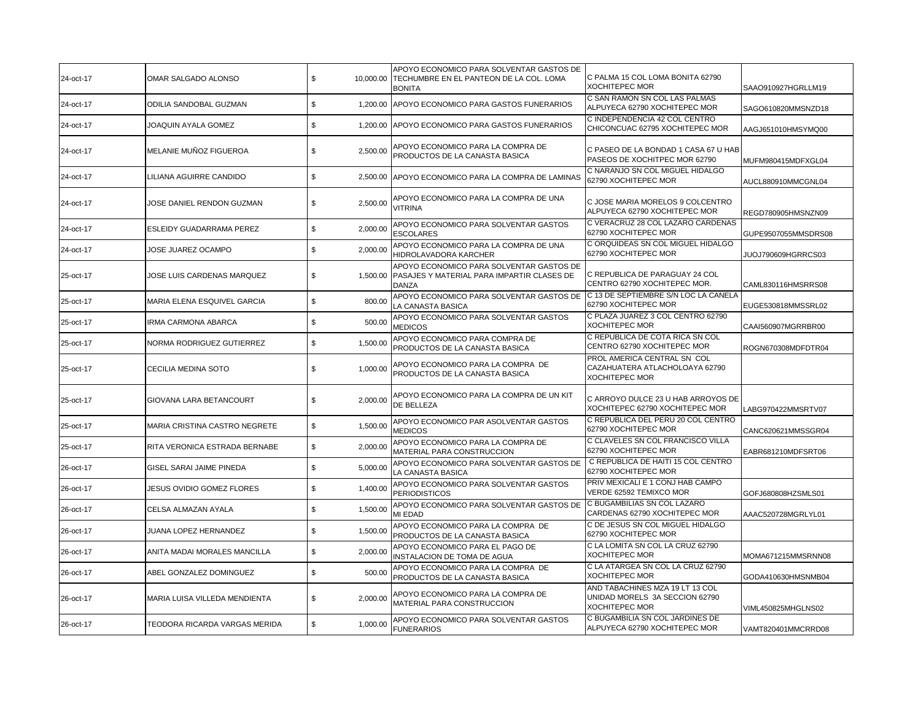| | | | | | |
|---|---|---|---|---|---|
| 24-oct-17 | OMAR SALGADO ALONSO | $ 10,000.00 | APOYO ECONOMICO PARA SOLVENTAR GASTOS DE TECHUMBRE EN EL PANTEON DE LA COL. LOMA BONITA | C PALMA 15 COL LOMA BONITA 62790 XOCHITEPEC MOR | SAAO910927HGRLLM19 |
| 24-oct-17 | ODILIA SANDOBAL GUZMAN | $ 1,200.00 | APOYO ECONOMICO PARA GASTOS FUNERARIOS | C SAN RAMON SN COL LAS PALMAS ALPUYECA 62790 XOCHITEPEC MOR | SAGO610820MMSNZD18 |
| 24-oct-17 | JOAQUIN AYALA GOMEZ | $ 1,200.00 | APOYO ECONOMICO PARA GASTOS FUNERARIOS | C INDEPENDENCIA 42 COL CENTRO CHICONCUAC 62795 XOCHITEPEC MOR | AAGJ651010HMSYMQ00 |
| 24-oct-17 | MELANIE MUÑOZ FIGUEROA | $ 2,500.00 | APOYO ECONOMICO PARA LA COMPRA DE PRODUCTOS DE LA CANASTA BASICA | C PASEO DE LA BONDAD 1 CASA 67 U HAB PASEOS DE XOCHITPEC MOR 62790 | MUFM980415MDFXGL04 |
| 24-oct-17 | LILIANA AGUIRRE CANDIDO | $ 2,500.00 | APOYO ECONOMICO PARA LA COMPRA DE LAMINAS | C NARANJO SN COL MIGUEL HIDALGO 62790 XOCHITEPEC MOR | AUCL880910MMCGNL04 |
| 24-oct-17 | JOSE DANIEL RENDON GUZMAN | $ 2,500.00 | APOYO ECONOMICO PARA LA COMPRA DE UNA VITRINA | C JOSE MARIA MORELOS 9 COLCENTRO ALPUYECA 62790 XOCHITEPEC MOR | REGD780905HMSNZN09 |
| 24-oct-17 | ESLEIDY GUADARRAMA PEREZ | $ 2,000.00 | APOYO ECONOMICO PARA SOLVENTAR GASTOS ESCOLARES | C VERACRUZ 28 COL LAZARO CARDENAS 62790 XOCHITEPEC MOR | GUPE9507055MMSDRS08 |
| 24-oct-17 | JOSE JUAREZ OCAMPO | $ 2,000.00 | APOYO ECONOMICO PARA LA COMPRA DE UNA HIDROLAVADORA KARCHER | C ORQUIDEAS SN COL MIGUEL HIDALGO 62790 XOCHITEPEC MOR | JUOJ790609HGRRCS03 |
| 25-oct-17 | JOSE LUIS CARDENAS MARQUEZ | $ 1,500.00 | APOYO ECONOMICO PARA SOLVENTAR GASTOS DE PASAJES Y MATERIAL PARA IMPARTIR CLASES DE DANZA | C REPUBLICA DE PARAGUAY 24 COL CENTRO 62790 XOCHITEPEC MOR. | CAML830116HMSRRS08 |
| 25-oct-17 | MARIA ELENA ESQUIVEL GARCIA | $ 800.00 | APOYO ECONOMICO PARA SOLVENTAR GASTOS DE LA CANASTA BASICA | C 13 DE SEPTIEMBRE S/N LOC LA CANELA 62790 XOCHITEPEC MOR | EUGE530818MMSSRL02 |
| 25-oct-17 | IRMA CARMONA ABARCA | $ 500.00 | APOYO ECONOMICO PARA SOLVENTAR GASTOS MEDICOS | C PLAZA JUAREZ 3 COL CENTRO 62790 XOCHITEPEC MOR | CAAI560907MGRRBR00 |
| 25-oct-17 | NORMA RODRIGUEZ GUTIERREZ | $ 1,500.00 | APOYO ECONOMICO PARA COMPRA DE PRODUCTOS DE LA CANASTA BASICA | C REPUBLICA DE COTA RICA SN COL CENTRO 62790 XOCHITEPEC MOR | ROGN670308MDFDTR04 |
| 25-oct-17 | CECILIA MEDINA SOTO | $ 1,000.00 | APOYO ECONOMICO PARA LA COMPRA DE PRODUCTOS DE LA CANASTA BASICA | PROL AMERICA CENTRAL SN COL CAZAHUATERA ATLACHOLOAYA 62790 XOCHITEPEC MOR | |
| 25-oct-17 | GIOVANA LARA BETANCOURT | $ 2,000.00 | APOYO ECONOMICO PARA LA COMPRA DE UN KIT DE BELLEZA | C ARROYO DULCE 23 U HAB ARROYOS DE XOCHITEPEC 62790 XOCHITEPEC MOR | LABG970422MMSRTV07 |
| 25-oct-17 | MARIA CRISTINA CASTRO NEGRETE | $ 1,500.00 | APOYO ECONOMICO PAR ASOLVENTAR GASTOS MEDICOS | C REPUBLICA DEL PERU 20 COL CENTRO 62790 XOCHITEPEC MOR | CANC620621MMSSGR04 |
| 25-oct-17 | RITA VERONICA ESTRADA BERNABE | $ 2,000.00 | APOYO ECONOMICO PARA LA COMPRA DE MATERIAL PARA CONSTRUCCION | C CLAVELES SN COL FRANCISCO VILLA 62790 XOCHITEPEC MOR | EABR681210MDFSRT06 |
| 26-oct-17 | GISEL SARAI JAIME PINEDA | $ 5,000.00 | APOYO ECONOMICO PARA SOLVENTAR GASTOS DE LA CANASTA BASICA | C REPUBLICA DE HAITI 15 COL CENTRO 62790 XOCHITEPEC MOR | |
| 26-oct-17 | JESUS OVIDIO GOMEZ FLORES | $ 1,400.00 | APOYO ECONOMICO PARA SOLVENTAR GASTOS PERIODISTICOS | PRIV MEXICALI E 1 CONJ HAB CAMPO VERDE 62592 TEMIXCO MOR | GOFJ680808HZSMLS01 |
| 26-oct-17 | CELSA ALMAZAN AYALA | $ 1,500.00 | APOYO ECONOMICO PARA SOLVENTAR GASTOS DE MI EDAD | C BUGAMBILIAS SN COL LAZARO CARDENAS 62790 XOCHITEPEC MOR | AAAC520728MGRLYL01 |
| 26-oct-17 | JUANA LOPEZ HERNANDEZ | $ 1,500.00 | APOYO ECONOMICO PARA LA COMPRA DE PRODUCTOS DE LA CANASTA BASICA | C DE JESUS SN COL MIGUEL HIDALGO 62790 XOCHITEPEC MOR | |
| 26-oct-17 | ANITA MADAI MORALES MANCILLA | $ 2,000.00 | APOYO ECONOMICO PARA EL PAGO DE INSTALACION DE TOMA DE AGUA | C LA LOMITA SN COL LA CRUZ 62790 XOCHITEPEC MOR | MOMA671215MMSRNN08 |
| 26-oct-17 | ABEL GONZALEZ DOMINGUEZ | $ 500.00 | APOYO ECONOMICO PARA LA COMPRA DE PRODUCTOS DE LA CANASTA BASICA | C LA ATARGEA SN COL LA CRUZ 62790 XOCHITEPEC MOR | GODA410630HMSNMB04 |
| 26-oct-17 | MARIA LUISA VILLEDA MENDIENTA | $ 2,000.00 | APOYO ECONOMICO PARA LA COMPRA DE MATERIAL PARA CONSTRUCCION | AND TABACHINES MZA 19 LT 13 COL UNIDAD MORELS 3A SECCION 62790 XOCHITEPEC MOR | VIML450825MHGLNS02 |
| 26-oct-17 | TEODORA RICARDA VARGAS MERIDA | $ 1,000.00 | APOYO ECONOMICO PARA SOLVENTAR GASTOS FUNERARIOS | C BUGAMBILIA SN COL JARDINES DE ALPUYECA 62790 XOCHITEPEC MOR | VAMT820401MMCRRD08 |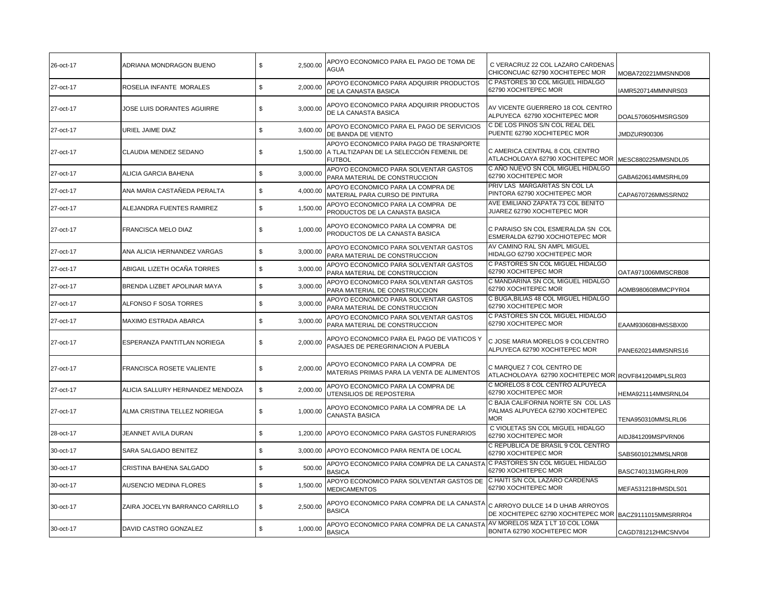| | | | | | |
|---|---|---|---|---|---|
| 26-oct-17 | ADRIANA MONDRAGON BUENO | $ 2,500.00 | APOYO ECONOMICO PARA EL PAGO DE TOMA DE AGUA | C VERACRUZ 22 COL LAZARO CARDENAS CHICONCUAC 62790 XOCHITEPEC MOR | MOBA720221MMSNND08 |
| 27-oct-17 | ROSELIA INFANTE MORALES | $ 2,000.00 | APOYO ECONOMICO PARA ADQUIRIR PRODUCTOS DE LA CANASTA BASICA | C PASTORES 30 COL MIGUEL HIDALGO 62790 XOCHITEPEC MOR | IAMR520714MMNNRS03 |
| 27-oct-17 | JOSE LUIS DORANTES AGUIRRE | $ 3,000.00 | APOYO ECONOMICO PARA ADQUIRIR PRODUCTOS DE LA CANASTA BASICA | AV VICENTE GUERRERO 18 COL CENTRO ALPUYECA 62790 XOCHITEPEC MOR | DOAL570605HMSRGS09 |
| 27-oct-17 | URIEL JAIME DIAZ | $ 3,600.00 | APOYO ECONOMICO PARA EL PAGO DE SERVICIOS DE BANDA DE VIENTO | C DE LOS PINOS S/N COL REAL DEL PUENTE 62790 XOCHITEPEC MOR | JMDZUR900306 |
| 27-oct-17 | CLAUDIA MENDEZ SEDANO | $ 1,500.00 | APOYO ECONOMICO PARA PAGO DE TRASNPORTE A TLALTIZAPAN DE LA SELECCIÓN FEMENIL DE FUTBOL | C AMERICA CENTRAL 8 COL CENTRO ATLACHOLOAYA 62790 XOCHITEPEC MOR | MESC880225MMSNDL05 |
| 27-oct-17 | ALICIA GARCIA BAHENA | $ 3,000.00 | APOYO ECONOMICO PARA SOLVENTAR GASTOS PARA MATERIAL DE CONSTRUCCION | C AÑO NUEVO SN COL MIGUEL HIDALGO 62790 XOCHITEPEC MOR | GABA620614MMSRHL09 |
| 27-oct-17 | ANA MARIA CASTAÑEDA PERALTA | $ 4,000.00 | APOYO ECONOMICO PARA LA COMPRA DE MATERIAL PARA CURSO DE PINTURA | PRIV LAS MARGARITAS SN COL LA PINTORA 62790 XOCHITEPEC MOR | CAPA670726MMSSRN02 |
| 27-oct-17 | ALEJANDRA FUENTES RAMIREZ | $ 1,500.00 | APOYO ECONOMICO PARA LA COMPRA DE PRODUCTOS DE LA CANASTA BASICA | AVE EMILIANO ZAPATA 73 COL BENITO JUAREZ 62790 XOCHITEPEC MOR | |
| 27-oct-17 | FRANCISCA MELO DIAZ | $ 1,000.00 | APOYO ECONOMICO PARA LA COMPRA DE PRODUCTOS DE LA CANASTA BASICA | C PARAISO SN COL ESMERALDA SN COL ESMERALDA 62790 XOCHIOTEPEC MOR | |
| 27-oct-17 | ANA ALICIA HERNANDEZ VARGAS | $ 3,000.00 | APOYO ECONOMICO PARA SOLVENTAR GASTOS PARA MATERIAL DE CONSTRUCCION | AV CAMINO RAL SN AMPL MIGUEL HIDALGO 62790 XOCHITEPEC MOR | |
| 27-oct-17 | ABIGAIL LIZETH OCAÑA TORRES | $ 3,000.00 | APOYO ECONOMICO PARA SOLVENTAR GASTOS PARA MATERIAL DE CONSTRUCCION | C PASTORES SN COL MIGUEL HIDALGO 62790 XOCHITEPEC MOR | OATA971006MMSCRB08 |
| 27-oct-17 | BRENDA LIZBET APOLINAR MAYA | $ 3,000.00 | APOYO ECONOMICO PARA SOLVENTAR GASTOS PARA MATERIAL DE CONSTRUCCION | C MANDARINA SN COL MIGUEL HIDALGO 62790 XOCHITEPEC MOR | AOMB980608MMCPYR04 |
| 27-oct-17 | ALFONSO F SOSA TORRES | $ 3,000.00 | APOYO ECONOMICO PARA SOLVENTAR GASTOS PARA MATERIAL DE CONSTRUCCION | C BUGA,BILIAS 48 COL MIGUEL HIDALGO 62790 XOCHITEPEC MOR | |
| 27-oct-17 | MAXIMO ESTRADA ABARCA | $ 3,000.00 | APOYO ECONOMICO PARA SOLVENTAR GASTOS PARA MATERIAL DE CONSTRUCCION | C PASTORES SN COL MIGUEL HIDALGO 62790 XOCHITEPEC MOR | EAAM930608HMSSBX00 |
| 27-oct-17 | ESPERANZA PANTITLAN NORIEGA | $ 2,000.00 | APOYO ECONOMICO PARA EL PAGO DE VIATICOS Y PASAJES DE PEREGRINACION A PUEBLA | C JOSE MARIA MORELOS 9 COLCENTRO ALPUYECA 62790 XOCHITEPEC MOR | PANE620214MMSNRS16 |
| 27-oct-17 | FRANCISCA ROSETE VALIENTE | $ 2,000.00 | APOYO ECONOMICO PARA LA COMPRA DE MATERIAS PRIMAS PARA LA VENTA DE ALIMENTOS | C MARQUEZ 7 COL CENTRO DE ATLACHOLOAYA 62790 XOCHITEPEC MOR | ROVF841204MPLSLR03 |
| 27-oct-17 | ALICIA SALLURY HERNANDEZ MENDOZA | $ 2,000.00 | APOYO ECONOMICO PARA LA COMPRA DE UTENSILIOS DE REPOSTERIA | C MORELOS 8 COL CENTRO ALPUYECA 62790 XOCHITEPEC MOR | HEMA921114MMSRNL04 |
| 27-oct-17 | ALMA CRISTINA TELLEZ NORIEGA | $ 1,000.00 | APOYO ECONOMICO PARA LA COMPRA DE LA CANASTA BASICA | C BAJA CALIFORNIA NORTE SN COL LAS PALMAS ALPUYECA 62790 XOCHITEPEC MOR | TENA950310MMSLRL06 |
| 28-oct-17 | JEANNET AVILA DURAN | $ 1,200.00 | APOYO ECONOMICO PARA GASTOS FUNERARIOS | C VIOLETAS SN COL MIGUEL HIDALGO 62790 XOCHITEPEC MOR | AIDJ841209MSPVRN06 |
| 30-oct-17 | SARA SALGADO BENITEZ | $ 3,000.00 | APOYO ECONOMICO PARA RENTA DE LOCAL | C REPUBLICA DE BRASIL 9 COL CENTRO 62790 XOCHITEPEC MOR | SABS601012MMSLNR08 |
| 30-oct-17 | CRISTINA BAHENA SALGADO | $ 500.00 | APOYO ECONOMICO PARA COMPRA DE LA CANASTA BASICA | C PASTORES SN COL MIGUEL HIDALGO 62790 XOCHITEPEC MOR | BASC740131MGRHLR09 |
| 30-oct-17 | AUSENCIO MEDINA FLORES | $ 1,500.00 | APOYO ECONOMICO PARA SOLVENTAR GASTOS DE MEDICAMENTOS | C HAITI S/N COL LAZARO CARDENAS 62790 XOCHITEPEC MOR | MEFA531218HMSDLS01 |
| 30-oct-17 | ZAIRA JOCELYN BARRANCO CARRILLO | $ 2,500.00 | APOYO ECONOMICO PARA COMPRA DE LA CANASTA BASICA | C ARROYO DULCE 14 D UHAB ARROYOS DE XOCHITEPEC 62790 XOCHITEPEC MOR | BACZ9111015MMSRRR04 |
| 30-oct-17 | DAVID CASTRO GONZALEZ | $ 1,000.00 | APOYO ECONOMICO PARA COMPRA DE LA CANASTA BASICA | AV MORELOS MZA 1 LT 10 COL LOMA BONITA 62790 XOCHITEPEC MOR | CAGD781212HMCSNV04 |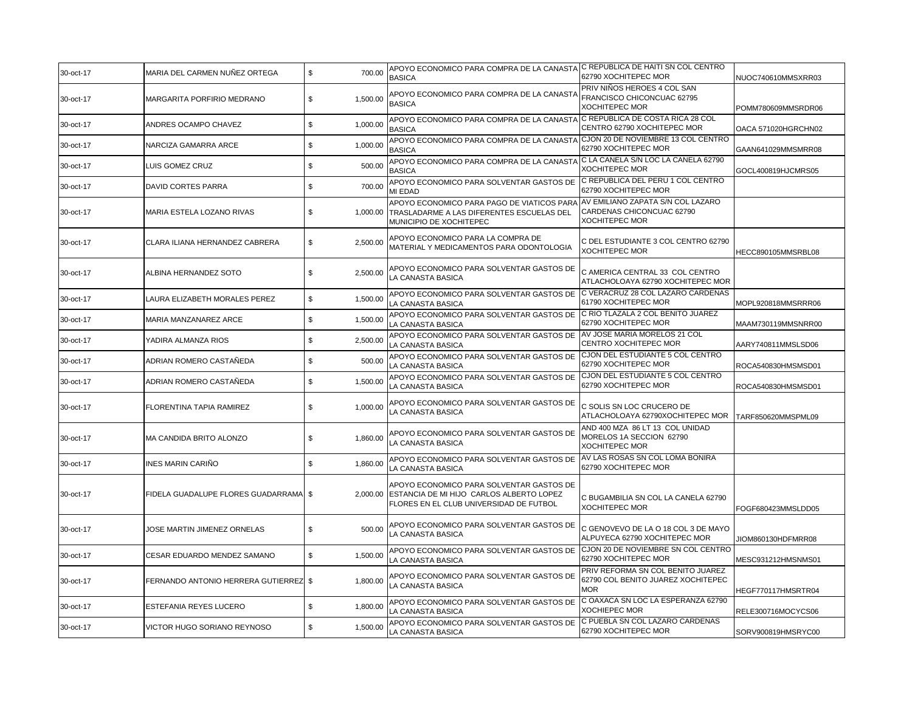| | | | | | |
|---|---|---|---|---|---|
| 30-oct-17 | MARIA DEL CARMEN NUÑEZ ORTEGA | $ 700.00 | APOYO ECONOMICO PARA COMPRA DE LA CANASTA BASICA | C REPUBLICA DE HAITI SN COL CENTRO 62790 XOCHITEPEC MOR | NUOC740610MMSXRR03 |
| 30-oct-17 | MARGARITA PORFIRIO MEDRANO | $ 1,500.00 | APOYO ECONOMICO PARA COMPRA DE LA CANASTA BASICA | PRIV NIÑOS HEROES 4 COL SAN FRANCISCO CHICONCUAC 62795 XOCHITEPEC MOR | POMM780609MMSRDR06 |
| 30-oct-17 | ANDRES OCAMPO CHAVEZ | $ 1,000.00 | APOYO ECONOMICO PARA COMPRA DE LA CANASTA BASICA | C REPUBLICA DE COSTA RICA 28 COL CENTRO 62790 XOCHITEPEC MOR | OACA 571020HGRCHN02 |
| 30-oct-17 | NARCIZA GAMARRA ARCE | $ 1,000.00 | APOYO ECONOMICO PARA COMPRA DE LA CANASTA BASICA | CJON 20 DE NOVIEMBRE 13 COL CENTRO 62790 XOCHITEPEC MOR | GAAN641029MMSMRR08 |
| 30-oct-17 | LUIS GOMEZ CRUZ | $ 500.00 | APOYO ECONOMICO PARA COMPRA DE LA CANASTA BASICA | C LA CANELA S/N LOC LA CANELA 62790 XOCHITEPEC MOR | GOCL400819HJCMRS05 |
| 30-oct-17 | DAVID CORTES PARRA | $ 700.00 | APOYO ECONOMICO PARA SOLVENTAR GASTOS DE MI EDAD | C REPUBLICA DEL PERU 1 COL CENTRO 62790 XOCHITEPEC MOR | |
| 30-oct-17 | MARIA ESTELA LOZANO RIVAS | $ 1,000.00 | APOYO ECONOMICO PARA PAGO DE VIATICOS PARA TRASLADARME A LAS DIFERENTES ESCUELAS DEL MUNICIPIO DE XOCHITEPEC | AV EMILIANO ZAPATA S/N COL LAZARO CARDENAS CHICONCUAC 62790 XOCHITEPEC MOR | |
| 30-oct-17 | CLARA ILIANA HERNANDEZ CABRERA | $ 2,500.00 | APOYO ECONOMICO PARA LA COMPRA DE MATERIAL Y MEDICAMENTOS PARA ODONTOLOGIA | C DEL ESTUDIANTE 3 COL CENTRO 62790 XOCHITEPEC MOR | HECC890105MMSRBL08 |
| 30-oct-17 | ALBINA HERNANDEZ SOTO | $ 2,500.00 | APOYO ECONOMICO PARA SOLVENTAR GASTOS DE LA CANASTA BASICA | C AMERICA CENTRAL 33 COL CENTRO ATLACHOLOAYA 62790 XOCHITEPEC MOR | |
| 30-oct-17 | LAURA ELIZABETH MORALES PEREZ | $ 1,500.00 | APOYO ECONOMICO PARA SOLVENTAR GASTOS DE LA CANASTA BASICA | C VERACRUZ 28 COL LAZARO CARDENAS 61790 XOCHITEPEC MOR | MOPL920818MMSRRR06 |
| 30-oct-17 | MARIA MANZANAREZ ARCE | $ 1,500.00 | APOYO ECONOMICO PARA SOLVENTAR GASTOS DE LA CANASTA BASICA | C RIO TLAZALA 2 COL BENITO JUAREZ 62790 XOCHITEPEC MOR | MAAM730119MMSNRR00 |
| 30-oct-17 | YADIRA ALMANZA RIOS | $ 2,500.00 | APOYO ECONOMICO PARA SOLVENTAR GASTOS DE LA CANASTA BASICA | AV JOSE MARIA MORELOS 21 COL CENTRO XOCHITEPEC MOR | AARY740811MMSLSD06 |
| 30-oct-17 | ADRIAN ROMERO CASTAÑEDA | $ 500.00 | APOYO ECONOMICO PARA SOLVENTAR GASTOS DE LA CANASTA BASICA | CJON DEL ESTUDIANTE 5 COL CENTRO 62790 XOCHITEPEC MOR | ROCA540830HMSMSD01 |
| 30-oct-17 | ADRIAN ROMERO CASTAÑEDA | $ 1,500.00 | APOYO ECONOMICO PARA SOLVENTAR GASTOS DE LA CANASTA BASICA | CJON DEL ESTUDIANTE 5 COL CENTRO 62790 XOCHITEPEC MOR | ROCA540830HMSMSD01 |
| 30-oct-17 | FLORENTINA TAPIA RAMIREZ | $ 1,000.00 | APOYO ECONOMICO PARA SOLVENTAR GASTOS DE LA CANASTA BASICA | C SOLIS SN LOC CRUCERO DE ATLACHOLOAYA 62790XOCHITEPEC MOR | TARF850620MMSPML09 |
| 30-oct-17 | MA CANDIDA BRITO ALONZO | $ 1,860.00 | APOYO ECONOMICO PARA SOLVENTAR GASTOS DE LA CANASTA BASICA | AND 400 MZA 86 LT 13 COL UNIDAD MORELOS 1A SECCION 62790 XOCHITEPEC MOR | |
| 30-oct-17 | INES MARIN CARIÑO | $ 1,860.00 | APOYO ECONOMICO PARA SOLVENTAR GASTOS DE LA CANASTA BASICA | AV LAS ROSAS SN COL LOMA BONIRA 62790 XOCHITEPEC MOR | |
| 30-oct-17 | FIDELA GUADALUPE FLORES GUADARRAMA | $ 2,000.00 | APOYO ECONOMICO PARA SOLVENTAR GASTOS DE ESTANCIA DE MI HIJO CARLOS ALBERTO LOPEZ FLORES EN EL CLUB UNIVERSIDAD DE FUTBOL | C BUGAMBILIA SN COL LA CANELA 62790 XOCHITEPEC MOR | FOGF680423MMSLDD05 |
| 30-oct-17 | JOSE MARTIN JIMENEZ ORNELAS | $ 500.00 | APOYO ECONOMICO PARA SOLVENTAR GASTOS DE LA CANASTA BASICA | C GENOVEVO DE LA O 18 COL 3 DE MAYO ALPUYECA 62790 XOCHITEPEC MOR | JIOM860130HDFMRR08 |
| 30-oct-17 | CESAR EDUARDO MENDEZ SAMANO | $ 1,500.00 | APOYO ECONOMICO PARA SOLVENTAR GASTOS DE LA CANASTA BASICA | CJON 20 DE NOVIEMBRE SN COL CENTRO 62790 XOCHITEPEC MOR | MESC931212HMSNMS01 |
| 30-oct-17 | FERNANDO ANTONIO HERRERA GUTIERREZ | $ 1,800.00 | APOYO ECONOMICO PARA SOLVENTAR GASTOS DE LA CANASTA BASICA | PRIV REFORMA SN COL BENITO JUAREZ 62790 COL BENITO JUAREZ XOCHITEPEC MOR | HEGF770117HMSRTR04 |
| 30-oct-17 | ESTEFANIA REYES LUCERO | $ 1,800.00 | APOYO ECONOMICO PARA SOLVENTAR GASTOS DE LA CANASTA BASICA | C OAXACA SN LOC LA ESPERANZA 62790 XOCHIEPEC MOR | RELE300716MOCYCS06 |
| 30-oct-17 | VICTOR HUGO SORIANO REYNOSO | $ 1,500.00 | APOYO ECONOMICO PARA SOLVENTAR GASTOS DE LA CANASTA BASICA | C PUEBLA SN COL LAZARO CARDENAS 62790 XOCHITEPEC MOR | SORV900819HMSRYC00 |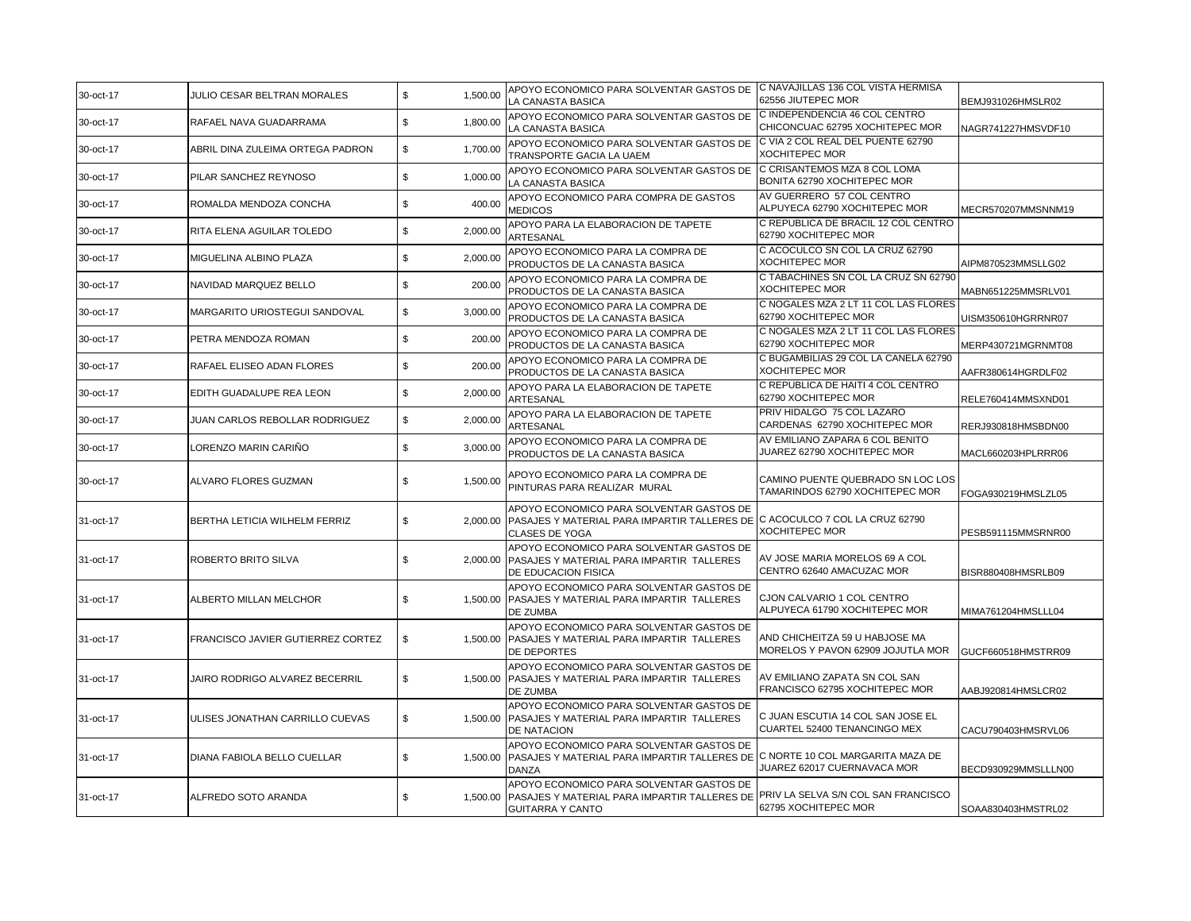| | | | | | |
|---|---|---|---|---|---|
| 30-oct-17 | JULIO CESAR BELTRAN MORALES | $ 1,500.00 | APOYO ECONOMICO PARA SOLVENTAR GASTOS DE LA CANASTA BASICA | C NAVAJILLAS 136 COL VISTA HERMISA 62556 JIUTEPEC MOR | BEMJ931026HMSLR02 |
| 30-oct-17 | RAFAEL NAVA GUADARRAMA | $ 1,800.00 | APOYO ECONOMICO PARA SOLVENTAR GASTOS DE LA CANASTA BASICA | C INDEPENDENCIA 46 COL CENTRO CHICONCUAC 62795 XOCHITEPEC MOR | NAGR741227HMSVDF10 |
| 30-oct-17 | ABRIL DINA ZULEIMA ORTEGA PADRON | $ 1,700.00 | APOYO ECONOMICO PARA SOLVENTAR GASTOS DE TRANSPORTE GACIA LA UAEM | C VIA 2 COL REAL DEL PUENTE 62790 XOCHITEPEC MOR | |
| 30-oct-17 | PILAR SANCHEZ REYNOSO | $ 1,000.00 | APOYO ECONOMICO PARA SOLVENTAR GASTOS DE LA CANASTA BASICA | C CRISANTEMOS MZA 8 COL LOMA BONITA 62790 XOCHITEPEC MOR | |
| 30-oct-17 | ROMALDA MENDOZA CONCHA | $ 400.00 | APOYO ECONOMICO PARA COMPRA DE GASTOS MEDICOS | AV GUERRERO 57 COL CENTRO ALPUYECA 62790 XOCHITEPEC MOR | MECR570207MMSNNM19 |
| 30-oct-17 | RITA ELENA AGUILAR TOLEDO | $ 2,000.00 | APOYO PARA LA ELABORACION DE TAPETE ARTESANAL | C REPUBLICA DE BRACIL 12 COL CENTRO 62790 XOCHITEPEC MOR | |
| 30-oct-17 | MIGUELINA ALBINO PLAZA | $ 2,000.00 | APOYO ECONOMICO PARA LA COMPRA DE PRODUCTOS DE LA CANASTA BASICA | C ACOCULCO SN COL LA CRUZ 62790 XOCHITEPEC MOR | AIPM870523MMSLLG02 |
| 30-oct-17 | NAVIDAD MARQUEZ BELLO | $ 200.00 | APOYO ECONOMICO PARA LA COMPRA DE PRODUCTOS DE LA CANASTA BASICA | C TABACHINES SN COL LA CRUZ SN 62790 XOCHITEPEC MOR | MABN651225MMSRLV01 |
| 30-oct-17 | MARGARITO URIOSTEGUI SANDOVAL | $ 3,000.00 | APOYO ECONOMICO PARA LA COMPRA DE PRODUCTOS DE LA CANASTA BASICA | C NOGALES MZA 2 LT 11 COL LAS FLORES 62790 XOCHITEPEC MOR | UISM350610HGRRNR07 |
| 30-oct-17 | PETRA MENDOZA ROMAN | $ 200.00 | APOYO ECONOMICO PARA LA COMPRA DE PRODUCTOS DE LA CANASTA BASICA | C NOGALES MZA 2 LT 11 COL LAS FLORES 62790 XOCHITEPEC MOR | MERP430721MGRNMT08 |
| 30-oct-17 | RAFAEL ELISEO ADAN FLORES | $ 200.00 | APOYO ECONOMICO PARA LA COMPRA DE PRODUCTOS DE LA CANASTA BASICA | C BUGAMBILIAS 29 COL LA CANELA 62790 XOCHITEPEC MOR | AAFR380614HGRDLF02 |
| 30-oct-17 | EDITH GUADALUPE REA LEON | $ 2,000.00 | APOYO PARA LA ELABORACION DE TAPETE ARTESANAL | C REPUBLICA DE HAITI 4 COL CENTRO 62790 XOCHITEPEC MOR | RELE760414MMSXND01 |
| 30-oct-17 | JUAN CARLOS REBOLLAR RODRIGUEZ | $ 2,000.00 | APOYO PARA LA ELABORACION DE TAPETE ARTESANAL | PRIV HIDALGO 75 COL LAZARO CARDENAS 62790 XOCHITEPEC MOR | RERJ930818HMSBDN00 |
| 30-oct-17 | LORENZO MARIN CARIÑO | $ 3,000.00 | APOYO ECONOMICO PARA LA COMPRA DE PRODUCTOS DE LA CANASTA BASICA | AV EMILIANO ZAPARA 6 COL BENITO JUAREZ 62790 XOCHITEPEC MOR | MACL660203HPLRRR06 |
| 30-oct-17 | ALVARO FLORES GUZMAN | $ 1,500.00 | APOYO ECONOMICO PARA LA COMPRA DE PINTURAS PARA REALIZAR MURAL | CAMINO PUENTE QUEBRADO SN LOC LOS TAMARINDOS 62790 XOCHITEPEC MOR | FOGA930219HMSLZL05 |
| 31-oct-17 | BERTHA LETICIA WILHELM FERRIZ | $ 2,000.00 | APOYO ECONOMICO PARA SOLVENTAR GASTOS DE PASAJES Y MATERIAL PARA IMPARTIR TALLERES DE CLASES DE YOGA | C ACOCULCO 7 COL LA CRUZ 62790 XOCHITEPEC MOR | PESB591115MMSRNR00 |
| 31-oct-17 | ROBERTO BRITO SILVA | $ 2,000.00 | APOYO ECONOMICO PARA SOLVENTAR GASTOS DE PASAJES Y MATERIAL PARA IMPARTIR TALLERES DE EDUCACION FISICA | AV JOSE MARIA MORELOS 69 A COL CENTRO 62640 AMACUZAC MOR | BISR880408HMSRLB09 |
| 31-oct-17 | ALBERTO MILLAN MELCHOR | $ 1,500.00 | APOYO ECONOMICO PARA SOLVENTAR GASTOS DE PASAJES Y MATERIAL PARA IMPARTIR TALLERES DE ZUMBA | CJON CALVARIO 1 COL CENTRO ALPUYECA 61790 XOCHITEPEC MOR | MIMA761204HMSLLL04 |
| 31-oct-17 | FRANCISCO JAVIER GUTIERREZ CORTEZ | $ 1,500.00 | APOYO ECONOMICO PARA SOLVENTAR GASTOS DE PASAJES Y MATERIAL PARA IMPARTIR TALLERES DE DEPORTES | AND CHICHEITZA 59 U HABJOSE MA MORELOS Y PAVON 62909 JOJUTLA MOR | GUCF660518HMSTRR09 |
| 31-oct-17 | JAIRO RODRIGO ALVAREZ BECERRIL | $ 1,500.00 | APOYO ECONOMICO PARA SOLVENTAR GASTOS DE PASAJES Y MATERIAL PARA IMPARTIR TALLERES DE ZUMBA | AV EMILIANO ZAPATA SN COL SAN FRANCISCO 62795 XOCHITEPEC MOR | AABJ920814HMSLCR02 |
| 31-oct-17 | ULISES JONATHAN CARRILLO CUEVAS | $ 1,500.00 | APOYO ECONOMICO PARA SOLVENTAR GASTOS DE PASAJES Y MATERIAL PARA IMPARTIR TALLERES DE NATACION | C JUAN ESCUTIA 14 COL SAN JOSE EL CUARTEL 52400 TENANCINGO MEX | CACU790403HMSRVL06 |
| 31-oct-17 | DIANA FABIOLA BELLO CUELLAR | $ 1,500.00 | APOYO ECONOMICO PARA SOLVENTAR GASTOS DE PASAJES Y MATERIAL PARA IMPARTIR TALLERES DE DANZA | C NORTE 10 COL MARGARITA MAZA DE JUAREZ 62017 CUERNAVACA MOR | BECD930929MMSLLLN00 |
| 31-oct-17 | ALFREDO SOTO ARANDA | $ 1,500.00 | APOYO ECONOMICO PARA SOLVENTAR GASTOS DE PASAJES Y MATERIAL PARA IMPARTIR TALLERES DE GUITARRA Y CANTO | PRIV LA SELVA S/N COL SAN FRANCISCO 62795 XOCHITEPEC MOR | SOAA830403HMSTRL02 |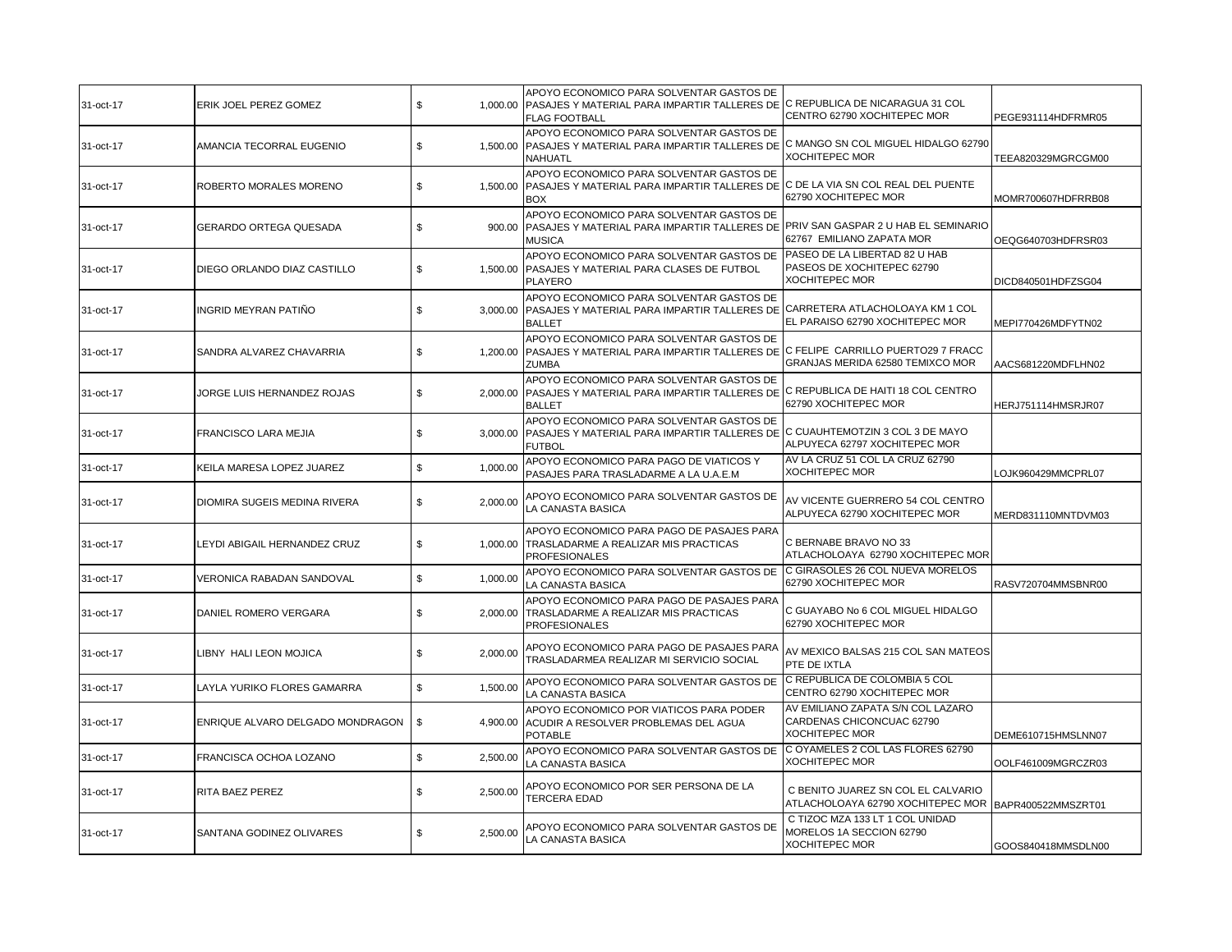| | | | | | |
|---|---|---|---|---|---|
| 31-oct-17 | ERIK JOEL PEREZ GOMEZ | $ 1,000.00 | APOYO ECONOMICO PARA SOLVENTAR GASTOS DE PASAJES Y MATERIAL PARA IMPARTIR TALLERES DE FLAG FOOTBALL | C REPUBLICA DE NICARAGUA 31 COL CENTRO 62790 XOCHITEPEC MOR | PEGE931114HDFRMR05 |
| 31-oct-17 | AMANCIA TECORRAL EUGENIO | $ 1,500.00 | APOYO ECONOMICO PARA SOLVENTAR GASTOS DE PASAJES Y MATERIAL PARA IMPARTIR TALLERES DE NAHUATL | C MANGO SN COL MIGUEL HIDALGO 62790 XOCHITEPEC MOR | TEEA820329MGRCGM00 |
| 31-oct-17 | ROBERTO MORALES MORENO | $ 1,500.00 | APOYO ECONOMICO PARA SOLVENTAR GASTOS DE PASAJES Y MATERIAL PARA IMPARTIR TALLERES DE BOX | C DE LA VIA SN COL REAL DEL PUENTE 62790 XOCHITEPEC MOR | MOMR700607HDFRRB08 |
| 31-oct-17 | GERARDO ORTEGA QUESADA | $ 900.00 | APOYO ECONOMICO PARA SOLVENTAR GASTOS DE PASAJES Y MATERIAL PARA IMPARTIR TALLERES DE MUSICA | PRIV SAN GASPAR 2 U HAB EL SEMINARIO 62767 EMILIANO ZAPATA MOR | OEQG640703HDFRSR03 |
| 31-oct-17 | DIEGO ORLANDO DIAZ CASTILLO | $ 1,500.00 | APOYO ECONOMICO PARA SOLVENTAR GASTOS DE PASAJES Y MATERIAL PARA CLASES DE FUTBOL PLAYERO | PASEO DE LA LIBERTAD 82 U HAB PASEOS DE XOCHITEPEC 62790 XOCHITEPEC MOR | DICD840501HDFZSG04 |
| 31-oct-17 | INGRID MEYRAN PATIÑO | $ 3,000.00 | APOYO ECONOMICO PARA SOLVENTAR GASTOS DE PASAJES Y MATERIAL PARA IMPARTIR TALLERES DE BALLET | CARRETERA ATLACHOLOAYA KM 1 COL EL PARAISO 62790 XOCHITEPEC MOR | MEPI770426MDFYTN02 |
| 31-oct-17 | SANDRA ALVAREZ CHAVARRIA | $ 1,200.00 | APOYO ECONOMICO PARA SOLVENTAR GASTOS DE PASAJES Y MATERIAL PARA IMPARTIR TALLERES DE ZUMBA | C FELIPE CARRILLO PUERTO29 7 FRACC GRANJAS MERIDA 62580 TEMIXCO MOR | AACS681220MDFLHN02 |
| 31-oct-17 | JORGE LUIS HERNANDEZ ROJAS | $ 2,000.00 | APOYO ECONOMICO PARA SOLVENTAR GASTOS DE PASAJES Y MATERIAL PARA IMPARTIR TALLERES DE BALLET | C REPUBLICA DE HAITI 18 COL CENTRO 62790 XOCHITEPEC MOR | HERJ751114HMSRJR07 |
| 31-oct-17 | FRANCISCO LARA MEJIA | $ 3,000.00 | APOYO ECONOMICO PARA SOLVENTAR GASTOS DE PASAJES Y MATERIAL PARA IMPARTIR TALLERES DE FUTBOL | C CUAUHTEMOTZIN 3 COL 3 DE MAYO ALPUYECA 62797 XOCHITEPEC MOR | |
| 31-oct-17 | KEILA MARESA LOPEZ JUAREZ | $ 1,000.00 | APOYO ECONOMICO PARA PAGO DE VIATICOS Y PASAJES PARA TRASLADARME A LA U.A.E.M | AV LA CRUZ 51 COL LA CRUZ 62790 XOCHITEPEC MOR | LOJK960429MMCPRL07 |
| 31-oct-17 | DIOMIRA SUGEIS MEDINA RIVERA | $ 2,000.00 | APOYO ECONOMICO PARA SOLVENTAR GASTOS DE LA CANASTA BASICA | AV VICENTE GUERRERO 54 COL CENTRO ALPUYECA 62790 XOCHITEPEC MOR | MERD831110MNTDVM03 |
| 31-oct-17 | LEYDI ABIGAIL HERNANDEZ CRUZ | $ 1,000.00 | APOYO ECONOMICO PARA PAGO DE PASAJES PARA TRASLADARME A REALIZAR MIS PRACTICAS PROFESIONALES | C BERNABE BRAVO NO 33 ATLACHOLOAYA 62790 XOCHITEPEC MOR | |
| 31-oct-17 | VERONICA RABADAN SANDOVAL | $ 1,000.00 | APOYO ECONOMICO PARA SOLVENTAR GASTOS DE LA CANASTA BASICA | C GIRASOLES 26 COL NUEVA MORELOS 62790 XOCHITEPEC MOR | RASV720704MMSBNR00 |
| 31-oct-17 | DANIEL ROMERO VERGARA | $ 2,000.00 | APOYO ECONOMICO PARA PAGO DE PASAJES PARA TRASLADARME A REALIZAR MIS PRACTICAS PROFESIONALES | C GUAYABO No 6 COL MIGUEL HIDALGO 62790 XOCHITEPEC MOR | |
| 31-oct-17 | LIBNY HALI LEON MOJICA | $ 2,000.00 | APOYO ECONOMICO PARA PAGO DE PASAJES PARA TRASLADARMEA REALIZAR MI SERVICIO SOCIAL | AV MEXICO BALSAS 215 COL SAN MATEOS PTE DE IXTLA | |
| 31-oct-17 | LAYLA YURIKO FLORES GAMARRA | $ 1,500.00 | APOYO ECONOMICO PARA SOLVENTAR GASTOS DE LA CANASTA BASICA | C REPUBLICA DE COLOMBIA 5 COL CENTRO 62790 XOCHITEPEC MOR | |
| 31-oct-17 | ENRIQUE ALVARO DELGADO MONDRAGON | $ 4,900.00 | APOYO ECONOMICO POR VIATICOS PARA PODER ACUDIR A RESOLVER PROBLEMAS DEL AGUA POTABLE | AV EMILIANO ZAPATA S/N COL LAZARO CARDENAS CHICONCUAC 62790 XOCHITEPEC MOR | DEME610715HMSLNN07 |
| 31-oct-17 | FRANCISCA OCHOA LOZANO | $ 2,500.00 | APOYO ECONOMICO PARA SOLVENTAR GASTOS DE LA CANASTA BASICA | C OYAMELES 2 COL LAS FLORES 62790 XOCHITEPEC MOR | OOLF461009MGRCZR03 |
| 31-oct-17 | RITA BAEZ PEREZ | $ 2,500.00 | APOYO ECONOMICO POR SER PERSONA DE LA TERCERA EDAD | C BENITO JUAREZ SN COL EL CALVARIO ATLACHOLOAYA 62790 XOCHITEPEC MOR | BAPR400522MMSZRT01 |
| 31-oct-17 | SANTANA GODINEZ OLIVARES | $ 2,500.00 | APOYO ECONOMICO PARA SOLVENTAR GASTOS DE LA CANASTA BASICA | C TIZOC MZA 133 LT 1 COL UNIDAD MORELOS 1A SECCION 62790 XOCHITEPEC MOR | GOOS840418MMSDLN00 |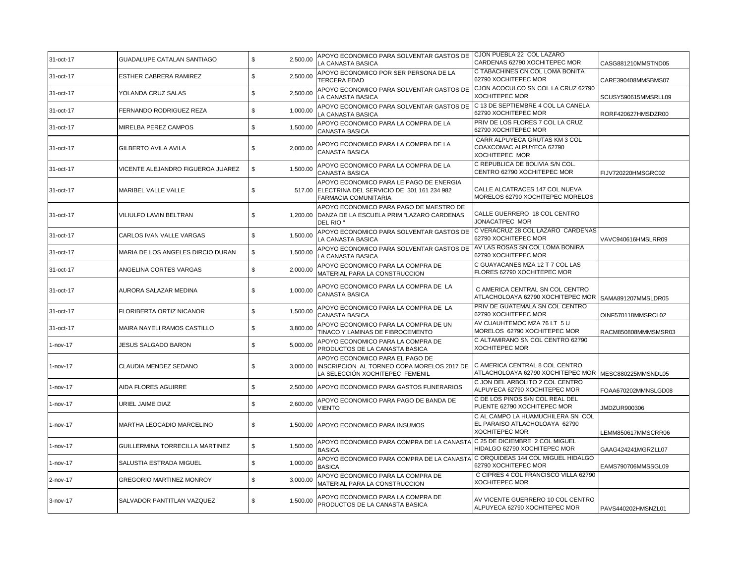| | | | | | | |
|---|---|---|---|---|---|---|
| 31-oct-17 | GUADALUPE CATALAN SANTIAGO | $ | 2,500.00 | APOYO ECONOMICO PARA SOLVENTAR GASTOS DE LA CANASTA BASICA | CJON PUEBLA 22 COL LAZARO CARDENAS 62790 XOCHITEPEC MOR | CASG881210MMSTND05 |
| 31-oct-17 | ESTHER CABRERA RAMIREZ | $ | 2,500.00 | APOYO ECONOMICO POR SER PERSONA DE LA TERCERA EDAD | C TABACHINES CN COL LOMA BONITA 62790 XOCHITEPEC MOR | CARE390408MMSBMS07 |
| 31-oct-17 | YOLANDA CRUZ SALAS | $ | 2,500.00 | APOYO ECONOMICO PARA SOLVENTAR GASTOS DE LA CANASTA BASICA | CJON ACOCULCO SN COL LA CRUZ 62790 XOCHITEPEC MOR | SCUSY590615MMSRLL09 |
| 31-oct-17 | FERNANDO RODRIGUEZ REZA | $ | 1,000.00 | APOYO ECONOMICO PARA SOLVENTAR GASTOS DE LA CANASTA BASICA | C 13 DE SEPTIEMBRE 4 COL LA CANELA 62790 XOCHITEPEC MOR | RORF420627HMSDZR00 |
| 31-oct-17 | MIRELBA PEREZ CAMPOS | $ | 1,500.00 | APOYO ECONOMICO PARA LA COMPRA DE LA CANASTA BASICA | PRIV DE LOS FLORES 7 COL LA CRUZ 62790 XOCHITEPEC MOR | |
| 31-oct-17 | GILBERTO AVILA AVILA | $ | 2,000.00 | APOYO ECONOMICO PARA LA COMPRA DE LA CANASTA BASICA | CARR ALPUYECA GRUTAS KM 3 COL COAXCOMAC ALPUYECA 62790 XOCHITEPEC MOR | |
| 31-oct-17 | VICENTE ALEJANDRO FIGUEROA JUAREZ | $ | 1,500.00 | APOYO ECONOMICO PARA LA COMPRA DE LA CANASTA BASICA | C REPUBLICA DE BOLIVIA S/N COL. CENTRO 62790 XOCHITEPEC MOR | FIJV720220HMSGRC02 |
| 31-oct-17 | MARIBEL VALLE VALLE | $ | 517.00 | APOYO ECONOMICO PARA LE PAGO DE ENERGIA ELECTRINA DEL SERVICIO DE 301 161 234 982 FARMACIA COMUNITARIA | CALLE ALCATRACES 147 COL NUEVA MORELOS 62790 XOCHITEPEC MORELOS | |
| 31-oct-17 | VILIULFO LAVIN BELTRAN | $ | 1,200.00 | APOYO ECONOMICO PARA PAGO DE MAESTRO DE DANZA DE LA ESCUELA PRIM "LAZARO CARDENAS DEL RIO " | CALLE GUERRERO 18 COL CENTRO JONACATPEC MOR | |
| 31-oct-17 | CARLOS IVAN VALLE VARGAS | $ | 1,500.00 | APOYO ECONOMICO PARA SOLVENTAR GASTOS DE LA CANASTA BASICA | C VERACRUZ 28 COL LAZARO CARDENAS 62790 XOCHITEPEC MOR | VAVC940616HMSLRR09 |
| 31-oct-17 | MARIA DE LOS ANGELES DIRCIO DURAN | $ | 1,500.00 | APOYO ECONOMICO PARA SOLVENTAR GASTOS DE LA CANASTA BASICA | AV LAS ROSAS SN COL LOMA BONIRA 62790 XOCHITEPEC MOR | |
| 31-oct-17 | ANGELINA CORTES VARGAS | $ | 2,000.00 | APOYO ECONOMICO PARA LA COMPRA DE MATERIAL PARA LA CONSTRUCCION | C GUAYACANES MZA 12 T 7 COL LAS FLORES 62790 XOCHITEPEC MOR | |
| 31-oct-17 | AURORA SALAZAR MEDINA | $ | 1,000.00 | APOYO ECONOMICO PARA LA COMPRA DE LA CANASTA BASICA | C AMERICA CENTRAL SN COL CENTRO ATLACHOLOAYA 62790 XOCHITEPEC MOR | SAMA891207MMSLDR05 |
| 31-oct-17 | FLORIBERTA ORTIZ NICANOR | $ | 1,500.00 | APOYO ECONOMICO PARA LA COMPRA DE LA CANASTA BASICA | PRIV DE GUATEMALA SN COL CENTRO 62790 XOCHITEPEC MOR | OINF570118MMSRCL02 |
| 31-oct-17 | MAIRA NAYELI RAMOS CASTILLO | $ | 3,800.00 | APOYO ECONOMICO PARA LA COMPRA DE UN TINACO Y LAMINAS DE FIBROCEMENTO | AV CUAUHTEMOC MZA 76 LT 5 U MORELOS 62790 XOCHITEPEC MOR | RACM850808MMMSMSR03 |
| 1-nov-17 | JESUS SALGADO BARON | $ | 5,000.00 | APOYO ECONOMICO PARA LA COMPRA DE PRODUCTOS DE LA CANASTA BASICA | C ALTAMIRANO SN COL CENTRO 62790 XOCHITEPEC MOR | |
| 1-nov-17 | CLAUDIA MENDEZ SEDANO | $ | 3,000.00 | APOYO ECONOMICO PARA EL PAGO DE INSCRIPCION AL TORNEO COPA MORELOS 2017 DE LA SELECCIÓN XOCHITEPEC FEMENIL | C AMERICA CENTRAL 8 COL CENTRO ATLACHOLOAYA 62790 XOCHITEPEC MOR | MESC880225MMSNDL05 |
| 1-nov-17 | AIDA FLORES AGUIRRE | $ | 2,500.00 | APOYO ECONOMICO PARA GASTOS FUNERARIOS | C JON DEL ARBOLITO 2 COL CENTRO ALPUYECA 62790 XOCHITEPEC MOR | FOAA670202MMNSLGD08 |
| 1-nov-17 | URIEL JAIME DIAZ | $ | 2,600.00 | APOYO ECONOMICO PARA PAGO DE BANDA DE VIENTO | C DE LOS PINOS S/N COL REAL DEL PUENTE 62790 XOCHITEPEC MOR | JMDZUR900306 |
| 1-nov-17 | MARTHA LEOCADIO MARCELINO | $ | 1,500.00 | APOYO ECONOMICO PARA INSUMOS | C AL CAMPO LA HUAMUCHILERA SN COL EL PARAISO ATLACHOLOAYA 62790 XOCHITEPEC MOR | LEMM850617MMSCRR06 |
| 1-nov-17 | GUILLERMINA TORRECILLA MARTINEZ | $ | 1,500.00 | APOYO ECONOMICO PARA COMPRA DE LA CANASTA BASICA | C 25 DE DICIEMBRE 2 COL MIGUEL HIDALGO 62790 XOCHITEPEC MOR | GAAG424241MGRZLL07 |
| 1-nov-17 | SALUSTIA ESTRADA MIGUEL | $ | 1,000.00 | APOYO ECONOMICO PARA COMPRA DE LA CANASTA BASICA | C ORQUIDEAS 144 COL MIGUEL HIDALGO 62790 XOCHITEPEC MOR | EAMS790706MMSSGL09 |
| 2-nov-17 | GREGORIO MARTINEZ MONROY | $ | 3,000.00 | APOYO ECONOMICO PARA LA COMPRA DE MATERIAL PARA LA CONSTRUCCION | C CIPRES 4 COL FRANCISCO VILLA 62790 XOCHITEPEC MOR | |
| 3-nov-17 | SALVADOR PANTITLAN VAZQUEZ | $ | 1,500.00 | APOYO ECONOMICO PARA LA COMPRA DE PRODUCTOS DE LA CANASTA BASICA | AV VICENTE GUERRERO 10 COL CENTRO ALPUYECA 62790 XOCHITEPEC MOR | PAVS440202HMSNZL01 |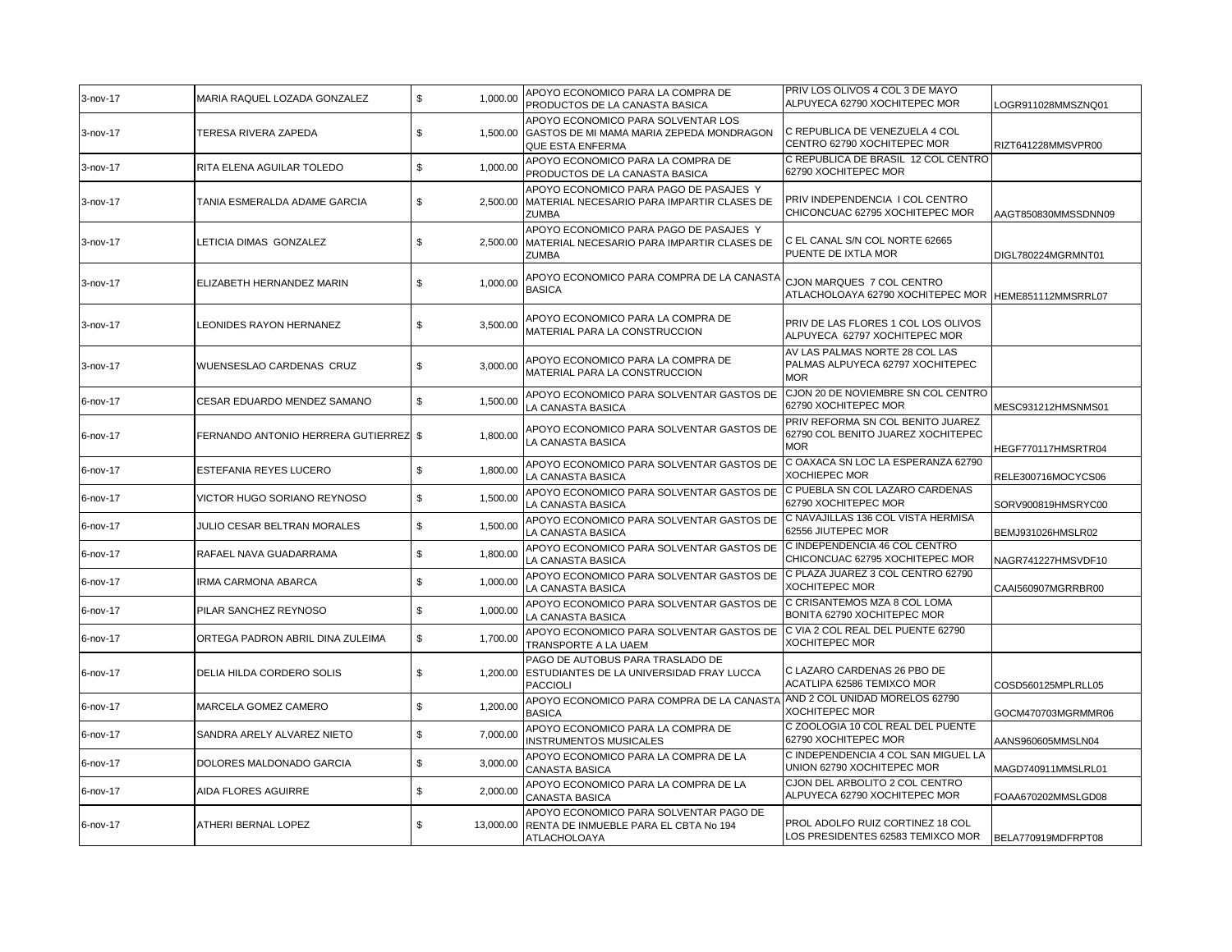| | | | | | |
|---|---|---|---|---|---|
| 3-nov-17 | MARIA RAQUEL LOZADA GONZALEZ | $ 1,000.00 | APOYO ECONOMICO PARA LA COMPRA DE PRODUCTOS DE LA CANASTA BASICA | PRIV LOS OLIVOS 4 COL 3 DE MAYO ALPUYECA 62790 XOCHITEPEC MOR | LOGR911028MMSZNQ01 |
| 3-nov-17 | TERESA RIVERA ZAPEDA | $ 1,500.00 | APOYO ECONOMICO PARA SOLVENTAR LOS GASTOS DE MI MAMA MARIA ZEPEDA MONDRAGON QUE ESTA ENFERMA | C REPUBLICA DE VENEZUELA 4 COL CENTRO 62790 XOCHITEPEC MOR | RIZT641228MMSVPR00 |
| 3-nov-17 | RITA ELENA AGUILAR TOLEDO | $ 1,000.00 | APOYO ECONOMICO PARA LA COMPRA DE PRODUCTOS DE LA CANASTA BASICA | C REPUBLICA DE BRASIL 12 COL CENTRO 62790 XOCHITEPEC MOR | |
| 3-nov-17 | TANIA ESMERALDA ADAME GARCIA | $ 2,500.00 | APOYO ECONOMICO PARA PAGO DE PASAJES Y MATERIAL NECESARIO PARA IMPARTIR CLASES DE ZUMBA | PRIV INDEPENDENCIA I COL CENTRO CHICONCUAC 62795 XOCHITEPEC MOR | AAGT850830MMSSDNN09 |
| 3-nov-17 | LETICIA DIMAS GONZALEZ | $ 2,500.00 | APOYO ECONOMICO PARA PAGO DE PASAJES Y MATERIAL NECESARIO PARA IMPARTIR CLASES DE ZUMBA | C EL CANAL S/N COL NORTE 62665 PUENTE DE IXTLA MOR | DIGL780224MGRMNT01 |
| 3-nov-17 | ELIZABETH HERNANDEZ MARIN | $ 1,000.00 | APOYO ECONOMICO PARA COMPRA DE LA CANASTA BASICA | CJON MARQUES 7 COL CENTRO ATLACHOLOAYA 62790 XOCHITEPEC MOR | HEME851112MMSRRL07 |
| 3-nov-17 | LEONIDES RAYON HERNANEZ | $ 3,500.00 | APOYO ECONOMICO PARA LA COMPRA DE MATERIAL PARA LA CONSTRUCCION | PRIV DE LAS FLORES 1 COL LOS OLIVOS ALPUYECA 62797 XOCHITEPEC MOR | |
| 3-nov-17 | WUENSESLAO CARDENAS CRUZ | $ 3,000.00 | APOYO ECONOMICO PARA LA COMPRA DE MATERIAL PARA LA CONSTRUCCION | AV LAS PALMAS NORTE 28 COL LAS PALMAS ALPUYECA 62797 XOCHITEPEC MOR | |
| 6-nov-17 | CESAR EDUARDO MENDEZ SAMANO | $ 1,500.00 | APOYO ECONOMICO PARA SOLVENTAR GASTOS DE LA CANASTA BASICA | CJON 20 DE NOVIEMBRE SN COL CENTRO 62790 XOCHITEPEC MOR | MESC931212HMSNMS01 |
| 6-nov-17 | FERNANDO ANTONIO HERRERA GUTIERREZ | $ 1,800.00 | APOYO ECONOMICO PARA SOLVENTAR GASTOS DE LA CANASTA BASICA | PRIV REFORMA SN COL BENITO JUAREZ 62790 COL BENITO JUAREZ XOCHITEPEC MOR | HEGF770117HMSRTR04 |
| 6-nov-17 | ESTEFANIA REYES LUCERO | $ 1,800.00 | APOYO ECONOMICO PARA SOLVENTAR GASTOS DE LA CANASTA BASICA | C OAXACA SN LOC LA ESPERANZA 62790 XOCHIEPEC MOR | RELE300716MOCYCS06 |
| 6-nov-17 | VICTOR HUGO SORIANO REYNOSO | $ 1,500.00 | APOYO ECONOMICO PARA SOLVENTAR GASTOS DE LA CANASTA BASICA | C PUEBLA SN COL LAZARO CARDENAS 62790 XOCHITEPEC MOR | SORV900819HMSRYC00 |
| 6-nov-17 | JULIO CESAR BELTRAN MORALES | $ 1,500.00 | APOYO ECONOMICO PARA SOLVENTAR GASTOS DE LA CANASTA BASICA | C NAVAJILLAS 136 COL VISTA HERMISA 62556 JIUTEPEC MOR | BEMJ931026HMSLR02 |
| 6-nov-17 | RAFAEL NAVA GUADARRAMA | $ 1,800.00 | APOYO ECONOMICO PARA SOLVENTAR GASTOS DE LA CANASTA BASICA | C INDEPENDENCIA 46 COL CENTRO CHICONCUAC 62795 XOCHITEPEC MOR | NAGR741227HMSVDF10 |
| 6-nov-17 | IRMA CARMONA ABARCA | $ 1,000.00 | APOYO ECONOMICO PARA SOLVENTAR GASTOS DE LA CANASTA BASICA | C PLAZA JUAREZ 3 COL CENTRO 62790 XOCHITEPEC MOR | CAAI560907MGRRBR00 |
| 6-nov-17 | PILAR SANCHEZ REYNOSO | $ 1,000.00 | APOYO ECONOMICO PARA SOLVENTAR GASTOS DE LA CANASTA BASICA | C CRISANTEMOS MZA 8 COL LOMA BONITA 62790 XOCHITEPEC MOR | |
| 6-nov-17 | ORTEGA PADRON ABRIL DINA ZULEIMA | $ 1,700.00 | APOYO ECONOMICO PARA SOLVENTAR GASTOS DE TRANSPORTE A LA UAEM | C VIA 2 COL REAL DEL PUENTE 62790 XOCHITEPEC MOR | |
| 6-nov-17 | DELIA HILDA CORDERO SOLIS | $ 1,200.00 | PAGO DE AUTOBUS PARA TRASLADO DE ESTUDIANTES DE LA UNIVERSIDAD FRAY LUCCA PACCIOLI | C LAZARO CARDENAS 26 PBO DE ACATLIPA 62586 TEMIXCO MOR | COSD560125MPLRLL05 |
| 6-nov-17 | MARCELA GOMEZ CAMERO | $ 1,200.00 | APOYO ECONOMICO PARA COMPRA DE LA CANASTA BASICA | AND 2 COL UNIDAD MORELOS 62790 XOCHITEPEC MOR | GOCM470703MGRMMR06 |
| 6-nov-17 | SANDRA ARELY ALVAREZ NIETO | $ 7,000.00 | APOYO ECONOMICO PARA LA COMPRA DE INSTRUMENTOS MUSICALES | C ZOOLOGIA 10 COL REAL DEL PUENTE 62790 XOCHITEPEC MOR | AANS960605MMSLN04 |
| 6-nov-17 | DOLORES MALDONADO GARCIA | $ 3,000.00 | APOYO ECONOMICO PARA LA COMPRA DE LA CANASTA BASICA | C INDEPENDENCIA 4 COL SAN MIGUEL LA UNION 62790 XOCHITEPEC MOR | MAGD740911MMSLRL01 |
| 6-nov-17 | AIDA FLORES AGUIRRE | $ 2,000.00 | APOYO ECONOMICO PARA LA COMPRA DE LA CANASTA BASICA | CJON DEL ARBOLITO 2 COL CENTRO ALPUYECA 62790 XOCHITEPEC MOR | FOAA670202MMSLGD08 |
| 6-nov-17 | ATHERI BERNAL LOPEZ | $ 13,000.00 | APOYO ECONOMICO PARA SOLVENTAR PAGO DE RENTA DE INMUEBLE PARA EL CBTA No 194 ATLACHOLOAYA | PROL ADOLFO RUIZ CORTINEZ 18 COL LOS PRESIDENTES 62583 TEMIXCO MOR | BELA770919MDFRPT08 |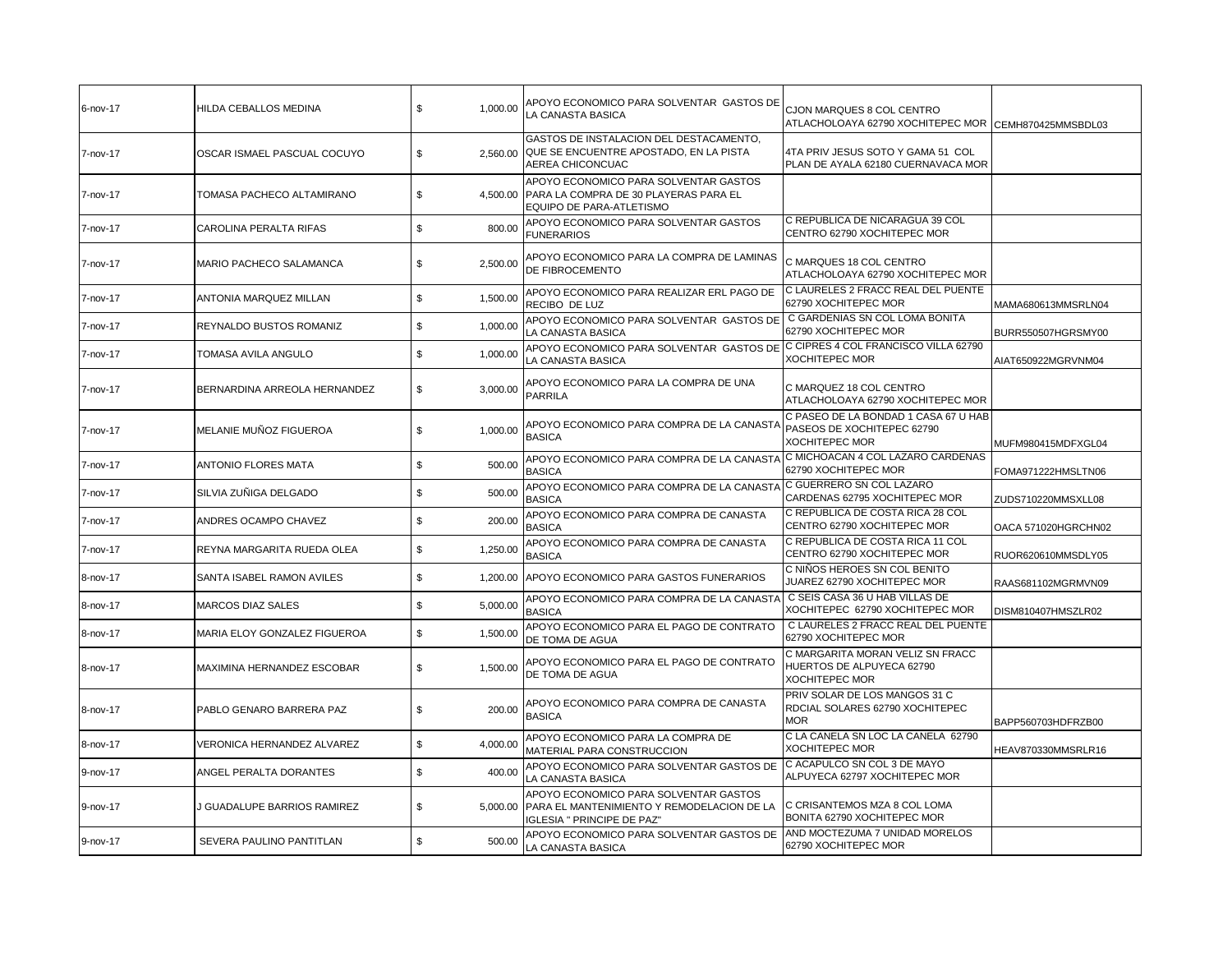| | | | | | |
|---|---|---|---|---|---|
| 6-nov-17 | HILDA CEBALLOS MEDINA | $ 1,000.00 | APOYO ECONOMICO PARA SOLVENTAR GASTOS DE LA CANASTA BASICA | CJON MARQUES 8 COL CENTRO ATLACHOLOAYA 62790 XOCHITEPEC MOR | CEMH870425MMSBDL03 |
| 7-nov-17 | OSCAR ISMAEL PASCUAL COCUYO | $ 2,560.00 | GASTOS DE INSTALACION DEL DESTACAMENTO, QUE SE ENCUENTRE APOSTADO, EN LA PISTA AEREA CHICONCUAC | 4TA PRIV JESUS SOTO Y GAMA 51 COL PLAN DE AYALA 62180 CUERNAVACA MOR | |
| 7-nov-17 | TOMASA PACHECO ALTAMIRANO | $ 4,500.00 | APOYO ECONOMICO PARA SOLVENTAR GASTOS PARA LA COMPRA DE 30 PLAYERAS PARA EL EQUIPO DE PARA-ATLETISMO | | |
| 7-nov-17 | CAROLINA PERALTA RIFAS | $ 800.00 | APOYO ECONOMICO PARA SOLVENTAR GASTOS FUNERARIOS | C REPUBLICA DE NICARAGUA 39 COL CENTRO 62790 XOCHITEPEC MOR | |
| 7-nov-17 | MARIO PACHECO SALAMANCA | $ 2,500.00 | APOYO ECONOMICO PARA LA COMPRA DE LAMINAS DE FIBROCEMENTO | C MARQUES 18 COL CENTRO ATLACHOLOAYA 62790 XOCHITEPEC MOR | |
| 7-nov-17 | ANTONIA MARQUEZ MILLAN | $ 1,500.00 | APOYO ECONOMICO PARA REALIZAR ERL PAGO DE RECIBO DE LUZ | C LAURELES 2 FRACC REAL DEL PUENTE 62790 XOCHITEPEC MOR | MAMA680613MMSRLN04 |
| 7-nov-17 | REYNALDO BUSTOS ROMANIZ | $ 1,000.00 | APOYO ECONOMICO PARA SOLVENTAR GASTOS DE LA CANASTA BASICA | C GARDENIAS SN COL LOMA BONITA 62790 XOCHITEPEC MOR | BURR550507HGRSMY00 |
| 7-nov-17 | TOMASA AVILA ANGULO | $ 1,000.00 | APOYO ECONOMICO PARA SOLVENTAR GASTOS DE LA CANASTA BASICA | C CIPRES 4 COL FRANCISCO VILLA 62790 XOCHITEPEC MOR | AIAT650922MGRVNM04 |
| 7-nov-17 | BERNARDINA ARREOLA HERNANDEZ | $ 3,000.00 | APOYO ECONOMICO PARA LA COMPRA DE UNA PARRILA | C MARQUEZ 18 COL CENTRO ATLACHOLOAYA 62790 XOCHITEPEC MOR | |
| 7-nov-17 | MELANIE MUÑOZ FIGUEROA | $ 1,000.00 | APOYO ECONOMICO PARA COMPRA DE LA CANASTA BASICA | C PASEO DE LA BONDAD 1 CASA 67 U HAB PASEOS DE XOCHITEPEC 62790 XOCHITEPEC MOR | MUFM980415MDFXGL04 |
| 7-nov-17 | ANTONIO FLORES MATA | $ 500.00 | APOYO ECONOMICO PARA COMPRA DE LA CANASTA BASICA | C MICHOACAN 4 COL LAZARO CARDENAS 62790 XOCHITEPEC MOR | FOMA971222HMSLTN06 |
| 7-nov-17 | SILVIA ZUÑIGA DELGADO | $ 500.00 | APOYO ECONOMICO PARA COMPRA DE LA CANASTA BASICA | C GUERRERO SN COL LAZARO CARDENAS 62795 XOCHITEPEC MOR | ZUDS710220MMSXLL08 |
| 7-nov-17 | ANDRES OCAMPO CHAVEZ | $ 200.00 | APOYO ECONOMICO PARA COMPRA DE CANASTA BASICA | C REPUBLICA DE COSTA RICA 28 COL CENTRO 62790 XOCHITEPEC MOR | OACA 571020HGRCHN02 |
| 7-nov-17 | REYNA MARGARITA RUEDA OLEA | $ 1,250.00 | APOYO ECONOMICO PARA COMPRA DE CANASTA BASICA | C REPUBLICA DE COSTA RICA 11 COL CENTRO 62790 XOCHITEPEC MOR | RUOR620610MMSDLY05 |
| 8-nov-17 | SANTA ISABEL RAMON AVILES | $ 1,200.00 | APOYO ECONOMICO PARA GASTOS FUNERARIOS | C NIÑOS HEROES SN COL BENITO JUAREZ 62790 XOCHITEPEC MOR | RAAS681102MGRMVN09 |
| 8-nov-17 | MARCOS DIAZ SALES | $ 5,000.00 | APOYO ECONOMICO PARA COMPRA DE LA CANASTA BASICA | C SEIS CASA 36 U HAB VILLAS DE XOCHITEPEC 62790 XOCHITEPEC MOR | DISM810407HMSZLR02 |
| 8-nov-17 | MARIA ELOY GONZALEZ FIGUEROA | $ 1,500.00 | APOYO ECONOMICO PARA EL PAGO DE CONTRATO DE TOMA DE AGUA | C LAURELES 2 FRACC REAL DEL PUENTE 62790 XOCHITEPEC MOR | |
| 8-nov-17 | MAXIMINA HERNANDEZ ESCOBAR | $ 1,500.00 | APOYO ECONOMICO PARA EL PAGO DE CONTRATO DE TOMA DE AGUA | C MARGARITA MORAN VELIZ SN FRACC HUERTOS DE ALPUYECA 62790 XOCHITEPEC MOR | |
| 8-nov-17 | PABLO GENARO BARRERA PAZ | $ 200.00 | APOYO ECONOMICO PARA COMPRA DE CANASTA BASICA | PRIV SOLAR DE LOS MANGOS 31 C RDCIAL SOLARES 62790 XOCHITEPEC MOR | BAPP560703HDFRZB00 |
| 8-nov-17 | VERONICA HERNANDEZ ALVAREZ | $ 4,000.00 | APOYO ECONOMICO PARA LA COMPRA DE MATERIAL PARA CONSTRUCCION | C LA CANELA SN LOC LA CANELA 62790 XOCHITEPEC MOR | HEAV870330MMSRLR16 |
| 9-nov-17 | ANGEL PERALTA DORANTES | $ 400.00 | APOYO ECONOMICO PARA SOLVENTAR GASTOS DE LA CANASTA BASICA | C ACAPULCO SN COL 3 DE MAYO ALPUYECA 62797 XOCHITEPEC MOR | |
| 9-nov-17 | J GUADALUPE BARRIOS RAMIREZ | $ 5,000.00 | APOYO ECONOMICO PARA SOLVENTAR GASTOS PARA EL MANTENIMIENTO Y REMODELACION DE LA IGLESIA " PRINCIPE DE PAZ" | C CRISANTEMOS MZA 8 COL LOMA BONITA 62790 XOCHITEPEC MOR | |
| 9-nov-17 | SEVERA PAULINO PANTITLAN | $ 500.00 | APOYO ECONOMICO PARA SOLVENTAR GASTOS DE LA CANASTA BASICA | AND MOCTEZUMA 7 UNIDAD MORELOS 62790 XOCHITEPEC MOR | |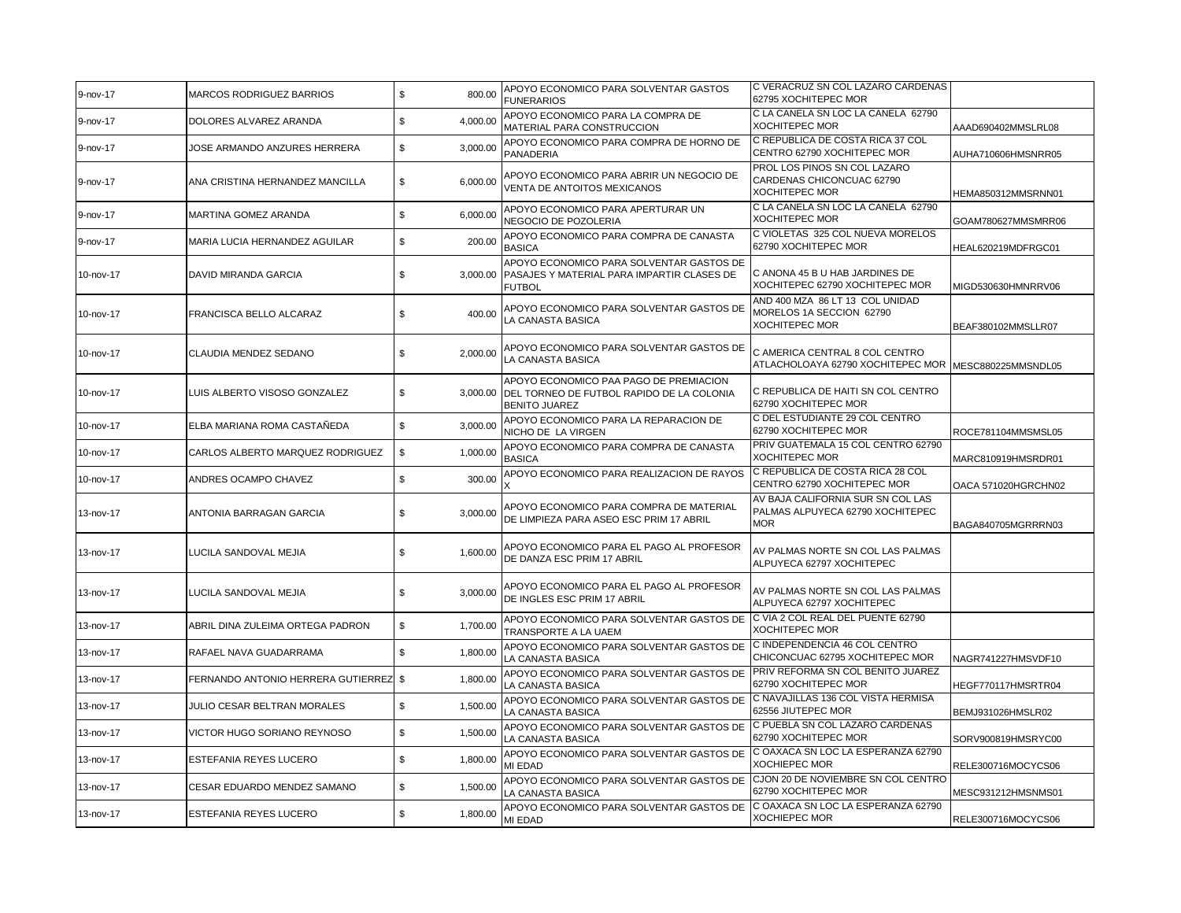| | | | | | | |
|---|---|---|---|---|---|---|
| 9-nov-17 | MARCOS RODRIGUEZ BARRIOS | $ | 800.00 | APOYO ECONOMICO PARA SOLVENTAR GASTOS FUNERARIOS | C VERACRUZ SN COL LAZARO CARDENAS 62795 XOCHITEPEC MOR | |
| 9-nov-17 | DOLORES ALVAREZ ARANDA | $ | 4,000.00 | APOYO ECONOMICO PARA LA COMPRA DE MATERIAL PARA CONSTRUCCION | C LA CANELA SN LOC LA CANELA 62790 XOCHITEPEC MOR | AAAD690402MMSLRL08 |
| 9-nov-17 | JOSE ARMANDO ANZURES HERRERA | $ | 3,000.00 | APOYO ECONOMICO PARA COMPRA DE HORNO DE PANADERIA | C REPUBLICA DE COSTA RICA 37 COL CENTRO 62790 XOCHITEPEC MOR | AUHA710606HMSNRR05 |
| 9-nov-17 | ANA CRISTINA HERNANDEZ MANCILLA | $ | 6,000.00 | APOYO ECONOMICO PARA ABRIR UN NEGOCIO DE VENTA DE ANTOITOS MEXICANOS | PROL LOS PINOS SN COL LAZARO CARDENAS CHICONCUAC 62790 XOCHITEPEC MOR | HEMA850312MMSRNN01 |
| 9-nov-17 | MARTINA GOMEZ ARANDA | $ | 6,000.00 | APOYO ECONOMICO PARA APERTURAR UN NEGOCIO DE POZOLERIA | C LA CANELA SN LOC LA CANELA 62790 XOCHITEPEC MOR | GOAM780627MMSMRR06 |
| 9-nov-17 | MARIA LUCIA HERNANDEZ AGUILAR | $ | 200.00 | APOYO ECONOMICO PARA COMPRA DE CANASTA BASICA | C VIOLETAS 325 COL NUEVA MORELOS 62790 XOCHITEPEC MOR | HEAL620219MDFRGC01 |
| 10-nov-17 | DAVID MIRANDA GARCIA | $ | 3,000.00 | APOYO ECONOMICO PARA SOLVENTAR GASTOS DE PASAJES Y MATERIAL PARA IMPARTIR CLASES DE FUTBOL | C ANONA 45 B U HAB JARDINES DE XOCHITEPEC 62790 XOCHITEPEC MOR | MIGD530630HMNRRV06 |
| 10-nov-17 | FRANCISCA BELLO ALCARAZ | $ | 400.00 | APOYO ECONOMICO PARA SOLVENTAR GASTOS DE LA CANASTA BASICA | AND 400 MZA 86 LT 13 COL UNIDAD MORELOS 1A SECCION 62790 XOCHITEPEC MOR | BEAF380102MMSLLR07 |
| 10-nov-17 | CLAUDIA MENDEZ SEDANO | $ | 2,000.00 | APOYO ECONOMICO PARA SOLVENTAR GASTOS DE LA CANASTA BASICA | C AMERICA CENTRAL 8 COL CENTRO ATLACHOLOAYA 62790 XOCHITEPEC MOR | MESC880225MMSNDL05 |
| 10-nov-17 | LUIS ALBERTO VISOSO GONZALEZ | $ | 3,000.00 | APOYO ECONOMICO PAA PAGO DE PREMIACION DEL TORNEO DE FUTBOL RAPIDO DE LA COLONIA BENITO JUAREZ | C REPUBLICA DE HAITI SN COL CENTRO 62790 XOCHITEPEC MOR | |
| 10-nov-17 | ELBA MARIANA ROMA CASTAÑEDA | $ | 3,000.00 | APOYO ECONOMICO PARA LA REPARACION DE NICHO DE LA VIRGEN | C DEL ESTUDIANTE 29 COL CENTRO 62790 XOCHITEPEC MOR | ROCE781104MMSMSL05 |
| 10-nov-17 | CARLOS ALBERTO MARQUEZ RODRIGUEZ | $ | 1,000.00 | APOYO ECONOMICO PARA COMPRA DE CANASTA BASICA | PRIV GUATEMALA 15 COL CENTRO 62790 XOCHITEPEC MOR | MARC810919HMSRDR01 |
| 10-nov-17 | ANDRES OCAMPO CHAVEZ | $ | 300.00 | APOYO ECONOMICO PARA REALIZACION DE RAYOS X | C REPUBLICA DE COSTA RICA 28 COL CENTRO 62790 XOCHITEPEC MOR | OACA 571020HGRCHN02 |
| 13-nov-17 | ANTONIA BARRAGAN GARCIA | $ | 3,000.00 | APOYO ECONOMICO PARA COMPRA DE MATERIAL DE LIMPIEZA PARA ASEO ESC PRIM 17 ABRIL | AV BAJA CALIFORNIA SUR SN COL LAS PALMAS ALPUYECA 62790 XOCHITEPEC MOR | BAGA840705MGRRRN03 |
| 13-nov-17 | LUCILA SANDOVAL MEJIA | $ | 1,600.00 | APOYO ECONOMICO PARA EL PAGO AL PROFESOR DE DANZA ESC PRIM 17 ABRIL | AV PALMAS NORTE SN COL LAS PALMAS ALPUYECA 62797 XOCHITEPEC | |
| 13-nov-17 | LUCILA SANDOVAL MEJIA | $ | 3,000.00 | APOYO ECONOMICO PARA EL PAGO AL PROFESOR DE INGLES ESC PRIM 17 ABRIL | AV PALMAS NORTE SN COL LAS PALMAS ALPUYECA 62797 XOCHITEPEC | |
| 13-nov-17 | ABRIL DINA ZULEIMA ORTEGA PADRON | $ | 1,700.00 | APOYO ECONOMICO PARA SOLVENTAR GASTOS DE TRANSPORTE A LA UAEM | C VIA 2 COL REAL DEL PUENTE 62790 XOCHITEPEC MOR | |
| 13-nov-17 | RAFAEL NAVA GUADARRAMA | $ | 1,800.00 | APOYO ECONOMICO PARA SOLVENTAR GASTOS DE LA CANASTA BASICA | C INDEPENDENCIA 46 COL CENTRO CHICONCUAC 62795 XOCHITEPEC MOR | NAGR741227HMSVDF10 |
| 13-nov-17 | FERNANDO ANTONIO HERRERA GUTIERREZ | $ | 1,800.00 | APOYO ECONOMICO PARA SOLVENTAR GASTOS DE LA CANASTA BASICA | PRIV REFORMA SN COL BENITO JUAREZ 62790 XOCHITEPEC MOR | HEGF770117HMSRTR04 |
| 13-nov-17 | JULIO CESAR BELTRAN MORALES | $ | 1,500.00 | APOYO ECONOMICO PARA SOLVENTAR GASTOS DE LA CANASTA BASICA | C NAVAJILLAS 136 COL VISTA HERMISA 62556 JIUTEPEC MOR | BEMJ931026HMSLR02 |
| 13-nov-17 | VICTOR HUGO SORIANO REYNOSO | $ | 1,500.00 | APOYO ECONOMICO PARA SOLVENTAR GASTOS DE LA CANASTA BASICA | C PUEBLA SN COL LAZARO CARDENAS 62790 XOCHITEPEC MOR | SORV900819HMSRYC00 |
| 13-nov-17 | ESTEFANIA REYES LUCERO | $ | 1,800.00 | APOYO ECONOMICO PARA SOLVENTAR GASTOS DE MI EDAD | C OAXACA SN LOC LA ESPERANZA 62790 XOCHIEPEC MOR | RELE300716MOCYCS06 |
| 13-nov-17 | CESAR EDUARDO MENDEZ SAMANO | $ | 1,500.00 | APOYO ECONOMICO PARA SOLVENTAR GASTOS DE LA CANASTA BASICA | CJON 20 DE NOVIEMBRE SN COL CENTRO 62790 XOCHITEPEC MOR | MESC931212HMSNMS01 |
| 13-nov-17 | ESTEFANIA REYES LUCERO | $ | 1,800.00 | APOYO ECONOMICO PARA SOLVENTAR GASTOS DE MI EDAD | C OAXACA SN LOC LA ESPERANZA 62790 XOCHIEPEC MOR | RELE300716MOCYCS06 |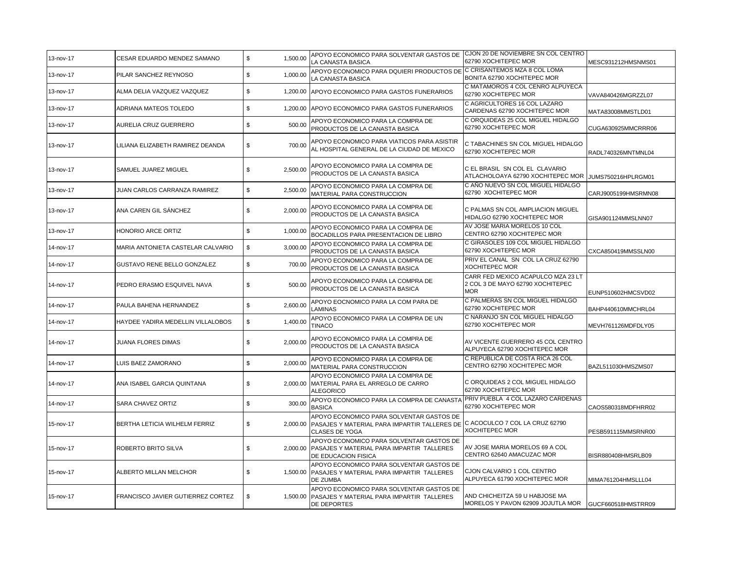| | | | | | | |
|---|---|---|---|---|---|---|
| 13-nov-17 | CESAR EDUARDO MENDEZ SAMANO | $ | 1,500.00 | APOYO ECONOMICO PARA SOLVENTAR GASTOS DE LA CANASTA BASICA | CJON 20 DE NOVIEMBRE SN COL CENTRO 62790 XOCHITEPEC MOR | MESC931212HMSNMS01 |
| 13-nov-17 | PILAR SANCHEZ REYNOSO | $ | 1,000.00 | APOYO ECONOMICO PARA DQUIERI PRODUCTOS DE LA CANASTA BASICA | C CRISANTEMOS MZA 8 COL LOMA BONITA 62790 XOCHITEPEC MOR | |
| 13-nov-17 | ALMA DELIA VAZQUEZ VAZQUEZ | $ | 1,200.00 | APOYO ECONOMICO PARA GASTOS FUNERARIOS | C MATAMOROS 4 COL CENRO ALPUYECA 62790 XOCHITEPEC MOR | VAVA840426MGRZZL07 |
| 13-nov-17 | ADRIANA MATEOS TOLEDO | $ | 1,200.00 | APOYO ECONOMICO PARA GASTOS FUNERARIOS | C AGRICULTORES 16 COL LAZARO CARDENAS 62790 XOCHITEPEC MOR | MATA83008MMSTLD01 |
| 13-nov-17 | AURELIA CRUZ GUERRERO | $ | 500.00 | APOYO ECONOMICO PARA LA COMPRA DE PRODUCTOS DE LA CANASTA BASICA | C ORQUIDEAS 25 COL MIGUEL HIDALGO 62790 XOCHITEPEC MOR | CUGA630925MMCRRR06 |
| 13-nov-17 | LILIANA ELIZABETH RAMIREZ DEANDA | $ | 700.00 | APOYO ECONOMICO PARA VIATICOS PARA ASISTIR AL HOSPITAL GENERAL DE LA CIUDAD DE MEXICO | C TABACHINES SN COL MIGUEL HIDALGO 62790 XOCHITEPEC MOR | RADL740326MNTMNL04 |
| 13-nov-17 | SAMUEL JUAREZ MIGUEL | $ | 2,500.00 | APOYO ECONOMICO PARA LA COMPRA DE PRODUCTOS DE LA CANASTA BASICA | C EL BRASIL SN COL EL CLAVARIO ATLACHOLOAYA 62790 XOCHITEPEC MOR | JUMS750216HPLRGM01 |
| 13-nov-17 | JUAN CARLOS CARRANZA RAMIREZ | $ | 2,500.00 | APOYO ECONOMICO PARA LA COMPRA DE MATERIAL PARA CONSTRUCCION | C AÑO NUEVO SN COL MIGUEL HIDALGO 62790 XOCHITEPEC MOR | CARJ9005199HMSRMN08 |
| 13-nov-17 | ANA CAREN GIL SÁNCHEZ | $ | 2,000.00 | APOYO ECONOMICO PARA LA COMPRA DE PRODUCTOS DE LA CANASTA BASICA | C PALMAS SN COL AMPLIACION MIGUEL HIDALGO 62790 XOCHITEPEC MOR | GISA901124MMSLNN07 |
| 13-nov-17 | HONORIO ARCE ORTIZ | $ | 1,000.00 | APOYO ECONOMICO PARA LA COMPRA DE BOCADILLOS PARA PRESENTACION DE LIBRO | AV JOSE MARIA MORELOS 10 COL CENTRO 62790 XOCHITEPEC MOR | |
| 14-nov-17 | MARIA ANTONIETA CASTELAR CALVARIO | $ | 3,000.00 | APOYO ECONOMICO PARA LA COMPRA DE PRODUCTOS DE LA CANASTA BASICA | C GIRASOLES 109 COL MIGUEL HIDALGO 62790 XOCHITEPEC MOR | CXCA850419MMSSLN00 |
| 14-nov-17 | GUSTAVO RENE BELLO GONZALEZ | $ | 700.00 | APOYO ECONOMICO PARA LA COMPRA DE PRODUCTOS DE LA CANASTA BASICA | PRIV EL CANAL SN COL LA CRUZ 62790 XOCHITEPEC MOR | |
| 14-nov-17 | PEDRO ERASMO ESQUIVEL NAVA | $ | 500.00 | APOYO ECONOMICO PARA LA COMPRA DE PRODUCTOS DE LA CANASTA BASICA | CARR FED MEXICO ACAPULCO MZA 23 LT 2 COL 3 DE MAYO 62790 XOCHITEPEC MOR | EUNP510602HMCSVD02 |
| 14-nov-17 | PAULA BAHENA HERNANDEZ | $ | 2,600.00 | APOYO EOCNOMICO PARA LA COM PARA DE LAMINAS | C PALMERAS SN COL MIGUEL HIDALGO 62790 XOCHITEPEC MOR | BAHP440610MMCHRL04 |
| 14-nov-17 | HAYDEE YADIRA MEDELLIN VILLALOBOS | $ | 1,400.00 | APOYO ECONOMICO PARA LA COMPRA DE UN TINACO | C NARANJO SN COL MIGUEL HIDALGO 62790 XOCHITEPEC MOR | MEVH761126MDFDLY05 |
| 14-nov-17 | JUANA FLORES DIMAS | $ | 2,000.00 | APOYO ECONOMICO PARA LA COMPRA DE PRODUCTOS DE LA CANASTA BASICA | AV VICENTE GUERRERO 45 COL CENTRO ALPUYECA 62790 XOCHITEPEC MOR | |
| 14-nov-17 | LUIS BAEZ ZAMORANO | $ | 2,000.00 | APOYO ECONOMICO PARA LA COMPRA DE MATERIAL PARA CONSTRUCCION | C REPUBLICA DE COSTA RICA 26 COL CENTRO 62790 XOCHITEPEC MOR | BAZL511030HMSZMS07 |
| 14-nov-17 | ANA ISABEL GARCIA QUINTANA | $ | 2,000.00 | APOYO ECONOMICO PARA LA COMPRA DE MATERIAL PARA EL ARREGLO DE CARRO ALEGORICO | C ORQUIDEAS 2 COL MIGUEL HIDALGO 62790 XOCHITEPEC MOR | |
| 14-nov-17 | SARA CHAVEZ ORTIZ | $ | 300.00 | APOYO ECONOMICO PARA LA COMPRA DE CANASTA BASICA | PRIV PUEBLA 4 COL LAZARO CARDENAS 62790 XOCHITEPEC MOR | CAOS580318MDFHRR02 |
| 15-nov-17 | BERTHA LETICIA WILHELM FERRIZ | $ | 2,000.00 | APOYO ECONOMICO PARA SOLVENTAR GASTOS DE PASAJES Y MATERIAL PARA IMPARTIR TALLERES DE CLASES DE YOGA | C ACOCULCO 7 COL LA CRUZ 62790 XOCHITEPEC MOR | PESB591115MMSRNR00 |
| 15-nov-17 | ROBERTO BRITO SILVA | $ | 2,000.00 | APOYO ECONOMICO PARA SOLVENTAR GASTOS DE PASAJES Y MATERIAL PARA IMPARTIR TALLERES DE EDUCACION FISICA | AV JOSE MARIA MORELOS 69 A COL CENTRO 62640 AMACUZAC MOR | BISR880408HMSRLB09 |
| 15-nov-17 | ALBERTO MILLAN MELCHOR | $ | 1,500.00 | APOYO ECONOMICO PARA SOLVENTAR GASTOS DE PASAJES Y MATERIAL PARA IMPARTIR TALLERES DE ZUMBA | CJON CALVARIO 1 COL CENTRO ALPUYECA 61790 XOCHITEPEC MOR | MIMA761204HMSLLL04 |
| 15-nov-17 | FRANCISCO JAVIER GUTIERREZ CORTEZ | $ | 1,500.00 | APOYO ECONOMICO PARA SOLVENTAR GASTOS DE PASAJES Y MATERIAL PARA IMPARTIR TALLERES DE DEPORTES | AND CHICHEITZA 59 U HABJOSE MA MORELOS Y PAVON 62909 JOJUTLA MOR | GUCF660518HMSTRR09 |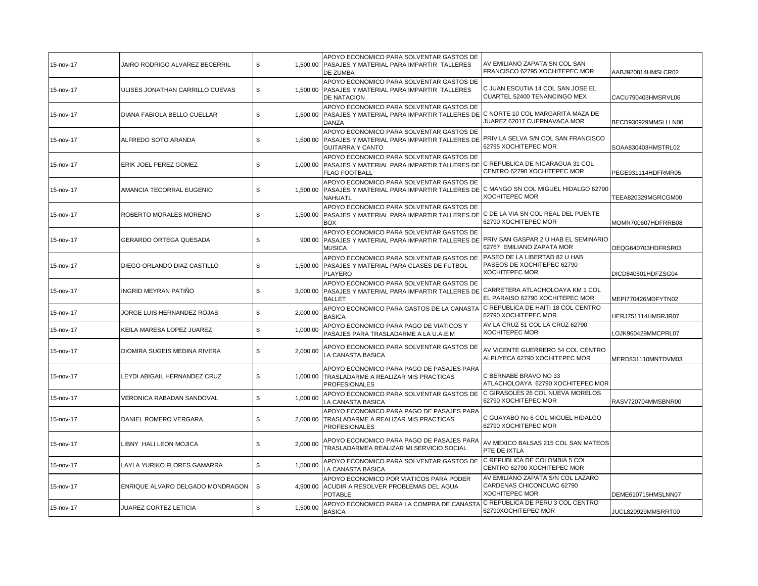| | | | | | |
|---|---|---|---|---|---|
| 15-nov-17 | JAIRO RODRIGO ALVAREZ BECERRIL | $ 1,500.00 | APOYO ECONOMICO PARA SOLVENTAR GASTOS DE PASAJES Y MATERIAL PARA IMPARTIR TALLERES DE ZUMBA | AV EMILIANO ZAPATA SN COL SAN FRANCISCO 62795 XOCHITEPEC MOR | AABJ920814HMSLCR02 |
| 15-nov-17 | ULISES JONATHAN CARRILLO CUEVAS | $ 1,500.00 | APOYO ECONOMICO PARA SOLVENTAR GASTOS DE PASAJES Y MATERIAL PARA IMPARTIR TALLERES DE NATACION | C JUAN ESCUTIA 14 COL SAN JOSE EL CUARTEL 52400 TENANCINGO MEX | CACU790403HMSRVL06 |
| 15-nov-17 | DIANA FABIOLA BELLO CUELLAR | $ 1,500.00 | APOYO ECONOMICO PARA SOLVENTAR GASTOS DE PASAJES Y MATERIAL PARA IMPARTIR TALLERES DE DANZA | C NORTE 10 COL MARGARITA MAZA DE JUAREZ 62017 CUERNAVACA MOR | BECD930929MMSLLLN00 |
| 15-nov-17 | ALFREDO SOTO ARANDA | $ 1,500.00 | APOYO ECONOMICO PARA SOLVENTAR GASTOS DE PASAJES Y MATERIAL PARA IMPARTIR TALLERES DE GUITARRA Y CANTO | PRIV LA SELVA S/N COL SAN FRANCISCO 62795 XOCHITEPEC MOR | SOAA830403HMSTRL02 |
| 15-nov-17 | ERIK JOEL PEREZ GOMEZ | $ 1,000.00 | APOYO ECONOMICO PARA SOLVENTAR GASTOS DE PASAJES Y MATERIAL PARA IMPARTIR TALLERES DE FLAG FOOTBALL | C REPUBLICA DE NICARAGUA 31 COL CENTRO 62790 XOCHITEPEC MOR | PEGE931114HDFRMR05 |
| 15-nov-17 | AMANCIA TECORRAL EUGENIO | $ 1,500.00 | APOYO ECONOMICO PARA SOLVENTAR GASTOS DE PASAJES Y MATERIAL PARA IMPARTIR TALLERES DE NAHUATL | C MANGO SN COL MIGUEL HIDALGO 62790 XOCHITEPEC MOR | TEEA820329MGRCGM00 |
| 15-nov-17 | ROBERTO MORALES MORENO | $ 1,500.00 | APOYO ECONOMICO PARA SOLVENTAR GASTOS DE PASAJES Y MATERIAL PARA IMPARTIR TALLERES DE BOX | C DE LA VIA SN COL REAL DEL PUENTE 62790 XOCHITEPEC MOR | MOMR700607HDFRRB08 |
| 15-nov-17 | GERARDO ORTEGA QUESADA | $ 900.00 | APOYO ECONOMICO PARA SOLVENTAR GASTOS DE PASAJES Y MATERIAL PARA IMPARTIR TALLERES DE MUSICA | PRIV SAN GASPAR 2 U HAB EL SEMINARIO 62767 EMILIANO ZAPATA MOR | OEQG640703HDFRSR03 |
| 15-nov-17 | DIEGO ORLANDO DIAZ CASTILLO | $ 1,500.00 | APOYO ECONOMICO PARA SOLVENTAR GASTOS DE PASAJES Y MATERIAL PARA CLASES DE FUTBOL PLAYERO | PASEO DE LA LIBERTAD 82 U HAB PASEOS DE XOCHITEPEC 62790 XOCHITEPEC MOR | DICD840501HDFZSG04 |
| 15-nov-17 | INGRID MEYRAN PATIÑO | $ 3,000.00 | APOYO ECONOMICO PARA SOLVENTAR GASTOS DE PASAJES Y MATERIAL PARA IMPARTIR TALLERES DE BALLET | CARRETERA ATLACHOLOAYA KM 1 COL EL PARAISO 62790 XOCHITEPEC MOR | MEPI770426MDFYTN02 |
| 15-nov-17 | JORGE LUIS HERNANDEZ ROJAS | $ 2,000.00 | APOYO ECONOMICO PARA GASTOS DE LA CANASTA BASICA | C REPUBLICA DE HAITI 18 COL CENTRO 62790 XOCHITEPEC MOR | HERJ751114HMSRJR07 |
| 15-nov-17 | KEILA MARESA LOPEZ JUAREZ | $ 1,000.00 | APOYO ECONOMICO PARA PAGO DE VIATICOS Y PASAJES PARA TRASLADARME A LA U.A.E.M | AV LA CRUZ 51 COL LA CRUZ 62790 XOCHITEPEC MOR | LOJK960429MMCPRL07 |
| 15-nov-17 | DIOMIRA SUGEIS MEDINA RIVERA | $ 2,000.00 | APOYO ECONOMICO PARA SOLVENTAR GASTOS DE LA CANASTA BASICA | AV VICENTE GUERRERO 54 COL CENTRO ALPUYECA 62790 XOCHITEPEC MOR | MERD831110MNTDVM03 |
| 15-nov-17 | LEYDI ABIGAIL HERNANDEZ CRUZ | $ 1,000.00 | APOYO ECONOMICO PARA PAGO DE PASAJES PARA TRASLADARME A REALIZAR MIS PRACTICAS PROFESIONALES | C BERNABE BRAVO NO 33 ATLACHOLOAYA 62790 XOCHITEPEC MOR | |
| 15-nov-17 | VERONICA RABADAN SANDOVAL | $ 1,000.00 | APOYO ECONOMICO PARA SOLVENTAR GASTOS DE LA CANASTA BASICA | C GIRASOLES 26 COL NUEVA MORELOS 62790 XOCHITEPEC MOR | RASV720704MMSBNR00 |
| 15-nov-17 | DANIEL ROMERO VERGARA | $ 2,000.00 | APOYO ECONOMICO PARA PAGO DE PASAJES PARA TRASLADARME A REALIZAR MIS PRACTICAS PROFESIONALES | C GUAYABO No 6 COL MIGUEL HIDALGO 62790 XOCHITEPEC MOR | |
| 15-nov-17 | LIBNY HALI LEON MOJICA | $ 2,000.00 | APOYO ECONOMICO PARA PAGO DE PASAJES PARA TRASLADARMEA REALIZAR MI SERVICIO SOCIAL | AV MEXICO BALSAS 215 COL SAN MATEOS PTE DE IXTLA | |
| 15-nov-17 | LAYLA YURIKO FLORES GAMARRA | $ 1,500.00 | APOYO ECONOMICO PARA SOLVENTAR GASTOS DE LA CANASTA BASICA | C REPUBLICA DE COLOMBIA 5 COL CENTRO 62790 XOCHITEPEC MOR | |
| 15-nov-17 | ENRIQUE ALVARO DELGADO MONDRAGON | $ 4,900.00 | APOYO ECONOMICO POR VIATICOS PARA PODER ACUDIR A RESOLVER PROBLEMAS DEL AGUA POTABLE | AV EMILIANO ZAPATA S/N COL LAZARO CARDENAS CHICONCUAC 62790 XOCHITEPEC MOR | DEME610715HMSLNN07 |
| 15-nov-17 | JUAREZ CORTEZ LETICIA | $ 1,500.00 | APOYO ECONOMICO PARA LA COMPRA DE CANASTA BASICA | C REPUBLICA DE PERU 3 COL CENTRO 62790XOCHITEPEC MOR | JUCL820929MMSRRT00 |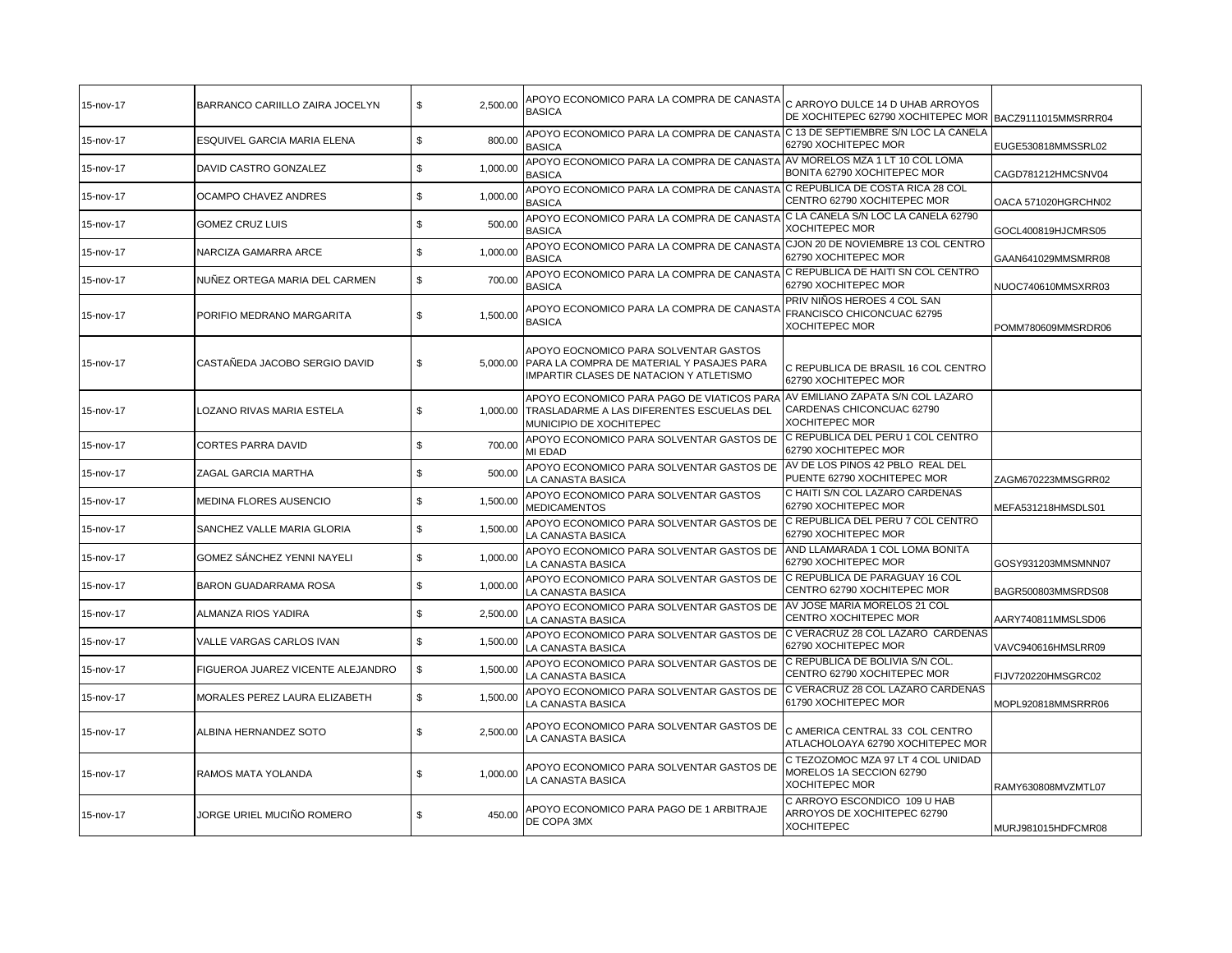| | | | | | | |
|---|---|---|---|---|---|---|
| 15-nov-17 | BARRANCO CARIILLO ZAIRA JOCELYN | $ | 2,500.00 | APOYO ECONOMICO PARA LA COMPRA DE CANASTA BASICA | C ARROYO DULCE 14 D UHAB ARROYOS DE XOCHITEPEC 62790 XOCHITEPEC MOR | BACZ9111015MMSRRR04 |
| 15-nov-17 | ESQUIVEL GARCIA MARIA ELENA | $ | 800.00 | APOYO ECONOMICO PARA LA COMPRA DE CANASTA BASICA | C 13 DE SEPTIEMBRE S/N LOC LA CANELA 62790 XOCHITEPEC MOR | EUGE530818MMSSRL02 |
| 15-nov-17 | DAVID CASTRO GONZALEZ | $ | 1,000.00 | APOYO ECONOMICO PARA LA COMPRA DE CANASTA BASICA | AV MORELOS MZA 1 LT 10 COL LOMA BONITA 62790 XOCHITEPEC MOR | CAGD781212HMCSNV04 |
| 15-nov-17 | OCAMPO CHAVEZ ANDRES | $ | 1,000.00 | APOYO ECONOMICO PARA LA COMPRA DE CANASTA BASICA | C REPUBLICA DE COSTA RICA 28 COL CENTRO 62790 XOCHITEPEC MOR | OACA 571020HGRCHN02 |
| 15-nov-17 | GOMEZ CRUZ LUIS | $ | 500.00 | APOYO ECONOMICO PARA LA COMPRA DE CANASTA BASICA | C LA CANELA S/N LOC LA CANELA 62790 XOCHITEPEC MOR | GOCL400819HJCMRS05 |
| 15-nov-17 | NARCIZA GAMARRA ARCE | $ | 1,000.00 | APOYO ECONOMICO PARA LA COMPRA DE CANASTA BASICA | CJON 20 DE NOVIEMBRE 13 COL CENTRO 62790 XOCHITEPEC MOR | GAAN641029MMSMRR08 |
| 15-nov-17 | NUÑEZ ORTEGA MARIA DEL CARMEN | $ | 700.00 | APOYO ECONOMICO PARA LA COMPRA DE CANASTA BASICA | C REPUBLICA DE HAITI SN COL CENTRO 62790 XOCHITEPEC MOR | NUOC740610MMSXRR03 |
| 15-nov-17 | PORIFIO MEDRANO MARGARITA | $ | 1,500.00 | APOYO ECONOMICO PARA LA COMPRA DE CANASTA BASICA | PRIV NIÑOS HEROES 4 COL SAN FRANCISCO CHICONCUAC 62795 XOCHITEPEC MOR | POMM780609MMSRDR06 |
| 15-nov-17 | CASTAÑEDA JACOBO SERGIO DAVID | $ | 5,000.00 | APOYO EOCNOMICO PARA SOLVENTAR GASTOS PARA LA COMPRA DE MATERIAL Y PASAJES PARA IMPARTIR CLASES DE NATACION Y ATLETISMO | C REPUBLICA DE BRASIL 16 COL CENTRO 62790 XOCHITEPEC MOR | |
| 15-nov-17 | LOZANO RIVAS MARIA ESTELA | $ | 1,000.00 | APOYO ECONOMICO PARA PAGO DE VIATICOS PARA TRASLADARME A LAS DIFERENTES ESCUELAS DEL MUNICIPIO DE XOCHITEPEC | AV EMILIANO ZAPATA S/N COL LAZARO CARDENAS CHICONCUAC 62790 XOCHITEPEC MOR | |
| 15-nov-17 | CORTES PARRA DAVID | $ | 700.00 | APOYO ECONOMICO PARA SOLVENTAR GASTOS DE MI EDAD | C REPUBLICA DEL PERU 1 COL CENTRO 62790 XOCHITEPEC MOR | |
| 15-nov-17 | ZAGAL GARCIA MARTHA | $ | 500.00 | APOYO ECONOMICO PARA SOLVENTAR GASTOS DE LA CANASTA BASICA | AV DE LOS PINOS 42 PBLO REAL DEL PUENTE 62790 XOCHITEPEC MOR | ZAGM670223MMSGRR02 |
| 15-nov-17 | MEDINA FLORES AUSENCIO | $ | 1,500.00 | APOYO ECONOMICO PARA SOLVENTAR GASTOS MEDICAMENTOS | C HAITI S/N COL LAZARO CARDENAS 62790 XOCHITEPEC MOR | MEFA531218HMSDLS01 |
| 15-nov-17 | SANCHEZ VALLE MARIA GLORIA | $ | 1,500.00 | APOYO ECONOMICO PARA SOLVENTAR GASTOS DE LA CANASTA BASICA | C REPUBLICA DEL PERU 7 COL CENTRO 62790 XOCHITEPEC MOR | |
| 15-nov-17 | GOMEZ SÁNCHEZ YENNI NAYELI | $ | 1,000.00 | APOYO ECONOMICO PARA SOLVENTAR GASTOS DE LA CANASTA BASICA | AND LLAMARADA 1 COL LOMA BONITA 62790 XOCHITEPEC MOR | GOSY931203MMSMNN07 |
| 15-nov-17 | BARON GUADARRAMA ROSA | $ | 1,000.00 | APOYO ECONOMICO PARA SOLVENTAR GASTOS DE LA CANASTA BASICA | C REPUBLICA DE PARAGUAY 16 COL CENTRO 62790 XOCHITEPEC MOR | BAGR500803MMSRDS08 |
| 15-nov-17 | ALMANZA RIOS YADIRA | $ | 2,500.00 | APOYO ECONOMICO PARA SOLVENTAR GASTOS DE LA CANASTA BASICA | AV JOSE MARIA MORELOS 21 COL CENTRO XOCHITEPEC MOR | AARY740811MMSLSD06 |
| 15-nov-17 | VALLE VARGAS CARLOS IVAN | $ | 1,500.00 | APOYO ECONOMICO PARA SOLVENTAR GASTOS DE LA CANASTA BASICA | C VERACRUZ 28 COL LAZARO CARDENAS 62790 XOCHITEPEC MOR | VAVC940616HMSLRR09 |
| 15-nov-17 | FIGUEROA JUAREZ VICENTE ALEJANDRO | $ | 1,500.00 | APOYO ECONOMICO PARA SOLVENTAR GASTOS DE LA CANASTA BASICA | C REPUBLICA DE BOLIVIA S/N COL. CENTRO 62790 XOCHITEPEC MOR | FIJV720220HMSGRC02 |
| 15-nov-17 | MORALES PEREZ LAURA ELIZABETH | $ | 1,500.00 | APOYO ECONOMICO PARA SOLVENTAR GASTOS DE LA CANASTA BASICA | C VERACRUZ 28 COL LAZARO CARDENAS 61790 XOCHITEPEC MOR | MOPL920818MMSRRR06 |
| 15-nov-17 | ALBINA HERNANDEZ SOTO | $ | 2,500.00 | APOYO ECONOMICO PARA SOLVENTAR GASTOS DE LA CANASTA BASICA | C AMERICA CENTRAL 33 COL CENTRO ATLACHOLOAYA 62790 XOCHITEPEC MOR | |
| 15-nov-17 | RAMOS MATA YOLANDA | $ | 1,000.00 | APOYO ECONOMICO PARA SOLVENTAR GASTOS DE LA CANASTA BASICA | C TEZOZOMOC MZA 97 LT 4 COL UNIDAD MORELOS 1A SECCION 62790 XOCHITEPEC MOR | RAMY630808MVZMTL07 |
| 15-nov-17 | JORGE URIEL MUCIÑO ROMERO | $ | 450.00 | APOYO ECONOMICO PARA PAGO DE 1 ARBITRAJE DE COPA 3MX | C ARROYO ESCONDICO 109 U HAB ARROYOS DE XOCHITEPEC 62790 XOCHITEPEC | MURJ981015HDFCMR08 |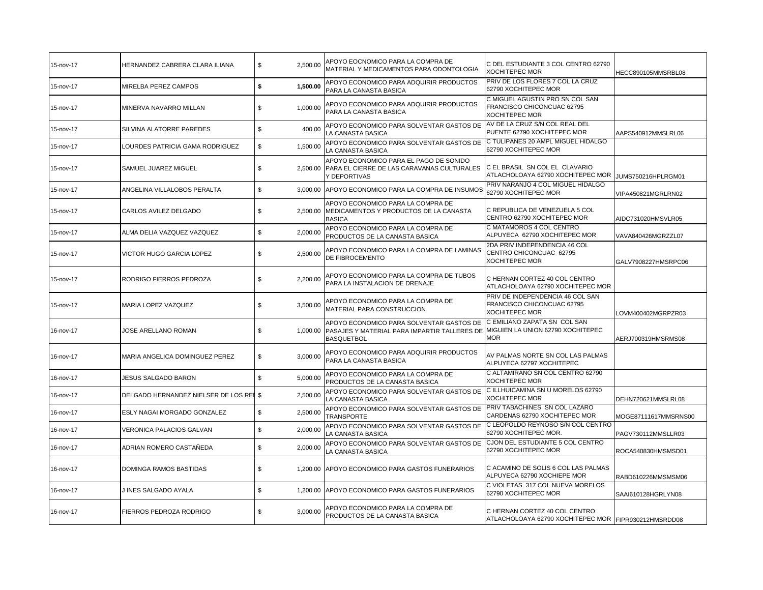| 15-nov-17 | HERNANDEZ CABRERA CLARA ILIANA | $ | 2,500.00 | APOYO EOCNOMICO PARA LA COMPRA DE MATERIAL Y MEDICAMENTOS PARA ODONTOLOGIA | C DEL ESTUDIANTE 3 COL CENTRO 62790 XOCHITEPEC MOR | HECC890105MMSRBL08 |
|---|---|---|---|---|---|---|
| 15-nov-17 | MIRELBA PEREZ CAMPOS | **$** | **1,500.00** | APOYO ECONOMICO PARA ADQUIRIR PRODUCTOS PARA LA CANASTA BASICA | PRIV DE LOS FLORES 7 COL LA CRUZ 62790 XOCHITEPEC MOR | |
| 15-nov-17 | MINERVA NAVARRO MILLAN | $ | 1,000.00 | APOYO ECONOMICO PARA ADQUIRIR PRODUCTOS PARA LA CANASTA BASICA | C MIGUEL AGUSTIN PRO SN COL SAN FRANCISCO CHICONCUAC 62795 XOCHITEPEC MOR | |
| 15-nov-17 | SILVINA ALATORRE PAREDES | $ | 400.00 | APOYO ECONOMICO PARA SOLVENTAR GASTOS DE LA CANASTA BASICA | AV DE LA CRUZ S/N COL REAL DEL PUENTE 62790 XOCHITEPEC MOR | AAPS540912MMSLRL06 |
| 15-nov-17 | LOURDES PATRICIA GAMA RODRIGUEZ | $ | 1,500.00 | APOYO ECONOMICO PARA SOLVENTAR GASTOS DE LA CANASTA BASICA | C TULIPANES 20 AMPL MIGUEL HIDALGO 62790 XOCHITEPEC MOR | |
| 15-nov-17 | SAMUEL JUAREZ MIGUEL | $ | 2,500.00 | APOYO ECONOMICO PARA EL PAGO DE SONIDO PARA EL CIERRE DE LAS CARAVANAS CULTURALES Y DEPORTIVAS | C EL BRASIL SN COL EL CLAVARIO ATLACHOLOAYA 62790 XOCHITEPEC MOR | JUMS750216HPLRGM01 |
| 15-nov-17 | ANGELINA VILLALOBOS PERALTA | $ | 3,000.00 | APOYO ECONOMICO PARA LA COMPRA DE INSUMOS | PRIV NARANJO 4 COL MIGUEL HIDALGO 62790 XOCHITEPEC MOR | VIPA450821MGRLRN02 |
| 15-nov-17 | CARLOS AVILEZ DELGADO | $ | 2,500.00 | APOYO ECONOMICO PARA LA COMPRA DE MEDICAMENTOS Y PRODUCTOS DE LA CANASTA BASICA | C REPUBLICA DE VENEZUELA 5 COL CENTRO 62790 XOCHITEPEC MOR | AIDC731020HMSVLR05 |
| 15-nov-17 | ALMA DELIA VAZQUEZ VAZQUEZ | $ | 2,000.00 | APOYO ECONOMICO PARA LA COMPRA DE PRODUCTOS DE LA CANASTA BASICA | C MATAMOROS 4 COL CENTRO ALPUYECA 62790 XOCHITEPEC MOR | VAVA840426MGRZZL07 |
| 15-nov-17 | VICTOR HUGO GARCIA LOPEZ | $ | 2,500.00 | APOYO ECONOMICO PARA LA COMPRA DE LAMINAS DE FIBROCEMENTO | 2DA PRIV INDEPENDENCIA 46 COL CENTRO CHICONCUAC 62795 XOCHITEPEC MOR | GALV7908227HMSRPC06 |
| 15-nov-17 | RODRIGO FIERROS PEDROZA | $ | 2,200.00 | APOYO ECONOMICO PARA LA COMPRA DE TUBOS PARA LA INSTALACION DE DRENAJE | C HERNAN CORTEZ 40 COL CENTRO ATLACHOLOAYA 62790 XOCHITEPEC MOR | |
| 15-nov-17 | MARIA LOPEZ VAZQUEZ | $ | 3,500.00 | APOYO ECONOMICO PARA LA COMPRA DE MATERIAL PARA CONSTRUCCION | PRIV DE INDEPENDENCIA 46 COL SAN FRANCISCO CHICONCUAC 62795 XOCHITEPEC MOR | LOVM400402MGRPZR03 |
| 16-nov-17 | JOSE ARELLANO ROMAN | $ | 1,000.00 | APOYO ECONOMICO PARA SOLVENTAR GASTOS DE PASAJES Y MATERIAL PARA IMPARTIR TALLERES DE BASQUETBOL | C EMILIANO ZAPATA SN COL SAN MIGUIEN LA UNION 62790 XOCHITEPEC MOR | AERJ700319HMSRMS08 |
| 16-nov-17 | MARIA ANGELICA DOMINGUEZ PEREZ | $ | 3,000.00 | APOYO ECONOMICO PARA ADQUIRIR PRODUCTOS PARA LA CANASTA BASICA | AV PALMAS NORTE SN COL LAS PALMAS ALPUYECA 62797 XOCHITEPEC | |
| 16-nov-17 | JESUS SALGADO BARON | $ | 5,000.00 | APOYO ECONOMICO PARA LA COMPRA DE PRODUCTOS DE LA CANASTA BASICA | C ALTAMIRANO SN COL CENTRO 62790 XOCHITEPEC MOR | |
| 16-nov-17 | DELGADO HERNANDEZ NIELSER DE LOS REI | $ | 2,500.00 | APOYO ECONOMICO PARA SOLVENTAR GASTOS DE LA CANASTA BASICA | C ILLHUICAMINA SN U MORELOS 62790 XOCHITEPEC MOR | DEHN720621MMSLRL08 |
| 16-nov-17 | ESLY NAGAI MORGADO GONZALEZ | $ | 2,500.00 | APOYO ECONOMICO PARA SOLVENTAR GASTOS DE TRANSPORTE | PRIV TABACHINES SN COL LAZARO CARDENAS 62790 XOCHITEPEC MOR | MOGE87111617MMSRNS00 |
| 16-nov-17 | VERONICA PALACIOS GALVAN | $ | 2,000.00 | APOYO ECONOMICO PARA SOLVENTAR GASTOS DE LA CANASTA BASICA | C LEOPOLDO REYNOSO S/N COL CENTRO 62790 XOCHITEPEC MOR. | PAGV730112MMSLLR03 |
| 16-nov-17 | ADRIAN ROMERO CASTAÑEDA | $ | 2,000.00 | APOYO ECONOMICO PARA SOLVENTAR GASTOS DE LA CANASTA BASICA | CJON DEL ESTUDIANTE 5 COL CENTRO 62790 XOCHITEPEC MOR | ROCA540830HMSMSD01 |
| 16-nov-17 | DOMINGA RAMOS BASTIDAS | $ | 1,200.00 | APOYO ECONOMICO PARA GASTOS FUNERARIOS | C ACAMINO DE SOLIS 6 COL LAS PALMAS ALPUYECA 62790 XOCHIEPE MOR | RABD610226MMSMSM06 |
| 16-nov-17 | J INES SALGADO AYALA | $ | 1,200.00 | APOYO ECONOMICO PARA GASTOS FUNERARIOS | C VIOLETAS 317 COL NUEVA MORELOS 62790 XOCHITEPEC MOR | SAAI610128HGRLYN08 |
| 16-nov-17 | FIERROS PEDROZA RODRIGO | $ | 3,000.00 | APOYO ECONOMICO PARA LA COMPRA DE PRODUCTOS DE LA CANASTA BASICA | C HERNAN CORTEZ 40 COL CENTRO ATLACHOLOAYA 62790 XOCHITEPEC MOR | FIPR930212HMSRDD08 |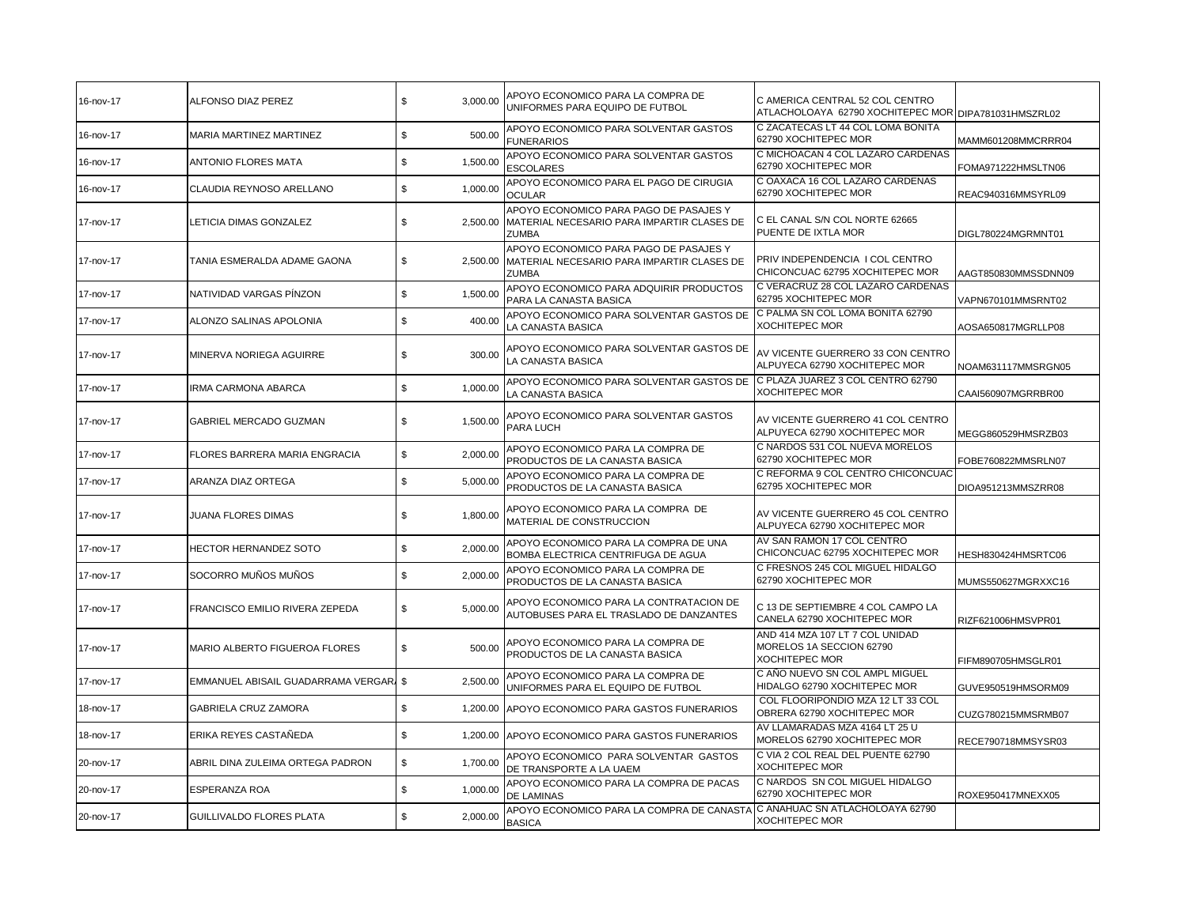| | | | | | |
|---|---|---|---|---|---|
| 16-nov-17 | ALFONSO DIAZ PEREZ | $ 3,000.00 | APOYO ECONOMICO PARA LA COMPRA DE UNIFORMES PARA EQUIPO DE FUTBOL | C AMERICA CENTRAL 52 COL CENTRO ATLACHOLOAYA 62790 XOCHITEPEC MOR | DIPA781031HMSZRL02 |
| 16-nov-17 | MARIA MARTINEZ MARTINEZ | $ 500.00 | APOYO ECONOMICO PARA SOLVENTAR GASTOS FUNERARIOS | C ZACATECAS LT 44 COL LOMA BONITA 62790 XOCHITEPEC MOR | MAMM601208MMCRRR04 |
| 16-nov-17 | ANTONIO FLORES MATA | $ 1,500.00 | APOYO ECONOMICO PARA SOLVENTAR GASTOS ESCOLARES | C MICHOACAN 4 COL LAZARO CARDENAS 62790 XOCHITEPEC MOR | FOMA971222HMSLTN06 |
| 16-nov-17 | CLAUDIA REYNOSO ARELLANO | $ 1,000.00 | APOYO ECONOMICO PARA EL PAGO DE CIRUGIA OCULAR | C OAXACA 16 COL LAZARO CARDENAS 62790 XOCHITEPEC MOR | REAC940316MMSYRL09 |
| 17-nov-17 | LETICIA DIMAS GONZALEZ | $ 2,500.00 | APOYO ECONOMICO PARA PAGO DE PASAJES Y MATERIAL NECESARIO PARA IMPARTIR CLASES DE ZUMBA | C EL CANAL S/N COL NORTE 62665 PUENTE DE IXTLA MOR | DIGL780224MGRMNT01 |
| 17-nov-17 | TANIA ESMERALDA ADAME GAONA | $ 2,500.00 | APOYO ECONOMICO PARA PAGO DE PASAJES Y MATERIAL NECESARIO PARA IMPARTIR CLASES DE ZUMBA | PRIV INDEPENDENCIA I COL CENTRO CHICONCUAC 62795 XOCHITEPEC MOR | AAGT850830MMSSDNN09 |
| 17-nov-17 | NATIVIDAD VARGAS PÍNZON | $ 1,500.00 | APOYO ECONOMICO PARA ADQUIRIR PRODUCTOS PARA LA CANASTA BASICA | C VERACRUZ 28 COL LAZARO CARDENAS 62795 XOCHITEPEC MOR | VAPN670101MMSRNT02 |
| 17-nov-17 | ALONZO SALINAS APOLONIA | $ 400.00 | APOYO ECONOMICO PARA SOLVENTAR GASTOS DE LA CANASTA BASICA | C PALMA SN COL LOMA BONITA 62790 XOCHITEPEC MOR | AOSA650817MGRLLP08 |
| 17-nov-17 | MINERVA NORIEGA AGUIRRE | $ 300.00 | APOYO ECONOMICO PARA SOLVENTAR GASTOS DE LA CANASTA BASICA | AV VICENTE GUERRERO 33 CON CENTRO ALPUYECA 62790 XOCHITEPEC MOR | NOAM631117MMSRGN05 |
| 17-nov-17 | IRMA CARMONA ABARCA | $ 1,000.00 | APOYO ECONOMICO PARA SOLVENTAR GASTOS DE LA CANASTA BASICA | C PLAZA JUAREZ 3 COL CENTRO 62790 XOCHITEPEC MOR | CAAI560907MGRRBR00 |
| 17-nov-17 | GABRIEL MERCADO GUZMAN | $ 1,500.00 | APOYO ECONOMICO PARA SOLVENTAR GASTOS PARA LUCH | AV VICENTE GUERRERO 41 COL CENTRO ALPUYECA 62790 XOCHITEPEC MOR | MEGG860529HMSRZB03 |
| 17-nov-17 | FLORES BARRERA MARIA ENGRACIA | $ 2,000.00 | APOYO ECONOMICO PARA LA COMPRA DE PRODUCTOS DE LA CANASTA BASICA | C NARDOS 531 COL NUEVA MORELOS 62790 XOCHITEPEC MOR | FOBE760822MMSRLN07 |
| 17-nov-17 | ARANZA DIAZ ORTEGA | $ 5,000.00 | APOYO ECONOMICO PARA LA COMPRA DE PRODUCTOS DE LA CANASTA BASICA | C REFORMA 9 COL CENTRO CHICONCUAC 62795 XOCHITEPEC MOR | DIOA951213MMSZRR08 |
| 17-nov-17 | JUANA FLORES DIMAS | $ 1,800.00 | APOYO ECONOMICO PARA LA COMPRA DE MATERIAL DE CONSTRUCCION | AV VICENTE GUERRERO 45 COL CENTRO ALPUYECA 62790 XOCHITEPEC MOR | |
| 17-nov-17 | HECTOR HERNANDEZ SOTO | $ 2,000.00 | APOYO ECONOMICO PARA LA COMPRA DE UNA BOMBA ELECTRICA CENTRIFUGA DE AGUA | AV SAN RAMON 17 COL CENTRO CHICONCUAC 62795 XOCHITEPEC MOR | HESH830424HMSRTC06 |
| 17-nov-17 | SOCORRO MUÑOS MUÑOS | $ 2,000.00 | APOYO ECONOMICO PARA LA COMPRA DE PRODUCTOS DE LA CANASTA BASICA | C FRESNOS 245 COL MIGUEL HIDALGO 62790 XOCHITEPEC MOR | MUMS550627MGRXXC16 |
| 17-nov-17 | FRANCISCO EMILIO RIVERA ZEPEDA | $ 5,000.00 | APOYO ECONOMICO PARA LA CONTRATACION DE AUTOBUSES PARA EL TRASLADO DE DANZANTES | C 13 DE SEPTIEMBRE 4 COL CAMPO LA CANELA 62790 XOCHITEPEC MOR | RIZF621006HMSVPR01 |
| 17-nov-17 | MARIO ALBERTO FIGUEROA FLORES | $ 500.00 | APOYO ECONOMICO PARA LA COMPRA DE PRODUCTOS DE LA CANASTA BASICA | AND 414 MZA 107 LT 7 COL UNIDAD MORELOS 1A SECCION 62790 XOCHITEPEC MOR | FIFM890705HMSGLR01 |
| 17-nov-17 | EMMANUEL ABISAIL GUADARRAMA VERGAR | $ 2,500.00 | APOYO ECONOMICO PARA LA COMPRA DE UNIFORMES PARA EL EQUIPO DE FUTBOL | C AÑO NUEVO SN COL AMPL MIGUEL HIDALGO 62790 XOCHITEPEC MOR | GUVE950519HMSORM09 |
| 18-nov-17 | GABRIELA CRUZ ZAMORA | $ 1,200.00 | APOYO ECONOMICO PARA GASTOS FUNERARIOS | COL FLOORIPONDIO MZA 12 LT 33 COL OBRERA 62790 XOCHITEPEC MOR | CUZG780215MMSRMB07 |
| 18-nov-17 | ERIKA REYES CASTAÑEDA | $ 1,200.00 | APOYO ECONOMICO PARA GASTOS FUNERARIOS | AV LLAMARADAS MZA 4164 LT 25 U MORELOS 62790 XOCHITEPEC MOR | RECE790718MMSYSR03 |
| 20-nov-17 | ABRIL DINA ZULEIMA ORTEGA PADRON | $ 1,700.00 | APOYO ECONOMICO PARA SOLVENTAR GASTOS DE TRANSPORTE A LA UAEM | C VIA 2 COL REAL DEL PUENTE 62790 XOCHITEPEC MOR | |
| 20-nov-17 | ESPERANZA ROA | $ 1,000.00 | APOYO ECONOMICO PARA LA COMPRA DE PACAS DE LAMINAS | C NARDOS SN COL MIGUEL HIDALGO 62790 XOCHITEPEC MOR | ROXE950417MNEXX05 |
| 20-nov-17 | GUILLIVALDO FLORES PLATA | $ 2,000.00 | APOYO ECONOMICO PARA LA COMPRA DE CANASTA BASICA | C ANAHUAC SN ATLACHOLOAYA 62790 XOCHITEPEC MOR | |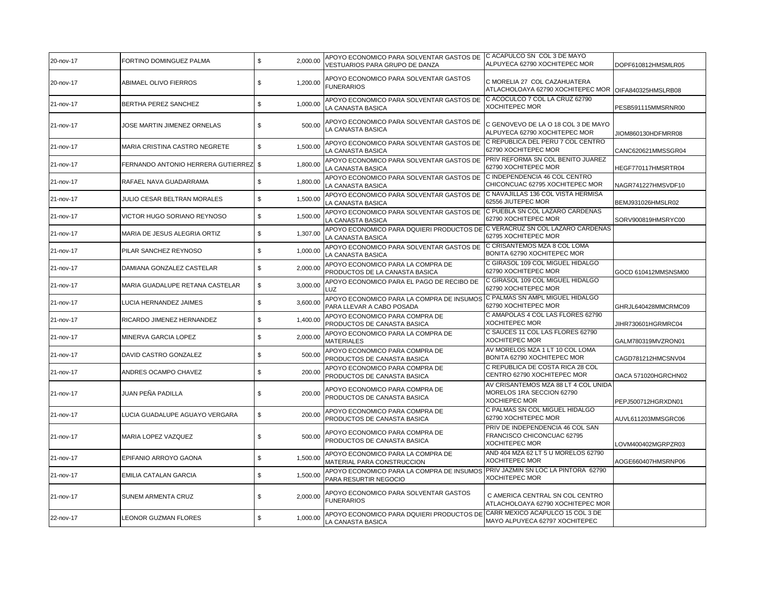| 20-nov-17 | FORTINO DOMINGUEZ PALMA | $ | 2,000.00 | APOYO ECONOMICO PARA SOLVENTAR GASTOS DE VESTUARIOS PARA GRUPO DE DANZA | C ACAPULCO SN COL 3 DE MAYO ALPUYECA 62790 XOCHITEPEC MOR | DOPF610812HMSMLR05 |
|---|---|---|---|---|---|---|
| 20-nov-17 | ABIMAEL OLIVO FIERROS | $ | 1,200.00 | APOYO ECONOMICO PARA SOLVENTAR GASTOS FUNERARIOS | C MORELIA 27 COL CAZAHUATERA ATLACHOLOAYA 62790 XOCHITEPEC MOR | OIFA840325HMSLRB08 |
| 21-nov-17 | BERTHA PEREZ SANCHEZ | $ | 1,000.00 | APOYO ECONOMICO PARA SOLVENTAR GASTOS DE LA CANASTA BASICA | C ACOCULCO 7 COL LA CRUZ 62790 XOCHITEPEC MOR | PESB591115MMSRNR00 |
| 21-nov-17 | JOSE MARTIN JIMENEZ ORNELAS | $ | 500.00 | APOYO ECONOMICO PARA SOLVENTAR GASTOS DE LA CANASTA BASICA | C GENOVEVO DE LA O 18 COL 3 DE MAYO ALPUYECA 62790 XOCHITEPEC MOR | JIOM860130HDFMRR08 |
| 21-nov-17 | MARIA CRISTINA CASTRO NEGRETE | $ | 1,500.00 | APOYO ECONOMICO PARA SOLVENTAR GASTOS DE LA CANASTA BASICA | C REPUBLICA DEL PERU 7 COL CENTRO 62790 XOCHITEPEC MOR | CANC620621MMSSGR04 |
| 21-nov-17 | FERNANDO ANTONIO HERRERA GUTIERREZ | $ | 1,800.00 | APOYO ECONOMICO PARA SOLVENTAR GASTOS DE LA CANASTA BASICA | PRIV REFORMA SN COL BENITO JUAREZ 62790 XOCHITEPEC MOR | HEGF770117HMSRTR04 |
| 21-nov-17 | RAFAEL NAVA GUADARRAMA | $ | 1,800.00 | APOYO ECONOMICO PARA SOLVENTAR GASTOS DE LA CANASTA BASICA | C INDEPENDENCIA 46 COL CENTRO CHICONCUAC 62795 XOCHITEPEC MOR | NAGR741227HMSVDF10 |
| 21-nov-17 | JULIO CESAR BELTRAN MORALES | $ | 1,500.00 | APOYO ECONOMICO PARA SOLVENTAR GASTOS DE LA CANASTA BASICA | C NAVAJILLAS 136 COL VISTA HERMISA 62556 JIUTEPEC MOR | BEMJ931026HMSLR02 |
| 21-nov-17 | VICTOR HUGO SORIANO REYNOSO | $ | 1,500.00 | APOYO ECONOMICO PARA SOLVENTAR GASTOS DE LA CANASTA BASICA | C PUEBLA SN COL LAZARO CARDENAS 62790 XOCHITEPEC MOR | SORV900819HMSRYC00 |
| 21-nov-17 | MARIA DE JESUS ALEGRIA ORTIZ | $ | 1,307.00 | APOYO ECONOMICO PARA DQUIERI PRODUCTOS DE LA CANASTA BASICA | C VERACRUZ SN COL LAZARO CARDENAS 62795 XOCHITEPEC MOR | |
| 21-nov-17 | PILAR SANCHEZ REYNOSO | $ | 1,000.00 | APOYO ECONOMICO PARA SOLVENTAR GASTOS DE LA CANASTA BASICA | C CRISANTEMOS MZA 8 COL LOMA BONITA 62790 XOCHITEPEC MOR | |
| 21-nov-17 | DAMIANA GONZALEZ CASTELAR | $ | 2,000.00 | APOYO ECONOMICO PARA LA COMPRA DE PRODUCTOS DE LA CANASTA BASICA | C GIRASOL 109 COL MIGUEL HIDALGO 62790 XOCHITEPEC MOR | GOCD 610412MMSNSM00 |
| 21-nov-17 | MARIA GUADALUPE RETANA CASTELAR | $ | 3,000.00 | APOYO ECONOMICO PARA EL PAGO DE RECIBO DE LUZ | C GIRASOL 109 COL MIGUEL HIDALGO 62790 XOCHITEPEC MOR | |
| 21-nov-17 | LUCIA HERNANDEZ JAIMES | $ | 3,600.00 | APOYO ECONOMICO PARA LA COMPRA DE INSUMOS PARA LLEVAR A CABO POSADA | C PALMAS SN AMPL MIGUEL HIDALGO 62790 XOCHITEPEC MOR | GHRJL640428MMCRMC09 |
| 21-nov-17 | RICARDO JIMENEZ HERNANDEZ | $ | 1,400.00 | APOYO ECONOMICO PARA COMPRA DE PRODUCTOS DE CANASTA BASICA | C AMAPOLAS 4 COL LAS FLORES 62790 XOCHITEPEC MOR | JIHR730601HGRMRC04 |
| 21-nov-17 | MINERVA GARCIA LOPEZ | $ | 2,000.00 | APOYO ECONOMICO PARA LA COMPRA DE MATERIALES | C SAUCES 11 COL LAS FLORES 62790 XOCHITEPEC MOR | GALM780319MVZRON01 |
| 21-nov-17 | DAVID CASTRO GONZALEZ | $ | 500.00 | APOYO ECONOMICO PARA COMPRA DE PRODUCTOS DE CANASTA BASICA | AV MORELOS MZA 1 LT 10 COL LOMA BONITA 62790 XOCHITEPEC MOR | CAGD781212HMCSNV04 |
| 21-nov-17 | ANDRES OCAMPO CHAVEZ | $ | 200.00 | APOYO ECONOMICO PARA COMPRA DE PRODUCTOS DE CANASTA BASICA | C REPUBLICA DE COSTA RICA 28 COL CENTRO 62790 XOCHITEPEC MOR | OACA 571020HGRCHN02 |
| 21-nov-17 | JUAN PEÑA PADILLA | $ | 200.00 | APOYO ECONOMICO PARA COMPRA DE PRODUCTOS DE CANASTA BASICA | AV CRISANTEMOS MZA 88 LT 4 COL UNIDA MORELOS 1RA SECCION 62790 XOCHIEPEC MOR | PEPJ500712HGRXDN01 |
| 21-nov-17 | LUCIA GUADALUPE AGUAYO VERGARA | $ | 200.00 | APOYO ECONOMICO PARA COMPRA DE PRODUCTOS DE CANASTA BASICA | C PALMAS SN COL MIGUEL HIDALGO 62790 XOCHITEPEC MOR | AUVL611203MMSGRC06 |
| 21-nov-17 | MARIA LOPEZ VAZQUEZ | $ | 500.00 | APOYO ECONOMICO PARA COMPRA DE PRODUCTOS DE CANASTA BASICA | PRIV DE INDEPENDENCIA 46 COL SAN FRANCISCO CHICONCUAC 62795 XOCHITEPEC MOR | LOVM400402MGRPZR03 |
| 21-nov-17 | EPIFANIO ARROYO GAONA | $ | 1,500.00 | APOYO ECONOMICO PARA LA COMPRA DE MATERIAL PARA CONSTRUCCION | AND 404 MZA 62 LT 5 U MORELOS 62790 XOCHITEPEC MOR | AOGE660407HMSRNP06 |
| 21-nov-17 | EMILIA CATALAN GARCIA | $ | 1,500.00 | APOYO ECONOMICO PARA LA COMPRA DE INSUMOS PARA RESURTIR NEGOCIO | PRIV JAZMIN SN LOC LA PINTORA 62790 XOCHITEPEC MOR | |
| 21-nov-17 | SUNEM ARMENTA CRUZ | $ | 2,000.00 | APOYO ECONOMICO PARA SOLVENTAR GASTOS FUNERARIOS | C AMERICA CENTRAL SN COL CENTRO ATLACHOLOAYA 62790 XOCHITEPEC MOR | |
| 22-nov-17 | LEONOR GUZMAN FLORES | $ | 1,000.00 | APOYO ECONOMICO PARA DQUIERI PRODUCTOS DE LA CANASTA BASICA | CARR MEXICO ACAPULCO 15 COL 3 DE MAYO ALPUYECA 62797 XOCHITEPEC | |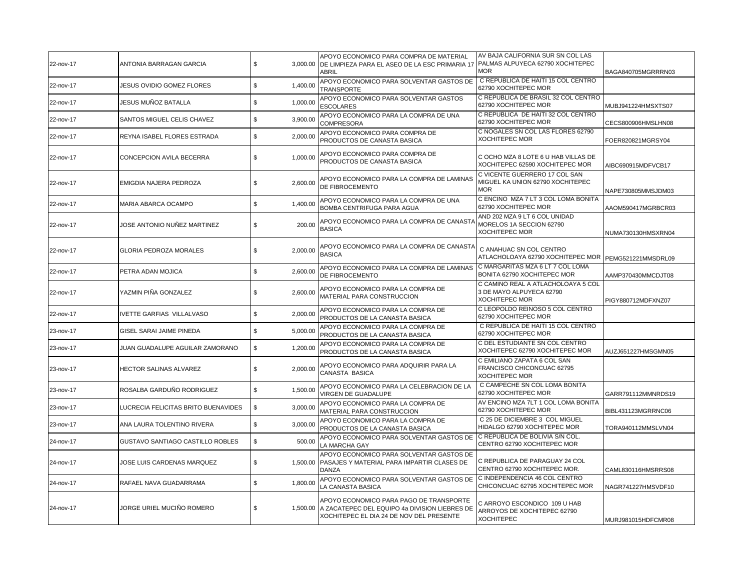| 22-nov-17 | ANTONIA BARRAGAN GARCIA | $ | 3,000.00 | APOYO ECONOMICO PARA COMPRA DE MATERIAL DE LIMPIEZA PARA EL ASEO DE LA ESC PRIMARIA 17 ABRIL | AV BAJA CALIFORNIA SUR SN COL LAS PALMAS ALPUYECA 62790 XOCHITEPEC MOR | BAGA840705MGRRRN03 |
|---|---|---|---|---|---|---|
| 22-nov-17 | JESUS OVIDIO GOMEZ FLORES | $ | 1,400.00 | APOYO ECONOMICO PARA SOLVENTAR GASTOS DE TRANSPORTE | C REPUBLICA DE HAITI 15 COL CENTRO 62790 XOCHITEPEC MOR | |
| 22-nov-17 | JESUS MUÑOZ BATALLA | $ | 1,000.00 | APOYO ECONOMICO PARA SOLVENTAR GASTOS ESCOLARES | C REPUBLICA DE BRASIL 32 COL CENTRO 62790 XOCHITEPEC MOR | MUBJ941224HMSXTS07 |
| 22-nov-17 | SANTOS MIGUEL CELIS CHAVEZ | $ | 3,900.00 | APOYO ECONOMICO PARA LA COMPRA DE UNA COMPRESORA | C REPUBLICA DE HAITI 32 COL CENTRO 62790 XOCHITEPEC MOR | CECS800906HMSLHN08 |
| 22-nov-17 | REYNA ISABEL FLORES ESTRADA | $ | 2,000.00 | APOYO ECONOMICO PARA COMPRA DE PRODUCTOS DE CANASTA BASICA | C NOGALES SN COL LAS FLORES 62790 XOCHITEPEC MOR | FOER820821MGRSY04 |
| 22-nov-17 | CONCEPCION AVILA BECERRA | $ | 1,000.00 | APOYO ECONOMICO PARA COMPRA DE PRODUCTOS DE CANASTA BASICA | C OCHO MZA 8 LOTE 6 U HAB VILLAS DE XOCHITEPEC 62590 XOCHITEPEC MOR | AIBC690915MDFVCB17 |
| 22-nov-17 | EMIGDIA NAJERA PEDROZA | $ | 2,600.00 | APOYO ECONOMICO PARA LA COMPRA DE LAMINAS DE FIBROCEMENTO | C VICENTE GUERRERO 17 COL SAN MIGUEL KA UNION 62790 XOCHITEPEC MOR | NAPE730805MMSJDM03 |
| 22-nov-17 | MARIA ABARCA OCAMPO | $ | 1,400.00 | APOYO ECONOMICO PARA LA COMPRA DE UNA BOMBA CENTRIFUGA PARA AGUA | C ENCINO MZA 7 LT 3 COL LOMA BONITA 62790 XOCHITEPEC MOR | AAOM590417MGRBCR03 |
| 22-nov-17 | JOSE ANTONIO NUÑEZ MARTINEZ | $ | 200.00 | APOYO ECONOMICO PARA LA COMPRA DE CANASTA BASICA | AND 202 MZA 9 LT 6 COL UNIDAD MORELOS 1A SECCION 62790 XOCHITEPEC MOR | NUMA730130HMSXRN04 |
| 22-nov-17 | GLORIA PEDROZA MORALES | $ | 2,000.00 | APOYO ECONOMICO PARA LA COMPRA DE CANASTA BASICA | C ANAHUAC SN COL CENTRO ATLACHOLOAYA 62790 XOCHITEPEC MOR | PEMG521221MMSDRL09 |
| 22-nov-17 | PETRA ADAN MOJICA | $ | 2,600.00 | APOYO ECONOMICO PARA LA COMPRA DE LAMINAS DE FIBROCEMENTO | C MARGARITAS MZA 6 LT 7 COL LOMA BONITA 62790 XOCHITEPEC MOR | AAMP370430MMCDJT08 |
| 22-nov-17 | YAZMIN PIÑA GONZALEZ | $ | 2,600.00 | APOYO ECONOMICO PARA LA COMPRA DE MATERIAL PARA CONSTRUCCION | C CAMINO REAL A ATLACHOLOAYA 5 COL 3 DE MAYO ALPUYECA 62790 XOCHITEPEC MOR | PIGY880712MDFXNZ07 |
| 22-nov-17 | IVETTE GARFIAS VILLALVASO | $ | 2,000.00 | APOYO ECONOMICO PARA LA COMPRA DE PRODUCTOS DE LA CANASTA BASICA | C LEOPOLDO REINOSO 5 COL CENTRO 62790 XOCHITEPEC MOR | |
| 23-nov-17 | GISEL SARAI JAIME PINEDA | $ | 5,000.00 | APOYO ECONOMICO PARA LA COMPRA DE PRODUCTOS DE LA CANASTA BASICA | C REPUBLICA DE HAITI 15 COL CENTRO 62790 XOCHITEPEC MOR | |
| 23-nov-17 | JUAN GUADALUPE AGUILAR ZAMORANO | $ | 1,200.00 | APOYO ECONOMICO PARA LA COMPRA DE PRODUCTOS DE LA CANASTA BASICA | C DEL ESTUDIANTE SN COL CENTRO XOCHITEPEC 62790 XOCHITEPEC MOR | AUZJ651227HMSGMN05 |
| 23-nov-17 | HECTOR SALINAS ALVAREZ | $ | 2,000.00 | APOYO ECONOMICO PARA ADQUIRIR PARA LA CANASTA BASICA | C EMILIANO ZAPATA 6 COL SAN FRANCISCO CHICONCUAC 62795 XOCHITEPEC MOR | |
| 23-nov-17 | ROSALBA GARDUÑO RODRIGUEZ | $ | 1,500.00 | APOYO ECONOMICO PARA LA CELEBRACION DE LA VIRGEN DE GUADALUPE | C CAMPECHE SN COL LOMA BONITA 62790 XOCHITEPEC MOR | GARR791112MMNRDS19 |
| 23-nov-17 | LUCRECIA FELICITAS BRITO BUENAVIDES | $ | 3,000.00 | APOYO ECONOMICO PARA LA COMPRA DE MATERIAL PARA CONSTRUCCION | AV ENCINO MZA 7LT 1 COL LOMA BONITA 62790 XOCHITEPEC MOR | BIBL431123MGRRNC06 |
| 23-nov-17 | ANA LAURA TOLENTINO RIVERA | $ | 3,000.00 | APOYO ECONOMICO PARA LA COMPRA DE PRODUCTOS DE LA CANASTA BASICA | C 25 DE DICIEMBRE 3 COL MIGUEL HIDALGO 62790 XOCHITEPEC MOR | TORA940112MMSLVN04 |
| 24-nov-17 | GUSTAVO SANTIAGO CASTILLO ROBLES | $ | 500.00 | APOYO ECONOMICO PARA SOLVENTAR GASTOS DE LA MARCHA GAY | C REPUBLICA DE BOLIVIA S/N COL. CENTRO 62790 XOCHITEPEC MOR | |
| 24-nov-17 | JOSE LUIS CARDENAS MARQUEZ | $ | 1,500.00 | APOYO ECONOMICO PARA SOLVENTAR GASTOS DE PASAJES Y MATERIAL PARA IMPARTIR CLASES DE DANZA | C REPUBLICA DE PARAGUAY 24 COL CENTRO 62790 XOCHITEPEC MOR. | CAML830116HMSRRS08 |
| 24-nov-17 | RAFAEL NAVA GUADARRAMA | $ | 1,800.00 | APOYO ECONOMICO PARA SOLVENTAR GASTOS DE LA CANASTA BASICA | C INDEPENDENCIA 46 COL CENTRO CHICONCUAC 62795 XOCHITEPEC MOR | NAGR741227HMSVDF10 |
| 24-nov-17 | JORGE URIEL MUCIÑO ROMERO | $ | 1,500.00 | APOYO ECONOMICO PARA PAGO DE TRANSPORTE A ZACATEPEC DEL EQUIPO 4a DIVISION LIEBRES DE XOCHITEPEC EL DIA 24 DE NOV DEL PRESENTE | C ARROYO ESCONDICO 109 U HAB ARROYOS DE XOCHITEPEC 62790 XOCHITEPEC | MURJ981015HDFCMR08 |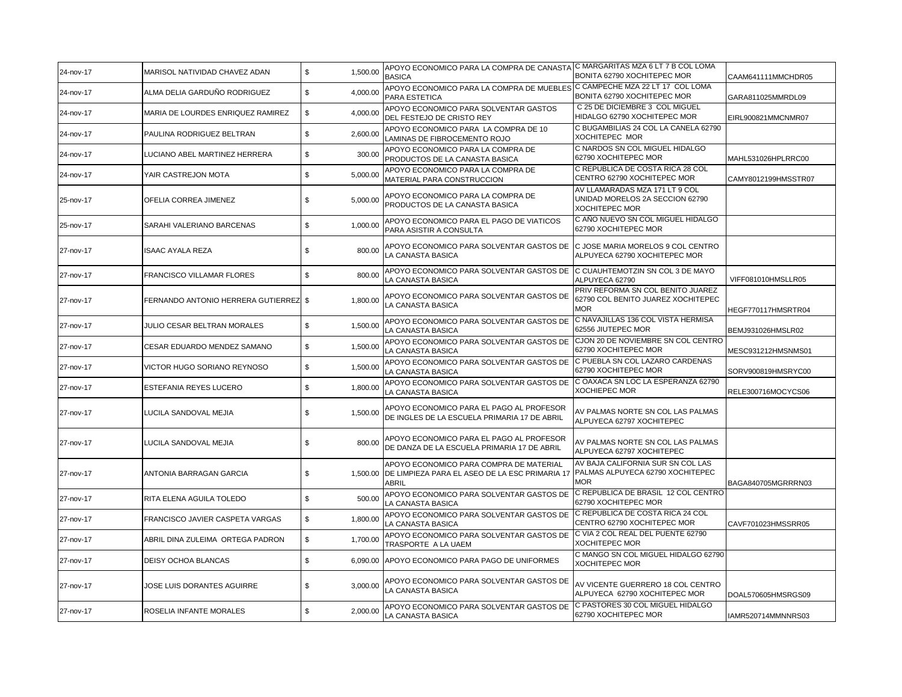| | | | | | |
|---|---|---|---|---|---|
| 24-nov-17 | MARISOL NATIVIDAD CHAVEZ ADAN | $ 1,500.00 | APOYO ECONOMICO PARA LA COMPRA DE CANASTA BASICA | C MARGARITAS MZA 6 LT 7 B COL LOMA BONITA 62790 XOCHITEPEC MOR | CAAM641111MMCHDR05 |
| 24-nov-17 | ALMA DELIA GARDUÑO RODRIGUEZ | $ 4,000.00 | APOYO ECONOMICO PARA LA COMPRA DE MUEBLES PARA ESTETICA | C CAMPECHE MZA 22 LT 17 COL LOMA BONITA 62790 XOCHITEPEC MOR | GARA811025MMRDL09 |
| 24-nov-17 | MARIA DE LOURDES ENRIQUEZ RAMIREZ | $ 4,000.00 | APOYO ECONOMICO PARA SOLVENTAR GASTOS DEL FESTEJO DE CRISTO REY | C 25 DE DICIEMBRE 3 COL MIGUEL HIDALGO 62790 XOCHITEPEC MOR | EIRL900821MMCNMR07 |
| 24-nov-17 | PAULINA RODRIGUEZ BELTRAN | $ 2,600.00 | APOYO ECONOMICO PARA LA COMPRA DE 10 LAMINAS DE FIBROCEMENTO ROJO | C BUGAMBILIAS 24 COL LA CANELA 62790 XOCHITEPEC MOR | |
| 24-nov-17 | LUCIANO ABEL MARTINEZ HERRERA | $ 300.00 | APOYO ECONOMICO PARA LA COMPRA DE PRODUCTOS DE LA CANASTA BASICA | C NARDOS SN COL MIGUEL HIDALGO 62790 XOCHITEPEC MOR | MAHL531026HPLRRC00 |
| 24-nov-17 | YAIR CASTREJON MOTA | $ 5,000.00 | APOYO ECONOMICO PARA LA COMPRA DE MATERIAL PARA CONSTRUCCION | C REPUBLICA DE COSTA RICA 28 COL CENTRO 62790 XOCHITEPEC MOR | CAMY8012199HMSSTR07 |
| 25-nov-17 | OFELIA CORREA JIMENEZ | $ 5,000.00 | APOYO ECONOMICO PARA LA COMPRA DE PRODUCTOS DE LA CANASTA BASICA | AV LLAMARADAS MZA 171 LT 9 COL UNIDAD MORELOS 2A SECCION 62790 XOCHITEPEC MOR | |
| 25-nov-17 | SARAHI VALERIANO BARCENAS | $ 1,000.00 | APOYO ECONOMICO PARA EL PAGO DE VIATICOS PARA ASISTIR A CONSULTA | C AÑO NUEVO SN COL MIGUEL HIDALGO 62790 XOCHITEPEC MOR | |
| 27-nov-17 | ISAAC AYALA REZA | $ 800.00 | APOYO ECONOMICO PARA SOLVENTAR GASTOS DE LA CANASTA BASICA | C JOSE MARIA MORELOS 9 COL CENTRO ALPUYECA 62790 XOCHITEPEC MOR | |
| 27-nov-17 | FRANCISCO VILLAMAR FLORES | $ 800.00 | APOYO ECONOMICO PARA SOLVENTAR GASTOS DE LA CANASTA BASICA | C CUAUHTEMOTZIN SN COL 3 DE MAYO ALPUYECA 62790 | VIFF081010HMSLLR05 |
| 27-nov-17 | FERNANDO ANTONIO HERRERA GUTIERREZ | $ 1,800.00 | APOYO ECONOMICO PARA SOLVENTAR GASTOS DE LA CANASTA BASICA | PRIV REFORMA SN COL BENITO JUAREZ 62790 COL BENITO JUAREZ XOCHITEPEC MOR | HEGF770117HMSRTR04 |
| 27-nov-17 | JULIO CESAR BELTRAN MORALES | $ 1,500.00 | APOYO ECONOMICO PARA SOLVENTAR GASTOS DE LA CANASTA BASICA | C NAVAJILLAS 136 COL VISTA HERMISA 62556 JIUTEPEC MOR | BEMJ931026HMSLR02 |
| 27-nov-17 | CESAR EDUARDO MENDEZ SAMANO | $ 1,500.00 | APOYO ECONOMICO PARA SOLVENTAR GASTOS DE LA CANASTA BASICA | CJON 20 DE NOVIEMBRE SN COL CENTRO 62790 XOCHITEPEC MOR | MESC931212HMSNMS01 |
| 27-nov-17 | VICTOR HUGO SORIANO REYNOSO | $ 1,500.00 | APOYO ECONOMICO PARA SOLVENTAR GASTOS DE LA CANASTA BASICA | C PUEBLA SN COL LAZARO CARDENAS 62790 XOCHITEPEC MOR | SORV900819HMSRYC00 |
| 27-nov-17 | ESTEFANIA REYES LUCERO | $ 1,800.00 | APOYO ECONOMICO PARA SOLVENTAR GASTOS DE LA CANASTA BASICA | C OAXACA SN LOC LA ESPERANZA 62790 XOCHIEPEC MOR | RELE300716MOCYCS06 |
| 27-nov-17 | LUCILA SANDOVAL MEJIA | $ 1,500.00 | APOYO ECONOMICO PARA EL PAGO AL PROFESOR DE INGLES DE LA ESCUELA PRIMARIA 17 DE ABRIL | AV PALMAS NORTE SN COL LAS PALMAS ALPUYECA 62797 XOCHITEPEC | |
| 27-nov-17 | LUCILA SANDOVAL MEJIA | $ 800.00 | APOYO ECONOMICO PARA EL PAGO AL PROFESOR DE DANZA DE LA ESCUELA PRIMARIA 17 DE ABRIL | AV PALMAS NORTE SN COL LAS PALMAS ALPUYECA 62797 XOCHITEPEC | |
| 27-nov-17 | ANTONIA BARRAGAN GARCIA | $ 1,500.00 | APOYO ECONOMICO PARA COMPRA DE MATERIAL DE LIMPIEZA PARA EL ASEO DE LA ESC PRIMARIA 17 ABRIL | AV BAJA CALIFORNIA SUR SN COL LAS PALMAS ALPUYECA 62790 XOCHITEPEC MOR | BAGA840705MGRRRN03 |
| 27-nov-17 | RITA ELENA AGUILA TOLEDO | $ 500.00 | APOYO ECONOMICO PARA SOLVENTAR GASTOS DE LA CANASTA BASICA | C REPUBLICA DE BRASIL 12 COL CENTRO 62790 XOCHITEPEC MOR | |
| 27-nov-17 | FRANCISCO JAVIER CASPETA VARGAS | $ 1,800.00 | APOYO ECONOMICO PARA SOLVENTAR GASTOS DE LA CANASTA BASICA | C REPUBLICA DE COSTA RICA 24 COL CENTRO 62790 XOCHITEPEC MOR | CAVF701023HMSSRR05 |
| 27-nov-17 | ABRIL DINA ZULEIMA ORTEGA PADRON | $ 1,700.00 | APOYO ECONOMICO PARA SOLVENTAR GASTOS DE TRASPORTE A LA UAEM | C VIA 2 COL REAL DEL PUENTE 62790 XOCHITEPEC MOR | |
| 27-nov-17 | DEISY OCHOA BLANCAS | $ 6,090.00 | APOYO ECONOMICO PARA PAGO DE UNIFORMES | C MANGO SN COL MIGUEL HIDALGO 62790 XOCHITEPEC MOR | |
| 27-nov-17 | JOSE LUIS DORANTES AGUIRRE | $ 3,000.00 | APOYO ECONOMICO PARA SOLVENTAR GASTOS DE LA CANASTA BASICA | AV VICENTE GUERRERO 18 COL CENTRO ALPUYECA 62790 XOCHITEPEC MOR | DOAL570605HMSRGS09 |
| 27-nov-17 | ROSELIA INFANTE MORALES | $ 2,000.00 | APOYO ECONOMICO PARA SOLVENTAR GASTOS DE LA CANASTA BASICA | C PASTORES 30 COL MIGUEL HIDALGO 62790 XOCHITEPEC MOR | IAMR520714MMNNRS03 |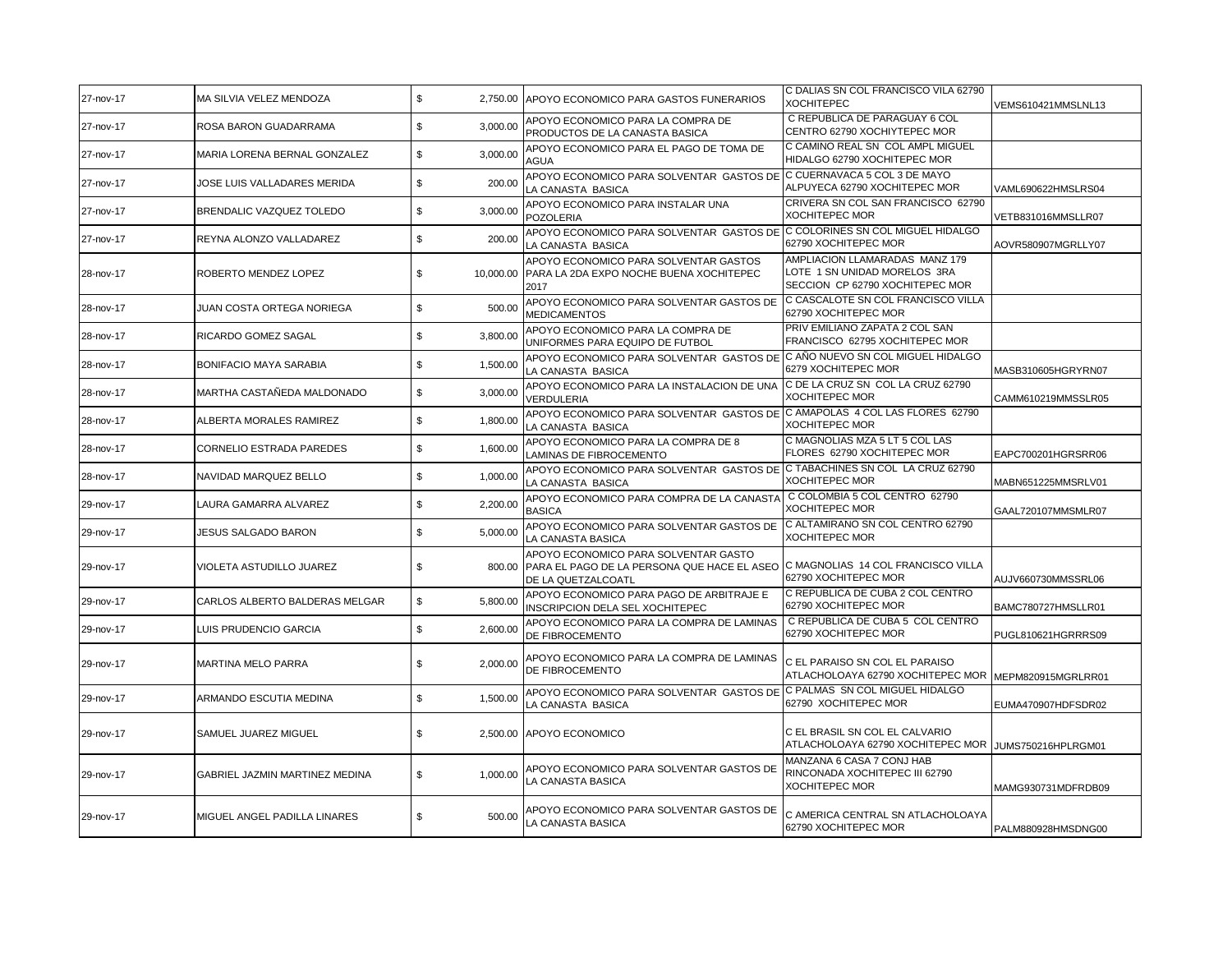| | | | | | |
|---|---|---|---|---|---|
| 27-nov-17 | MA SILVIA VELEZ MENDOZA | $ 2,750.00 | APOYO ECONOMICO PARA GASTOS FUNERARIOS | C DALIAS SN COL FRANCISCO VILA 62790 XOCHITEPEC | VEMS610421MMSLNL13 |
| 27-nov-17 | ROSA BARON GUADARRAMA | $ 3,000.00 | APOYO ECONOMICO PARA LA COMPRA DE PRODUCTOS DE LA CANASTA BASICA | C REPUBLICA DE PARAGUAY 6 COL CENTRO 62790 XOCHIYTEPEC MOR | |
| 27-nov-17 | MARIA LORENA BERNAL GONZALEZ | $ 3,000.00 | APOYO ECONOMICO PARA EL PAGO DE TOMA DE AGUA | C CAMINO REAL SN COL AMPL MIGUEL HIDALGO 62790 XOCHITEPEC MOR | |
| 27-nov-17 | JOSE LUIS VALLADARES MERIDA | $ 200.00 | APOYO ECONOMICO PARA SOLVENTAR GASTOS DE LA CANASTA BASICA | C CUERNAVACA 5 COL 3 DE MAYO ALPUYECA 62790 XOCHITEPEC MOR | VAML690622HMSLRS04 |
| 27-nov-17 | BRENDALIC VAZQUEZ TOLEDO | $ 3,000.00 | APOYO ECONOMICO PARA INSTALAR UNA POZOLERIA | CRIVERA SN COL SAN FRANCISCO 62790 XOCHITEPEC MOR | VETB831016MMSLLR07 |
| 27-nov-17 | REYNA ALONZO VALLADAREZ | $ 200.00 | APOYO ECONOMICO PARA SOLVENTAR GASTOS DE LA CANASTA BASICA | C COLORINES SN COL MIGUEL HIDALGO 62790 XOCHITEPEC MOR | AOVR580907MGRLLY07 |
| 28-nov-17 | ROBERTO MENDEZ LOPEZ | $ 10,000.00 | APOYO ECONOMICO PARA SOLVENTAR GASTOS PARA LA 2DA EXPO NOCHE BUENA XOCHITEPEC 2017 | AMPLIACION LLAMARADAS MANZ 179 LOTE 1 SN UNIDAD MORELOS 3RA SECCION CP 62790 XOCHITEPEC MOR | |
| 28-nov-17 | JUAN COSTA ORTEGA NORIEGA | $ 500.00 | APOYO ECONOMICO PARA SOLVENTAR GASTOS DE MEDICAMENTOS | C CASCALOTE SN COL FRANCISCO VILLA 62790 XOCHITEPEC MOR | |
| 28-nov-17 | RICARDO GOMEZ SAGAL | $ 3,800.00 | APOYO ECONOMICO PARA LA COMPRA DE UNIFORMES PARA EQUIPO DE FUTBOL | PRIV EMILIANO ZAPATA 2 COL SAN FRANCISCO 62795 XOCHITEPEC MOR | |
| 28-nov-17 | BONIFACIO MAYA SARABIA | $ 1,500.00 | APOYO ECONOMICO PARA SOLVENTAR GASTOS DE LA CANASTA BASICA | C AÑO NUEVO SN COL MIGUEL HIDALGO 6279 XOCHITEPEC MOR | MASB310605HGRYRN07 |
| 28-nov-17 | MARTHA CASTAÑEDA MALDONADO | $ 3,000.00 | APOYO ECONOMICO PARA LA INSTALACION DE UNA VERDULERIA | C DE LA CRUZ SN COL LA CRUZ 62790 XOCHITEPEC MOR | CAMM610219MMSSLR05 |
| 28-nov-17 | ALBERTA MORALES RAMIREZ | $ 1,800.00 | APOYO ECONOMICO PARA SOLVENTAR GASTOS DE LA CANASTA BASICA | C AMAPOLAS 4 COL LAS FLORES 62790 XOCHITEPEC MOR | |
| 28-nov-17 | CORNELIO ESTRADA PAREDES | $ 1,600.00 | APOYO ECONOMICO PARA LA COMPRA DE 8 LAMINAS DE FIBROCEMENTO | C MAGNOLIAS MZA 5 LT 5 COL LAS FLORES 62790 XOCHITEPEC MOR | EAPC700201HGRSRR06 |
| 28-nov-17 | NAVIDAD MARQUEZ BELLO | $ 1,000.00 | APOYO ECONOMICO PARA SOLVENTAR GASTOS DE LA CANASTA BASICA | C TABACHINES SN COL LA CRUZ 62790 XOCHITEPEC MOR | MABN651225MMSRLV01 |
| 29-nov-17 | LAURA GAMARRA ALVAREZ | $ 2,200.00 | APOYO ECONOMICO PARA COMPRA DE LA CANASTA BASICA | C COLOMBIA 5 COL CENTRO 62790 XOCHITEPEC MOR | GAAL720107MMSMLR07 |
| 29-nov-17 | JESUS SALGADO BARON | $ 5,000.00 | APOYO ECONOMICO PARA SOLVENTAR GASTOS DE LA CANASTA BASICA | C ALTAMIRANO SN COL CENTRO 62790 XOCHITEPEC MOR | |
| 29-nov-17 | VIOLETA ASTUDILLO JUAREZ | $ 800.00 | APOYO ECONOMICO PARA SOLVENTAR GASTO PARA EL PAGO DE LA PERSONA QUE HACE EL ASEO DE LA QUETZALCOATL | C MAGNOLIAS 14 COL FRANCISCO VILLA 62790 XOCHITEPEC MOR | AUJV660730MMSSRL06 |
| 29-nov-17 | CARLOS ALBERTO BALDERAS MELGAR | $ 5,800.00 | APOYO ECONOMICO PARA PAGO DE ARBITRAJE E INSCRIPCION DELA SEL XOCHITEPEC | C REPUBLICA DE CUBA 2 COL CENTRO 62790 XOCHITEPEC MOR | BAMC780727HMSLLR01 |
| 29-nov-17 | LUIS PRUDENCIO GARCIA | $ 2,600.00 | APOYO ECONOMICO PARA LA COMPRA DE LAMINAS DE FIBROCEMENTO | C REPUBLICA DE CUBA 5 COL CENTRO 62790 XOCHITEPEC MOR | PUGL810621HGRRRS09 |
| 29-nov-17 | MARTINA MELO PARRA | $ 2,000.00 | APOYO ECONOMICO PARA LA COMPRA DE LAMINAS DE FIBROCEMENTO | C EL PARAISO SN COL EL PARAISO ATLACHOLOAYA 62790 XOCHITEPEC MOR | MEPM820915MGRLRR01 |
| 29-nov-17 | ARMANDO ESCUTIA MEDINA | $ 1,500.00 | APOYO ECONOMICO PARA SOLVENTAR GASTOS DE LA CANASTA BASICA | C PALMAS SN COL MIGUEL HIDALGO 62790 XOCHITEPEC MOR | EUMA470907HDFSDR02 |
| 29-nov-17 | SAMUEL JUAREZ MIGUEL | $ 2,500.00 | APOYO ECONOMICO | C EL BRASIL SN COL EL CALVARIO ATLACHOLOAYA 62790 XOCHITEPEC MOR | JUMS750216HPLRGM01 |
| 29-nov-17 | GABRIEL JAZMIN MARTINEZ MEDINA | $ 1,000.00 | APOYO ECONOMICO PARA SOLVENTAR GASTOS DE LA CANASTA BASICA | MANZANA 6 CASA 7 CONJ HAB RINCONADA XOCHITEPEC III 62790 XOCHITEPEC MOR | MAMG930731MDFRDB09 |
| 29-nov-17 | MIGUEL ANGEL PADILLA LINARES | $ 500.00 | APOYO ECONOMICO PARA SOLVENTAR GASTOS DE LA CANASTA BASICA | C AMERICA CENTRAL SN ATLACHOLOAYA 62790 XOCHITEPEC MOR | PALM880928HMSDNG00 |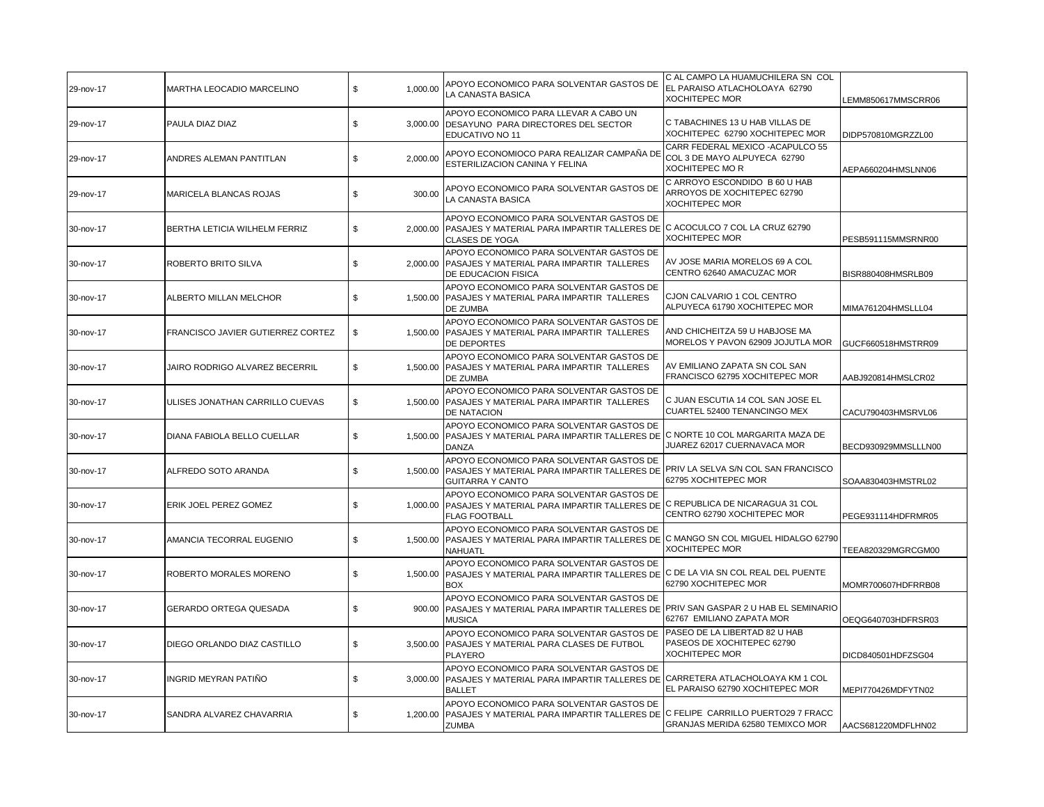| | | | | | |
|---|---|---|---|---|---|
| 29-nov-17 | MARTHA LEOCADIO MARCELINO | $ 1,000.00 | APOYO ECONOMICO PARA SOLVENTAR GASTOS DE LA CANASTA BASICA | C AL CAMPO LA HUAMUCHILERA SN COL EL PARAISO ATLACHOLOAYA 62790 XOCHITEPEC MOR | LEMM850617MMSCRR06 |
| 29-nov-17 | PAULA DIAZ DIAZ | $ 3,000.00 | APOYO ECONOMICO PARA LLEVAR A CABO UN DESAYUNO PARA DIRECTORES DEL SECTOR EDUCATIVO NO 11 | C TABACHINES 13 U HAB VILLAS DE XOCHITEPEC 62790 XOCHITEPEC MOR | DIDP570810MGRZZL00 |
| 29-nov-17 | ANDRES ALEMAN PANTITLAN | $ 2,000.00 | APOYO ECONOMIOCO PARA REALIZAR CAMPAÑA DE ESTERILIZACION CANINA Y FELINA | CARR FEDERAL MEXICO -ACAPULCO 55 COL 3 DE MAYO ALPUYECA 62790 XOCHITEPEC MO R | AEPA660204HMSLNN06 |
| 29-nov-17 | MARICELA BLANCAS ROJAS | $ 300.00 | APOYO ECONOMICO PARA SOLVENTAR GASTOS DE LA CANASTA BASICA | C ARROYO ESCONDIDO B 60 U HAB ARROYOS DE XOCHITEPEC 62790 XOCHITEPEC MOR | |
| 30-nov-17 | BERTHA LETICIA WILHELM FERRIZ | $ 2,000.00 | APOYO ECONOMICO PARA SOLVENTAR GASTOS DE PASAJES Y MATERIAL PARA IMPARTIR TALLERES DE CLASES DE YOGA | C ACOCULCO 7 COL LA CRUZ 62790 XOCHITEPEC MOR | PESB591115MMSRNR00 |
| 30-nov-17 | ROBERTO BRITO SILVA | $ 2,000.00 | APOYO ECONOMICO PARA SOLVENTAR GASTOS DE PASAJES Y MATERIAL PARA IMPARTIR TALLERES DE EDUCACION FISICA | AV JOSE MARIA MORELOS 69 A COL CENTRO 62640 AMACUZAC MOR | BISR880408HMSRLB09 |
| 30-nov-17 | ALBERTO MILLAN MELCHOR | $ 1,500.00 | APOYO ECONOMICO PARA SOLVENTAR GASTOS DE PASAJES Y MATERIAL PARA IMPARTIR TALLERES DE ZUMBA | CJON CALVARIO 1 COL CENTRO ALPUYECA 61790 XOCHITEPEC MOR | MIMA761204HMSLLL04 |
| 30-nov-17 | FRANCISCO JAVIER GUTIERREZ CORTEZ | $ 1,500.00 | APOYO ECONOMICO PARA SOLVENTAR GASTOS DE PASAJES Y MATERIAL PARA IMPARTIR TALLERES DE DEPORTES | AND CHICHEITZA 59 U HABJOSE MA MORELOS Y PAVON 62909 JOJUTLA MOR | GUCF660518HMSTRR09 |
| 30-nov-17 | JAIRO RODRIGO ALVAREZ BECERRIL | $ 1,500.00 | APOYO ECONOMICO PARA SOLVENTAR GASTOS DE PASAJES Y MATERIAL PARA IMPARTIR TALLERES DE ZUMBA | AV EMILIANO ZAPATA SN COL SAN FRANCISCO 62795 XOCHITEPEC MOR | AABJ920814HMSLCR02 |
| 30-nov-17 | ULISES JONATHAN CARRILLO CUEVAS | $ 1,500.00 | APOYO ECONOMICO PARA SOLVENTAR GASTOS DE PASAJES Y MATERIAL PARA IMPARTIR TALLERES DE NATACION | C JUAN ESCUTIA 14 COL SAN JOSE EL CUARTEL 52400 TENANCINGO MEX | CACU790403HMSRVL06 |
| 30-nov-17 | DIANA FABIOLA BELLO CUELLAR | $ 1,500.00 | APOYO ECONOMICO PARA SOLVENTAR GASTOS DE PASAJES Y MATERIAL PARA IMPARTIR TALLERES DE DANZA | C NORTE 10 COL MARGARITA MAZA DE JUAREZ 62017 CUERNAVACA MOR | BECD930929MMSLLLN00 |
| 30-nov-17 | ALFREDO SOTO ARANDA | $ 1,500.00 | APOYO ECONOMICO PARA SOLVENTAR GASTOS DE PASAJES Y MATERIAL PARA IMPARTIR TALLERES DE GUITARRA Y CANTO | PRIV LA SELVA S/N COL SAN FRANCISCO 62795 XOCHITEPEC MOR | SOAA830403HMSTRL02 |
| 30-nov-17 | ERIK JOEL PEREZ GOMEZ | $ 1,000.00 | APOYO ECONOMICO PARA SOLVENTAR GASTOS DE PASAJES Y MATERIAL PARA IMPARTIR TALLERES DE FLAG FOOTBALL | C REPUBLICA DE NICARAGUA 31 COL CENTRO 62790 XOCHITEPEC MOR | PEGE931114HDFRMR05 |
| 30-nov-17 | AMANCIA TECORRAL EUGENIO | $ 1,500.00 | APOYO ECONOMICO PARA SOLVENTAR GASTOS DE PASAJES Y MATERIAL PARA IMPARTIR TALLERES DE NAHUATL | C MANGO SN COL MIGUEL HIDALGO 62790 XOCHITEPEC MOR | TEEA820329MGRCGM00 |
| 30-nov-17 | ROBERTO MORALES MORENO | $ 1,500.00 | APOYO ECONOMICO PARA SOLVENTAR GASTOS DE PASAJES Y MATERIAL PARA IMPARTIR TALLERES DE BOX | C DE LA VIA SN COL REAL DEL PUENTE 62790 XOCHITEPEC MOR | MOMR700607HDFRRB08 |
| 30-nov-17 | GERARDO ORTEGA QUESADA | $ 900.00 | APOYO ECONOMICO PARA SOLVENTAR GASTOS DE PASAJES Y MATERIAL PARA IMPARTIR TALLERES DE MUSICA | PRIV SAN GASPAR 2 U HAB EL SEMINARIO 62767 EMILIANO ZAPATA MOR | OEQG640703HDFRSR03 |
| 30-nov-17 | DIEGO ORLANDO DIAZ CASTILLO | $ 3,500.00 | APOYO ECONOMICO PARA SOLVENTAR GASTOS DE PASAJES Y MATERIAL PARA CLASES DE FUTBOL PLAYERO | PASEO DE LA LIBERTAD 82 U HAB PASEOS DE XOCHITEPEC 62790 XOCHITEPEC MOR | DICD840501HDFZSG04 |
| 30-nov-17 | INGRID MEYRAN PATIÑO | $ 3,000.00 | APOYO ECONOMICO PARA SOLVENTAR GASTOS DE PASAJES Y MATERIAL PARA IMPARTIR TALLERES DE BALLET | CARRETERA ATLACHOLOAYA KM 1 COL EL PARAISO 62790 XOCHITEPEC MOR | MEPI770426MDFYTN02 |
| 30-nov-17 | SANDRA ALVAREZ CHAVARRIA | $ 1,200.00 | APOYO ECONOMICO PARA SOLVENTAR GASTOS DE PASAJES Y MATERIAL PARA IMPARTIR TALLERES DE ZUMBA | C FELIPE CARRILLO PUERTO29 7 FRACC GRANJAS MERIDA 62580 TEMIXCO MOR | AACS681220MDFLHN02 |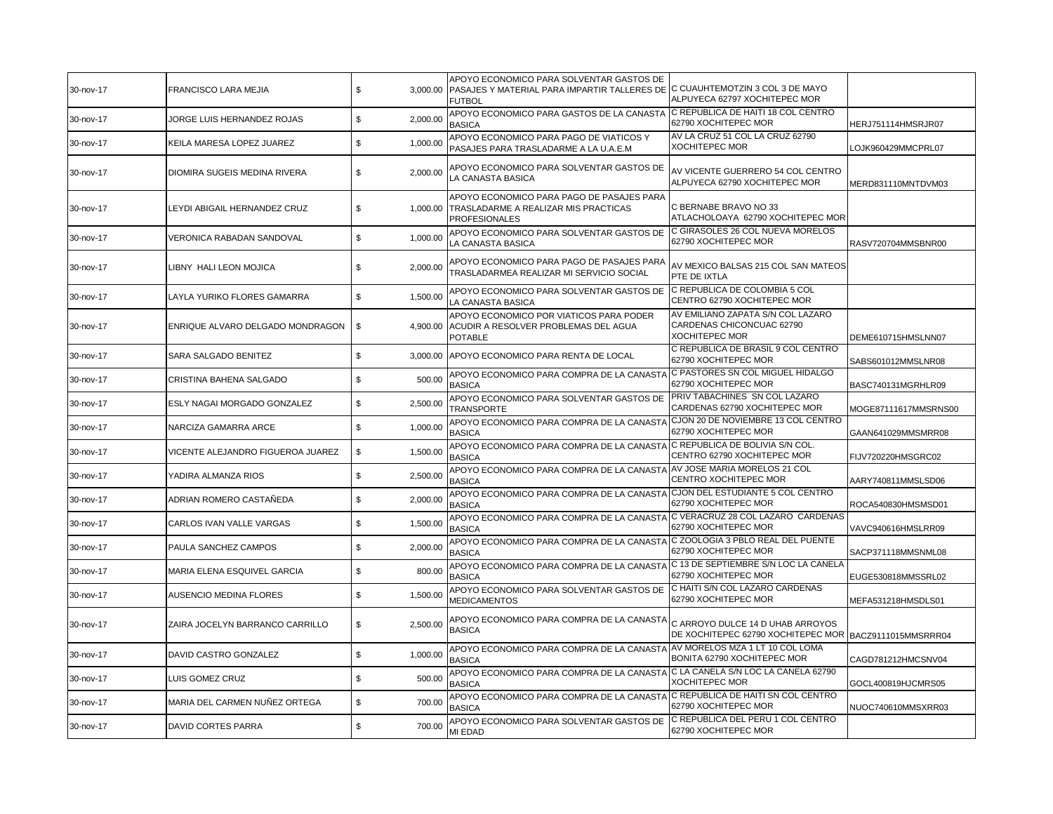| 30-nov-17 | FRANCISCO LARA MEJIA | $ 3,000.00 | APOYO ECONOMICO PARA SOLVENTAR GASTOS DE PASAJES Y MATERIAL PARA IMPARTIR TALLERES DE FUTBOL | C CUAUHTEMOTZIN 3 COL 3 DE MAYO ALPUYECA 62797 XOCHITEPEC MOR | |
|---|---|---|---|---|---|
| 30-nov-17 | JORGE LUIS HERNANDEZ ROJAS | $ 2,000.00 | APOYO ECONOMICO PARA GASTOS DE LA CANASTA BASICA | C REPUBLICA DE HAITI 18 COL CENTRO 62790 XOCHITEPEC MOR | HERJ751114HMSRJR07 |
| 30-nov-17 | KEILA MARESA LOPEZ JUAREZ | $ 1,000.00 | APOYO ECONOMICO PARA PAGO DE VIATICOS Y PASAJES PARA TRASLADARME A LA U.A.E.M | AV LA CRUZ 51 COL LA CRUZ 62790 XOCHITEPEC MOR | LOJK960429MMCPRL07 |
| 30-nov-17 | DIOMIRA SUGEIS MEDINA RIVERA | $ 2,000.00 | APOYO ECONOMICO PARA SOLVENTAR GASTOS DE LA CANASTA BASICA | AV VICENTE GUERRERO 54 COL CENTRO ALPUYECA 62790 XOCHITEPEC MOR | MERD831110MNTDVM03 |
| 30-nov-17 | LEYDI ABIGAIL HERNANDEZ CRUZ | $ 1,000.00 | APOYO ECONOMICO PARA PAGO DE PASAJES PARA TRASLADARME A REALIZAR MIS PRACTICAS PROFESIONALES | C BERNABE BRAVO NO 33 ATLACHOLOAYA 62790 XOCHITEPEC MOR | |
| 30-nov-17 | VERONICA RABADAN SANDOVAL | $ 1,000.00 | APOYO ECONOMICO PARA SOLVENTAR GASTOS DE LA CANASTA BASICA | C GIRASOLES 26 COL NUEVA MORELOS 62790 XOCHITEPEC MOR | RASV720704MMSBNR00 |
| 30-nov-17 | LIBNY HALI LEON MOJICA | $ 2,000.00 | APOYO ECONOMICO PARA PAGO DE PASAJES PARA TRASLADARMEA REALIZAR MI SERVICIO SOCIAL | AV MEXICO BALSAS 215 COL SAN MATEOS PTE DE IXTLA | |
| 30-nov-17 | LAYLA YURIKO FLORES GAMARRA | $ 1,500.00 | APOYO ECONOMICO PARA SOLVENTAR GASTOS DE LA CANASTA BASICA | C REPUBLICA DE COLOMBIA 5 COL CENTRO 62790 XOCHITEPEC MOR | |
| 30-nov-17 | ENRIQUE ALVARO DELGADO MONDRAGON | $ 4,900.00 | APOYO ECONOMICO POR VIATICOS PARA PODER ACUDIR A RESOLVER PROBLEMAS DEL AGUA POTABLE | AV EMILIANO ZAPATA S/N COL LAZARO CARDENAS CHICONCUAC 62790 XOCHITEPEC MOR | DEME610715HMSLNN07 |
| 30-nov-17 | SARA SALGADO BENITEZ | $ 3,000.00 | APOYO ECONOMICO PARA RENTA DE LOCAL | C REPUBLICA DE BRASIL 9 COL CENTRO 62790 XOCHITEPEC MOR | SABS601012MMSLNR08 |
| 30-nov-17 | CRISTINA BAHENA SALGADO | $ 500.00 | APOYO ECONOMICO PARA COMPRA DE LA CANASTA BASICA | C PASTORES SN COL MIGUEL HIDALGO 62790 XOCHITEPEC MOR | BASC740131MGRHLR09 |
| 30-nov-17 | ESLY NAGAI MORGADO GONZALEZ | $ 2,500.00 | APOYO ECONOMICO PARA SOLVENTAR GASTOS DE TRANSPORTE | PRIV TABACHINES SN COL LAZARO CARDENAS 62790 XOCHITEPEC MOR | MOGE87111617MMSRNS00 |
| 30-nov-17 | NARCIZA GAMARRA ARCE | $ 1,000.00 | APOYO ECONOMICO PARA COMPRA DE LA CANASTA BASICA | CJON 20 DE NOVIEMBRE 13 COL CENTRO 62790 XOCHITEPEC MOR | GAAN641029MMSMRR08 |
| 30-nov-17 | VICENTE ALEJANDRO FIGUEROA JUAREZ | $ 1,500.00 | APOYO ECONOMICO PARA COMPRA DE LA CANASTA BASICA | C REPUBLICA DE BOLIVIA S/N COL. CENTRO 62790 XOCHITEPEC MOR | FIJV720220HMSGRC02 |
| 30-nov-17 | YADIRA ALMANZA RIOS | $ 2,500.00 | APOYO ECONOMICO PARA COMPRA DE LA CANASTA BASICA | AV JOSE MARIA MORELOS 21 COL CENTRO XOCHITEPEC MOR | AARY740811MMSLSD06 |
| 30-nov-17 | ADRIAN ROMERO CASTAÑEDA | $ 2,000.00 | APOYO ECONOMICO PARA COMPRA DE LA CANASTA BASICA | CJON DEL ESTUDIANTE 5 COL CENTRO 62790 XOCHITEPEC MOR | ROCA540830HMSMSD01 |
| 30-nov-17 | CARLOS IVAN VALLE VARGAS | $ 1,500.00 | APOYO ECONOMICO PARA COMPRA DE LA CANASTA BASICA | C VERACRUZ 28 COL LAZARO CARDENAS 62790 XOCHITEPEC MOR | VAVC940616HMSLRR09 |
| 30-nov-17 | PAULA SANCHEZ CAMPOS | $ 2,000.00 | APOYO ECONOMICO PARA COMPRA DE LA CANASTA BASICA | C ZOOLOGIA 3 PBLO REAL DEL PUENTE 62790 XOCHITEPEC MOR | SACP371118MMSNML08 |
| 30-nov-17 | MARIA ELENA ESQUIVEL GARCIA | $ 800.00 | APOYO ECONOMICO PARA COMPRA DE LA CANASTA BASICA | C 13 DE SEPTIEMBRE S/N LOC LA CANELA 62790 XOCHITEPEC MOR | EUGE530818MMSSRL02 |
| 30-nov-17 | AUSENCIO MEDINA FLORES | $ 1,500.00 | APOYO ECONOMICO PARA SOLVENTAR GASTOS DE MEDICAMENTOS | C HAITI S/N COL LAZARO CARDENAS 62790 XOCHITEPEC MOR | MEFA531218HMSDLS01 |
| 30-nov-17 | ZAIRA JOCELYN BARRANCO CARRILLO | $ 2,500.00 | APOYO ECONOMICO PARA COMPRA DE LA CANASTA BASICA | C ARROYO DULCE 14 D UHAB ARROYOS DE XOCHITEPEC 62790 XOCHITEPEC MOR | BACZ9111015MMSRRR04 |
| 30-nov-17 | DAVID CASTRO GONZALEZ | $ 1,000.00 | APOYO ECONOMICO PARA COMPRA DE LA CANASTA BASICA | AV MORELOS MZA 1 LT 10 COL LOMA BONITA 62790 XOCHITEPEC MOR | CAGD781212HMCSNV04 |
| 30-nov-17 | LUIS GOMEZ CRUZ | $ 500.00 | APOYO ECONOMICO PARA COMPRA DE LA CANASTA BASICA | C LA CANELA S/N LOC LA CANELA 62790 XOCHITEPEC MOR | GOCL400819HJCMRS05 |
| 30-nov-17 | MARIA DEL CARMEN NUÑEZ ORTEGA | $ 700.00 | APOYO ECONOMICO PARA COMPRA DE LA CANASTA BASICA | C REPUBLICA DE HAITI SN COL CENTRO 62790 XOCHITEPEC MOR | NUOC740610MMSXRR03 |
| 30-nov-17 | DAVID CORTES PARRA | $ 700.00 | APOYO ECONOMICO PARA SOLVENTAR GASTOS DE MI EDAD | C REPUBLICA DEL PERU 1 COL CENTRO 62790 XOCHITEPEC MOR | |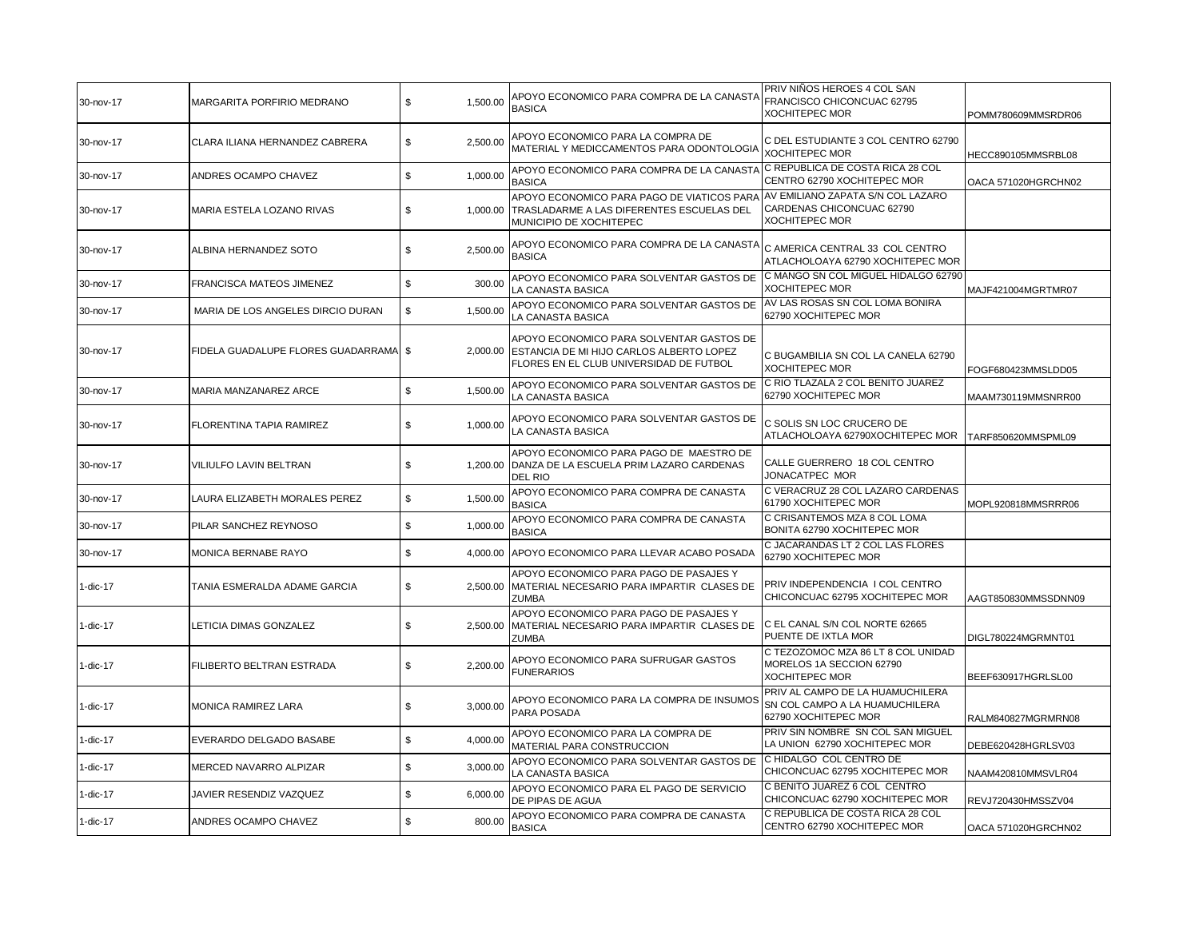| | | | | | |
|---|---|---|---|---|---|
| 30-nov-17 | MARGARITA PORFIRIO MEDRANO | $ 1,500.00 | APOYO ECONOMICO PARA COMPRA DE LA CANASTA BASICA | PRIV NIÑOS HEROES 4 COL SAN FRANCISCO CHICONCUAC 62795 XOCHITEPEC MOR | POMM780609MMSRDR06 |
| 30-nov-17 | CLARA ILIANA HERNANDEZ CABRERA | $ 2,500.00 | APOYO ECONOMICO PARA LA COMPRA DE MATERIAL Y MEDICCAMENTOS PARA ODONTOLOGIA | C DEL ESTUDIANTE 3 COL CENTRO 62790 XOCHITEPEC MOR | HECC890105MMSRBL08 |
| 30-nov-17 | ANDRES OCAMPO CHAVEZ | $ 1,000.00 | APOYO ECONOMICO PARA COMPRA DE LA CANASTA BASICA | C REPUBLICA DE COSTA RICA 28 COL CENTRO 62790 XOCHITEPEC MOR | OACA 571020HGRCHN02 |
| 30-nov-17 | MARIA ESTELA LOZANO RIVAS | $ 1,000.00 | APOYO ECONOMICO PARA PAGO DE VIATICOS PARA TRASLADARME A LAS DIFERENTES ESCUELAS DEL MUNICIPIO DE XOCHITEPEC | AV EMILIANO ZAPATA S/N COL LAZARO CARDENAS CHICONCUAC 62790 XOCHITEPEC MOR | |
| 30-nov-17 | ALBINA HERNANDEZ SOTO | $ 2,500.00 | APOYO ECONOMICO PARA COMPRA DE LA CANASTA BASICA | C AMERICA CENTRAL 33 COL CENTRO ATLACHOLOAYA 62790 XOCHITEPEC MOR | |
| 30-nov-17 | FRANCISCA MATEOS JIMENEZ | $ 300.00 | APOYO ECONOMICO PARA SOLVENTAR GASTOS DE LA CANASTA BASICA | C MANGO SN COL MIGUEL HIDALGO 62790 XOCHITEPEC MOR | MAJF421004MGRTMR07 |
| 30-nov-17 | MARIA DE LOS ANGELES DIRCIO DURAN | $ 1,500.00 | APOYO ECONOMICO PARA SOLVENTAR GASTOS DE LA CANASTA BASICA | AV LAS ROSAS SN COL LOMA BONIRA 62790 XOCHITEPEC MOR | |
| 30-nov-17 | FIDELA GUADALUPE FLORES GUADARRAMA | $ 2,000.00 | APOYO ECONOMICO PARA SOLVENTAR GASTOS DE ESTANCIA DE MI HIJO CARLOS ALBERTO LOPEZ FLORES EN EL CLUB UNIVERSIDAD DE FUTBOL | C BUGAMBILIA SN COL LA CANELA 62790 XOCHITEPEC MOR | FOGF680423MMSLDD05 |
| 30-nov-17 | MARIA MANZANAREZ ARCE | $ 1,500.00 | APOYO ECONOMICO PARA SOLVENTAR GASTOS DE LA CANASTA BASICA | C RIO TLAZALA 2 COL BENITO JUAREZ 62790 XOCHITEPEC MOR | MAAM730119MMSNRR00 |
| 30-nov-17 | FLORENTINA TAPIA RAMIREZ | $ 1,000.00 | APOYO ECONOMICO PARA SOLVENTAR GASTOS DE LA CANASTA BASICA | C SOLIS SN LOC CRUCERO DE ATLACHOLOAYA 62790XOCHITEPEC MOR | TARF850620MMSPML09 |
| 30-nov-17 | VILIULFO LAVIN BELTRAN | $ 1,200.00 | APOYO ECONOMICO PARA PAGO DE MAESTRO DE DANZA DE LA ESCUELA PRIM LAZARO CARDENAS DEL RIO | CALLE GUERRERO 18 COL CENTRO JONACATPEC MOR | |
| 30-nov-17 | LAURA ELIZABETH MORALES PEREZ | $ 1,500.00 | APOYO ECONOMICO PARA COMPRA DE CANASTA BASICA | C VERACRUZ 28 COL LAZARO CARDENAS 61790 XOCHITEPEC MOR | MOPL920818MMSRRR06 |
| 30-nov-17 | PILAR SANCHEZ REYNOSO | $ 1,000.00 | APOYO ECONOMICO PARA COMPRA DE CANASTA BASICA | C CRISANTEMOS MZA 8 COL LOMA BONITA 62790 XOCHITEPEC MOR | |
| 30-nov-17 | MONICA BERNABE RAYO | $ 4,000.00 | APOYO ECONOMICO PARA LLEVAR ACABO POSADA | C JACARANDAS LT 2 COL LAS FLORES 62790 XOCHITEPEC MOR | |
| 1-dic-17 | TANIA ESMERALDA ADAME GARCIA | $ 2,500.00 | APOYO ECONOMICO PARA PAGO DE PASAJES Y MATERIAL NECESARIO PARA IMPARTIR CLASES DE ZUMBA | PRIV INDEPENDENCIA I COL CENTRO CHICONCUAC 62795 XOCHITEPEC MOR | AAGT850830MMSSDNN09 |
| 1-dic-17 | LETICIA DIMAS GONZALEZ | $ 2,500.00 | APOYO ECONOMICO PARA PAGO DE PASAJES Y MATERIAL NECESARIO PARA IMPARTIR CLASES DE ZUMBA | C EL CANAL S/N COL NORTE 62665 PUENTE DE IXTLA MOR | DIGL780224MGRMNT01 |
| 1-dic-17 | FILIBERTO BELTRAN ESTRADA | $ 2,200.00 | APOYO ECONOMICO PARA SUFRUGAR GASTOS FUNERARIOS | C TEZOZOMOC MZA 86 LT 8 COL UNIDAD MORELOS 1A SECCION 62790 XOCHITEPEC MOR | BEEF630917HGRLSL00 |
| 1-dic-17 | MONICA RAMIREZ LARA | $ 3,000.00 | APOYO ECONOMICO PARA LA COMPRA DE INSUMOS PARA POSADA | PRIV AL CAMPO DE LA HUAMUCHILERA SN COL CAMPO A LA HUAMUCHILERA 62790 XOCHITEPEC MOR | RALM840827MGRMRN08 |
| 1-dic-17 | EVERARDO DELGADO BASABE | $ 4,000.00 | APOYO ECONOMICO PARA LA COMPRA DE MATERIAL PARA CONSTRUCCION | PRIV SIN NOMBRE SN COL SAN MIGUEL LA UNION 62790 XOCHITEPEC MOR | DEBE620428HGRLSV03 |
| 1-dic-17 | MERCED NAVARRO ALPIZAR | $ 3,000.00 | APOYO ECONOMICO PARA SOLVENTAR GASTOS DE LA CANASTA BASICA | C HIDALGO COL CENTRO DE CHICONCUAC 62795 XOCHITEPEC MOR | NAAM420810MMSVLR04 |
| 1-dic-17 | JAVIER RESENDIZ VAZQUEZ | $ 6,000.00 | APOYO ECONOMICO PARA EL PAGO DE SERVICIO DE PIPAS DE AGUA | C BENITO JUAREZ 6 COL CENTRO CHICONCUAC 62790 XOCHITEPEC MOR | REVJ720430HMSSZV04 |
| 1-dic-17 | ANDRES OCAMPO CHAVEZ | $ 800.00 | APOYO ECONOMICO PARA COMPRA DE CANASTA BASICA | C REPUBLICA DE COSTA RICA 28 COL CENTRO 62790 XOCHITEPEC MOR | OACA 571020HGRCHN02 |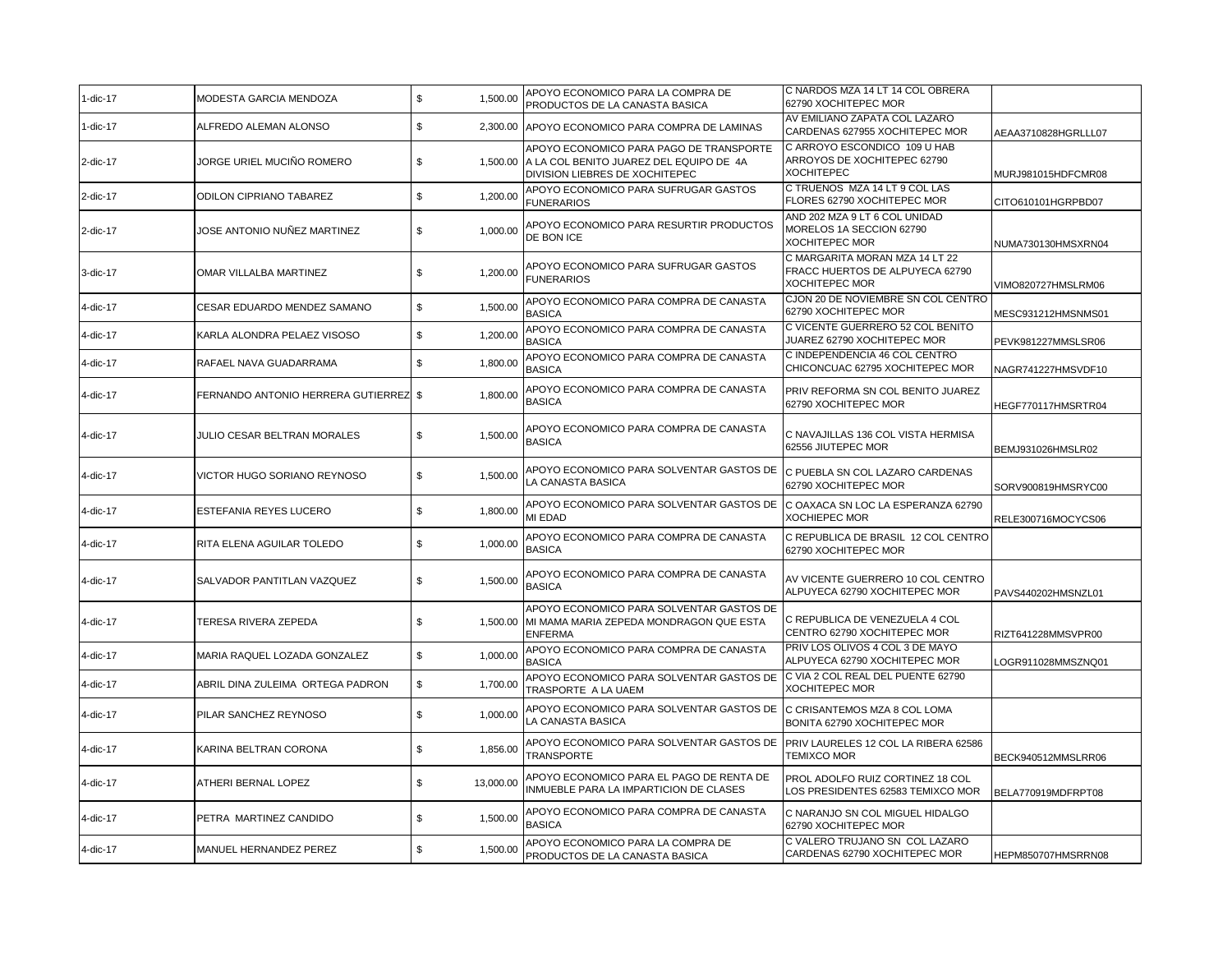| | | | | | | |
|---|---|---|---|---|---|---|
| 1-dic-17 | MODESTA GARCIA MENDOZA | $ | 1,500.00 | APOYO ECONOMICO PARA LA COMPRA DE PRODUCTOS DE LA CANASTA BASICA | C NARDOS MZA 14 LT 14 COL OBRERA 62790 XOCHITEPEC MOR | |
| 1-dic-17 | ALFREDO ALEMAN ALONSO | $ | 2,300.00 | APOYO ECONOMICO PARA COMPRA DE LAMINAS | AV EMILIANO ZAPATA COL LAZARO CARDENAS 627955 XOCHITEPEC MOR | AEAA3710828HGRLLL07 |
| 2-dic-17 | JORGE URIEL MUCIÑO ROMERO | $ | 1,500.00 | APOYO ECONOMICO PARA PAGO DE TRANSPORTE A LA COL BENITO JUAREZ DEL EQUIPO DE 4A DIVISION LIEBRES DE XOCHITEPEC | C ARROYO ESCONDICO 109 U HAB ARROYOS DE XOCHITEPEC 62790 XOCHITEPEC | MURJ981015HDFCMR08 |
| 2-dic-17 | ODILON CIPRIANO TABAREZ | $ | 1,200.00 | APOYO ECONOMICO PARA SUFRUGAR GASTOS FUNERARIOS | C TRUENOS MZA 14 LT 9 COL LAS FLORES 62790 XOCHITEPEC MOR | CITO610101HGRPBD07 |
| 2-dic-17 | JOSE ANTONIO NUÑEZ MARTINEZ | $ | 1,000.00 | APOYO ECONOMICO PARA RESURTIR PRODUCTOS DE BON ICE | AND 202 MZA 9 LT 6 COL UNIDAD MORELOS 1A SECCION 62790 XOCHITEPEC MOR | NUMA730130HMSXRN04 |
| 3-dic-17 | OMAR VILLALBA MARTINEZ | $ | 1,200.00 | APOYO ECONOMICO PARA SUFRUGAR GASTOS FUNERARIOS | C MARGARITA MORAN MZA 14 LT 22 FRACC HUERTOS DE ALPUYECA 62790 XOCHITEPEC MOR | VIMO820727HMSLRM06 |
| 4-dic-17 | CESAR EDUARDO MENDEZ SAMANO | $ | 1,500.00 | APOYO ECONOMICO PARA COMPRA DE CANASTA BASICA | CJON 20 DE NOVIEMBRE SN COL CENTRO 62790 XOCHITEPEC MOR | MESC931212HMSNMS01 |
| 4-dic-17 | KARLA ALONDRA PELAEZ VISOSO | $ | 1,200.00 | APOYO ECONOMICO PARA COMPRA DE CANASTA BASICA | C VICENTE GUERRERO 52 COL BENITO JUAREZ 62790 XOCHITEPEC MOR | PEVK981227MMSLSR06 |
| 4-dic-17 | RAFAEL NAVA GUADARRAMA | $ | 1,800.00 | APOYO ECONOMICO PARA COMPRA DE CANASTA BASICA | C INDEPENDENCIA 46 COL CENTRO CHICONCUAC 62795 XOCHITEPEC MOR | NAGR741227HMSVDF10 |
| 4-dic-17 | FERNANDO ANTONIO HERRERA GUTIERREZ | $ | 1,800.00 | APOYO ECONOMICO PARA COMPRA DE CANASTA BASICA | PRIV REFORMA SN COL BENITO JUAREZ 62790 XOCHITEPEC MOR | HEGF770117HMSRTR04 |
| 4-dic-17 | JULIO CESAR BELTRAN MORALES | $ | 1,500.00 | APOYO ECONOMICO PARA COMPRA DE CANASTA BASICA | C NAVAJILLAS 136 COL VISTA HERMISA 62556 JIUTEPEC MOR | BEMJ931026HMSLR02 |
| 4-dic-17 | VICTOR HUGO SORIANO REYNOSO | $ | 1,500.00 | APOYO ECONOMICO PARA SOLVENTAR GASTOS DE LA CANASTA BASICA | C PUEBLA SN COL LAZARO CARDENAS 62790 XOCHITEPEC MOR | SORV900819HMSRYC00 |
| 4-dic-17 | ESTEFANIA REYES LUCERO | $ | 1,800.00 | APOYO ECONOMICO PARA SOLVENTAR GASTOS DE MI EDAD | C OAXACA SN LOC LA ESPERANZA 62790 XOCHIEPEC MOR | RELE300716MOCYCS06 |
| 4-dic-17 | RITA ELENA AGUILAR TOLEDO | $ | 1,000.00 | APOYO ECONOMICO PARA COMPRA DE CANASTA BASICA | C REPUBLICA DE BRASIL 12 COL CENTRO 62790 XOCHITEPEC MOR | |
| 4-dic-17 | SALVADOR PANTITLAN VAZQUEZ | $ | 1,500.00 | APOYO ECONOMICO PARA COMPRA DE CANASTA BASICA | AV VICENTE GUERRERO 10 COL CENTRO ALPUYECA 62790 XOCHITEPEC MOR | PAVS440202HMSNZL01 |
| 4-dic-17 | TERESA RIVERA ZEPEDA | $ | 1,500.00 | APOYO ECONOMICO PARA SOLVENTAR GASTOS DE MI MAMA MARIA ZEPEDA MONDRAGON QUE ESTA ENFERMA | C REPUBLICA DE VENEZUELA 4 COL CENTRO 62790 XOCHITEPEC MOR | RIZT641228MMSVPR00 |
| 4-dic-17 | MARIA RAQUEL LOZADA GONZALEZ | $ | 1,000.00 | APOYO ECONOMICO PARA COMPRA DE CANASTA BASICA | PRIV LOS OLIVOS 4 COL 3 DE MAYO ALPUYECA 62790 XOCHITEPEC MOR | LOGR911028MMSZNQ01 |
| 4-dic-17 | ABRIL DINA ZULEIMA ORTEGA PADRON | $ | 1,700.00 | APOYO ECONOMICO PARA SOLVENTAR GASTOS DE TRASPORTE A LA UAEM | C VIA 2 COL REAL DEL PUENTE 62790 XOCHITEPEC MOR | |
| 4-dic-17 | PILAR SANCHEZ REYNOSO | $ | 1,000.00 | APOYO ECONOMICO PARA SOLVENTAR GASTOS DE LA CANASTA BASICA | C CRISANTEMOS MZA 8 COL LOMA BONITA 62790 XOCHITEPEC MOR | |
| 4-dic-17 | KARINA BELTRAN CORONA | $ | 1,856.00 | APOYO ECONOMICO PARA SOLVENTAR GASTOS DE TRANSPORTE | PRIV LAURELES 12 COL LA RIBERA 62586 TEMIXCO MOR | BECK940512MMSLRR06 |
| 4-dic-17 | ATHERI BERNAL LOPEZ | $ | 13,000.00 | APOYO ECONOMICO PARA EL PAGO DE RENTA DE INMUEBLE PARA LA IMPARTICION DE CLASES | PROL ADOLFO RUIZ CORTINEZ 18 COL LOS PRESIDENTES 62583 TEMIXCO MOR | BELA770919MDFRPT08 |
| 4-dic-17 | PETRA MARTINEZ CANDIDO | $ | 1,500.00 | APOYO ECONOMICO PARA COMPRA DE CANASTA BASICA | C NARANJO SN COL MIGUEL HIDALGO 62790 XOCHITEPEC MOR | |
| 4-dic-17 | MANUEL HERNANDEZ PEREZ | $ | 1,500.00 | APOYO ECONOMICO PARA LA COMPRA DE PRODUCTOS DE LA CANASTA BASICA | C VALERO TRUJANO SN COL LAZARO CARDENAS 62790 XOCHITEPEC MOR | HEPM850707HMSRRN08 |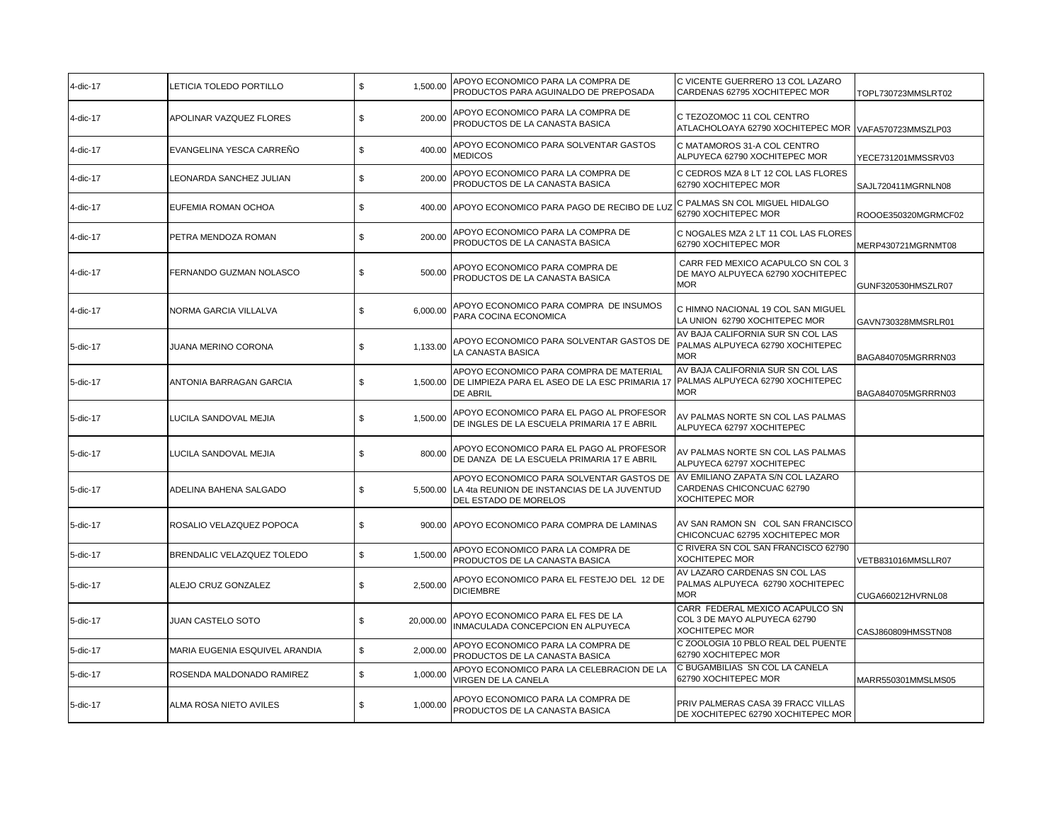| | | | | | |
|---|---|---|---|---|---|
| 4-dic-17 | LETICIA TOLEDO PORTILLO | $ 1,500.00 | APOYO ECONOMICO PARA LA COMPRA DE PRODUCTOS PARA AGUINALDO DE PREPOSADA | C VICENTE GUERRERO 13 COL LAZARO CARDENAS 62795 XOCHITEPEC MOR | TOPL730723MMSLRT02 |
| 4-dic-17 | APOLINAR VAZQUEZ FLORES | $ 200.00 | APOYO ECONOMICO PARA LA COMPRA DE PRODUCTOS DE LA CANASTA BASICA | C TEZOZOMOC 11 COL CENTRO ATLACHOLOAYA 62790 XOCHITEPEC MOR | VAFA570723MMSZLP03 |
| 4-dic-17 | EVANGELINA YESCA CARREÑO | $ 400.00 | APOYO ECONOMICO PARA SOLVENTAR GASTOS MEDICOS | C MATAMOROS 31-A COL CENTRO ALPUYECA 62790 XOCHITEPEC MOR | YECE731201MMSSRV03 |
| 4-dic-17 | LEONARDA SANCHEZ JULIAN | $ 200.00 | APOYO ECONOMICO PARA LA COMPRA DE PRODUCTOS DE LA CANASTA BASICA | C CEDROS MZA 8 LT 12 COL LAS FLORES 62790 XOCHITEPEC MOR | SAJL720411MGRNLN08 |
| 4-dic-17 | EUFEMIA ROMAN OCHOA | $ 400.00 | APOYO ECONOMICO PARA PAGO DE RECIBO DE LUZ | C PALMAS SN COL MIGUEL HIDALGO 62790 XOCHITEPEC MOR | ROOOE350320MGRMCF02 |
| 4-dic-17 | PETRA MENDOZA ROMAN | $ 200.00 | APOYO ECONOMICO PARA LA COMPRA DE PRODUCTOS DE LA CANASTA BASICA | C NOGALES MZA 2 LT 11 COL LAS FLORES 62790 XOCHITEPEC MOR | MERP430721MGRNMT08 |
| 4-dic-17 | FERNANDO GUZMAN NOLASCO | $ 500.00 | APOYO ECONOMICO PARA COMPRA DE PRODUCTOS DE LA CANASTA BASICA | CARR FED MEXICO ACAPULCO SN COL 3 DE MAYO ALPUYECA 62790 XOCHITEPEC MOR | GUNF320530HMSZLR07 |
| 4-dic-17 | NORMA GARCIA VILLALVA | $ 6,000.00 | APOYO ECONOMICO PARA COMPRA DE INSUMOS PARA COCINA ECONOMICA | C HIMNO NACIONAL 19 COL SAN MIGUEL LA UNION 62790 XOCHITEPEC MOR | GAVN730328MMSRLR01 |
| 5-dic-17 | JUANA MERINO CORONA | $ 1,133.00 | APOYO ECONOMICO PARA SOLVENTAR GASTOS DE LA CANASTA BASICA | AV BAJA CALIFORNIA SUR SN COL LAS PALMAS ALPUYECA 62790 XOCHITEPEC MOR | BAGA840705MGRRRN03 |
| 5-dic-17 | ANTONIA BARRAGAN GARCIA | $ 1,500.00 | APOYO ECONOMICO PARA COMPRA DE MATERIAL DE LIMPIEZA PARA EL ASEO DE LA ESC PRIMARIA 17 DE ABRIL | AV BAJA CALIFORNIA SUR SN COL LAS PALMAS ALPUYECA 62790 XOCHITEPEC MOR | BAGA840705MGRRRN03 |
| 5-dic-17 | LUCILA SANDOVAL MEJIA | $ 1,500.00 | APOYO ECONOMICO PARA EL PAGO AL PROFESOR DE INGLES DE LA ESCUELA PRIMARIA 17 E ABRIL | AV PALMAS NORTE SN COL LAS PALMAS ALPUYECA 62797 XOCHITEPEC | |
| 5-dic-17 | LUCILA SANDOVAL MEJIA | $ 800.00 | APOYO ECONOMICO PARA EL PAGO AL PROFESOR DE DANZA DE LA ESCUELA PRIMARIA 17 E ABRIL | AV PALMAS NORTE SN COL LAS PALMAS ALPUYECA 62797 XOCHITEPEC | |
| 5-dic-17 | ADELINA BAHENA SALGADO | $ 5,500.00 | APOYO ECONOMICO PARA SOLVENTAR GASTOS DE LA 4ta REUNION DE INSTANCIAS DE LA JUVENTUD DEL ESTADO DE MORELOS | AV EMILIANO ZAPATA S/N COL LAZARO CARDENAS CHICONCUAC 62790 XOCHITEPEC MOR | |
| 5-dic-17 | ROSALIO VELAZQUEZ POPOCA | $ 900.00 | APOYO ECONOMICO PARA COMPRA DE LAMINAS | AV SAN RAMON SN COL SAN FRANCISCO CHICONCUAC 62795 XOCHITEPEC MOR | |
| 5-dic-17 | BRENDALIC VELAZQUEZ TOLEDO | $ 1,500.00 | APOYO ECONOMICO PARA LA COMPRA DE PRODUCTOS DE LA CANASTA BASICA | C RIVERA SN COL SAN FRANCISCO 62790 XOCHITEPEC MOR | VETB831016MMSLLR07 |
| 5-dic-17 | ALEJO CRUZ GONZALEZ | $ 2,500.00 | APOYO ECONOMICO PARA EL FESTEJO DEL 12 DE DICIEMBRE | AV LAZARO CARDENAS SN COL LAS PALMAS ALPUYECA 62790 XOCHITEPEC MOR | CUGA660212HVRNL08 |
| 5-dic-17 | JUAN CASTELO SOTO | $ 20,000.00 | APOYO ECONOMICO PARA EL FES DE LA INMACULADA CONCEPCION EN ALPUYECA | CARR FEDERAL MEXICO ACAPULCO SN COL 3 DE MAYO ALPUYECA 62790 XOCHITEPEC MOR | CASJ860809HMSSTN08 |
| 5-dic-17 | MARIA EUGENIA ESQUIVEL ARANDIA | $ 2,000.00 | APOYO ECONOMICO PARA LA COMPRA DE PRODUCTOS DE LA CANASTA BASICA | C ZOOLOGIA 10 PBLO REAL DEL PUENTE 62790 XOCHITEPEC MOR | |
| 5-dic-17 | ROSENDA MALDONADO RAMIREZ | $ 1,000.00 | APOYO ECONOMICO PARA LA CELEBRACION DE LA VIRGEN DE LA CANELA | C BUGAMBILIAS SN COL LA CANELA 62790 XOCHITEPEC MOR | MARR550301MMSLMS05 |
| 5-dic-17 | ALMA ROSA NIETO AVILES | $ 1,000.00 | APOYO ECONOMICO PARA LA COMPRA DE PRODUCTOS DE LA CANASTA BASICA | PRIV PALMERAS CASA 39 FRACC VILLAS DE XOCHITEPEC 62790 XOCHITEPEC MOR | |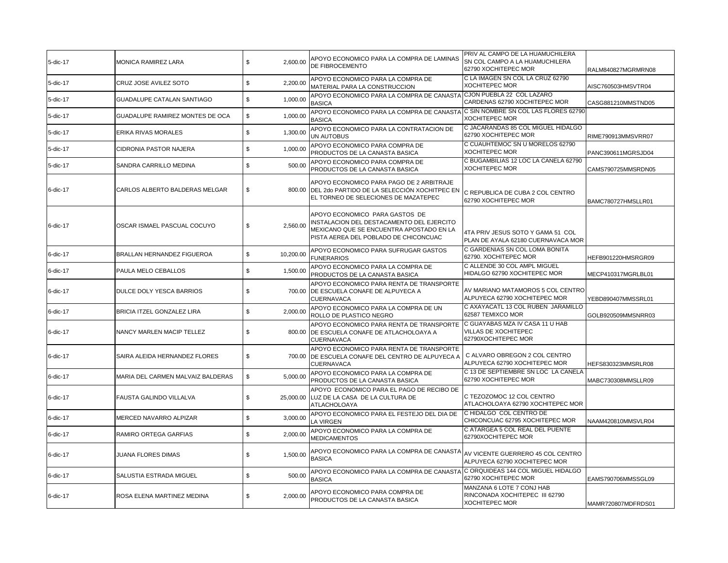| | | | | | | |
|---|---|---|---|---|---|---|
| 5-dic-17 | MONICA RAMIREZ LARA | $ | 2,600.00 | APOYO ECONOMICO PARA LA COMPRA DE LAMINAS DE FIBROCEMENTO | PRIV AL CAMPO DE LA HUAMUCHILERA SN COL CAMPO A LA HUAMUCHILERA 62790 XOCHITEPEC MOR | RALM840827MGRMRN08 |
| 5-dic-17 | CRUZ JOSE AVILEZ SOTO | $ | 2,200.00 | APOYO ECONOMICO PARA LA COMPRA DE MATERIAL PARA LA CONSTRUCCION | C LA IMAGEN SN COL LA CRUZ 62790 XOCHITEPEC MOR | AISC760503HMSVTR04 |
| 5-dic-17 | GUADALUPE CATALAN SANTIAGO | $ | 1,000.00 | APOYO ECONOMICO PARA LA COMPRA DE CANASTA BASICA | CJON PUEBLA 22 COL LAZARO CARDENAS 62790 XOCHITEPEC MOR | CASG881210MMSTND05 |
| 5-dic-17 | GUADALUPE RAMIREZ MONTES DE OCA | $ | 1,000.00 | APOYO ECONOMICO PARA LA COMPRA DE CANASTA BASICA | C SIN NOMBRE SN COL LAS FLORES 62790 XOCHITEPEC MOR | |
| 5-dic-17 | ERIKA RIVAS MORALES | $ | 1,300.00 | APOYO ECONOMICO PARA LA CONTRATACION DE UN AUTOBUS | C JACARANDAS 85 COL MIGUEL HIDALGO 62790 XOCHITEPEC MOR | RIME790913MMSVRR07 |
| 5-dic-17 | CIDRONIA PASTOR NAJERA | $ | 1,000.00 | APOYO ECONOMICO PARA COMPRA DE PRODUCTOS DE LA CANASTA BASICA | C CUAUHTEMOC SN U MORELOS 62790 XOCHITEPEC MOR | PANC390611MGRSJD04 |
| 5-dic-17 | SANDRA CARRILLO MEDINA | $ | 500.00 | APOYO ECONOMICO PARA COMPRA DE PRODUCTOS DE LA CANASTA BASICA | C BUGAMBILIAS 12 LOC LA CANELA 62790 XOCHITEPEC MOR | CAMS790725MMSRDN05 |
| 6-dic-17 | CARLOS ALBERTO BALDERAS MELGAR | $ | 800.00 | APOYO ECONOMICO PARA PAGO DE 2 ARBITRAJE DEL 2do PARTIDO DE LA SELECCIÓN XOCHITPEC EN EL TORNEO DE SELECIONES DE MAZATEPEC | C REPUBLICA DE CUBA 2 COL CENTRO 62790 XOCHITEPEC MOR | BAMC780727HMSLLR01 |
| 6-dic-17 | OSCAR ISMAEL PASCUAL COCUYO | $ | 2,560.00 | APOYO ECONOMICO PARA GASTOS DE INSTALACION DEL DESTACAMENTO DEL EJERCITO MEXICANO QUE SE ENCUENTRA APOSTADO EN LA PISTA AEREA DEL POBLADO DE CHICONCUAC | 4TA PRIV JESUS SOTO Y GAMA 51 COL PLAN DE AYALA 62180 CUERNAVACA MOR | |
| 6-dic-17 | BRALLAN HERNANDEZ FIGUEROA | $ | 10,200.00 | APOYO ECONOMICO PARA SUFRUGAR GASTOS FUNERARIOS | C GARDENIAS SN COL LOMA BONITA 62790. XOCHITEPEC MOR | HEFB901220HMSRGR09 |
| 6-dic-17 | PAULA MELO CEBALLOS | $ | 1,500.00 | APOYO ECONOMICO PARA LA COMPRA DE PRODUCTOS DE LA CANASTA BASICA | C ALLENDE 30 COL AMPL MIGUEL HIDALGO 62790 XOCHITEPEC MOR | MECP410317MGRLBL01 |
| 6-dic-17 | DULCE DOLY YESCA BARRIOS | $ | 700.00 | APOYO ECONOMICO PARA RENTA DE TRANSPORTE DE ESCUELA CONAFE DE ALPUYECA A CUERNAVACA | AV MARIANO MATAMOROS 5 COL CENTRO ALPUYECA 62790 XOCHITEPEC MOR | YEBD890407MMSSRL01 |
| 6-dic-17 | BRICIA ITZEL GONZALEZ LIRA | $ | 2,000.00 | APOYO ECONOMICO PARA LA COMPRA DE UN ROLLO DE PLASTICO NEGRO | C AXAYACATL 13 COL RUBEN JARAMILLO 62587 TEMIXCO MOR | GOLB920509MMSNRR03 |
| 6-dic-17 | NANCY MARLEN MACIP TELLEZ | $ | 800.00 | APOYO ECONOMICO PARA RENTA DE TRANSPORTE DE ESCUELA CONAFE DE ATLACHOLOAYA A CUERNAVACA | C GUAYABAS MZA IV CASA 11 U HAB VILLAS DE XOCHITEPEC 62790XOCHITEPEC MOR | |
| 6-dic-17 | SAIRA ALEIDA HERNANDEZ FLORES | $ | 700.00 | APOYO ECONOMICO PARA RENTA DE TRANSPORTE DE ESCUELA CONAFE DEL CENTRO DE ALPUYECA A CUERNAVACA | C ALVARO OBREGON 2 COL CENTRO ALPUYECA 62790 XOCHITEPEC MOR | HEFS830323MMSRLR08 |
| 6-dic-17 | MARIA DEL CARMEN MALVAIZ BALDERAS | $ | 5,000.00 | APOYO ECONOMICO PARA LA COMPRA DE PRODUCTOS DE LA CANASTA BASICA | C 13 DE SEPTIEMBRE SN LOC LA CANELA 62790 XOCHITEPEC MOR | MABC730308MMSLLR09 |
| 6-dic-17 | FAUSTA GALINDO VILLALVA | $ | 25,000.00 | APOYO ECONOMICO PARA EL PAGO DE RECIBO DE LUZ DE LA CASA DE LA CULTURA DE ATLACHOLOAYA | C TEZOZOMOC 12 COL CENTRO ATLACHOLOAYA 62790 XOCHITEPEC MOR | |
| 6-dic-17 | MERCED NAVARRO ALPIZAR | $ | 3,000.00 | APOYO ECONOMICO PARA EL FESTEJO DEL DIA DE LA VIRGEN | C HIDALGO COL CENTRO DE CHICONCUAC 62795 XOCHITEPEC MOR | NAAM420810MMSVLR04 |
| 6-dic-17 | RAMIRO ORTEGA GARFIAS | $ | 2,000.00 | APOYO ECONOMICO PARA LA COMPRA DE MEDICAMENTOS | C ATARGEA 5 COL REAL DEL PUENTE 62790XOCHITEPEC MOR | |
| 6-dic-17 | JUANA FLORES DIMAS | $ | 1,500.00 | APOYO ECONOMICO PARA LA COMPRA DE CANASTA BASICA | AV VICENTE GUERRERO 45 COL CENTRO ALPUYECA 62790 XOCHITEPEC MOR | |
| 6-dic-17 | SALUSTIA ESTRADA MIGUEL | $ | 500.00 | APOYO ECONOMICO PARA LA COMPRA DE CANASTA BASICA | C ORQUIDEAS 144 COL MIGUEL HIDALGO 62790 XOCHITEPEC MOR | EAMS790706MMSSGL09 |
| 6-dic-17 | ROSA ELENA MARTINEZ MEDINA | $ | 2,000.00 | APOYO ECONOMICO PARA COMPRA DE PRODUCTOS DE LA CANASTA BASICA | MANZANA 6 LOTE 7 CONJ HAB RINCONADA XOCHITEPEC III 62790 XOCHITEPEC MOR | MAMR720807MDFRDS01 |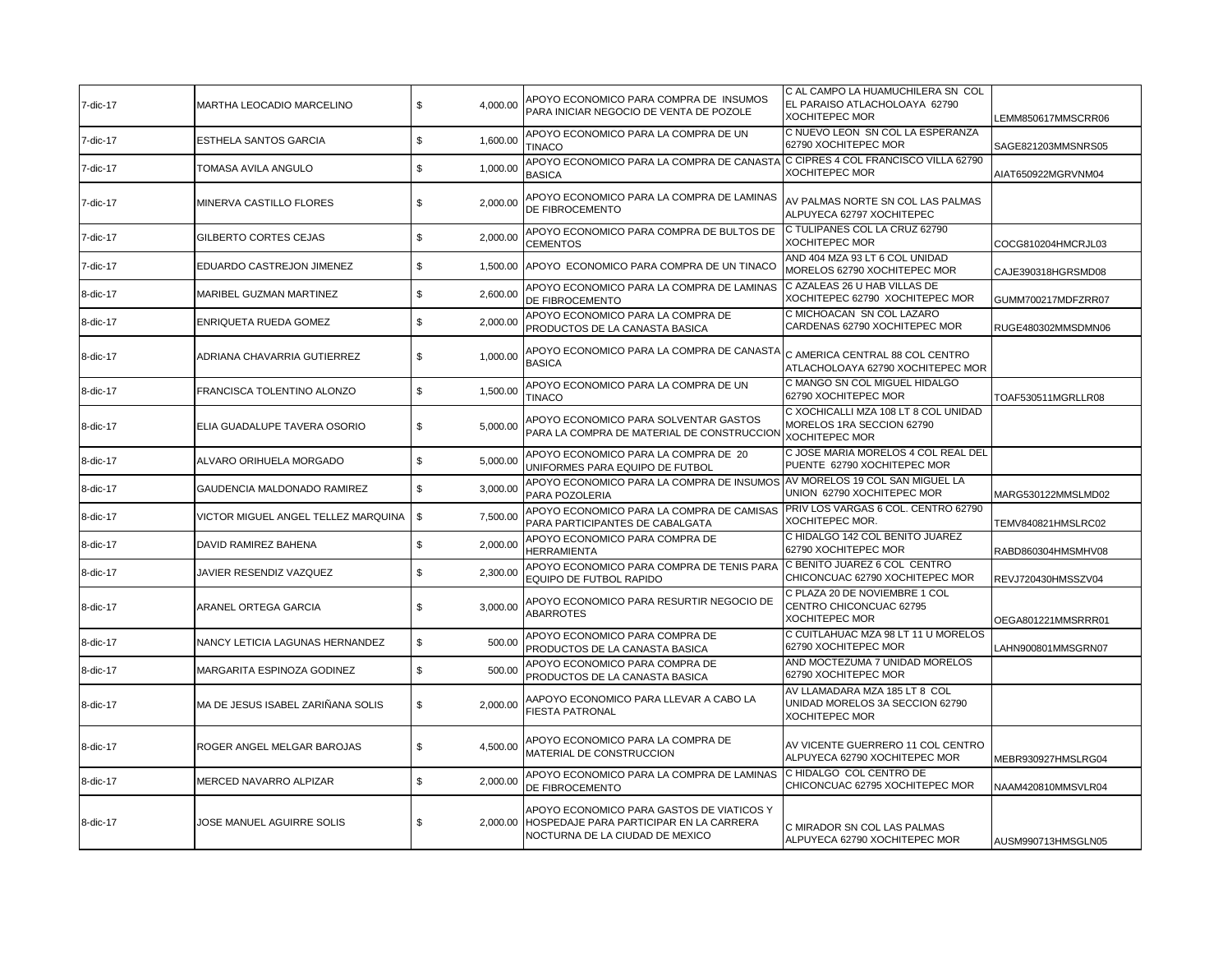| | | | | | |
|---|---|---|---|---|---|
| 7-dic-17 | MARTHA LEOCADIO MARCELINO | $ 4,000.00 | APOYO ECONOMICO PARA COMPRA DE INSUMOS PARA INICIAR NEGOCIO DE VENTA DE POZOLE | C AL CAMPO LA HUAMUCHILERA SN COL EL PARAISO ATLACHOLOAYA 62790 XOCHITEPEC MOR | LEMM850617MMSCRR06 |
| 7-dic-17 | ESTHELA SANTOS GARCIA | $ 1,600.00 | APOYO ECONOMICO PARA LA COMPRA DE UN TINACO | C NUEVO LEON SN COL LA ESPERANZA 62790 XOCHITEPEC MOR | SAGE821203MMSNRS05 |
| 7-dic-17 | TOMASA AVILA ANGULO | $ 1,000.00 | APOYO ECONOMICO PARA LA COMPRA DE CANASTA BASICA | C CIPRES 4 COL FRANCISCO VILLA 62790 XOCHITEPEC MOR | AIAT650922MGRVNM04 |
| 7-dic-17 | MINERVA CASTILLO FLORES | $ 2,000.00 | APOYO ECONOMICO PARA LA COMPRA DE LAMINAS DE FIBROCEMENTO | AV PALMAS NORTE SN COL LAS PALMAS ALPUYECA 62797 XOCHITEPEC | |
| 7-dic-17 | GILBERTO CORTES CEJAS | $ 2,000.00 | APOYO ECONOMICO PARA COMPRA DE BULTOS DE CEMENTOS | C TULIPANES COL LA CRUZ 62790 XOCHITEPEC MOR | COCG810204HMCRJL03 |
| 7-dic-17 | EDUARDO CASTREJON JIMENEZ | $ 1,500.00 | APOYO ECONOMICO PARA COMPRA DE UN TINACO | AND 404 MZA 93 LT 6 COL UNIDAD MORELOS 62790 XOCHITEPEC MOR | CAJE390318HGRSMD08 |
| 8-dic-17 | MARIBEL GUZMAN MARTINEZ | $ 2,600.00 | APOYO ECONOMICO PARA LA COMPRA DE LAMINAS DE FIBROCEMENTO | C AZALEAS 26 U HAB VILLAS DE XOCHITEPEC 62790 XOCHITEPEC MOR | GUMM700217MDFZRR07 |
| 8-dic-17 | ENRIQUETA RUEDA GOMEZ | $ 2,000.00 | APOYO ECONOMICO PARA LA COMPRA DE PRODUCTOS DE LA CANASTA BASICA | C MICHOACAN SN COL LAZARO CARDENAS 62790 XOCHITEPEC MOR | RUGE480302MMSDMN06 |
| 8-dic-17 | ADRIANA CHAVARRIA GUTIERREZ | $ 1,000.00 | APOYO ECONOMICO PARA LA COMPRA DE CANASTA BASICA | C AMERICA CENTRAL 88 COL CENTRO ATLACHOLOAYA 62790 XOCHITEPEC MOR | |
| 8-dic-17 | FRANCISCA TOLENTINO ALONZO | $ 1,500.00 | APOYO ECONOMICO PARA LA COMPRA DE UN TINACO | C MANGO SN COL MIGUEL HIDALGO 62790 XOCHITEPEC MOR | TOAF530511MGRLLR08 |
| 8-dic-17 | ELIA GUADALUPE TAVERA OSORIO | $ 5,000.00 | APOYO ECONOMICO PARA SOLVENTAR GASTOS PARA LA COMPRA DE MATERIAL DE CONSTRUCCION | C XOCHICALLI MZA 108 LT 8 COL UNIDAD MORELOS 1RA SECCION 62790 XOCHITEPEC MOR | |
| 8-dic-17 | ALVARO ORIHUELA MORGADO | $ 5,000.00 | APOYO ECONOMICO PARA LA COMPRA DE 20 UNIFORMES PARA EQUIPO DE FUTBOL | C JOSE MARIA MORELOS 4 COL REAL DEL PUENTE 62790 XOCHITEPEC MOR | |
| 8-dic-17 | GAUDENCIA MALDONADO RAMIREZ | $ 3,000.00 | APOYO ECONOMICO PARA LA COMPRA DE INSUMOS PARA POZOLERIA | AV MORELOS 19 COL SAN MIGUEL LA UNION 62790 XOCHITEPEC MOR | MARG530122MMSLMD02 |
| 8-dic-17 | VICTOR MIGUEL ANGEL TELLEZ MARQUINA | $ 7,500.00 | APOYO ECONOMICO PARA LA COMPRA DE CAMISAS PARA PARTICIPANTES DE CABALGATA | PRIV LOS VARGAS 6 COL. CENTRO 62790 XOCHITEPEC MOR. | TEMV840821HMSLRC02 |
| 8-dic-17 | DAVID RAMIREZ BAHENA | $ 2,000.00 | APOYO ECONOMICO PARA COMPRA DE HERRAMIENTA | C HIDALGO 142 COL BENITO JUAREZ 62790 XOCHITEPEC MOR | RABD860304HMSMHV08 |
| 8-dic-17 | JAVIER RESENDIZ VAZQUEZ | $ 2,300.00 | APOYO ECONOMICO PARA COMPRA DE TENIS PARA EQUIPO DE FUTBOL RAPIDO | C BENITO JUAREZ 6 COL CENTRO CHICONCUAC 62790 XOCHITEPEC MOR | REVJ720430HMSSZV04 |
| 8-dic-17 | ARANEL ORTEGA GARCIA | $ 3,000.00 | APOYO ECONOMICO PARA RESURTIR NEGOCIO DE ABARROTES | C PLAZA 20 DE NOVIEMBRE 1 COL CENTRO CHICONCUAC 62795 XOCHITEPEC MOR | OEGA801221MMSRRR01 |
| 8-dic-17 | NANCY LETICIA LAGUNAS HERNANDEZ | $ 500.00 | APOYO ECONOMICO PARA COMPRA DE PRODUCTOS DE LA CANASTA BASICA | C CUITLAHUAC MZA 98 LT 11 U MORELOS 62790 XOCHITEPEC MOR | LAHN900801MMSGRN07 |
| 8-dic-17 | MARGARITA ESPINOZA GODINEZ | $ 500.00 | APOYO ECONOMICO PARA COMPRA DE PRODUCTOS DE LA CANASTA BASICA | AND MOCTEZUMA 7 UNIDAD MORELOS 62790 XOCHITEPEC MOR | |
| 8-dic-17 | MA DE JESUS ISABEL ZARIÑANA SOLIS | $ 2,000.00 | AAPOYO ECONOMICO PARA LLEVAR A CABO LA FIESTA PATRONAL | AV LLAMADARA MZA 185 LT 8 COL UNIDAD MORELOS 3A SECCION 62790 XOCHITEPEC MOR | |
| 8-dic-17 | ROGER ANGEL MELGAR BAROJAS | $ 4,500.00 | APOYO ECONOMICO PARA LA COMPRA DE MATERIAL DE CONSTRUCCION | AV VICENTE GUERRERO 11 COL CENTRO ALPUYECA 62790 XOCHITEPEC MOR | MEBR930927HMSLRG04 |
| 8-dic-17 | MERCED NAVARRO ALPIZAR | $ 2,000.00 | APOYO ECONOMICO PARA LA COMPRA DE LAMINAS DE FIBROCEMENTO | C HIDALGO COL CENTRO DE CHICONCUAC 62795 XOCHITEPEC MOR | NAAM420810MMSVLR04 |
| 8-dic-17 | JOSE MANUEL AGUIRRE SOLIS | $ 2,000.00 | APOYO ECONOMICO PARA GASTOS DE VIATICOS Y HOSPEDAJE PARA PARTICIPAR EN LA CARRERA NOCTURNA DE LA CIUDAD DE MEXICO | C MIRADOR SN COL LAS PALMAS ALPUYECA 62790 XOCHITEPEC MOR | AUSM990713HMSGLN05 |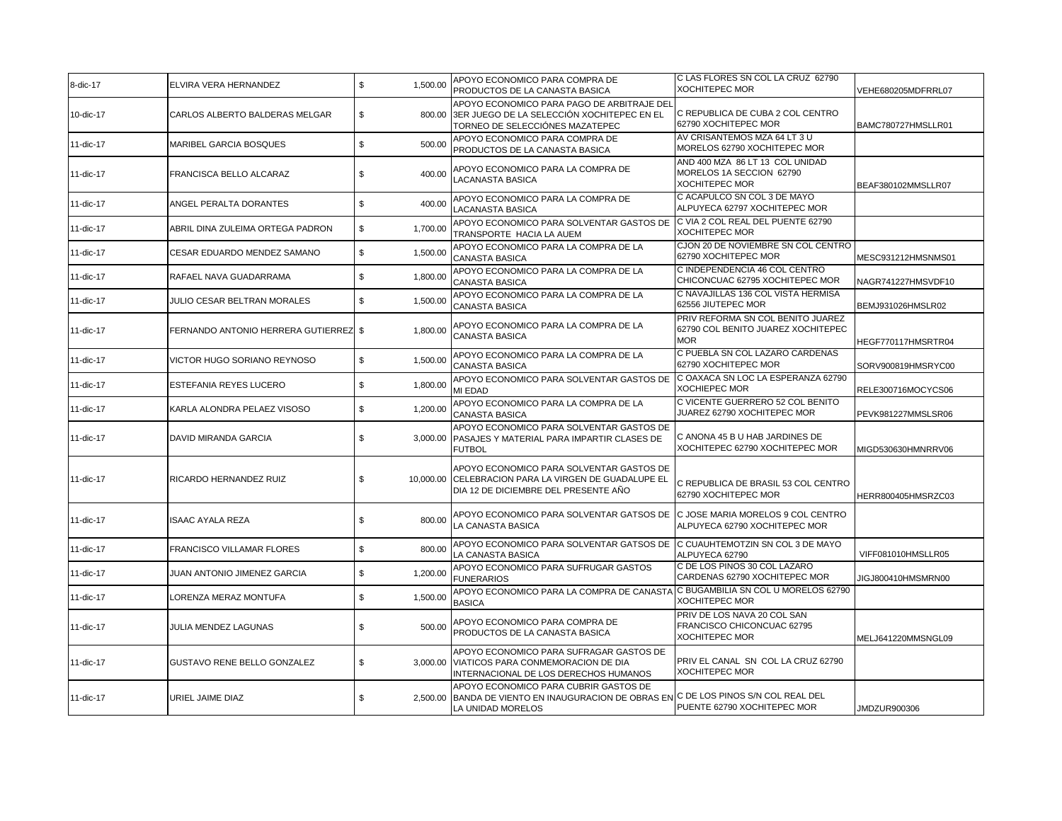| | | | | | |
|---|---|---|---|---|---|
| 8-dic-17 | ELVIRA VERA HERNANDEZ | $ 1,500.00 | APOYO ECONOMICO PARA COMPRA DE PRODUCTOS DE LA CANASTA BASICA | C LAS FLORES SN COL LA CRUZ 62790 XOCHITEPEC MOR | VEHE680205MDFRRL07 |
| 10-dic-17 | CARLOS ALBERTO BALDERAS MELGAR | $ 800.00 | APOYO ECONOMICO PARA PAGO DE ARBITRAJE DEL 3ER JUEGO DE LA SELECCIÓN XOCHITEPEC EN EL TORNEO DE SELECCIÓNES MAZATEPEC | C REPUBLICA DE CUBA 2 COL CENTRO 62790 XOCHITEPEC MOR | BAMC780727HMSLLR01 |
| 11-dic-17 | MARIBEL GARCIA BOSQUES | $ 500.00 | APOYO ECONOMICO PARA COMPRA DE PRODUCTOS DE LA CANASTA BASICA | AV CRISANTEMOS MZA 64 LT 3 U MORELOS 62790 XOCHITEPEC MOR | |
| 11-dic-17 | FRANCISCA BELLO ALCARAZ | $ 400.00 | APOYO ECONOMICO PARA LA COMPRA DE LACANASTA BASICA | AND 400 MZA 86 LT 13 COL UNIDAD MORELOS 1A SECCION 62790 XOCHITEPEC MOR | BEAF380102MMSLLR07 |
| 11-dic-17 | ANGEL PERALTA DORANTES | $ 400.00 | APOYO ECONOMICO PARA LA COMPRA DE LACANASTA BASICA | C ACAPULCO SN COL 3 DE MAYO ALPUYECA 62797 XOCHITEPEC MOR | |
| 11-dic-17 | ABRIL DINA ZULEIMA ORTEGA PADRON | $ 1,700.00 | APOYO ECONOMICO PARA SOLVENTAR GASTOS DE TRANSPORTE HACIA LA AUEM | C VIA 2 COL REAL DEL PUENTE 62790 XOCHITEPEC MOR | |
| 11-dic-17 | CESAR EDUARDO MENDEZ SAMANO | $ 1,500.00 | APOYO ECONOMICO PARA LA COMPRA DE LA CANASTA BASICA | CJON 20 DE NOVIEMBRE SN COL CENTRO 62790 XOCHITEPEC MOR | MESC931212HMSNMS01 |
| 11-dic-17 | RAFAEL NAVA GUADARRAMA | $ 1,800.00 | APOYO ECONOMICO PARA LA COMPRA DE LA CANASTA BASICA | C INDEPENDENCIA 46 COL CENTRO CHICONCUAC 62795 XOCHITEPEC MOR | NAGR741227HMSVDF10 |
| 11-dic-17 | JULIO CESAR BELTRAN MORALES | $ 1,500.00 | APOYO ECONOMICO PARA LA COMPRA DE LA CANASTA BASICA | C NAVAJILLAS 136 COL VISTA HERMISA 62556 JIUTEPEC MOR | BEMJ931026HMSLR02 |
| 11-dic-17 | FERNANDO ANTONIO HERRERA GUTIERREZ | $ 1,800.00 | APOYO ECONOMICO PARA LA COMPRA DE LA CANASTA BASICA | PRIV REFORMA SN COL BENITO JUAREZ 62790 COL BENITO JUAREZ XOCHITEPEC MOR | HEGF770117HMSRTR04 |
| 11-dic-17 | VICTOR HUGO SORIANO REYNOSO | $ 1,500.00 | APOYO ECONOMICO PARA LA COMPRA DE LA CANASTA BASICA | C PUEBLA SN COL LAZARO CARDENAS 62790 XOCHITEPEC MOR | SORV900819HMSRYC00 |
| 11-dic-17 | ESTEFANIA REYES LUCERO | $ 1,800.00 | APOYO ECONOMICO PARA SOLVENTAR GASTOS DE MI EDAD | C OAXACA SN LOC LA ESPERANZA 62790 XOCHIEPEC MOR | RELE300716MOCYCS06 |
| 11-dic-17 | KARLA ALONDRA PELAEZ VISOSO | $ 1,200.00 | APOYO ECONOMICO PARA LA COMPRA DE LA CANASTA BASICA | C VICENTE GUERRERO 52 COL BENITO JUAREZ 62790 XOCHITEPEC MOR | PEVK981227MMSLSR06 |
| 11-dic-17 | DAVID MIRANDA GARCIA | $ 3,000.00 | APOYO ECONOMICO PARA SOLVENTAR GASTOS DE PASAJES Y MATERIAL PARA IMPARTIR CLASES DE FUTBOL | C ANONA 45 B U HAB JARDINES DE XOCHITEPEC 62790 XOCHITEPEC MOR | MIGD530630HMNRRV06 |
| 11-dic-17 | RICARDO HERNANDEZ RUIZ | $ 10,000.00 | APOYO ECONOMICO PARA SOLVENTAR GASTOS DE CELEBRACION PARA LA VIRGEN DE GUADALUPE EL DIA 12 DE DICIEMBRE DEL PRESENTE AÑO | C REPUBLICA DE BRASIL 53 COL CENTRO 62790 XOCHITEPEC MOR | HERR800405HMSRZC03 |
| 11-dic-17 | ISAAC AYALA REZA | $ 800.00 | APOYO ECONOMICO PARA SOLVENTAR GATSOS DE LA CANASTA BASICA | C JOSE MARIA MORELOS 9 COL CENTRO ALPUYECA 62790 XOCHITEPEC MOR | |
| 11-dic-17 | FRANCISCO VILLAMAR FLORES | $ 800.00 | APOYO ECONOMICO PARA SOLVENTAR GATSOS DE LA CANASTA BASICA | C CUAUHTEMOTZIN SN COL 3 DE MAYO ALPUYECA 62790 | VIFF081010HMSLLR05 |
| 11-dic-17 | JUAN ANTONIO JIMENEZ GARCIA | $ 1,200.00 | APOYO ECONOMICO PARA SUFRUGAR GASTOS FUNERARIOS | C DE LOS PINOS 30 COL LAZARO CARDENAS 62790 XOCHITEPEC MOR | JIGJ800410HMSMRN00 |
| 11-dic-17 | LORENZA MERAZ MONTUFA | $ 1,500.00 | APOYO ECONOMICO PARA LA COMPRA DE CANASTA BASICA | C BUGAMBILIA SN COL U MORELOS 62790 XOCHITEPEC MOR | |
| 11-dic-17 | JULIA MENDEZ LAGUNAS | $ 500.00 | APOYO ECONOMICO PARA COMPRA DE PRODUCTOS DE LA CANASTA BASICA | PRIV DE LOS NAVA 20 COL SAN FRANCISCO CHICONCUAC 62795 XOCHITEPEC MOR | MELJ641220MMSNGL09 |
| 11-dic-17 | GUSTAVO RENE BELLO GONZALEZ | $ 3,000.00 | APOYO ECONOMICO PARA SUFRAGAR GASTOS DE VIATICOS PARA CONMEMORACION DE DIA INTERNACIONAL DE LOS DERECHOS HUMANOS | PRIV EL CANAL SN COL LA CRUZ 62790 XOCHITEPEC MOR | |
| 11-dic-17 | URIEL JAIME DIAZ | $ 2,500.00 | APOYO ECONOMICO PARA CUBRIR GASTOS DE BANDA DE VIENTO EN INAUGURACION DE OBRAS EN LA UNIDAD MORELOS | C DE LOS PINOS S/N COL REAL DEL PUENTE 62790 XOCHITEPEC MOR | JMDZUR900306 |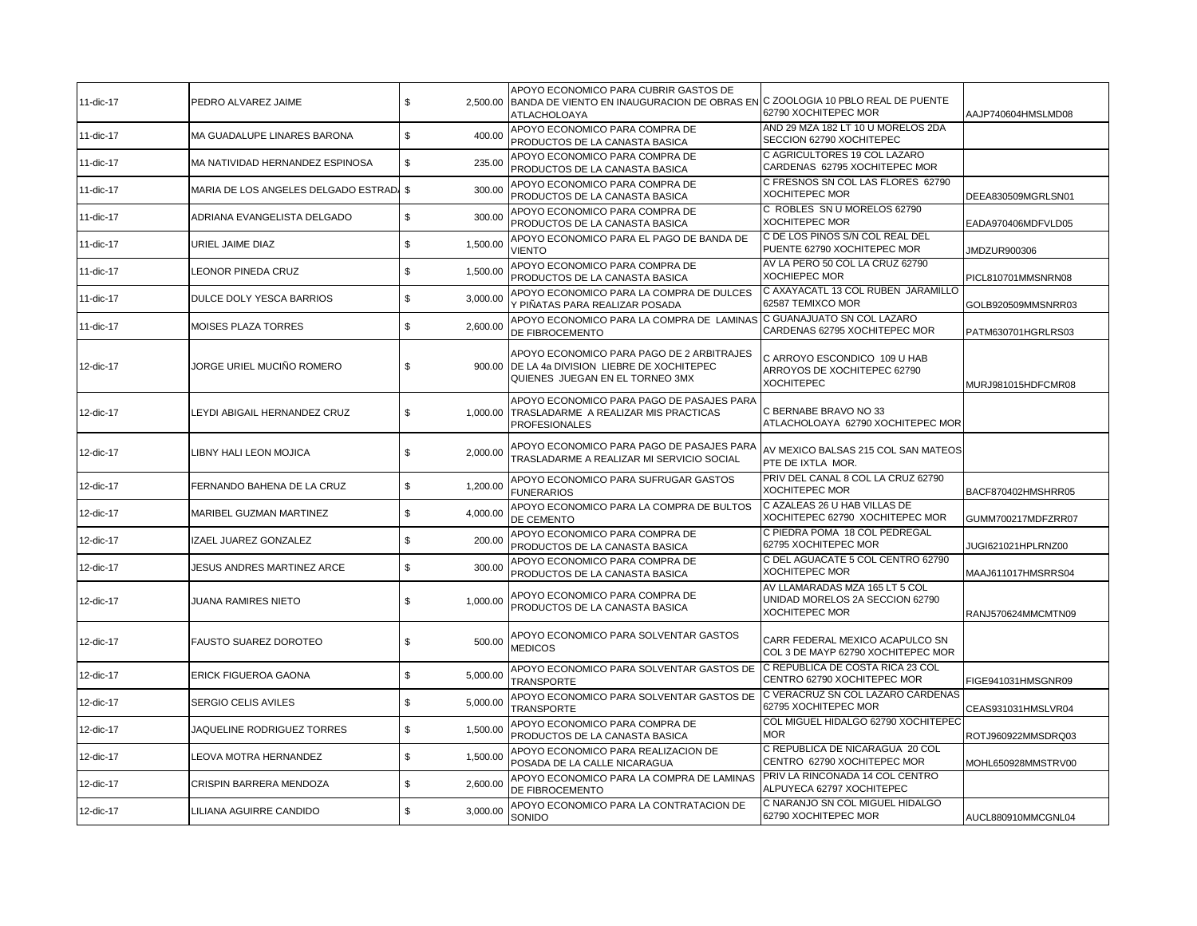| | | | | | |
|---|---|---|---|---|---|
| 11-dic-17 | PEDRO ALVAREZ JAIME | $ 2,500.00 | APOYO ECONOMICO PARA CUBRIR GASTOS DE BANDA DE VIENTO EN INAUGURACION DE OBRAS EN ATLACHOLOAYA | C ZOOLOGIA 10 PBLO REAL DE PUENTE 62790 XOCHITEPEC MOR | AAJP740604HMSLMD08 |
| 11-dic-17 | MA GUADALUPE LINARES BARONA | $ 400.00 | APOYO ECONOMICO PARA COMPRA DE PRODUCTOS DE LA CANASTA BASICA | AND 29 MZA 182 LT 10 U MORELOS 2DA SECCION 62790 XOCHITEPEC | |
| 11-dic-17 | MA NATIVIDAD HERNANDEZ ESPINOSA | $ 235.00 | APOYO ECONOMICO PARA COMPRA DE PRODUCTOS DE LA CANASTA BASICA | C AGRICULTORES 19 COL LAZARO CARDENAS 62795 XOCHITEPEC MOR | |
| 11-dic-17 | MARIA DE LOS ANGELES DELGADO ESTRADA | $ 300.00 | APOYO ECONOMICO PARA COMPRA DE PRODUCTOS DE LA CANASTA BASICA | C FRESNOS SN COL LAS FLORES 62790 XOCHITEPEC MOR | DEEA830509MGRLSN01 |
| 11-dic-17 | ADRIANA EVANGELISTA DELGADO | $ 300.00 | APOYO ECONOMICO PARA COMPRA DE PRODUCTOS DE LA CANASTA BASICA | C ROBLES SN U MORELOS 62790 XOCHITEPEC MOR | EADA970406MDFVLD05 |
| 11-dic-17 | URIEL JAIME DIAZ | $ 1,500.00 | APOYO ECONOMICO PARA EL PAGO DE BANDA DE VIENTO | C DE LOS PINOS S/N COL REAL DEL PUENTE 62790 XOCHITEPEC MOR | JMDZUR900306 |
| 11-dic-17 | LEONOR PINEDA CRUZ | $ 1,500.00 | APOYO ECONOMICO PARA COMPRA DE PRODUCTOS DE LA CANASTA BASICA | AV LA PERO 50 COL LA CRUZ 62790 XOCHIEPEC MOR | PICL810701MMSNRN08 |
| 11-dic-17 | DULCE DOLY YESCA BARRIOS | $ 3,000.00 | APOYO ECONOMICO PARA LA COMPRA DE DULCES Y PIÑATAS PARA REALIZAR POSADA | C AXAYACATL 13 COL RUBEN JARAMILLO 62587 TEMIXCO MOR | GOLB920509MMSNRR03 |
| 11-dic-17 | MOISES PLAZA TORRES | $ 2,600.00 | APOYO ECONOMICO PARA LA COMPRA DE LAMINAS DE FIBROCEMENTO | C GUANAJUATO SN COL LAZARO CARDENAS 62795 XOCHITEPEC MOR | PATM630701HGRLRS03 |
| 12-dic-17 | JORGE URIEL MUCIÑO ROMERO | $ 900.00 | APOYO ECONOMICO PARA PAGO DE 2 ARBITRAJES DE LA 4a DIVISION LIEBRE DE XOCHITEPEC QUIENES JUEGAN EN EL TORNEO 3MX | C ARROYO ESCONDICO 109 U HAB ARROYOS DE XOCHITEPEC 62790 XOCHITEPEC | MURJ981015HDFCMR08 |
| 12-dic-17 | LEYDI ABIGAIL HERNANDEZ CRUZ | $ 1,000.00 | APOYO ECONOMICO PARA PAGO DE PASAJES PARA TRASLADARME A REALIZAR MIS PRACTICAS PROFESIONALES | C BERNABE BRAVO NO 33 ATLACHOLOAYA 62790 XOCHITEPEC MOR | |
| 12-dic-17 | LIBNY HALI LEON MOJICA | $ 2,000.00 | APOYO ECONOMICO PARA PAGO DE PASAJES PARA TRASLADARME A REALIZAR MI SERVICIO SOCIAL | AV MEXICO BALSAS 215 COL SAN MATEOS PTE DE IXTLA MOR. | |
| 12-dic-17 | FERNANDO BAHENA DE LA CRUZ | $ 1,200.00 | APOYO ECONOMICO PARA SUFRUGAR GASTOS FUNERARIOS | PRIV DEL CANAL 8 COL LA CRUZ 62790 XOCHITEPEC MOR | BACF870402HMSHRR05 |
| 12-dic-17 | MARIBEL GUZMAN MARTINEZ | $ 4,000.00 | APOYO ECONOMICO PARA LA COMPRA DE BULTOS DE CEMENTO | C AZALEAS 26 U HAB VILLAS DE XOCHITEPEC 62790 XOCHITEPEC MOR | GUMM700217MDFZRR07 |
| 12-dic-17 | IZAEL JUAREZ GONZALEZ | $ 200.00 | APOYO ECONOMICO PARA COMPRA DE PRODUCTOS DE LA CANASTA BASICA | C PIEDRA POMA 18 COL PEDREGAL 62795 XOCHITEPEC MOR | JUGI621021HPLRNZ00 |
| 12-dic-17 | JESUS ANDRES MARTINEZ ARCE | $ 300.00 | APOYO ECONOMICO PARA COMPRA DE PRODUCTOS DE LA CANASTA BASICA | C DEL AGUACATE 5 COL CENTRO 62790 XOCHITEPEC MOR | MAAJ611017HMSRRS04 |
| 12-dic-17 | JUANA RAMIRES NIETO | $ 1,000.00 | APOYO ECONOMICO PARA COMPRA DE PRODUCTOS DE LA CANASTA BASICA | AV LLAMARADAS MZA 165 LT 5 COL UNIDAD MORELOS 2A SECCION 62790 XOCHITEPEC MOR | RANJ570624MMCMTN09 |
| 12-dic-17 | FAUSTO SUAREZ DOROTEO | $ 500.00 | APOYO ECONOMICO PARA SOLVENTAR GASTOS MEDICOS | CARR FEDERAL MEXICO ACAPULCO SN COL 3 DE MAYP 62790 XOCHITEPEC MOR | |
| 12-dic-17 | ERICK FIGUEROA GAONA | $ 5,000.00 | APOYO ECONOMICO PARA SOLVENTAR GASTOS DE TRANSPORTE | C REPUBLICA DE COSTA RICA 23 COL CENTRO 62790 XOCHITEPEC MOR | FIGE941031HMSGNR09 |
| 12-dic-17 | SERGIO CELIS AVILES | $ 5,000.00 | APOYO ECONOMICO PARA SOLVENTAR GASTOS DE TRANSPORTE | C VERACRUZ SN COL LAZARO CARDENAS 62795 XOCHITEPEC MOR | CEAS931031HMSLVR04 |
| 12-dic-17 | JAQUELINE RODRIGUEZ TORRES | $ 1,500.00 | APOYO ECONOMICO PARA COMPRA DE PRODUCTOS DE LA CANASTA BASICA | COL MIGUEL HIDALGO 62790 XOCHITEPEC MOR | ROTJ960922MMSDRQ03 |
| 12-dic-17 | LEOVA MOTRA HERNANDEZ | $ 1,500.00 | APOYO ECONOMICO PARA REALIZACION DE POSADA DE LA CALLE NICARAGUA | C REPUBLICA DE NICARAGUA 20 COL CENTRO 62790 XOCHITEPEC MOR | MOHL650928MMSTRV00 |
| 12-dic-17 | CRISPIN BARRERA MENDOZA | $ 2,600.00 | APOYO ECONOMICO PARA LA COMPRA DE LAMINAS DE FIBROCEMENTO | PRIV LA RINCONADA 14 COL CENTRO ALPUYECA 62797 XOCHITEPEC | |
| 12-dic-17 | LILIANA AGUIRRE CANDIDO | $ 3,000.00 | APOYO ECONOMICO PARA LA CONTRATACION DE SONIDO | C NARANJO SN COL MIGUEL HIDALGO 62790 XOCHITEPEC MOR | AUCL880910MMCGNL04 |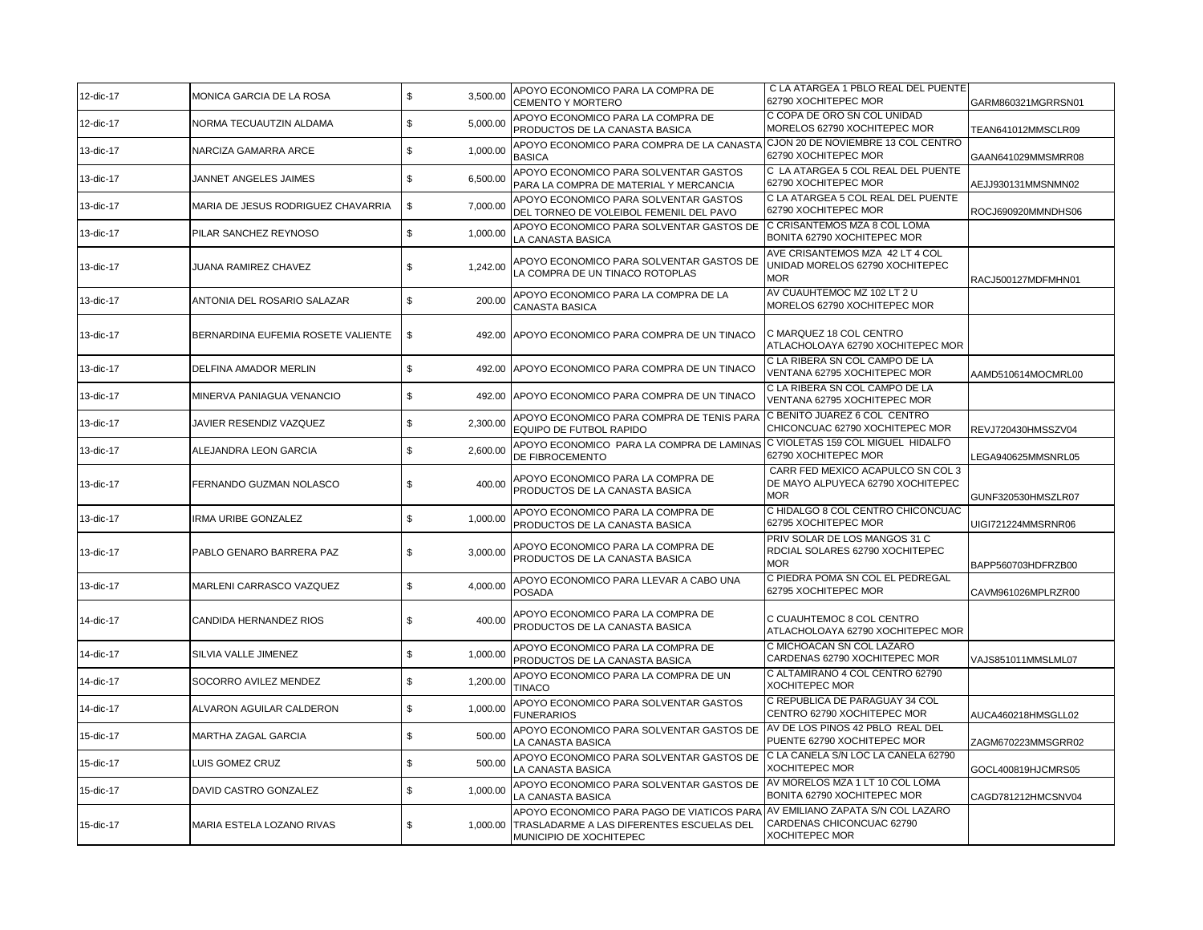| 12-dic-17 | MONICA GARCIA DE LA ROSA | $ | 3,500.00 | APOYO ECONOMICO PARA LA COMPRA DE CEMENTO Y MORTERO | C LA ATARGEA 1 PBLO REAL DEL PUENTE 62790 XOCHITEPEC MOR | GARM860321MGRRSN01 |
|---|---|---|---|---|---|---|
| 12-dic-17 | NORMA TECUAUTZIN ALDAMA | $ | 5,000.00 | APOYO ECONOMICO PARA LA COMPRA DE PRODUCTOS DE LA CANASTA BASICA | C COPA DE ORO SN COL UNIDAD MORELOS 62790 XOCHITEPEC MOR | TEAN641012MMSCLR09 |
| 13-dic-17 | NARCIZA GAMARRA ARCE | $ | 1,000.00 | APOYO ECONOMICO PARA COMPRA DE LA CANASTA BASICA | CJON 20 DE NOVIEMBRE 13 COL CENTRO 62790 XOCHITEPEC MOR | GAAN641029MMSMRR08 |
| 13-dic-17 | JANNET ANGELES JAIMES | $ | 6,500.00 | APOYO ECONOMICO PARA SOLVENTAR GASTOS PARA LA COMPRA DE MATERIAL Y MERCANCIA | C LA ATARGEA 5 COL REAL DEL PUENTE 62790 XOCHITEPEC MOR | AEJJ930131MMSNMN02 |
| 13-dic-17 | MARIA DE JESUS RODRIGUEZ CHAVARRIA | $ | 7,000.00 | APOYO ECONOMICO PARA SOLVENTAR GASTOS DEL TORNEO DE VOLEIBOL FEMENIL DEL PAVO | C LA ATARGEA 5 COL REAL DEL PUENTE 62790 XOCHITEPEC MOR | ROCJ690920MMNDHS06 |
| 13-dic-17 | PILAR SANCHEZ REYNOSO | $ | 1,000.00 | APOYO ECONOMICO PARA SOLVENTAR GASTOS DE LA CANASTA BASICA | C CRISANTEMOS MZA 8 COL LOMA BONITA 62790 XOCHITEPEC MOR | |
| 13-dic-17 | JUANA RAMIREZ CHAVEZ | $ | 1,242.00 | APOYO ECONOMICO PARA SOLVENTAR GASTOS DE LA COMPRA DE UN TINACO ROTOPLAS | AVE CRISANTEMOS MZA 42 LT 4 COL UNIDAD MORELOS 62790 XOCHITEPEC MOR | RACJ500127MDFMHN01 |
| 13-dic-17 | ANTONIA DEL ROSARIO SALAZAR | $ | 200.00 | APOYO ECONOMICO PARA LA COMPRA DE LA CANASTA BASICA | AV CUAUHTEMOC MZ 102 LT 2 U MORELOS 62790 XOCHITEPEC MOR | |
| 13-dic-17 | BERNARDINA EUFEMIA ROSETE VALIENTE | $ | 492.00 | APOYO ECONOMICO PARA COMPRA DE UN TINACO | C MARQUEZ 18 COL CENTRO ATLACHOLOAYA 62790 XOCHITEPEC MOR | |
| 13-dic-17 | DELFINA AMADOR MERLIN | $ | 492.00 | APOYO ECONOMICO PARA COMPRA DE UN TINACO | C LA RIBERA SN COL CAMPO DE LA VENTANA 62795 XOCHITEPEC MOR | AAMD510614MOCMRL00 |
| 13-dic-17 | MINERVA PANIAGUA VENANCIO | $ | 492.00 | APOYO ECONOMICO PARA COMPRA DE UN TINACO | C LA RIBERA SN COL CAMPO DE LA VENTANA 62795 XOCHITEPEC MOR | |
| 13-dic-17 | JAVIER RESENDIZ VAZQUEZ | $ | 2,300.00 | APOYO ECONOMICO PARA COMPRA DE TENIS PARA EQUIPO DE FUTBOL RAPIDO | C BENITO JUAREZ 6 COL CENTRO CHICONCUAC 62790 XOCHITEPEC MOR | REVJ720430HMSSZV04 |
| 13-dic-17 | ALEJANDRA LEON GARCIA | $ | 2,600.00 | APOYO ECONOMICO PARA LA COMPRA DE LAMINAS DE FIBROCEMENTO | C VIOLETAS 159 COL MIGUEL HIDALFO 62790 XOCHITEPEC MOR | LEGA940625MMSNRL05 |
| 13-dic-17 | FERNANDO GUZMAN NOLASCO | $ | 400.00 | APOYO ECONOMICO PARA LA COMPRA DE PRODUCTOS DE LA CANASTA BASICA | CARR FED MEXICO ACAPULCO SN COL 3 DE MAYO ALPUYECA 62790 XOCHITEPEC MOR | GUNF320530HMSZLR07 |
| 13-dic-17 | IRMA URIBE GONZALEZ | $ | 1,000.00 | APOYO ECONOMICO PARA LA COMPRA DE PRODUCTOS DE LA CANASTA BASICA | C HIDALGO 8 COL CENTRO CHICONCUAC 62795 XOCHITEPEC MOR | UIGI721224MMSRNR06 |
| 13-dic-17 | PABLO GENARO BARRERA PAZ | $ | 3,000.00 | APOYO ECONOMICO PARA LA COMPRA DE PRODUCTOS DE LA CANASTA BASICA | PRIV SOLAR DE LOS MANGOS 31 C RDCIAL SOLARES 62790 XOCHITEPEC MOR | BAPP560703HDFRZB00 |
| 13-dic-17 | MARLENI CARRASCO VAZQUEZ | $ | 4,000.00 | APOYO ECONOMICO PARA LLEVAR A CABO UNA POSADA | C PIEDRA POMA SN COL EL PEDREGAL 62795 XOCHITEPEC MOR | CAVM961026MPLRZR00 |
| 14-dic-17 | CANDIDA HERNANDEZ RIOS | $ | 400.00 | APOYO ECONOMICO PARA LA COMPRA DE PRODUCTOS DE LA CANASTA BASICA | C CUAUHTEMOC 8 COL CENTRO ATLACHOLOAYA 62790 XOCHITEPEC MOR | |
| 14-dic-17 | SILVIA VALLE JIMENEZ | $ | 1,000.00 | APOYO ECONOMICO PARA LA COMPRA DE PRODUCTOS DE LA CANASTA BASICA | C MICHOACAN SN COL LAZARO CARDENAS 62790 XOCHITEPEC MOR | VAJS851011MMSLML07 |
| 14-dic-17 | SOCORRO AVILEZ MENDEZ | $ | 1,200.00 | APOYO ECONOMICO PARA LA COMPRA DE UN TINACO | C ALTAMIRANO 4 COL CENTRO 62790 XOCHITEPEC MOR | |
| 14-dic-17 | ALVARON AGUILAR CALDERON | $ | 1,000.00 | APOYO ECONOMICO PARA SOLVENTAR GASTOS FUNERARIOS | C REPUBLICA DE PARAGUAY 34 COL CENTRO 62790 XOCHITEPEC MOR | AUCA460218HMSGLL02 |
| 15-dic-17 | MARTHA ZAGAL GARCIA | $ | 500.00 | APOYO ECONOMICO PARA SOLVENTAR GASTOS DE LA CANASTA BASICA | AV DE LOS PINOS 42 PBLO REAL DEL PUENTE 62790 XOCHITEPEC MOR | ZAGM670223MMSGRR02 |
| 15-dic-17 | LUIS GOMEZ CRUZ | $ | 500.00 | APOYO ECONOMICO PARA SOLVENTAR GASTOS DE LA CANASTA BASICA | C LA CANELA S/N LOC LA CANELA 62790 XOCHITEPEC MOR | GOCL400819HJCMRS05 |
| 15-dic-17 | DAVID CASTRO GONZALEZ | $ | 1,000.00 | APOYO ECONOMICO PARA SOLVENTAR GASTOS DE LA CANASTA BASICA | AV MORELOS MZA 1 LT 10 COL LOMA BONITA 62790 XOCHITEPEC MOR | CAGD781212HMCSNV04 |
| 15-dic-17 | MARIA ESTELA LOZANO RIVAS | $ | 1,000.00 | APOYO ECONOMICO PARA PAGO DE VIATICOS PARA TRASLADARME A LAS DIFERENTES ESCUELAS DEL MUNICIPIO DE XOCHITEPEC | AV EMILIANO ZAPATA S/N COL LAZARO CARDENAS CHICONCUAC 62790 XOCHITEPEC MOR | |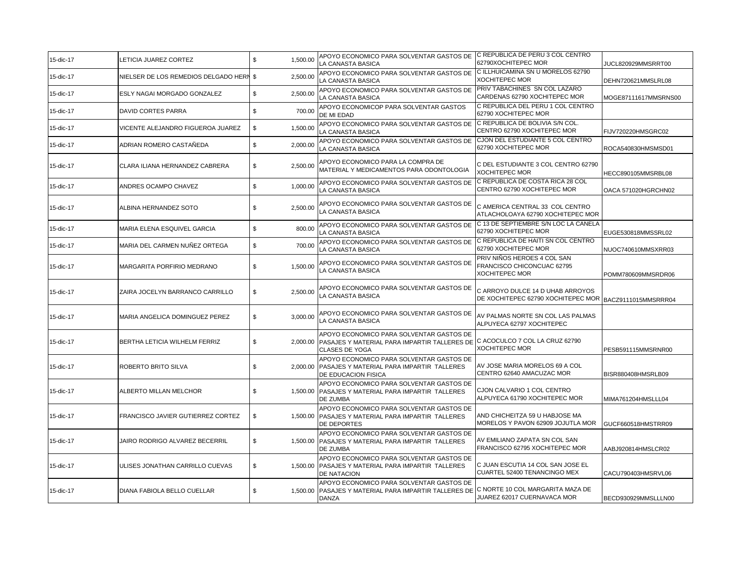| 15-dic-17 | LETICIA JUAREZ CORTEZ | $ | 1,500.00 | APOYO ECONOMICO PARA SOLVENTAR GASTOS DE LA CANASTA BASICA | C REPUBLICA DE PERU 3 COL CENTRO 62790XOCHITEPEC MOR | JUCL820929MMSRRT00 |
|---|---|---|---|---|---|---|
| 15-dic-17 | NIELSER DE LOS REMEDIOS DELGADO HERN | $ | 2,500.00 | APOYO ECONOMICO PARA SOLVENTAR GASTOS DE LA CANASTA BASICA | C ILLHUICAMINA SN U MORELOS 62790 XOCHITEPEC MOR | DEHN720621MMSLRL08 |
| 15-dic-17 | ESLY NAGAI MORGADO GONZALEZ | $ | 2,500.00 | APOYO ECONOMICO PARA SOLVENTAR GASTOS DE LA CANASTA BASICA | PRIV TABACHINES SN COL LAZARO CARDENAS 62790 XOCHITEPEC MOR | MOGE87111617MMSRNS00 |
| 15-dic-17 | DAVID CORTES PARRA | $ | 700.00 | APOYO ECONOMICOP PARA SOLVENTAR GASTOS DE MI EDAD | C REPUBLICA DEL PERU 1 COL CENTRO 62790 XOCHITEPEC MOR | |
| 15-dic-17 | VICENTE ALEJANDRO FIGUEROA JUAREZ | $ | 1,500.00 | APOYO ECONOMICO PARA SOLVENTAR GASTOS DE LA CANASTA BASICA | C REPUBLICA DE BOLIVIA S/N COL. CENTRO 62790 XOCHITEPEC MOR | FIJV720220HMSGRC02 |
| 15-dic-17 | ADRIAN ROMERO CASTAÑEDA | $ | 2,000.00 | APOYO ECONOMICO PARA SOLVENTAR GASTOS DE LA CANASTA BASICA | CJON DEL ESTUDIANTE 5 COL CENTRO 62790 XOCHITEPEC MOR | ROCA540830HMSMSD01 |
| 15-dic-17 | CLARA ILIANA HERNANDEZ CABRERA | $ | 2,500.00 | APOYO ECONOMICO PARA LA COMPRA DE MATERIAL Y MEDICAMENTOS PARA ODONTOLOGIA | C DEL ESTUDIANTE 3 COL CENTRO 62790 XOCHITEPEC MOR | HECC890105MMSRBL08 |
| 15-dic-17 | ANDRES OCAMPO CHAVEZ | $ | 1,000.00 | APOYO ECONOMICO PARA SOLVENTAR GASTOS DE LA CANASTA BASICA | C REPUBLICA DE COSTA RICA 28 COL CENTRO 62790 XOCHITEPEC MOR | OACA 571020HGRCHN02 |
| 15-dic-17 | ALBINA HERNANDEZ SOTO | $ | 2,500.00 | APOYO ECONOMICO PARA SOLVENTAR GASTOS DE LA CANASTA BASICA | C AMERICA CENTRAL 33 COL CENTRO ATLACHOLOAYA 62790 XOCHITEPEC MOR | |
| 15-dic-17 | MARIA ELENA ESQUIVEL GARCIA | $ | 800.00 | APOYO ECONOMICO PARA SOLVENTAR GASTOS DE LA CANASTA BASICA | C 13 DE SEPTIEMBRE S/N LOC LA CANELA 62790 XOCHITEPEC MOR | EUGE530818MMSSRL02 |
| 15-dic-17 | MARIA DEL CARMEN NUÑEZ ORTEGA | $ | 700.00 | APOYO ECONOMICO PARA SOLVENTAR GASTOS DE LA CANASTA BASICA | C REPUBLICA DE HAITI SN COL CENTRO 62790 XOCHITEPEC MOR | NUOC740610MMSXRR03 |
| 15-dic-17 | MARGARITA PORFIRIO MEDRANO | $ | 1,500.00 | APOYO ECONOMICO PARA SOLVENTAR GASTOS DE LA CANASTA BASICA | PRIV NIÑOS HEROES 4 COL SAN FRANCISCO CHICONCUAC 62795 XOCHITEPEC MOR | POMM780609MMSRDR06 |
| 15-dic-17 | ZAIRA JOCELYN BARRANCO CARRILLO | $ | 2,500.00 | APOYO ECONOMICO PARA SOLVENTAR GASTOS DE LA CANASTA BASICA | C ARROYO DULCE 14 D UHAB ARROYOS DE XOCHITEPEC 62790 XOCHITEPEC MOR | BACZ9111015MMSRRR04 |
| 15-dic-17 | MARIA ANGELICA DOMINGUEZ PEREZ | $ | 3,000.00 | APOYO ECONOMICO PARA SOLVENTAR GASTOS DE LA CANASTA BASICA | AV PALMAS NORTE SN COL LAS PALMAS ALPUYECA 62797 XOCHITEPEC | |
| 15-dic-17 | BERTHA LETICIA WILHELM FERRIZ | $ | 2,000.00 | APOYO ECONOMICO PARA SOLVENTAR GASTOS DE PASAJES Y MATERIAL PARA IMPARTIR TALLERES DE CLASES DE YOGA | C ACOCULCO 7 COL LA CRUZ 62790 XOCHITEPEC MOR | PESB591115MMSRNR00 |
| 15-dic-17 | ROBERTO BRITO SILVA | $ | 2,000.00 | APOYO ECONOMICO PARA SOLVENTAR GASTOS DE PASAJES Y MATERIAL PARA IMPARTIR TALLERES DE EDUCACION FISICA | AV JOSE MARIA MORELOS 69 A COL CENTRO 62640 AMACUZAC MOR | BISR880408HMSRLB09 |
| 15-dic-17 | ALBERTO MILLAN MELCHOR | $ | 1,500.00 | APOYO ECONOMICO PARA SOLVENTAR GASTOS DE PASAJES Y MATERIAL PARA IMPARTIR TALLERES DE ZUMBA | CJON CALVARIO 1 COL CENTRO ALPUYECA 61790 XOCHITEPEC MOR | MIMA761204HMSLLL04 |
| 15-dic-17 | FRANCISCO JAVIER GUTIERREZ CORTEZ | $ | 1,500.00 | APOYO ECONOMICO PARA SOLVENTAR GASTOS DE PASAJES Y MATERIAL PARA IMPARTIR TALLERES DE DEPORTES | AND CHICHEITZA 59 U HABJOSE MA MORELOS Y PAVON 62909 JOJUTLA MOR | GUCF660518HMSTRR09 |
| 15-dic-17 | JAIRO RODRIGO ALVAREZ BECERRIL | $ | 1,500.00 | APOYO ECONOMICO PARA SOLVENTAR GASTOS DE PASAJES Y MATERIAL PARA IMPARTIR TALLERES DE ZUMBA | AV EMILIANO ZAPATA SN COL SAN FRANCISCO 62795 XOCHITEPEC MOR | AABJ920814HMSLCR02 |
| 15-dic-17 | ULISES JONATHAN CARRILLO CUEVAS | $ | 1,500.00 | APOYO ECONOMICO PARA SOLVENTAR GASTOS DE PASAJES Y MATERIAL PARA IMPARTIR TALLERES DE NATACION | C JUAN ESCUTIA 14 COL SAN JOSE EL CUARTEL 52400 TENANCINGO MEX | CACU790403HMSRVL06 |
| 15-dic-17 | DIANA FABIOLA BELLO CUELLAR | $ | 1,500.00 | APOYO ECONOMICO PARA SOLVENTAR GASTOS DE PASAJES Y MATERIAL PARA IMPARTIR TALLERES DE DANZA | C NORTE 10 COL MARGARITA MAZA DE JUAREZ 62017 CUERNAVACA MOR | BECD930929MMSLLLN00 |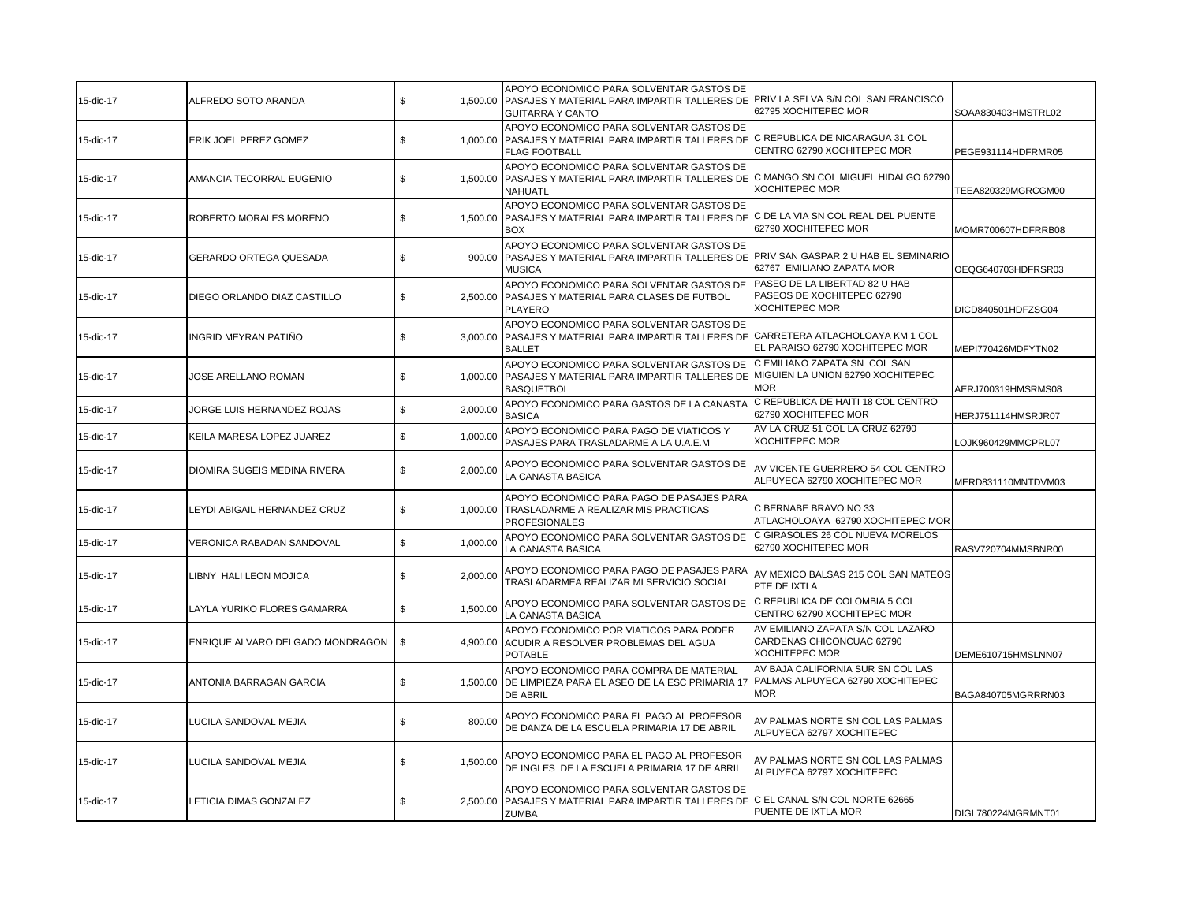| | | | | | |
|---|---|---|---|---|---|
| 15-dic-17 | ALFREDO SOTO ARANDA | $ 1,500.00 | APOYO ECONOMICO PARA SOLVENTAR GASTOS DE PASAJES Y MATERIAL PARA IMPARTIR TALLERES DE GUITARRA Y CANTO | PRIV LA SELVA S/N COL SAN FRANCISCO 62795 XOCHITEPEC MOR | SOAA830403HMSTRL02 |
| 15-dic-17 | ERIK JOEL PEREZ GOMEZ | $ 1,000.00 | APOYO ECONOMICO PARA SOLVENTAR GASTOS DE PASAJES Y MATERIAL PARA IMPARTIR TALLERES DE FLAG FOOTBALL | C REPUBLICA DE NICARAGUA 31 COL CENTRO 62790 XOCHITEPEC MOR | PEGE931114HDFRMR05 |
| 15-dic-17 | AMANCIA TECORRAL EUGENIO | $ 1,500.00 | APOYO ECONOMICO PARA SOLVENTAR GASTOS DE PASAJES Y MATERIAL PARA IMPARTIR TALLERES DE NAHUATL | C MANGO SN COL MIGUEL HIDALGO 62790 XOCHITEPEC MOR | TEEA820329MGRCGM00 |
| 15-dic-17 | ROBERTO MORALES MORENO | $ 1,500.00 | APOYO ECONOMICO PARA SOLVENTAR GASTOS DE PASAJES Y MATERIAL PARA IMPARTIR TALLERES DE BOX | C DE LA VIA SN COL REAL DEL PUENTE 62790 XOCHITEPEC MOR | MOMR700607HDFRRB08 |
| 15-dic-17 | GERARDO ORTEGA QUESADA | $ 900.00 | APOYO ECONOMICO PARA SOLVENTAR GASTOS DE PASAJES Y MATERIAL PARA IMPARTIR TALLERES DE MUSICA | PRIV SAN GASPAR 2 U HAB EL SEMINARIO 62767 EMILIANO ZAPATA MOR | OEQG640703HDFRSR03 |
| 15-dic-17 | DIEGO ORLANDO DIAZ CASTILLO | $ 2,500.00 | APOYO ECONOMICO PARA SOLVENTAR GASTOS DE PASAJES Y MATERIAL PARA CLASES DE FUTBOL PLAYERO | PASEO DE LA LIBERTAD 82 U HAB PASEOS DE XOCHITEPEC 62790 XOCHITEPEC MOR | DICD840501HDFZSG04 |
| 15-dic-17 | INGRID MEYRAN PATIÑO | $ 3,000.00 | APOYO ECONOMICO PARA SOLVENTAR GASTOS DE PASAJES Y MATERIAL PARA IMPARTIR TALLERES DE BALLET | CARRETERA ATLACHOLOAYA KM 1 COL EL PARAISO 62790 XOCHITEPEC MOR | MEPI770426MDFYTN02 |
| 15-dic-17 | JOSE ARELLANO ROMAN | $ 1,000.00 | APOYO ECONOMICO PARA SOLVENTAR GASTOS DE PASAJES Y MATERIAL PARA IMPARTIR TALLERES DE BASQUETBOL | C EMILIANO ZAPATA SN COL SAN MIGUIEN LA UNION 62790 XOCHITEPEC MOR | AERJ700319HMSRMS08 |
| 15-dic-17 | JORGE LUIS HERNANDEZ ROJAS | $ 2,000.00 | APOYO ECONOMICO PARA GASTOS DE LA CANASTA BASICA | C REPUBLICA DE HAITI 18 COL CENTRO 62790 XOCHITEPEC MOR | HERJ751114HMSRJR07 |
| 15-dic-17 | KEILA MARESA LOPEZ JUAREZ | $ 1,000.00 | APOYO ECONOMICO PARA PAGO DE VIATICOS Y PASAJES PARA TRASLADARME A LA U.A.E.M | AV LA CRUZ 51 COL LA CRUZ 62790 XOCHITEPEC MOR | LOJK960429MMCPRL07 |
| 15-dic-17 | DIOMIRA SUGEIS MEDINA RIVERA | $ 2,000.00 | APOYO ECONOMICO PARA SOLVENTAR GASTOS DE LA CANASTA BASICA | AV VICENTE GUERRERO 54 COL CENTRO ALPUYECA 62790 XOCHITEPEC MOR | MERD831110MNTDVM03 |
| 15-dic-17 | LEYDI ABIGAIL HERNANDEZ CRUZ | $ 1,000.00 | APOYO ECONOMICO PARA PAGO DE PASAJES PARA TRASLADARME A REALIZAR MIS PRACTICAS PROFESIONALES | C BERNABE BRAVO NO 33 ATLACHOLOAYA 62790 XOCHITEPEC MOR | |
| 15-dic-17 | VERONICA RABADAN SANDOVAL | $ 1,000.00 | APOYO ECONOMICO PARA SOLVENTAR GASTOS DE LA CANASTA BASICA | C GIRASOLES 26 COL NUEVA MORELOS 62790 XOCHITEPEC MOR | RASV720704MMSBNR00 |
| 15-dic-17 | LIBNY HALI LEON MOJICA | $ 2,000.00 | APOYO ECONOMICO PARA PAGO DE PASAJES PARA TRASLADARMEA REALIZAR MI SERVICIO SOCIAL | AV MEXICO BALSAS 215 COL SAN MATEOS PTE DE IXTLA | |
| 15-dic-17 | LAYLA YURIKO FLORES GAMARRA | $ 1,500.00 | APOYO ECONOMICO PARA SOLVENTAR GASTOS DE LA CANASTA BASICA | C REPUBLICA DE COLOMBIA 5 COL CENTRO 62790 XOCHITEPEC MOR | |
| 15-dic-17 | ENRIQUE ALVARO DELGADO MONDRAGON | $ 4,900.00 | APOYO ECONOMICO POR VIATICOS PARA PODER ACUDIR A RESOLVER PROBLEMAS DEL AGUA POTABLE | AV EMILIANO ZAPATA S/N COL LAZARO CARDENAS CHICONCUAC 62790 XOCHITEPEC MOR | DEME610715HMSLNN07 |
| 15-dic-17 | ANTONIA BARRAGAN GARCIA | $ 1,500.00 | APOYO ECONOMICO PARA COMPRA DE MATERIAL DE LIMPIEZA PARA EL ASEO DE LA ESC PRIMARIA 17 DE ABRIL | AV BAJA CALIFORNIA SUR SN COL LAS PALMAS ALPUYECA 62790 XOCHITEPEC MOR | BAGA840705MGRRRN03 |
| 15-dic-17 | LUCILA SANDOVAL MEJIA | $ 800.00 | APOYO ECONOMICO PARA EL PAGO AL PROFESOR DE DANZA DE LA ESCUELA PRIMARIA 17 DE ABRIL | AV PALMAS NORTE SN COL LAS PALMAS ALPUYECA 62797 XOCHITEPEC | |
| 15-dic-17 | LUCILA SANDOVAL MEJIA | $ 1,500.00 | APOYO ECONOMICO PARA EL PAGO AL PROFESOR DE INGLES DE LA ESCUELA PRIMARIA 17 DE ABRIL | AV PALMAS NORTE SN COL LAS PALMAS ALPUYECA 62797 XOCHITEPEC | |
| 15-dic-17 | LETICIA DIMAS GONZALEZ | $ 2,500.00 | APOYO ECONOMICO PARA SOLVENTAR GASTOS DE PASAJES Y MATERIAL PARA IMPARTIR TALLERES DE ZUMBA | C EL CANAL S/N COL NORTE 62665 PUENTE DE IXTLA MOR | DIGL780224MGRMNT01 |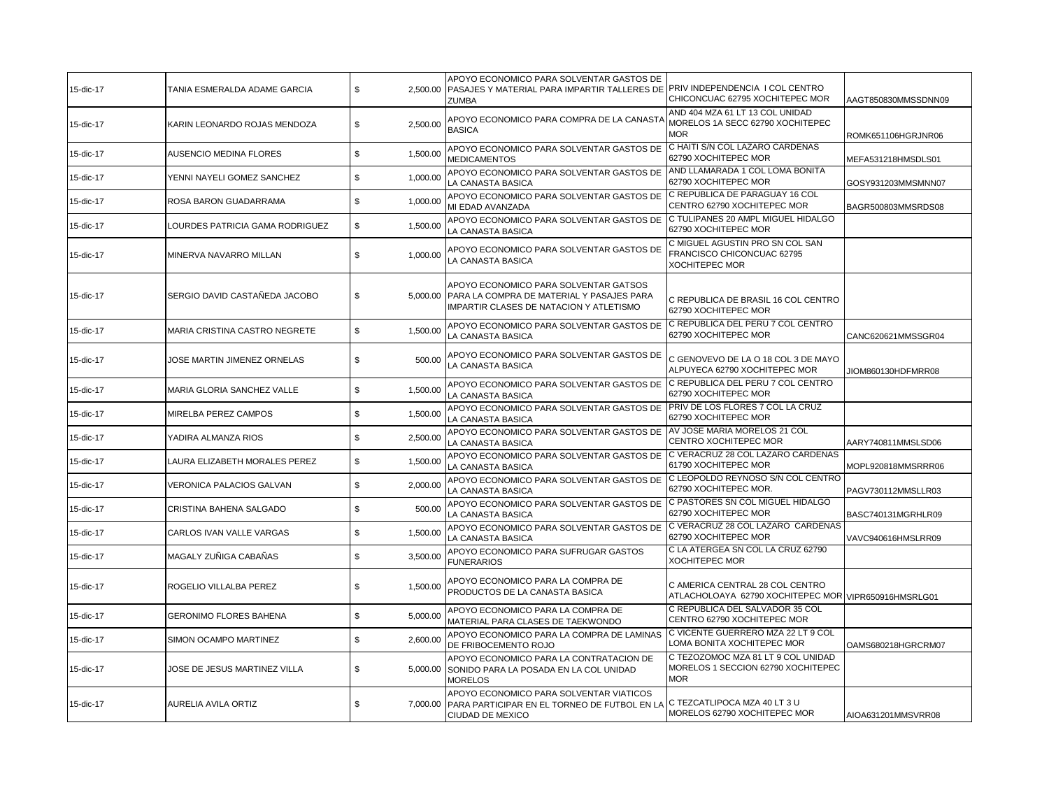| | | | | | |
|---|---|---|---|---|---|
| 15-dic-17 | TANIA ESMERALDA ADAME GARCIA | $ 2,500.00 | APOYO ECONOMICO PARA SOLVENTAR GASTOS DE PASAJES Y MATERIAL PARA IMPARTIR TALLERES DE ZUMBA | PRIV INDEPENDENCIA I COL CENTRO CHICONCUAC 62795 XOCHITEPEC MOR | AAGT850830MMSSDNN09 |
| 15-dic-17 | KARIN LEONARDO ROJAS MENDOZA | $ 2,500.00 | APOYO ECONOMICO PARA COMPRA DE LA CANASTA BASICA | AND 404 MZA 61 LT 13 COL UNIDAD MORELOS 1A SECC 62790 XOCHITEPEC MOR | ROMK651106HGRJNR06 |
| 15-dic-17 | AUSENCIO MEDINA FLORES | $ 1,500.00 | APOYO ECONOMICO PARA SOLVENTAR GASTOS DE MEDICAMENTOS | C HAITI S/N COL LAZARO CARDENAS 62790 XOCHITEPEC MOR | MEFA531218HMSDLS01 |
| 15-dic-17 | YENNI NAYELI GOMEZ SANCHEZ | $ 1,000.00 | APOYO ECONOMICO PARA SOLVENTAR GASTOS DE LA CANASTA BASICA | AND LLAMARADA 1 COL LOMA BONITA 62790 XOCHITEPEC MOR | GOSY931203MMSMNN07 |
| 15-dic-17 | ROSA BARON GUADARRAMA | $ 1,000.00 | APOYO ECONOMICO PARA SOLVENTAR GASTOS DE MI EDAD AVANZADA | C REPUBLICA DE PARAGUAY 16 COL CENTRO 62790 XOCHITEPEC MOR | BAGR500803MMSRDS08 |
| 15-dic-17 | LOURDES PATRICIA GAMA RODRIGUEZ | $ 1,500.00 | APOYO ECONOMICO PARA SOLVENTAR GASTOS DE LA CANASTA BASICA | C TULIPANES 20 AMPL MIGUEL HIDALGO 62790 XOCHITEPEC MOR | |
| 15-dic-17 | MINERVA NAVARRO MILLAN | $ 1,000.00 | APOYO ECONOMICO PARA SOLVENTAR GASTOS DE LA CANASTA BASICA | C MIGUEL AGUSTIN PRO SN COL SAN FRANCISCO CHICONCUAC 62795 XOCHITEPEC MOR | |
| 15-dic-17 | SERGIO DAVID CASTAÑEDA JACOBO | $ 5,000.00 | APOYO ECONOMICO PARA SOLVENTAR GATSOS PARA LA COMPRA DE MATERIAL Y PASAJES PARA IMPARTIR CLASES DE NATACION Y ATLETISMO | C REPUBLICA DE BRASIL 16 COL CENTRO 62790 XOCHITEPEC MOR | |
| 15-dic-17 | MARIA CRISTINA CASTRO NEGRETE | $ 1,500.00 | APOYO ECONOMICO PARA SOLVENTAR GASTOS DE LA CANASTA BASICA | C REPUBLICA DEL PERU 7 COL CENTRO 62790 XOCHITEPEC MOR | CANC620621MMSSGR04 |
| 15-dic-17 | JOSE MARTIN JIMENEZ ORNELAS | $ 500.00 | APOYO ECONOMICO PARA SOLVENTAR GASTOS DE LA CANASTA BASICA | C GENOVEVO DE LA O 18 COL 3 DE MAYO ALPUYECA 62790 XOCHITEPEC MOR | JIOM860130HDFMRR08 |
| 15-dic-17 | MARIA GLORIA SANCHEZ VALLE | $ 1,500.00 | APOYO ECONOMICO PARA SOLVENTAR GASTOS DE LA CANASTA BASICA | C REPUBLICA DEL PERU 7 COL CENTRO 62790 XOCHITEPEC MOR | |
| 15-dic-17 | MIRELBA PEREZ CAMPOS | $ 1,500.00 | APOYO ECONOMICO PARA SOLVENTAR GASTOS DE LA CANASTA BASICA | PRIV DE LOS FLORES 7 COL LA CRUZ 62790 XOCHITEPEC MOR | |
| 15-dic-17 | YADIRA ALMANZA RIOS | $ 2,500.00 | APOYO ECONOMICO PARA SOLVENTAR GASTOS DE LA CANASTA BASICA | AV JOSE MARIA MORELOS 21 COL CENTRO XOCHITEPEC MOR | AARY740811MMSLSD06 |
| 15-dic-17 | LAURA ELIZABETH MORALES PEREZ | $ 1,500.00 | APOYO ECONOMICO PARA SOLVENTAR GASTOS DE LA CANASTA BASICA | C VERACRUZ 28 COL LAZARO CARDENAS 61790 XOCHITEPEC MOR | MOPL920818MMSRRR06 |
| 15-dic-17 | VERONICA PALACIOS GALVAN | $ 2,000.00 | APOYO ECONOMICO PARA SOLVENTAR GASTOS DE LA CANASTA BASICA | C LEOPOLDO REYNOSO S/N COL CENTRO 62790 XOCHITEPEC MOR. | PAGV730112MMSLLR03 |
| 15-dic-17 | CRISTINA BAHENA SALGADO | $ 500.00 | APOYO ECONOMICO PARA SOLVENTAR GASTOS DE LA CANASTA BASICA | C PASTORES SN COL MIGUEL HIDALGO 62790 XOCHITEPEC MOR | BASC740131MGRHLR09 |
| 15-dic-17 | CARLOS IVAN VALLE VARGAS | $ 1,500.00 | APOYO ECONOMICO PARA SOLVENTAR GASTOS DE LA CANASTA BASICA | C VERACRUZ 28 COL LAZARO CARDENAS 62790 XOCHITEPEC MOR | VAVC940616HMSLRR09 |
| 15-dic-17 | MAGALY ZUÑIGA CABAÑAS | $ 3,500.00 | APOYO ECONOMICO PARA SUFRUGAR GASTOS FUNERARIOS | C LA ATERGEA SN COL LA CRUZ 62790 XOCHITEPEC MOR | |
| 15-dic-17 | ROGELIO VILLALBA PEREZ | $ 1,500.00 | APOYO ECONOMICO PARA LA COMPRA DE PRODUCTOS DE LA CANASTA BASICA | C AMERICA CENTRAL 28 COL CENTRO ATLACHOLOAYA 62790 XOCHITEPEC MOR | VIPR650916HMSRLG01 |
| 15-dic-17 | GERONIMO FLORES BAHENA | $ 5,000.00 | APOYO ECONOMICO PARA LA COMPRA DE MATERIAL PARA CLASES DE TAEKWONDO | C REPUBLICA DEL SALVADOR 35 COL CENTRO 62790 XOCHITEPEC MOR | |
| 15-dic-17 | SIMON OCAMPO MARTINEZ | $ 2,600.00 | APOYO ECONOMICO PARA LA COMPRA DE LAMINAS DE FRIBOCEMENTO ROJO | C VICENTE GUERRERO MZA 22 LT 9 COL LOMA BONITA XOCHITEPEC MOR | OAMS680218HGRCRM07 |
| 15-dic-17 | JOSE DE JESUS MARTINEZ VILLA | $ 5,000.00 | APOYO ECONOMICO PARA LA CONTRATACION DE SONIDO PARA LA POSADA EN LA COL UNIDAD MORELOS | C TEZOZOMOC MZA 81 LT 9 COL UNIDAD MORELOS 1 SECCION 62790 XOCHITEPEC MOR | |
| 15-dic-17 | AURELIA AVILA ORTIZ | $ 7,000.00 | APOYO ECONOMICO PARA SOLVENTAR VIATICOS PARA PARTICIPAR EN EL TORNEO DE FUTBOL EN LA CIUDAD DE MEXICO | C TEZCATLIPOCA MZA 40 LT 3 U MORELOS 62790 XOCHITEPEC MOR | AIOA631201MMSVRR08 |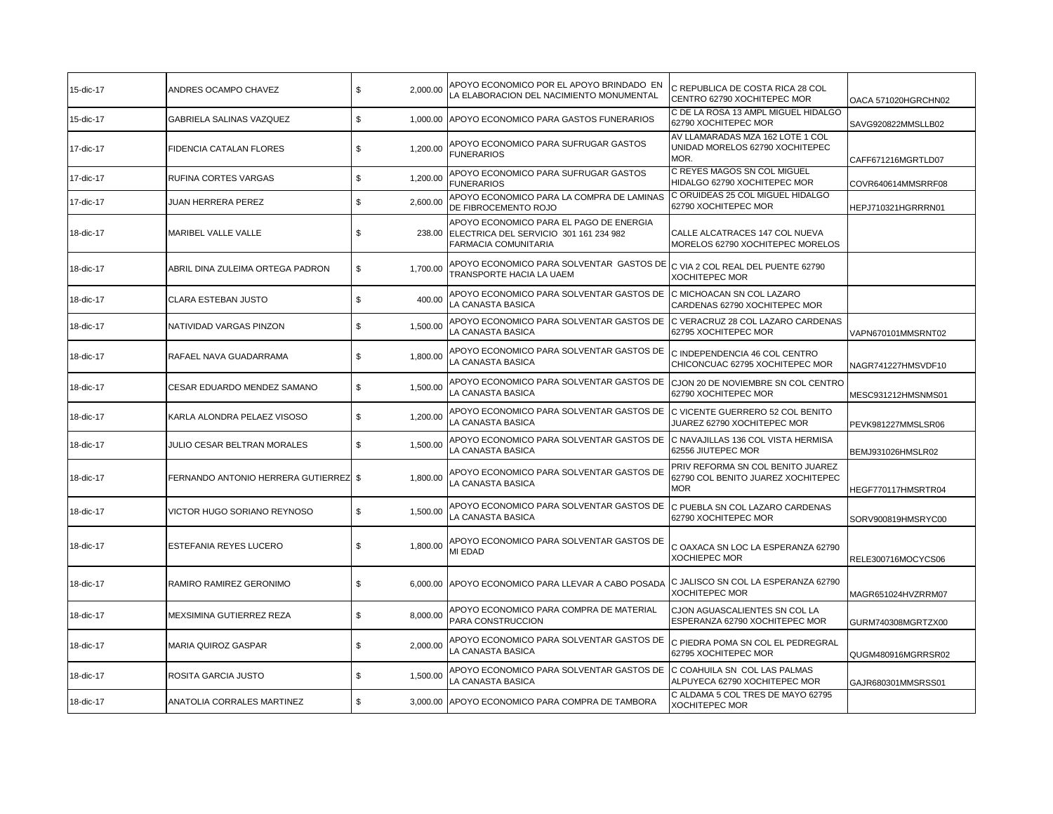| | | | | | |
|---|---|---|---|---|---|
| 15-dic-17 | ANDRES OCAMPO CHAVEZ | $ 2,000.00 | APOYO ECONOMICO POR EL APOYO BRINDADO EN LA ELABORACION DEL NACIMIENTO MONUMENTAL | C REPUBLICA DE COSTA RICA 28 COL CENTRO 62790 XOCHITEPEC MOR | OACA 571020HGRCHN02 |
| 15-dic-17 | GABRIELA SALINAS VAZQUEZ | $ 1,000.00 | APOYO ECONOMICO PARA GASTOS FUNERARIOS | C DE LA ROSA 13 AMPL MIGUEL HIDALGO 62790 XOCHITEPEC MOR | SAVG920822MMSLLB02 |
| 17-dic-17 | FIDENCIA CATALAN FLORES | $ 1,200.00 | APOYO ECONOMICO PARA SUFRUGAR GASTOS FUNERARIOS | AV LLAMARADAS MZA 162 LOTE 1 COL UNIDAD MORELOS 62790 XOCHITEPEC MOR. | CAFF671216MGRTLD07 |
| 17-dic-17 | RUFINA CORTES VARGAS | $ 1,200.00 | APOYO ECONOMICO PARA SUFRUGAR GASTOS FUNERARIOS | C REYES MAGOS SN COL MIGUEL HIDALGO 62790 XOCHITEPEC MOR | COVR640614MMSRRF08 |
| 17-dic-17 | JUAN HERRERA PEREZ | $ 2,600.00 | APOYO ECONOMICO PARA LA COMPRA DE LAMINAS DE FIBROCEMENTO ROJO | C ORUIDEAS 25 COL MIGUEL HIDALGO 62790 XOCHITEPEC MOR | HEPJ710321HGRRRN01 |
| 18-dic-17 | MARIBEL VALLE VALLE | $ 238.00 | APOYO ECONOMICO PARA EL PAGO DE ENERGIA ELECTRICA DEL SERVICIO 301 161 234 982 FARMACIA COMUNITARIA | CALLE ALCATRACES 147 COL NUEVA MORELOS 62790 XOCHITEPEC MORELOS | |
| 18-dic-17 | ABRIL DINA ZULEIMA ORTEGA PADRON | $ 1,700.00 | APOYO ECONOMICO PARA SOLVENTAR GASTOS DE TRANSPORTE HACIA LA UAEM | C VIA 2 COL REAL DEL PUENTE 62790 XOCHITEPEC MOR | |
| 18-dic-17 | CLARA ESTEBAN JUSTO | $ 400.00 | APOYO ECONOMICO PARA SOLVENTAR GASTOS DE LA CANASTA BASICA | C MICHOACAN SN COL LAZARO CARDENAS 62790 XOCHITEPEC MOR | |
| 18-dic-17 | NATIVIDAD VARGAS PINZON | $ 1,500.00 | APOYO ECONOMICO PARA SOLVENTAR GASTOS DE LA CANASTA BASICA | C VERACRUZ 28 COL LAZARO CARDENAS 62795 XOCHITEPEC MOR | VAPN670101MMSRNT02 |
| 18-dic-17 | RAFAEL NAVA GUADARRAMA | $ 1,800.00 | APOYO ECONOMICO PARA SOLVENTAR GASTOS DE LA CANASTA BASICA | C INDEPENDENCIA 46 COL CENTRO CHICONCUAC 62795 XOCHITEPEC MOR | NAGR741227HMSVDF10 |
| 18-dic-17 | CESAR EDUARDO MENDEZ SAMANO | $ 1,500.00 | APOYO ECONOMICO PARA SOLVENTAR GASTOS DE LA CANASTA BASICA | CJON 20 DE NOVIEMBRE SN COL CENTRO 62790 XOCHITEPEC MOR | MESC931212HMSNMS01 |
| 18-dic-17 | KARLA ALONDRA PELAEZ VISOSO | $ 1,200.00 | APOYO ECONOMICO PARA SOLVENTAR GASTOS DE LA CANASTA BASICA | C VICENTE GUERRERO 52 COL BENITO JUAREZ 62790 XOCHITEPEC MOR | PEVK981227MMSLSR06 |
| 18-dic-17 | JULIO CESAR BELTRAN MORALES | $ 1,500.00 | APOYO ECONOMICO PARA SOLVENTAR GASTOS DE LA CANASTA BASICA | C NAVAJILLAS 136 COL VISTA HERMISA 62556 JIUTEPEC MOR | BEMJ931026HMSLR02 |
| 18-dic-17 | FERNANDO ANTONIO HERRERA GUTIERREZ | $ 1,800.00 | APOYO ECONOMICO PARA SOLVENTAR GASTOS DE LA CANASTA BASICA | PRIV REFORMA SN COL BENITO JUAREZ 62790 COL BENITO JUAREZ XOCHITEPEC MOR | HEGF770117HMSRTR04 |
| 18-dic-17 | VICTOR HUGO SORIANO REYNOSO | $ 1,500.00 | APOYO ECONOMICO PARA SOLVENTAR GASTOS DE LA CANASTA BASICA | C PUEBLA SN COL LAZARO CARDENAS 62790 XOCHITEPEC MOR | SORV900819HMSRYC00 |
| 18-dic-17 | ESTEFANIA REYES LUCERO | $ 1,800.00 | APOYO ECONOMICO PARA SOLVENTAR GASTOS DE MI EDAD | C OAXACA SN LOC LA ESPERANZA 62790 XOCHIEPEC MOR | RELE300716MOCYCS06 |
| 18-dic-17 | RAMIRO RAMIREZ GERONIMO | $ 6,000.00 | APOYO ECONOMICO PARA LLEVAR A CABO POSADA | C JALISCO SN COL LA ESPERANZA 62790 XOCHITEPEC MOR | MAGR651024HVZRRM07 |
| 18-dic-17 | MEXSIMINA GUTIERREZ REZA | $ 8,000.00 | APOYO ECONOMICO PARA COMPRA DE MATERIAL PARA CONSTRUCCION | CJON AGUASCALIENTES SN COL LA ESPERANZA 62790 XOCHITEPEC MOR | GURM740308MGRTZX00 |
| 18-dic-17 | MARIA QUIROZ GASPAR | $ 2,000.00 | APOYO ECONOMICO PARA SOLVENTAR GASTOS DE LA CANASTA BASICA | C PIEDRA POMA SN COL EL PEDREGRAL 62795 XOCHITEPEC MOR | QUGM480916MGRRSR02 |
| 18-dic-17 | ROSITA GARCIA JUSTO | $ 1,500.00 | APOYO ECONOMICO PARA SOLVENTAR GASTOS DE LA CANASTA BASICA | C COAHUILA SN COL LAS PALMAS ALPUYECA 62790 XOCHITEPEC MOR | GAJR680301MMSRSS01 |
| 18-dic-17 | ANATOLIA CORRALES MARTINEZ | $ 3,000.00 | APOYO ECONOMICO PARA COMPRA DE TAMBORA | C ALDAMA 5 COL TRES DE MAYO 62795 XOCHITEPEC MOR | |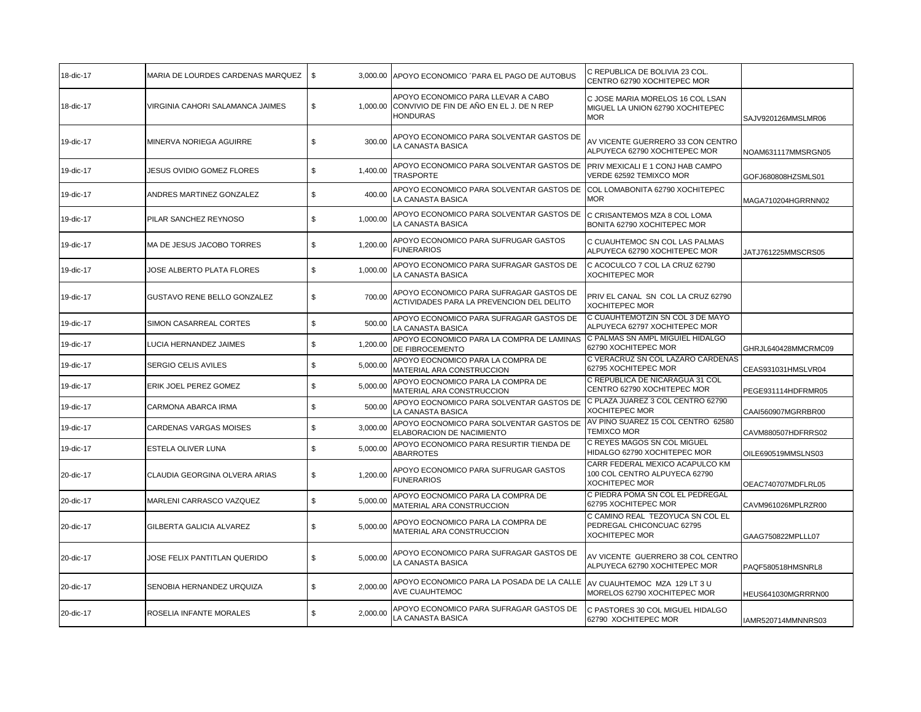| | | | | | |
|---|---|---|---|---|---|
| 18-dic-17 | MARIA DE LOURDES CARDENAS MARQUEZ | $ 3,000.00 | APOYO ECONOMICO ´PARA EL PAGO DE AUTOBUS | C REPUBLICA DE BOLIVIA 23 COL. CENTRO 62790 XOCHITEPEC MOR | |
| 18-dic-17 | VIRGINIA CAHORI SALAMANCA JAIMES | $ 1,000.00 | APOYO ECONOMICO PARA LLEVAR A CABO CONVIVIO DE FIN DE AÑO EN EL J. DE N REP HONDURAS | C JOSE MARIA MORELOS 16 COL LSAN MIGUEL LA UNION 62790 XOCHITEPEC MOR | SAJV920126MMSLMR06 |
| 19-dic-17 | MINERVA NORIEGA AGUIRRE | $ 300.00 | APOYO ECONOMICO PARA SOLVENTAR GASTOS DE LA CANASTA BASICA | AV VICENTE GUERRERO 33 CON CENTRO ALPUYECA 62790 XOCHITEPEC MOR | NOAM631117MMSRGN05 |
| 19-dic-17 | JESUS OVIDIO GOMEZ FLORES | $ 1,400.00 | APOYO ECONOMICO PARA SOLVENTAR GASTOS DE TRASPORTE | PRIV MEXICALI E 1 CONJ HAB CAMPO VERDE 62592 TEMIXCO MOR | GOFJ680808HZSMLS01 |
| 19-dic-17 | ANDRES MARTINEZ GONZALEZ | $ 400.00 | APOYO ECONOMICO PARA SOLVENTAR GASTOS DE LA CANASTA BASICA | COL LOMABONITA 62790 XOCHITEPEC MOR | MAGA710204HGRRNN02 |
| 19-dic-17 | PILAR SANCHEZ REYNOSO | $ 1,000.00 | APOYO ECONOMICO PARA SOLVENTAR GASTOS DE LA CANASTA BASICA | C CRISANTEMOS MZA 8 COL LOMA BONITA 62790 XOCHITEPEC MOR | |
| 19-dic-17 | MA DE JESUS JACOBO TORRES | $ 1,200.00 | APOYO ECONOMICO PARA SUFRUGAR GASTOS FUNERARIOS | C CUAUHTEMOC SN COL LAS PALMAS ALPUYECA 62790 XOCHITEPEC MOR | JATJ761225MMSCRS05 |
| 19-dic-17 | JOSE ALBERTO PLATA FLORES | $ 1,000.00 | APOYO ECONOMICO PARA SUFRAGAR GASTOS DE LA CANASTA BASICA | C ACOCULCO 7 COL LA CRUZ 62790 XOCHITEPEC MOR | |
| 19-dic-17 | GUSTAVO RENE BELLO GONZALEZ | $ 700.00 | APOYO ECONOMICO PARA SUFRAGAR GASTOS DE ACTIVIDADES PARA LA PREVENCION DEL DELITO | PRIV EL CANAL SN COL LA CRUZ 62790 XOCHITEPEC MOR | |
| 19-dic-17 | SIMON CASARREAL CORTES | $ 500.00 | APOYO ECONOMICO PARA SUFRAGAR GASTOS DE LA CANASTA BASICA | C CUAUHTEMOTZIN SN COL 3 DE MAYO ALPUYECA 62797 XOCHITEPEC MOR | |
| 19-dic-17 | LUCIA HERNANDEZ JAIMES | $ 1,200.00 | APOYO ECONOMICO PARA LA COMPRA DE LAMINAS DE FIBROCEMENTO | C PALMAS SN AMPL MIGUIEL HIDALGO 62790 XOCHITEPEC MOR | GHRJL640428MMCRMC09 |
| 19-dic-17 | SERGIO CELIS AVILES | $ 5,000.00 | APOYO EOCNOMICO PARA LA COMPRA DE MATERIAL ARA CONSTRUCCION | C VERACRUZ SN COL LAZARO CARDENAS 62795 XOCHITEPEC MOR | CEAS931031HMSLVR04 |
| 19-dic-17 | ERIK JOEL PEREZ GOMEZ | $ 5,000.00 | APOYO EOCNOMICO PARA LA COMPRA DE MATERIAL ARA CONSTRUCCION | C REPUBLICA DE NICARAGUA 31 COL CENTRO 62790 XOCHITEPEC MOR | PEGE931114HDFRMR05 |
| 19-dic-17 | CARMONA ABARCA IRMA | $ 500.00 | APOYO EOCNOMICO PARA SOLVENTAR GASTOS DE LA CANASTA BASICA | C PLAZA JUAREZ 3 COL CENTRO 62790 XOCHITEPEC MOR | CAAI560907MGRRBR00 |
| 19-dic-17 | CARDENAS VARGAS MOISES | $ 3,000.00 | APOYO EOCNOMICO PARA SOLVENTAR GASTOS DE ELABORACION DE NACIMIENTO | AV PINO SUAREZ 15 COL CENTRO 62580 TEMIXCO MOR | CAVM880507HDFRRS02 |
| 19-dic-17 | ESTELA OLIVER LUNA | $ 5,000.00 | APOYO ECONOMICO PARA RESURTIR TIENDA DE ABARROTES | C REYES MAGOS SN COL MIGUEL HIDALGO 62790 XOCHITEPEC MOR | OILE690519MMSLNS03 |
| 20-dic-17 | CLAUDIA GEORGINA OLVERA ARIAS | $ 1,200.00 | APOYO ECONOMICO PARA SUFRUGAR GASTOS FUNERARIOS | CARR FEDERAL MEXICO ACAPULCO KM 100 COL CENTRO ALPUYECA 62790 XOCHITEPEC MOR | OEAC740707MDFLRL05 |
| 20-dic-17 | MARLENI CARRASCO VAZQUEZ | $ 5,000.00 | APOYO EOCNOMICO PARA LA COMPRA DE MATERIAL ARA CONSTRUCCION | C PIEDRA POMA SN COL EL PEDREGAL 62795 XOCHITEPEC MOR | CAVM961026MPLRZR00 |
| 20-dic-17 | GILBERTA GALICIA ALVAREZ | $ 5,000.00 | APOYO EOCNOMICO PARA LA COMPRA DE MATERIAL ARA CONSTRUCCION | C CAMINO REAL TEZOYUCA SN COL EL PEDREGAL CHICONCUAC 62795 XOCHITEPEC MOR | GAAG750822MPLLL07 |
| 20-dic-17 | JOSE FELIX PANTITLAN QUERIDO | $ 5,000.00 | APOYO ECONOMICO PARA SUFRAGAR GASTOS DE LA CANASTA BASICA | AV VICENTE GUERRERO 38 COL CENTRO ALPUYECA 62790 XOCHITEPEC MOR | PAQF580518HMSNRL8 |
| 20-dic-17 | SENOBIA HERNANDEZ URQUIZA | $ 2,000.00 | APOYO ECONOMICO PARA LA POSADA DE LA CALLE AVE CUAUHTEMOC | AV CUAUHTEMOC MZA 129 LT 3 U MORELOS 62790 XOCHITEPEC MOR | HEUS641030MGRRRN00 |
| 20-dic-17 | ROSELIA INFANTE MORALES | $ 2,000.00 | APOYO ECONOMICO PARA SUFRAGAR GASTOS DE LA CANASTA BASICA | C PASTORES 30 COL MIGUEL HIDALGO 62790 XOCHITEPEC MOR | IAMR520714MMNNRS03 |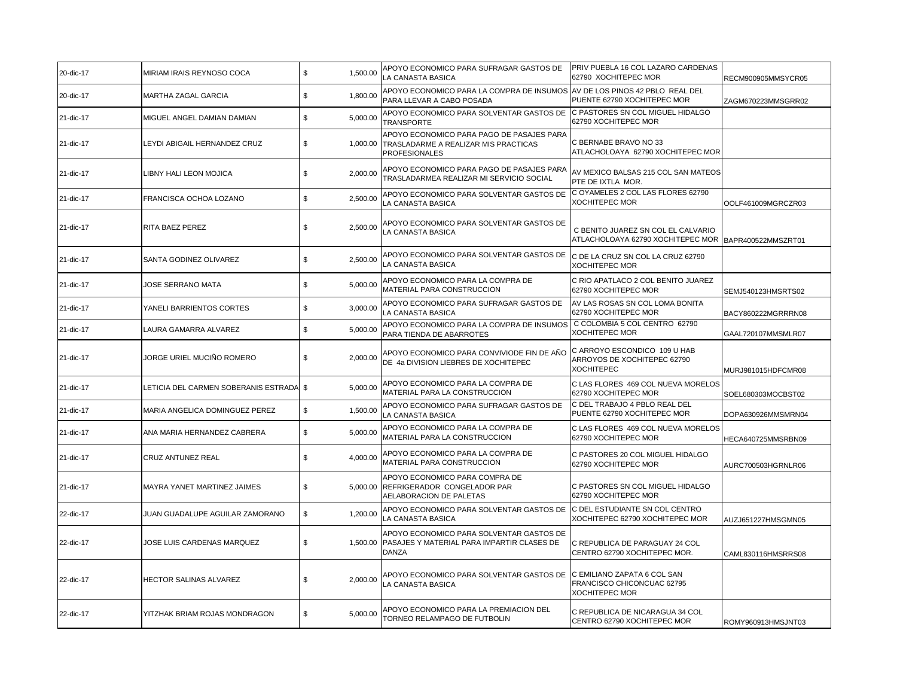| | | | | | |
|---|---|---|---|---|---|
| 20-dic-17 | MIRIAM IRAIS REYNOSO COCA | $ 1,500.00 | APOYO ECONOMICO PARA SUFRAGAR GASTOS DE LA CANASTA BASICA | PRIV PUEBLA 16 COL LAZARO CARDENAS 62790 XOCHITEPEC MOR | RECM900905MMSYCR05 |
| 20-dic-17 | MARTHA ZAGAL GARCIA | $ 1,800.00 | APOYO ECONOMICO PARA LA COMPRA DE INSUMOS PARA LLEVAR A CABO POSADA | AV DE LOS PINOS 42 PBLO REAL DEL PUENTE 62790 XOCHITEPEC MOR | ZAGM670223MMSGRR02 |
| 21-dic-17 | MIGUEL ANGEL DAMIAN DAMIAN | $ 5,000.00 | APOYO ECONOMICO PARA SOLVENTAR GASTOS DE TRANSPORTE | C PASTORES SN COL MIGUEL HIDALGO 62790 XOCHITEPEC MOR | |
| 21-dic-17 | LEYDI ABIGAIL HERNANDEZ CRUZ | $ 1,000.00 | APOYO ECONOMICO PARA PAGO DE PASAJES PARA TRASLADARME A REALIZAR MIS PRACTICAS PROFESIONALES | C BERNABE BRAVO NO 33 ATLACHOLOAYA 62790 XOCHITEPEC MOR | |
| 21-dic-17 | LIBNY HALI LEON MOJICA | $ 2,000.00 | APOYO ECONOMICO PARA PAGO DE PASAJES PARA TRASLADARMEA REALIZAR MI SERVICIO SOCIAL | AV MEXICO BALSAS 215 COL SAN MATEOS PTE DE IXTLA MOR. | |
| 21-dic-17 | FRANCISCA OCHOA LOZANO | $ 2,500.00 | APOYO ECONOMICO PARA SOLVENTAR GASTOS DE LA CANASTA BASICA | C OYAMELES 2 COL LAS FLORES 62790 XOCHITEPEC MOR | OOLF461009MGRCZR03 |
| 21-dic-17 | RITA BAEZ PEREZ | $ 2,500.00 | APOYO ECONOMICO PARA SOLVENTAR GASTOS DE LA CANASTA BASICA | C BENITO JUAREZ SN COL EL CALVARIO ATLACHOLOAYA 62790 XOCHITEPEC MOR | BAPR400522MMSZRT01 |
| 21-dic-17 | SANTA GODINEZ OLIVAREZ | $ 2,500.00 | APOYO ECONOMICO PARA SOLVENTAR GASTOS DE LA CANASTA BASICA | C DE LA CRUZ SN COL LA CRUZ 62790 XOCHITEPEC MOR | |
| 21-dic-17 | JOSE SERRANO MATA | $ 5,000.00 | APOYO ECONOMICO PARA LA COMPRA DE MATERIAL PARA CONSTRUCCION | C RIO APATLACO 2 COL BENITO JUAREZ 62790 XOCHITEPEC MOR | SEMJ540123HMSRTS02 |
| 21-dic-17 | YANELI BARRIENTOS CORTES | $ 3,000.00 | APOYO ECONOMICO PARA SUFRAGAR GASTOS DE LA CANASTA BASICA | AV LAS ROSAS SN COL LOMA BONITA 62790 XOCHITEPEC MOR | BACY860222MGRRRN08 |
| 21-dic-17 | LAURA GAMARRA ALVAREZ | $ 5,000.00 | APOYO ECONOMICO PARA LA COMPRA DE INSUMOS PARA TIENDA DE ABARROTES | C COLOMBIA 5 COL CENTRO 62790 XOCHITEPEC MOR | GAAL720107MMSMLR07 |
| 21-dic-17 | JORGE URIEL MUCIÑO ROMERO | $ 2,000.00 | APOYO ECONOMICO PARA CONVIVIODE FIN DE AÑO DE 4a DIVISION LIEBRES DE XOCHITEPEC | C ARROYO ESCONDICO 109 U HAB ARROYOS DE XOCHITEPEC 62790 XOCHITEPEC | MURJ981015HDFCMR08 |
| 21-dic-17 | LETICIA DEL CARMEN SOBERANIS ESTRADA | $ 5,000.00 | APOYO ECONOMICO PARA LA COMPRA DE MATERIAL PARA LA CONSTRUCCION | C LAS FLORES 469 COL NUEVA MORELOS 62790 XOCHITEPEC MOR | SOEL680303MOCBST02 |
| 21-dic-17 | MARIA ANGELICA DOMINGUEZ PEREZ | $ 1,500.00 | APOYO ECONOMICO PARA SUFRAGAR GASTOS DE LA CANASTA BASICA | C DEL TRABAJO 4 PBLO REAL DEL PUENTE 62790 XOCHITEPEC MOR | DOPA630926MMSMRN04 |
| 21-dic-17 | ANA MARIA HERNANDEZ CABRERA | $ 5,000.00 | APOYO ECONOMICO PARA LA COMPRA DE MATERIAL PARA LA CONSTRUCCION | C LAS FLORES 469 COL NUEVA MORELOS 62790 XOCHITEPEC MOR | HECA640725MMSRBN09 |
| 21-dic-17 | CRUZ ANTUNEZ REAL | $ 4,000.00 | APOYO ECONOMICO PARA LA COMPRA DE MATERIAL PARA CONSTRUCCION | C PASTORES 20 COL MIGUEL HIDALGO 62790 XOCHITEPEC MOR | AURC700503HGRNLR06 |
| 21-dic-17 | MAYRA YANET MARTINEZ JAIMES | $ 5,000.00 | APOYO ECONOMICO PARA COMPRA DE REFRIGERADOR CONGELADOR PAR AELABORACION DE PALETAS | C PASTORES SN COL MIGUEL HIDALGO 62790 XOCHITEPEC MOR | |
| 22-dic-17 | JUAN GUADALUPE AGUILAR ZAMORANO | $ 1,200.00 | APOYO ECONOMICO PARA SOLVENTAR GASTOS DE LA CANASTA BASICA | C DEL ESTUDIANTE SN COL CENTRO XOCHITEPEC 62790 XOCHITEPEC MOR | AUZJ651227HMSGMN05 |
| 22-dic-17 | JOSE LUIS CARDENAS MARQUEZ | $ 1,500.00 | APOYO ECONOMICO PARA SOLVENTAR GASTOS DE PASAJES Y MATERIAL PARA IMPARTIR CLASES DE DANZA | C REPUBLICA DE PARAGUAY 24 COL CENTRO 62790 XOCHITEPEC MOR. | CAML830116HMSRRS08 |
| 22-dic-17 | HECTOR SALINAS ALVAREZ | $ 2,000.00 | APOYO ECONOMICO PARA SOLVENTAR GASTOS DE LA CANASTA BASICA | C EMILIANO ZAPATA 6 COL SAN FRANCISCO CHICONCUAC 62795 XOCHITEPEC MOR | |
| 22-dic-17 | YITZHAK BRIAM ROJAS MONDRAGON | $ 5,000.00 | APOYO ECONOMICO PARA LA PREMIACION DEL TORNEO RELAMPAGO DE FUTBOLIN | C REPUBLICA DE NICARAGUA 34 COL CENTRO 62790 XOCHITEPEC MOR | ROMY960913HMSJNT03 |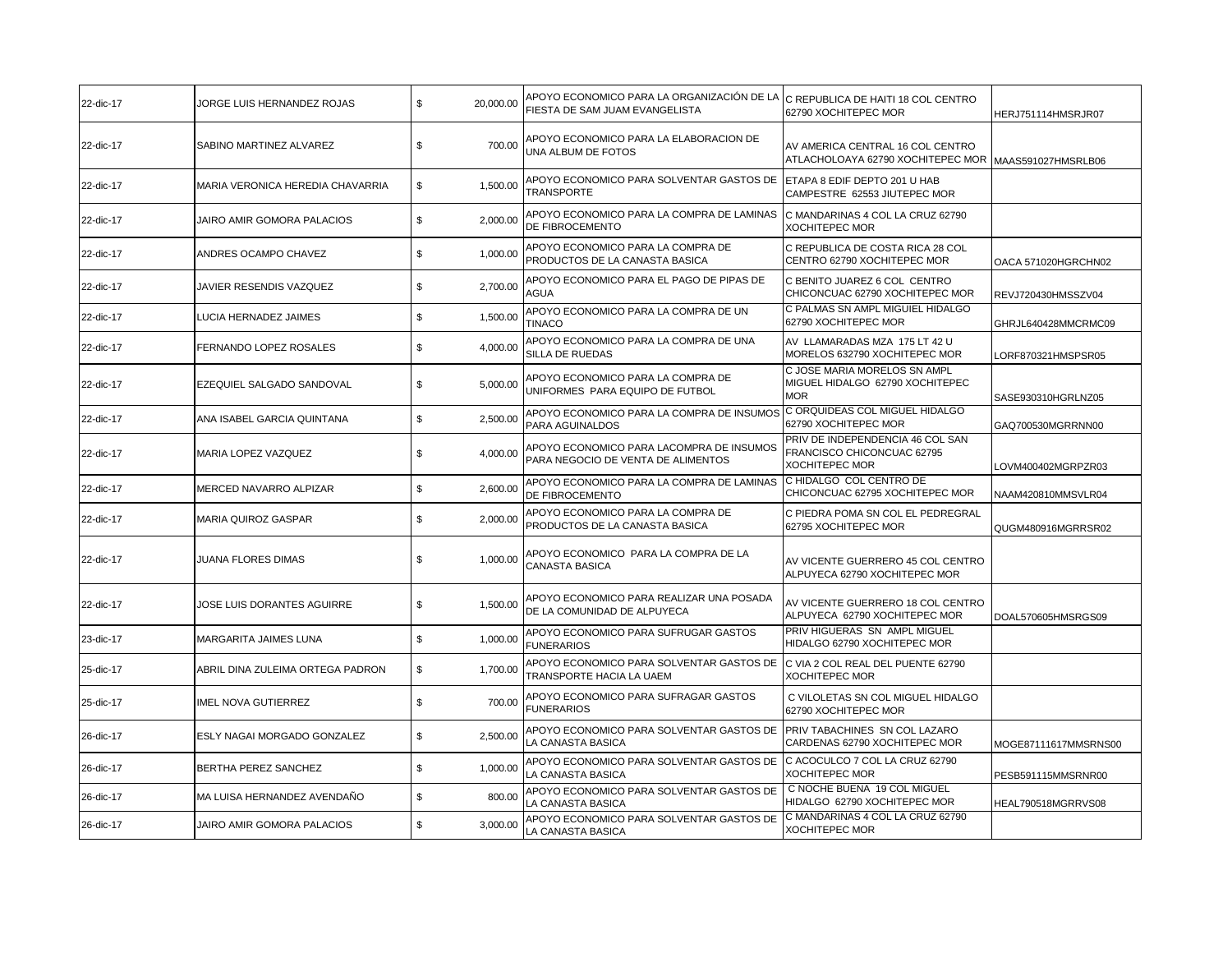| | | | | | |
|---|---|---|---|---|---|
| 22-dic-17 | JORGE LUIS HERNANDEZ ROJAS | $ 20,000.00 | APOYO ECONOMICO PARA LA ORGANIZACIÓN DE LA FIESTA DE SAM JUAM EVANGELISTA | C REPUBLICA DE HAITI 18 COL CENTRO 62790 XOCHITEPEC MOR | HERJ751114HMSRJR07 |
| 22-dic-17 | SABINO MARTINEZ ALVAREZ | $ 700.00 | APOYO ECONOMICO PARA LA ELABORACION DE UNA ALBUM DE FOTOS | AV AMERICA CENTRAL 16 COL CENTRO ATLACHOLOAYA 62790 XOCHITEPEC MOR | MAAS591027HMSRLB06 |
| 22-dic-17 | MARIA VERONICA HEREDIA CHAVARRIA | $ 1,500.00 | APOYO ECONOMICO PARA SOLVENTAR GASTOS DE TRANSPORTE | ETAPA 8 EDIF DEPTO 201 U HAB CAMPESTRE 62553 JIUTEPEC MOR | |
| 22-dic-17 | JAIRO AMIR GOMORA PALACIOS | $ 2,000.00 | APOYO ECONOMICO PARA LA COMPRA DE LAMINAS DE FIBROCEMENTO | C MANDARINAS 4 COL LA CRUZ 62790 XOCHITEPEC MOR | |
| 22-dic-17 | ANDRES OCAMPO CHAVEZ | $ 1,000.00 | APOYO ECONOMICO PARA LA COMPRA DE PRODUCTOS DE LA CANASTA BASICA | C REPUBLICA DE COSTA RICA 28 COL CENTRO 62790 XOCHITEPEC MOR | OACA 571020HGRCHN02 |
| 22-dic-17 | JAVIER RESENDIS VAZQUEZ | $ 2,700.00 | APOYO ECONOMICO PARA EL PAGO DE PIPAS DE AGUA | C BENITO JUAREZ 6 COL CENTRO CHICONCUAC 62790 XOCHITEPEC MOR | REVJ720430HMSSZV04 |
| 22-dic-17 | LUCIA HERNADEZ JAIMES | $ 1,500.00 | APOYO ECONOMICO PARA LA COMPRA DE UN TINACO | C PALMAS SN AMPL MIGUIEL HIDALGO 62790 XOCHITEPEC MOR | GHRJL640428MMCRMC09 |
| 22-dic-17 | FERNANDO LOPEZ ROSALES | $ 4,000.00 | APOYO ECONOMICO PARA LA COMPRA DE UNA SILLA DE RUEDAS | AV LLAMARADAS MZA 175 LT 42 U MORELOS 632790 XOCHITEPEC MOR | LORF870321HMSPSR05 |
| 22-dic-17 | EZEQUIEL SALGADO SANDOVAL | $ 5,000.00 | APOYO ECONOMICO PARA LA COMPRA DE UNIFORMES PARA EQUIPO DE FUTBOL | C JOSE MARIA MORELOS SN AMPL MIGUEL HIDALGO 62790 XOCHITEPEC MOR | SASE930310HGRLNZ05 |
| 22-dic-17 | ANA ISABEL GARCIA QUINTANA | $ 2,500.00 | APOYO ECONOMICO PARA LA COMPRA DE INSUMOS PARA AGUINALDOS | C ORQUIDEAS COL MIGUEL HIDALGO 62790 XOCHITEPEC MOR | GAQ700530MGRRNN00 |
| 22-dic-17 | MARIA LOPEZ VAZQUEZ | $ 4,000.00 | APOYO ECONOMICO PARA LACOMPRA DE INSUMOS PARA NEGOCIO DE VENTA DE ALIMENTOS | PRIV DE INDEPENDENCIA 46 COL SAN FRANCISCO CHICONCUAC 62795 XOCHITEPEC MOR | LOVM400402MGRPZR03 |
| 22-dic-17 | MERCED NAVARRO ALPIZAR | $ 2,600.00 | APOYO ECONOMICO PARA LA COMPRA DE LAMINAS DE FIBROCEMENTO | C HIDALGO COL CENTRO DE CHICONCUAC 62795 XOCHITEPEC MOR | NAAM420810MMSVLR04 |
| 22-dic-17 | MARIA QUIROZ GASPAR | $ 2,000.00 | APOYO ECONOMICO PARA LA COMPRA DE PRODUCTOS DE LA CANASTA BASICA | C PIEDRA POMA SN COL EL PEDREGRAL 62795 XOCHITEPEC MOR | QUGM480916MGRRSR02 |
| 22-dic-17 | JUANA FLORES DIMAS | $ 1,000.00 | APOYO ECONOMICO PARA LA COMPRA DE LA CANASTA BASICA | AV VICENTE GUERRERO 45 COL CENTRO ALPUYECA 62790 XOCHITEPEC MOR | |
| 22-dic-17 | JOSE LUIS DORANTES AGUIRRE | $ 1,500.00 | APOYO ECONOMICO PARA REALIZAR UNA POSADA DE LA COMUNIDAD DE ALPUYECA | AV VICENTE GUERRERO 18 COL CENTRO ALPUYECA 62790 XOCHITEPEC MOR | DOAL570605HMSRGS09 |
| 23-dic-17 | MARGARITA JAIMES LUNA | $ 1,000.00 | APOYO ECONOMICO PARA SUFRUGAR GASTOS FUNERARIOS | PRIV HIGUERAS SN AMPL MIGUEL HIDALGO 62790 XOCHITEPEC MOR | |
| 25-dic-17 | ABRIL DINA ZULEIMA ORTEGA PADRON | $ 1,700.00 | APOYO ECONOMICO PARA SOLVENTAR GASTOS DE TRANSPORTE HACIA LA UAEM | C VIA 2 COL REAL DEL PUENTE 62790 XOCHITEPEC MOR | |
| 25-dic-17 | IMEL NOVA GUTIERREZ | $ 700.00 | APOYO ECONOMICO PARA SUFRAGAR GASTOS FUNERARIOS | C VILOLETAS SN COL MIGUEL HIDALGO 62790 XOCHITEPEC MOR | |
| 26-dic-17 | ESLY NAGAI MORGADO GONZALEZ | $ 2,500.00 | APOYO ECONOMICO PARA SOLVENTAR GASTOS DE LA CANASTA BASICA | PRIV TABACHINES SN COL LAZARO CARDENAS 62790 XOCHITEPEC MOR | MOGE87111617MMSRNS00 |
| 26-dic-17 | BERTHA PEREZ SANCHEZ | $ 1,000.00 | APOYO ECONOMICO PARA SOLVENTAR GASTOS DE LA CANASTA BASICA | C ACOCULCO 7 COL LA CRUZ 62790 XOCHITEPEC MOR | PESB591115MMSRNR00 |
| 26-dic-17 | MA LUISA HERNANDEZ AVENDAÑO | $ 800.00 | APOYO ECONOMICO PARA SOLVENTAR GASTOS DE LA CANASTA BASICA | C NOCHE BUENA 19 COL MIGUEL HIDALGO 62790 XOCHITEPEC MOR | HEAL790518MGRRVS08 |
| 26-dic-17 | JAIRO AMIR GOMORA PALACIOS | $ 3,000.00 | APOYO ECONOMICO PARA SOLVENTAR GASTOS DE LA CANASTA BASICA | C MANDARINAS 4 COL LA CRUZ 62790 XOCHITEPEC MOR | |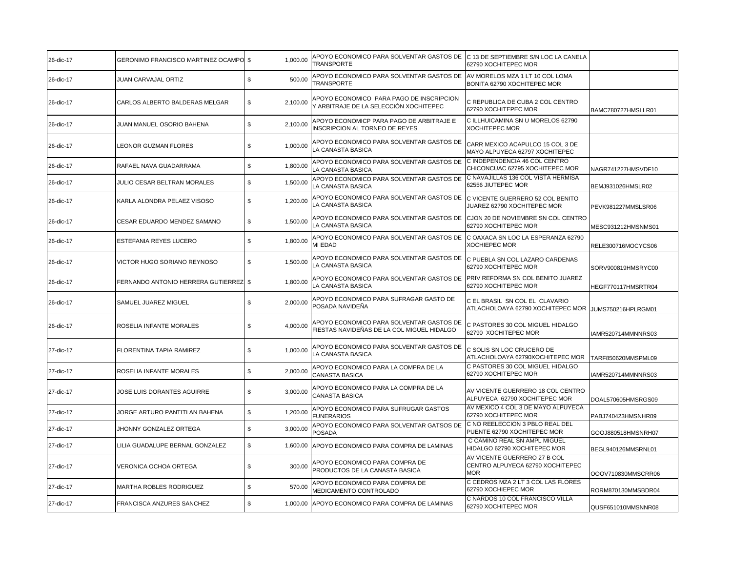| | | | | | | |
|---|---|---|---|---|---|---|
| 26-dic-17 | GERONIMO FRANCISCO MARTINEZ OCAMPO | $ | 1,000.00 | APOYO ECONOMICO PARA SOLVENTAR GASTOS DE TRANSPORTE | C 13 DE SEPTIEMBRE S/N LOC LA CANELA 62790 XOCHITEPEC MOR | |
| 26-dic-17 | JUAN CARVAJAL ORTIZ | $ | 500.00 | APOYO ECONOMICO PARA SOLVENTAR GASTOS DE TRANSPORTE | AV MORELOS MZA 1 LT 10 COL LOMA BONITA 62790 XOCHITEPEC MOR | |
| 26-dic-17 | CARLOS ALBERTO BALDERAS MELGAR | $ | 2,100.00 | APOYO ECONOMICO PARA PAGO DE INSCRIPCION Y ARBITRAJE DE LA SELECCIÓN XOCHITEPEC | C REPUBLICA DE CUBA 2 COL CENTRO 62790 XOCHITEPEC MOR | BAMC780727HMSLLR01 |
| 26-dic-17 | JUAN MANUEL OSORIO BAHENA | $ | 2,100.00 | APOYO ECONOMICP PARA PAGO DE ARBITRAJE E INSCRIPCION AL TORNEO DE REYES | C ILLHUICAMINA SN U MORELOS 62790 XOCHITEPEC MOR | |
| 26-dic-17 | LEONOR GUZMAN FLORES | $ | 1,000.00 | APOYO ECONOMICO PARA SOLVENTAR GASTOS DE LA CANASTA BASICA | CARR MEXICO ACAPULCO 15 COL 3 DE MAYO ALPUYECA 62797 XOCHITEPEC | |
| 26-dic-17 | RAFAEL NAVA GUADARRAMA | $ | 1,800.00 | APOYO ECONOMICO PARA SOLVENTAR GASTOS DE LA CANASTA BASICA | C INDEPENDENCIA 46 COL CENTRO CHICONCUAC 62795 XOCHITEPEC MOR | NAGR741227HMSVDF10 |
| 26-dic-17 | JULIO CESAR BELTRAN MORALES | $ | 1,500.00 | APOYO ECONOMICO PARA SOLVENTAR GASTOS DE LA CANASTA BASICA | C NAVAJILLAS 136 COL VISTA HERMISA 62556 JIUTEPEC MOR | BEMJ931026HMSLR02 |
| 26-dic-17 | KARLA ALONDRA PELAEZ VISOSO | $ | 1,200.00 | APOYO ECONOMICO PARA SOLVENTAR GASTOS DE LA CANASTA BASICA | C VICENTE GUERRERO 52 COL BENITO JUAREZ 62790 XOCHITEPEC MOR | PEVK981227MMSLSR06 |
| 26-dic-17 | CESAR EDUARDO MENDEZ SAMANO | $ | 1,500.00 | APOYO ECONOMICO PARA SOLVENTAR GASTOS DE LA CANASTA BASICA | CJON 20 DE NOVIEMBRE SN COL CENTRO 62790 XOCHITEPEC MOR | MESC931212HMSNMS01 |
| 26-dic-17 | ESTEFANIA REYES LUCERO | $ | 1,800.00 | APOYO ECONOMICO PARA SOLVENTAR GASTOS DE MI EDAD | C OAXACA SN LOC LA ESPERANZA 62790 XOCHIEPEC MOR | RELE300716MOCYCS06 |
| 26-dic-17 | VICTOR HUGO SORIANO REYNOSO | $ | 1,500.00 | APOYO ECONOMICO PARA SOLVENTAR GASTOS DE LA CANASTA BASICA | C PUEBLA SN COL LAZARO CARDENAS 62790 XOCHITEPEC MOR | SORV900819HMSRYC00 |
| 26-dic-17 | FERNANDO ANTONIO HERRERA GUTIERREZ | $ | 1,800.00 | APOYO ECONOMICO PARA SOLVENTAR GASTOS DE LA CANASTA BASICA | PRIV REFORMA SN COL BENITO JUAREZ 62790 XOCHITEPEC MOR | HEGF770117HMSRTR04 |
| 26-dic-17 | SAMUEL JUAREZ MIGUEL | $ | 2,000.00 | APOYO ECONOMICO PARA SUFRAGAR GASTO DE POSADA NAVIDEÑA | C EL BRASIL SN COL EL CLAVARIO ATLACHOLOAYA 62790 XOCHITEPEC MOR | JUMS750216HPLRGM01 |
| 26-dic-17 | ROSELIA INFANTE MORALES | $ | 4,000.00 | APOYO ECONOMICO PARA SOLVENTAR GASTOS DE FIESTAS NAVIDEÑAS DE LA COL MIGUEL HIDALGO | C PASTORES 30 COL MIGUEL HIDALGO 62790 XOCHITEPEC MOR | IAMR520714MMNNRS03 |
| 27-dic-17 | FLORENTINA TAPIA RAMIREZ | $ | 1,000.00 | APOYO ECONOMICO PARA SOLVENTAR GASTOS DE LA CANASTA BASICA | C SOLIS SN LOC CRUCERO DE ATLACHOLOAYA 62790XOCHITEPEC MOR | TARF850620MMSPML09 |
| 27-dic-17 | ROSELIA INFANTE MORALES | $ | 2,000.00 | APOYO ECONOMICO PARA LA COMPRA DE LA CANASTA BASICA | C PASTORES 30 COL MIGUEL HIDALGO 62790 XOCHITEPEC MOR | IAMR520714MMNNRS03 |
| 27-dic-17 | JOSE LUIS DORANTES AGUIRRE | $ | 3,000.00 | APOYO ECONOMICO PARA LA COMPRA DE LA CANASTA BASICA | AV VICENTE GUERRERO 18 COL CENTRO ALPUYECA 62790 XOCHITEPEC MOR | DOAL570605HMSRGS09 |
| 27-dic-17 | JORGE ARTURO PANTITLAN BAHENA | $ | 1,200.00 | APOYO ECONOMICO PARA SUFRUGAR GASTOS FUNERARIOS | AV MEXICO 4 COL 3 DE MAYO ALPUYECA 62790 XOCHITEPEC MOR | PABJ740423HMSNHR09 |
| 27-dic-17 | JHONNY GONZALEZ ORTEGA | $ | 3,000.00 | APOYO ECONOMICO PARA SOLVENTAR GATSOS DE POSADA | C NO REELECCION 3 PBLO REAL DEL PUENTE 62790 XOCHITEPEC MOR | GOOJ880518HMSNRH07 |
| 27-dic-17 | LILIA GUADALUPE BERNAL GONZALEZ | $ | 1,600.00 | APOYO ECONOMICO PARA COMPRA DE LAMINAS | C CAMINO REAL SN AMPL MIGUEL HIDALGO 62790 XOCHITEPEC MOR | BEGL940126MMSRNL01 |
| 27-dic-17 | VERONICA OCHOA ORTEGA | $ | 300.00 | APOYO ECONOMICO PARA COMPRA DE PRODUCTOS DE LA CANASTA BASICA | AV VICENTE GUERRERO 27 B COL CENTRO ALPUYECA 62790 XOCHITEPEC MOR | OOOV710830MMSCRR06 |
| 27-dic-17 | MARTHA ROBLES RODRIGUEZ | $ | 570.00 | APOYO ECONOMICO PARA COMPRA DE MEDICAMENTO CONTROLADO | C CEDROS MZA 2 LT 3 COL LAS FLORES 62790 XOCHIEPEC MOR | RORM870130MMSBDR04 |
| 27-dic-17 | FRANCISCA ANZURES SANCHEZ | $ | 1,000.00 | APOYO ECONOMICO PARA COMPRA DE LAMINAS | C NARDOS 10 COL FRANCISCO VILLA 62790 XOCHITEPEC MOR | QUSF651010MMSNNR08 |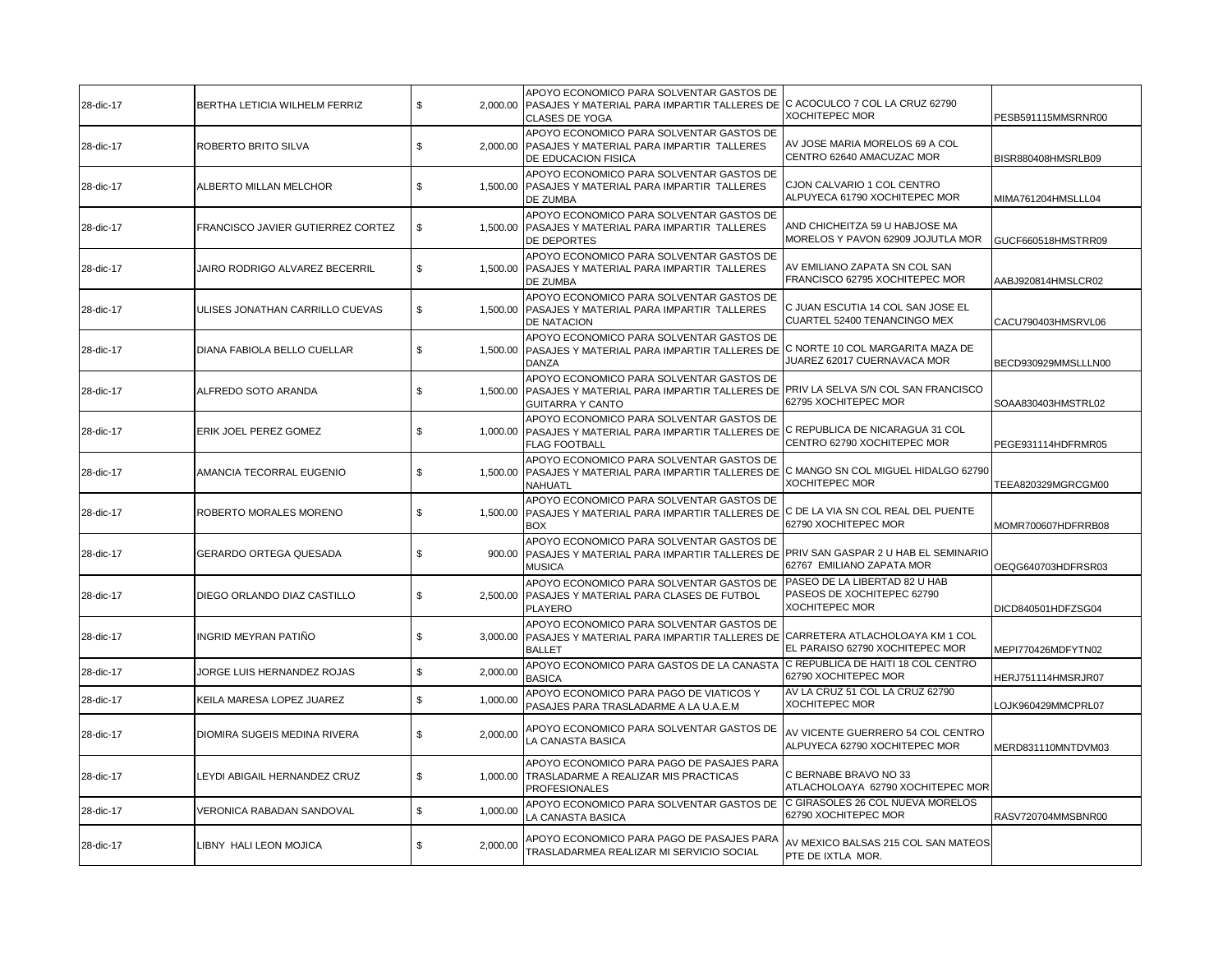| | | | | | | |
|---|---|---|---|---|---|---|
| 28-dic-17 | BERTHA LETICIA WILHELM FERRIZ | $ | 2,000.00 | APOYO ECONOMICO PARA SOLVENTAR GASTOS DE PASAJES Y MATERIAL PARA IMPARTIR TALLERES DE CLASES DE YOGA | C ACOCULCO 7 COL LA CRUZ 62790 XOCHITEPEC MOR | PESB591115MMSRNR00 |
| 28-dic-17 | ROBERTO BRITO SILVA | $ | 2,000.00 | APOYO ECONOMICO PARA SOLVENTAR GASTOS DE PASAJES Y MATERIAL PARA IMPARTIR TALLERES DE EDUCACION FISICA | AV JOSE MARIA MORELOS 69 A COL CENTRO 62640 AMACUZAC MOR | BISR880408HMSRLB09 |
| 28-dic-17 | ALBERTO MILLAN MELCHOR | $ | 1,500.00 | APOYO ECONOMICO PARA SOLVENTAR GASTOS DE PASAJES Y MATERIAL PARA IMPARTIR TALLERES DE ZUMBA | CJON CALVARIO 1 COL CENTRO ALPUYECA 61790 XOCHITEPEC MOR | MIMA761204HMSLLL04 |
| 28-dic-17 | FRANCISCO JAVIER GUTIERREZ CORTEZ | $ | 1,500.00 | APOYO ECONOMICO PARA SOLVENTAR GASTOS DE PASAJES Y MATERIAL PARA IMPARTIR TALLERES DE DEPORTES | AND CHICHEITZA 59 U HABJOSE MA MORELOS Y PAVON 62909 JOJUTLA MOR | GUCF660518HMSTRR09 |
| 28-dic-17 | JAIRO RODRIGO ALVAREZ BECERRIL | $ | 1,500.00 | APOYO ECONOMICO PARA SOLVENTAR GASTOS DE PASAJES Y MATERIAL PARA IMPARTIR TALLERES DE ZUMBA | AV EMILIANO ZAPATA SN COL SAN FRANCISCO 62795 XOCHITEPEC MOR | AABJ920814HMSLCR02 |
| 28-dic-17 | ULISES JONATHAN CARRILLO CUEVAS | $ | 1,500.00 | APOYO ECONOMICO PARA SOLVENTAR GASTOS DE PASAJES Y MATERIAL PARA IMPARTIR TALLERES DE NATACION | C JUAN ESCUTIA 14 COL SAN JOSE EL CUARTEL 52400 TENANCINGO MEX | CACU790403HMSRVL06 |
| 28-dic-17 | DIANA FABIOLA BELLO CUELLAR | $ | 1,500.00 | APOYO ECONOMICO PARA SOLVENTAR GASTOS DE PASAJES Y MATERIAL PARA IMPARTIR TALLERES DE DANZA | C NORTE 10 COL MARGARITA MAZA DE JUAREZ 62017 CUERNAVACA MOR | BECD930929MMSLLLN00 |
| 28-dic-17 | ALFREDO SOTO ARANDA | $ | 1,500.00 | APOYO ECONOMICO PARA SOLVENTAR GASTOS DE PASAJES Y MATERIAL PARA IMPARTIR TALLERES DE GUITARRA Y CANTO | PRIV LA SELVA S/N COL SAN FRANCISCO 62795 XOCHITEPEC MOR | SOAA830403HMSTRL02 |
| 28-dic-17 | ERIK JOEL PEREZ GOMEZ | $ | 1,000.00 | APOYO ECONOMICO PARA SOLVENTAR GASTOS DE PASAJES Y MATERIAL PARA IMPARTIR TALLERES DE FLAG FOOTBALL | C REPUBLICA DE NICARAGUA 31 COL CENTRO 62790 XOCHITEPEC MOR | PEGE931114HDFRMR05 |
| 28-dic-17 | AMANCIA TECORRAL EUGENIO | $ | 1,500.00 | APOYO ECONOMICO PARA SOLVENTAR GASTOS DE PASAJES Y MATERIAL PARA IMPARTIR TALLERES DE NAHUATL | C MANGO SN COL MIGUEL HIDALGO 62790 XOCHITEPEC MOR | TEEA820329MGRCGM00 |
| 28-dic-17 | ROBERTO MORALES MORENO | $ | 1,500.00 | APOYO ECONOMICO PARA SOLVENTAR GASTOS DE PASAJES Y MATERIAL PARA IMPARTIR TALLERES DE BOX | C DE LA VIA SN COL REAL DEL PUENTE 62790 XOCHITEPEC MOR | MOMR700607HDFRRB08 |
| 28-dic-17 | GERARDO ORTEGA QUESADA | $ | 900.00 | APOYO ECONOMICO PARA SOLVENTAR GASTOS DE PASAJES Y MATERIAL PARA IMPARTIR TALLERES DE MUSICA | PRIV SAN GASPAR 2 U HAB EL SEMINARIO 62767 EMILIANO ZAPATA MOR | OEQG640703HDFRSR03 |
| 28-dic-17 | DIEGO ORLANDO DIAZ CASTILLO | $ | 2,500.00 | APOYO ECONOMICO PARA SOLVENTAR GASTOS DE PASAJES Y MATERIAL PARA CLASES DE FUTBOL PLAYERO | PASEO DE LA LIBERTAD 82 U HAB PASEOS DE XOCHITEPEC 62790 XOCHITEPEC MOR | DICD840501HDFZSG04 |
| 28-dic-17 | INGRID MEYRAN PATIÑO | $ | 3,000.00 | APOYO ECONOMICO PARA SOLVENTAR GASTOS DE PASAJES Y MATERIAL PARA IMPARTIR TALLERES DE BALLET | CARRETERA ATLACHOLOAYA KM 1 COL EL PARAISO 62790 XOCHITEPEC MOR | MEPI770426MDFYTN02 |
| 28-dic-17 | JORGE LUIS HERNANDEZ ROJAS | $ | 2,000.00 | APOYO ECONOMICO PARA GASTOS DE LA CANASTA BASICA | C REPUBLICA DE HAITI 18 COL CENTRO 62790 XOCHITEPEC MOR | HERJ751114HMSRJR07 |
| 28-dic-17 | KEILA MARESA LOPEZ JUAREZ | $ | 1,000.00 | APOYO ECONOMICO PARA PAGO DE VIATICOS Y PASAJES PARA TRASLADARME A LA U.A.E.M | AV LA CRUZ 51 COL LA CRUZ 62790 XOCHITEPEC MOR | LOJK960429MMCPRL07 |
| 28-dic-17 | DIOMIRA SUGEIS MEDINA RIVERA | $ | 2,000.00 | APOYO ECONOMICO PARA SOLVENTAR GASTOS DE LA CANASTA BASICA | AV VICENTE GUERRERO 54 COL CENTRO ALPUYECA 62790 XOCHITEPEC MOR | MERD831110MNTDVM03 |
| 28-dic-17 | LEYDI ABIGAIL HERNANDEZ CRUZ | $ | 1,000.00 | APOYO ECONOMICO PARA PAGO DE PASAJES PARA TRASLADARME A REALIZAR MIS PRACTICAS PROFESIONALES | C BERNABE BRAVO NO 33 ATLACHOLOAYA 62790 XOCHITEPEC MOR | |
| 28-dic-17 | VERONICA RABADAN SANDOVAL | $ | 1,000.00 | APOYO ECONOMICO PARA SOLVENTAR GASTOS DE LA CANASTA BASICA | C GIRASOLES 26 COL NUEVA MORELOS 62790 XOCHITEPEC MOR | RASV720704MMSBNR00 |
| 28-dic-17 | LIBNY HALI LEON MOJICA | $ | 2,000.00 | APOYO ECONOMICO PARA PAGO DE PASAJES PARA TRASLADARMEA REALIZAR MI SERVICIO SOCIAL | AV MEXICO BALSAS 215 COL SAN MATEOS PTE DE IXTLA MOR. | |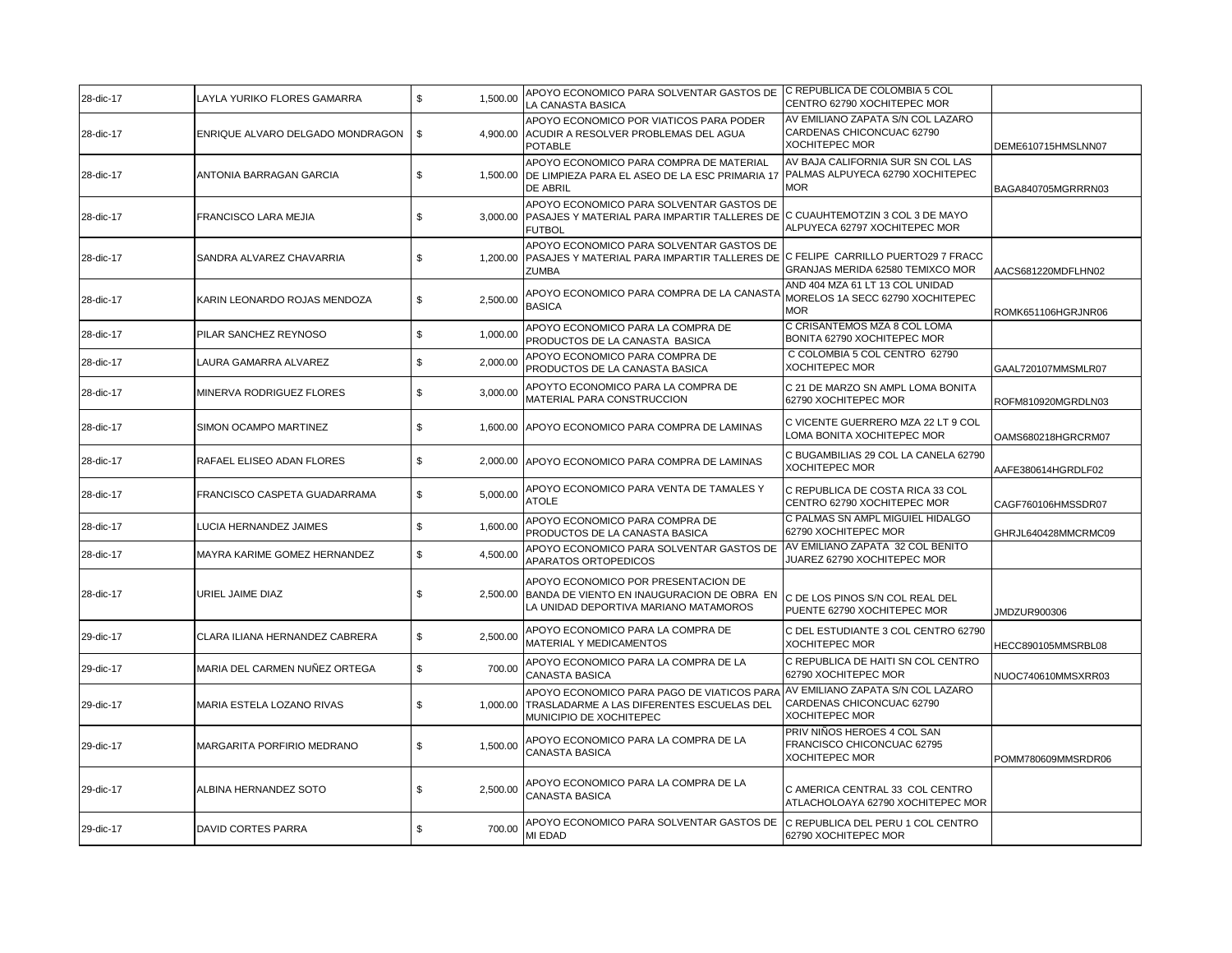| 28-dic-17 | LAYLA YURIKO FLORES GAMARRA | $ | 1,500.00 | APOYO ECONOMICO PARA SOLVENTAR GASTOS DE LA CANASTA BASICA | C REPUBLICA DE COLOMBIA 5 COL CENTRO 62790 XOCHITEPEC MOR | |
|---|---|---|---|---|---|---|
| 28-dic-17 | ENRIQUE ALVARO DELGADO MONDRAGON | $ | 4,900.00 | APOYO ECONOMICO POR VIATICOS PARA PODER ACUDIR A RESOLVER PROBLEMAS DEL AGUA POTABLE | AV EMILIANO ZAPATA S/N COL LAZARO CARDENAS CHICONCUAC 62790 XOCHITEPEC MOR | DEME610715HMSLNN07 |
| 28-dic-17 | ANTONIA BARRAGAN GARCIA | $ | 1,500.00 | APOYO ECONOMICO PARA COMPRA DE MATERIAL DE LIMPIEZA PARA EL ASEO DE LA ESC PRIMARIA 17 DE ABRIL | AV BAJA CALIFORNIA SUR SN COL LAS PALMAS ALPUYECA 62790 XOCHITEPEC MOR | BAGA840705MGRRRN03 |
| 28-dic-17 | FRANCISCO LARA MEJIA | $ | 3,000.00 | APOYO ECONOMICO PARA SOLVENTAR GASTOS DE PASAJES Y MATERIAL PARA IMPARTIR TALLERES DE FUTBOL | C CUAUHTEMOTZIN 3 COL 3 DE MAYO ALPUYECA 62797 XOCHITEPEC MOR | |
| 28-dic-17 | SANDRA ALVAREZ CHAVARRIA | $ | 1,200.00 | APOYO ECONOMICO PARA SOLVENTAR GASTOS DE PASAJES Y MATERIAL PARA IMPARTIR TALLERES DE ZUMBA | C FELIPE CARRILLO PUERTO29 7 FRACC GRANJAS MERIDA 62580 TEMIXCO MOR | AACS681220MDFLHN02 |
| 28-dic-17 | KARIN LEONARDO ROJAS MENDOZA | $ | 2,500.00 | APOYO ECONOMICO PARA COMPRA DE LA CANASTA BASICA | AND 404 MZA 61 LT 13 COL UNIDAD MORELOS 1A SECC 62790 XOCHITEPEC MOR | ROMK651106HGRJNR06 |
| 28-dic-17 | PILAR SANCHEZ REYNOSO | $ | 1,000.00 | APOYO ECONOMICO PARA LA COMPRA DE PRODUCTOS DE LA CANASTA BASICA | C CRISANTEMOS MZA 8 COL LOMA BONITA 62790 XOCHITEPEC MOR | |
| 28-dic-17 | LAURA GAMARRA ALVAREZ | $ | 2,000.00 | APOYO ECONOMICO PARA COMPRA DE PRODUCTOS DE LA CANASTA BASICA | C COLOMBIA 5 COL CENTRO 62790 XOCHITEPEC MOR | GAAL720107MMSMLR07 |
| 28-dic-17 | MINERVA RODRIGUEZ FLORES | $ | 3,000.00 | APOYTO ECONOMICO PARA LA COMPRA DE MATERIAL PARA CONSTRUCCION | C 21 DE MARZO SN AMPL LOMA BONITA 62790 XOCHITEPEC MOR | ROFM810920MGRDLN03 |
| 28-dic-17 | SIMON OCAMPO MARTINEZ | $ | 1,600.00 | APOYO ECONOMICO PARA COMPRA DE LAMINAS | C VICENTE GUERRERO MZA 22 LT 9 COL LOMA BONITA XOCHITEPEC MOR | OAMS680218HGRCRM07 |
| 28-dic-17 | RAFAEL ELISEO ADAN FLORES | $ | 2,000.00 | APOYO ECONOMICO PARA COMPRA DE LAMINAS | C BUGAMBILIAS 29 COL LA CANELA 62790 XOCHITEPEC MOR | AAFE380614HGRDLF02 |
| 28-dic-17 | FRANCISCO CASPETA GUADARRAMA | $ | 5,000.00 | APOYO ECONOMICO PARA VENTA DE TAMALES Y ATOLE | C REPUBLICA DE COSTA RICA 33 COL CENTRO 62790 XOCHITEPEC MOR | CAGF760106HMSSDR07 |
| 28-dic-17 | LUCIA HERNANDEZ JAIMES | $ | 1,600.00 | APOYO ECONOMICO PARA COMPRA DE PRODUCTOS DE LA CANASTA BASICA | C PALMAS SN AMPL MIGUIEL HIDALGO 62790 XOCHITEPEC MOR | GHRJL640428MMCRMC09 |
| 28-dic-17 | MAYRA KARIME GOMEZ HERNANDEZ | $ | 4,500.00 | APOYO ECONOMICO PARA SOLVENTAR GASTOS DE APARATOS ORTOPEDICOS | AV EMILIANO ZAPATA 32 COL BENITO JUAREZ 62790 XOCHITEPEC MOR | |
| 28-dic-17 | URIEL JAIME DIAZ | $ | 2,500.00 | APOYO ECONOMICO POR PRESENTACION DE BANDA DE VIENTO EN INAUGURACION DE OBRA EN LA UNIDAD DEPORTIVA MARIANO MATAMOROS | C DE LOS PINOS S/N COL REAL DEL PUENTE 62790 XOCHITEPEC MOR | JMDZUR900306 |
| 29-dic-17 | CLARA ILIANA HERNANDEZ CABRERA | $ | 2,500.00 | APOYO ECONOMICO PARA LA COMPRA DE MATERIAL Y MEDICAMENTOS | C DEL ESTUDIANTE 3 COL CENTRO 62790 XOCHITEPEC MOR | HECC890105MMSRBL08 |
| 29-dic-17 | MARIA DEL CARMEN NUÑEZ ORTEGA | $ | 700.00 | APOYO ECONOMICO PARA LA COMPRA DE LA CANASTA BASICA | C REPUBLICA DE HAITI SN COL CENTRO 62790 XOCHITEPEC MOR | NUOC740610MMSXRR03 |
| 29-dic-17 | MARIA ESTELA LOZANO RIVAS | $ | 1,000.00 | APOYO ECONOMICO PARA PAGO DE VIATICOS PARA TRASLADARME A LAS DIFERENTES ESCUELAS DEL MUNICIPIO DE XOCHITEPEC | AV EMILIANO ZAPATA S/N COL LAZARO CARDENAS CHICONCUAC 62790 XOCHITEPEC MOR | |
| 29-dic-17 | MARGARITA PORFIRIO MEDRANO | $ | 1,500.00 | APOYO ECONOMICO PARA LA COMPRA DE LA CANASTA BASICA | PRIV NIÑOS HEROES 4 COL SAN FRANCISCO CHICONCUAC 62795 XOCHITEPEC MOR | POMM780609MMSRDR06 |
| 29-dic-17 | ALBINA HERNANDEZ SOTO | $ | 2,500.00 | APOYO ECONOMICO PARA LA COMPRA DE LA CANASTA BASICA | C AMERICA CENTRAL 33 COL CENTRO ATLACHOLOAYA 62790 XOCHITEPEC MOR | |
| 29-dic-17 | DAVID CORTES PARRA | $ | 700.00 | APOYO ECONOMICO PARA SOLVENTAR GASTOS DE MI EDAD | C REPUBLICA DEL PERU 1 COL CENTRO 62790 XOCHITEPEC MOR | |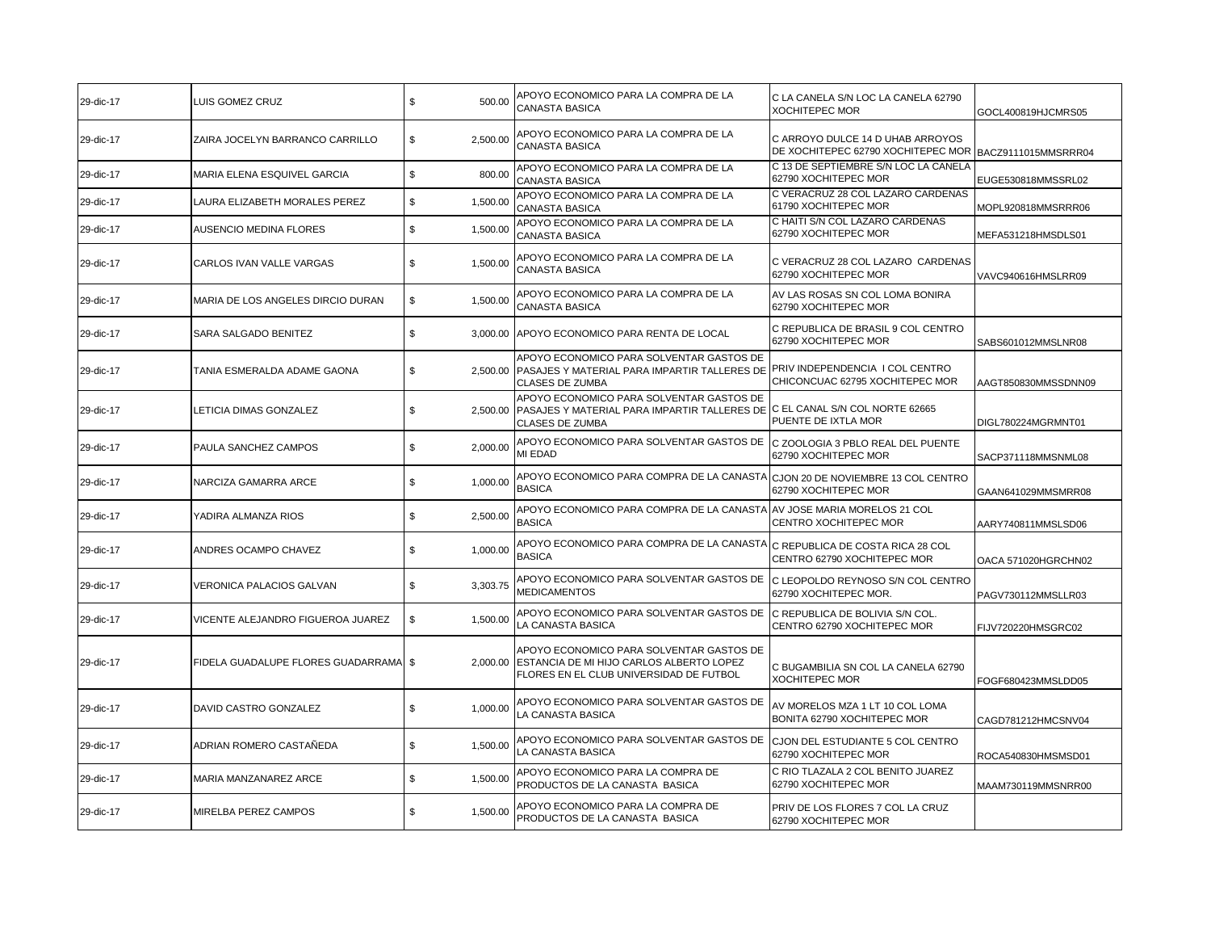| | | | | | |
|---|---|---|---|---|---|
| 29-dic-17 | LUIS GOMEZ CRUZ | $ 500.00 | APOYO ECONOMICO PARA LA COMPRA DE LA CANASTA BASICA | C LA CANELA S/N LOC LA CANELA 62790 XOCHITEPEC MOR | GOCL400819HJCMRS05 |
| 29-dic-17 | ZAIRA JOCELYN BARRANCO CARRILLO | $ 2,500.00 | APOYO ECONOMICO PARA LA COMPRA DE LA CANASTA BASICA | C ARROYO DULCE 14 D UHAB ARROYOS DE XOCHITEPEC 62790 XOCHITEPEC MOR | BACZ9111015MMSRRR04 |
| 29-dic-17 | MARIA ELENA ESQUIVEL GARCIA | $ 800.00 | APOYO ECONOMICO PARA LA COMPRA DE LA CANASTA BASICA | C 13 DE SEPTIEMBRE S/N LOC LA CANELA 62790 XOCHITEPEC MOR | EUGE530818MMSSRL02 |
| 29-dic-17 | LAURA ELIZABETH MORALES PEREZ | $ 1,500.00 | APOYO ECONOMICO PARA LA COMPRA DE LA CANASTA BASICA | C VERACRUZ 28 COL LAZARO CARDENAS 61790 XOCHITEPEC MOR | MOPL920818MMSRRR06 |
| 29-dic-17 | AUSENCIO MEDINA FLORES | $ 1,500.00 | APOYO ECONOMICO PARA LA COMPRA DE LA CANASTA BASICA | C HAITI S/N COL LAZARO CARDENAS 62790 XOCHITEPEC MOR | MEFA531218HMSDLS01 |
| 29-dic-17 | CARLOS IVAN VALLE VARGAS | $ 1,500.00 | APOYO ECONOMICO PARA LA COMPRA DE LA CANASTA BASICA | C VERACRUZ 28 COL LAZARO CARDENAS 62790 XOCHITEPEC MOR | VAVC940616HMSLRR09 |
| 29-dic-17 | MARIA DE LOS ANGELES DIRCIO DURAN | $ 1,500.00 | APOYO ECONOMICO PARA LA COMPRA DE LA CANASTA BASICA | AV LAS ROSAS SN COL LOMA BONIRA 62790 XOCHITEPEC MOR | |
| 29-dic-17 | SARA SALGADO BENITEZ | $ 3,000.00 | APOYO ECONOMICO PARA RENTA DE LOCAL | C REPUBLICA DE BRASIL 9 COL CENTRO 62790 XOCHITEPEC MOR | SABS601012MMSLNR08 |
| 29-dic-17 | TANIA ESMERALDA ADAME GAONA | $ 2,500.00 | APOYO ECONOMICO PARA SOLVENTAR GASTOS DE PASAJES Y MATERIAL PARA IMPARTIR TALLERES DE CLASES DE ZUMBA | PRIV INDEPENDENCIA I COL CENTRO CHICONCUAC 62795 XOCHITEPEC MOR | AAGT850830MMSSDNN09 |
| 29-dic-17 | LETICIA DIMAS GONZALEZ | $ 2,500.00 | APOYO ECONOMICO PARA SOLVENTAR GASTOS DE PASAJES Y MATERIAL PARA IMPARTIR TALLERES DE CLASES DE ZUMBA | C EL CANAL S/N COL NORTE 62665 PUENTE DE IXTLA MOR | DIGL780224MGRMNT01 |
| 29-dic-17 | PAULA SANCHEZ CAMPOS | $ 2,000.00 | APOYO ECONOMICO PARA SOLVENTAR GASTOS DE MI EDAD | C ZOOLOGIA 3 PBLO REAL DEL PUENTE 62790 XOCHITEPEC MOR | SACP371118MMSNML08 |
| 29-dic-17 | NARCIZA GAMARRA ARCE | $ 1,000.00 | APOYO ECONOMICO PARA COMPRA DE LA CANASTA BASICA | CJON 20 DE NOVIEMBRE 13 COL CENTRO 62790 XOCHITEPEC MOR | GAAN641029MMSMRR08 |
| 29-dic-17 | YADIRA ALMANZA RIOS | $ 2,500.00 | APOYO ECONOMICO PARA COMPRA DE LA CANASTA BASICA | AV JOSE MARIA MORELOS 21 COL CENTRO XOCHITEPEC MOR | AARY740811MMSLSD06 |
| 29-dic-17 | ANDRES OCAMPO CHAVEZ | $ 1,000.00 | APOYO ECONOMICO PARA COMPRA DE LA CANASTA BASICA | C REPUBLICA DE COSTA RICA 28 COL CENTRO 62790 XOCHITEPEC MOR | OACA 571020HGRCHN02 |
| 29-dic-17 | VERONICA PALACIOS GALVAN | $ 3,303.75 | APOYO ECONOMICO PARA SOLVENTAR GASTOS DE MEDICAMENTOS | C LEOPOLDO REYNOSO S/N COL CENTRO 62790 XOCHITEPEC MOR. | PAGV730112MMSLLR03 |
| 29-dic-17 | VICENTE ALEJANDRO FIGUEROA JUAREZ | $ 1,500.00 | APOYO ECONOMICO PARA SOLVENTAR GASTOS DE LA CANASTA BASICA | C REPUBLICA DE BOLIVIA S/N COL. CENTRO 62790 XOCHITEPEC MOR | FIJV720220HMSGRC02 |
| 29-dic-17 | FIDELA GUADALUPE FLORES GUADARRAMA | $ 2,000.00 | APOYO ECONOMICO PARA SOLVENTAR GASTOS DE ESTANCIA DE MI HIJO CARLOS ALBERTO LOPEZ FLORES EN EL CLUB UNIVERSIDAD DE FUTBOL | C BUGAMBILIA SN COL LA CANELA 62790 XOCHITEPEC MOR | FOGF680423MMSLDD05 |
| 29-dic-17 | DAVID CASTRO GONZALEZ | $ 1,000.00 | APOYO ECONOMICO PARA SOLVENTAR GASTOS DE LA CANASTA BASICA | AV MORELOS MZA 1 LT 10 COL LOMA BONITA 62790 XOCHITEPEC MOR | CAGD781212HMCSNV04 |
| 29-dic-17 | ADRIAN ROMERO CASTAÑEDA | $ 1,500.00 | APOYO ECONOMICO PARA SOLVENTAR GASTOS DE LA CANASTA BASICA | CJON DEL ESTUDIANTE 5 COL CENTRO 62790 XOCHITEPEC MOR | ROCA540830HMSMSD01 |
| 29-dic-17 | MARIA MANZANAREZ ARCE | $ 1,500.00 | APOYO ECONOMICO PARA LA COMPRA DE PRODUCTOS DE LA CANASTA BASICA | C RIO TLAZALA 2 COL BENITO JUAREZ 62790 XOCHITEPEC MOR | MAAM730119MMSNRR00 |
| 29-dic-17 | MIRELBA PEREZ CAMPOS | $ 1,500.00 | APOYO ECONOMICO PARA LA COMPRA DE PRODUCTOS DE LA CANASTA BASICA | PRIV DE LOS FLORES 7 COL LA CRUZ 62790 XOCHITEPEC MOR | |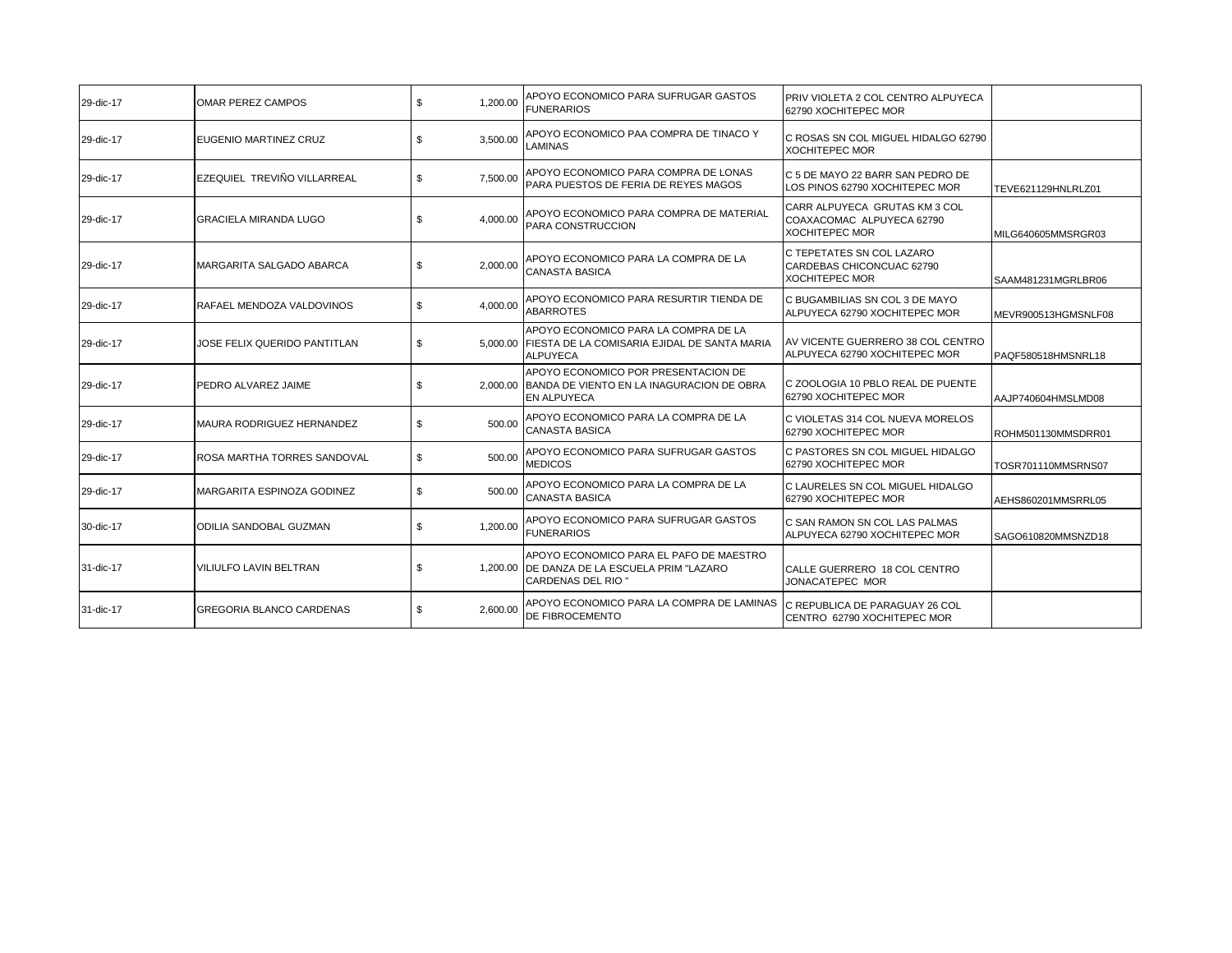| | | | | | | |
|---|---|---|---|---|---|---|
| 29-dic-17 | OMAR PEREZ CAMPOS | $ | 1,200.00 | APOYO ECONOMICO PARA SUFRUGAR GASTOS FUNERARIOS | PRIV VIOLETA 2 COL CENTRO ALPUYECA 62790 XOCHITEPEC MOR | |
| 29-dic-17 | EUGENIO MARTINEZ CRUZ | $ | 3,500.00 | APOYO ECONOMICO PAA COMPRA DE TINACO Y LAMINAS | C ROSAS SN COL MIGUEL HIDALGO 62790 XOCHITEPEC MOR | |
| 29-dic-17 | EZEQUIEL TREVIÑO VILLARREAL | $ | 7,500.00 | APOYO ECONOMICO PARA COMPRA DE LONAS PARA PUESTOS DE FERIA DE REYES MAGOS | C 5 DE MAYO 22 BARR SAN PEDRO DE LOS PINOS 62790 XOCHITEPEC MOR | TEVE621129HNLRLZ01 |
| 29-dic-17 | GRACIELA MIRANDA LUGO | $ | 4,000.00 | APOYO ECONOMICO PARA COMPRA DE MATERIAL PARA CONSTRUCCION | CARR ALPUYECA GRUTAS KM 3 COL COAXACOMAC ALPUYECA 62790 XOCHITEPEC MOR | MILG640605MMSRGR03 |
| 29-dic-17 | MARGARITA SALGADO ABARCA | $ | 2,000.00 | APOYO ECONOMICO PARA LA COMPRA DE LA CANASTA BASICA | C TEPETATES SN COL LAZARO CARDEBAS CHICONCUAC 62790 XOCHITEPEC MOR | SAAM481231MGRLBR06 |
| 29-dic-17 | RAFAEL MENDOZA VALDOVINOS | $ | 4,000.00 | APOYO ECONOMICO PARA RESURTIR TIENDA DE ABARROTES | C BUGAMBILIAS SN COL 3 DE MAYO ALPUYECA 62790 XOCHITEPEC MOR | MEVR900513HGMSNLF08 |
| 29-dic-17 | JOSE FELIX QUERIDO PANTITLAN | $ | 5,000.00 | APOYO ECONOMICO PARA LA COMPRA DE LA FIESTA DE LA COMISARIA EJIDAL DE SANTA MARIA ALPUYECA | AV VICENTE GUERRERO 38 COL CENTRO ALPUYECA 62790 XOCHITEPEC MOR | PAQF580518HMSNRL18 |
| 29-dic-17 | PEDRO ALVAREZ JAIME | $ | 2,000.00 | APOYO ECONOMICO POR PRESENTACION DE BANDA DE VIENTO EN LA INAGURACION DE OBRA EN ALPUYECA | C ZOOLOGIA 10 PBLO REAL DE PUENTE 62790 XOCHITEPEC MOR | AAJP740604HMSLMD08 |
| 29-dic-17 | MAURA RODRIGUEZ HERNANDEZ | $ | 500.00 | APOYO ECONOMICO PARA LA COMPRA DE LA CANASTA BASICA | C VIOLETAS 314 COL NUEVA MORELOS 62790 XOCHITEPEC MOR | ROHM501130MMSDRR01 |
| 29-dic-17 | ROSA MARTHA TORRES SANDOVAL | $ | 500.00 | APOYO ECONOMICO PARA SUFRUGAR GASTOS MEDICOS | C PASTORES SN COL MIGUEL HIDALGO 62790 XOCHITEPEC MOR | TOSR701110MMSRNS07 |
| 29-dic-17 | MARGARITA ESPINOZA GODINEZ | $ | 500.00 | APOYO ECONOMICO PARA LA COMPRA DE LA CANASTA BASICA | C LAURELES SN COL MIGUEL HIDALGO 62790 XOCHITEPEC MOR | AEHS860201MMSRRL05 |
| 30-dic-17 | ODILIA SANDOBAL GUZMAN | $ | 1,200.00 | APOYO ECONOMICO PARA SUFRUGAR GASTOS FUNERARIOS | C SAN RAMON SN COL LAS PALMAS ALPUYECA 62790 XOCHITEPEC MOR | SAGO610820MMSNZD18 |
| 31-dic-17 | VILIULFO LAVIN BELTRAN | $ | 1,200.00 | APOYO ECONOMICO PARA EL PAFO DE MAESTRO DE DANZA DE LA ESCUELA PRIM "LAZARO CARDENAS DEL RIO " | CALLE GUERRERO 18 COL CENTRO JONACATEPEC MOR | |
| 31-dic-17 | GREGORIA BLANCO CARDENAS | $ | 2,600.00 | APOYO ECONOMICO PARA LA COMPRA DE LAMINAS DE FIBROCEMENTO | C REPUBLICA DE PARAGUAY 26 COL CENTRO 62790 XOCHITEPEC MOR | |